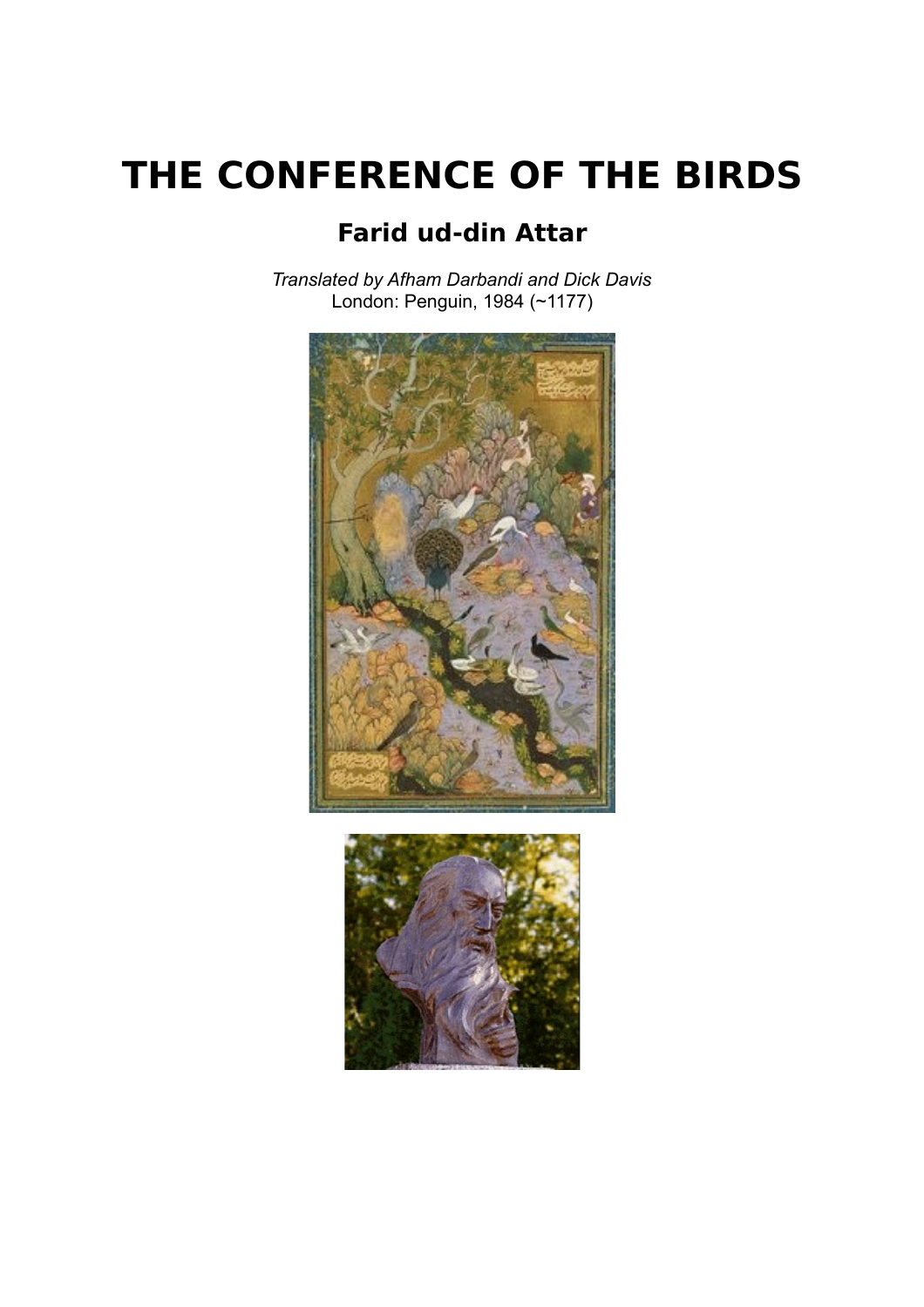# THE CONFERENCE OF THE BIRDS

## Farid ud-din Attar

*Translated by Afham Darbandi and Dick Davis*
London: Penguin, 1984 (~1177)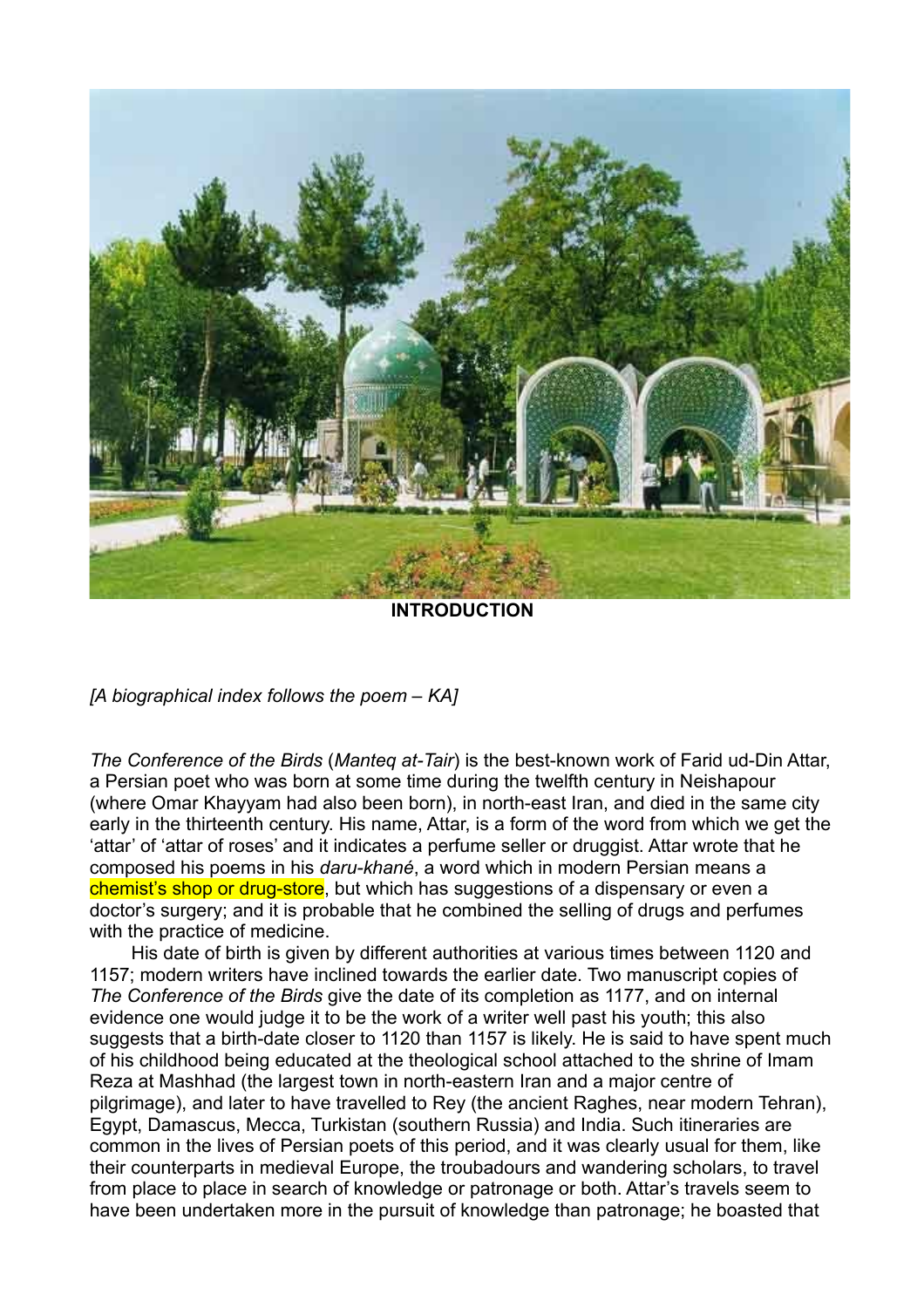## INTRODUCTION

*[A biographical index follows the poem – KA]*

*The Conference of the Birds* (*Manteq at-Tair*) is the best-known work of Farid ud-Din Attar, a Persian poet who was born at some time during the twelfth century in Neishapour (where Omar Khayyam had also been born), in north-east Iran, and died in the same city early in the thirteenth century. His name, Attar, is a form of the word from which we get the 'attar' of 'attar of roses' and it indicates a perfume seller or druggist. Attar wrote that he composed his poems in his *daru-khané*, a word which in modern Persian means a chemist's shop or drug-store, but which has suggestions of a dispensary or even a doctor's surgery; and it is probable that he combined the selling of drugs and perfumes with the practice of medicine.

His date of birth is given by different authorities at various times between 1120 and 1157; modern writers have inclined towards the earlier date. Two manuscript copies of *The Conference of the Birds* give the date of its completion as 1177, and on internal evidence one would judge it to be the work of a writer well past his youth; this also suggests that a birth-date closer to 1120 than 1157 is likely. He is said to have spent much of his childhood being educated at the theological school attached to the shrine of Imam Reza at Mashhad (the largest town in north-eastern Iran and a major centre of pilgrimage), and later to have travelled to Rey (the ancient Raghes, near modern Tehran), Egypt, Damascus, Mecca, Turkistan (southern Russia) and India. Such itineraries are common in the lives of Persian poets of this period, and it was clearly usual for them, like their counterparts in medieval Europe, the troubadours and wandering scholars, to travel from place to place in search of knowledge or patronage or both. Attar's travels seem to have been undertaken more in the pursuit of knowledge than patronage; he boasted that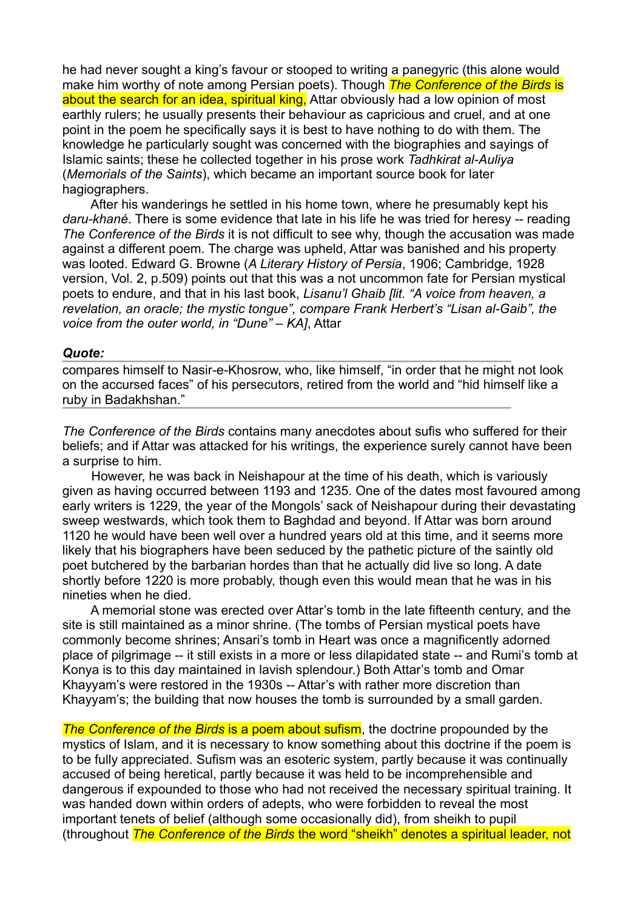he had never sought a king's favour or stooped to writing a panegyric (this alone would make him worthy of note among Persian poets). Though *The Conference of the Birds* is about the search for an idea, spiritual king, Attar obviously had a low opinion of most earthly rulers; he usually presents their behaviour as capricious and cruel, and at one point in the poem he specifically says it is best to have nothing to do with them. The knowledge he particularly sought was concerned with the biographies and sayings of Islamic saints; these he collected together in his prose work *Tadhkirat al-Auliya* (*Memorials of the Saints*), which became an important source book for later hagiographers.

After his wanderings he settled in his home town, where he presumably kept his *daru-khané*. There is some evidence that late in his life he was tried for heresy -- reading *The Conference of the Birds* it is not difficult to see why, though the accusation was made against a different poem. The charge was upheld, Attar was banished and his property was looted. Edward G. Browne (*A Literary History of Persia*, 1906; Cambridge, 1928 version, Vol. 2, p.509) points out that this was a not uncommon fate for Persian mystical poets to endure, and that in his last book, *Lisanu'l Ghaib [lit. "A voice from heaven, a revelation, an oracle; the mystic tongue", compare Frank Herbert's "Lisan al-Gaib", the voice from the outer world, in "Dune" – KA]*, Attar

***Quote:***

> compares himself to Nasir-e-Khosrow, who, like himself, "in order that he might not look on the accursed faces" of his persecutors, retired from the world and "hid himself like a ruby in Badakhshan."

*The Conference of the Birds* contains many anecdotes about sufis who suffered for their beliefs; and if Attar was attacked for his writings, the experience surely cannot have been a surprise to him.

However, he was back in Neishapour at the time of his death, which is variously given as having occurred between 1193 and 1235. One of the dates most favoured among early writers is 1229, the year of the Mongols' sack of Neishapour during their devastating sweep westwards, which took them to Baghdad and beyond. If Attar was born around 1120 he would have been well over a hundred years old at this time, and it seems more likely that his biographers have been seduced by the pathetic picture of the saintly old poet butchered by the barbarian hordes than that he actually did live so long. A date shortly before 1220 is more probably, though even this would mean that he was in his nineties when he died.

A memorial stone was erected over Attar's tomb in the late fifteenth century, and the site is still maintained as a minor shrine. (The tombs of Persian mystical poets have commonly become shrines; Ansari's tomb in Heart was once a magnificently adorned place of pilgrimage -- it still exists in a more or less dilapidated state -- and Rumi's tomb at Konya is to this day maintained in lavish splendour.) Both Attar's tomb and Omar Khayyam's were restored in the 1930s -- Attar's with rather more discretion than Khayyam's; the building that now houses the tomb is surrounded by a small garden.

*The Conference of the Birds* is a poem about sufism, the doctrine propounded by the mystics of Islam, and it is necessary to know something about this doctrine if the poem is to be fully appreciated. Sufism was an esoteric system, partly because it was continually accused of being heretical, partly because it was held to be incomprehensible and dangerous if expounded to those who had not received the necessary spiritual training. It was handed down within orders of adepts, who were forbidden to reveal the most important tenets of belief (although some occasionally did), from sheikh to pupil (throughout *The Conference of the Birds* the word "sheikh" denotes a spiritual leader, not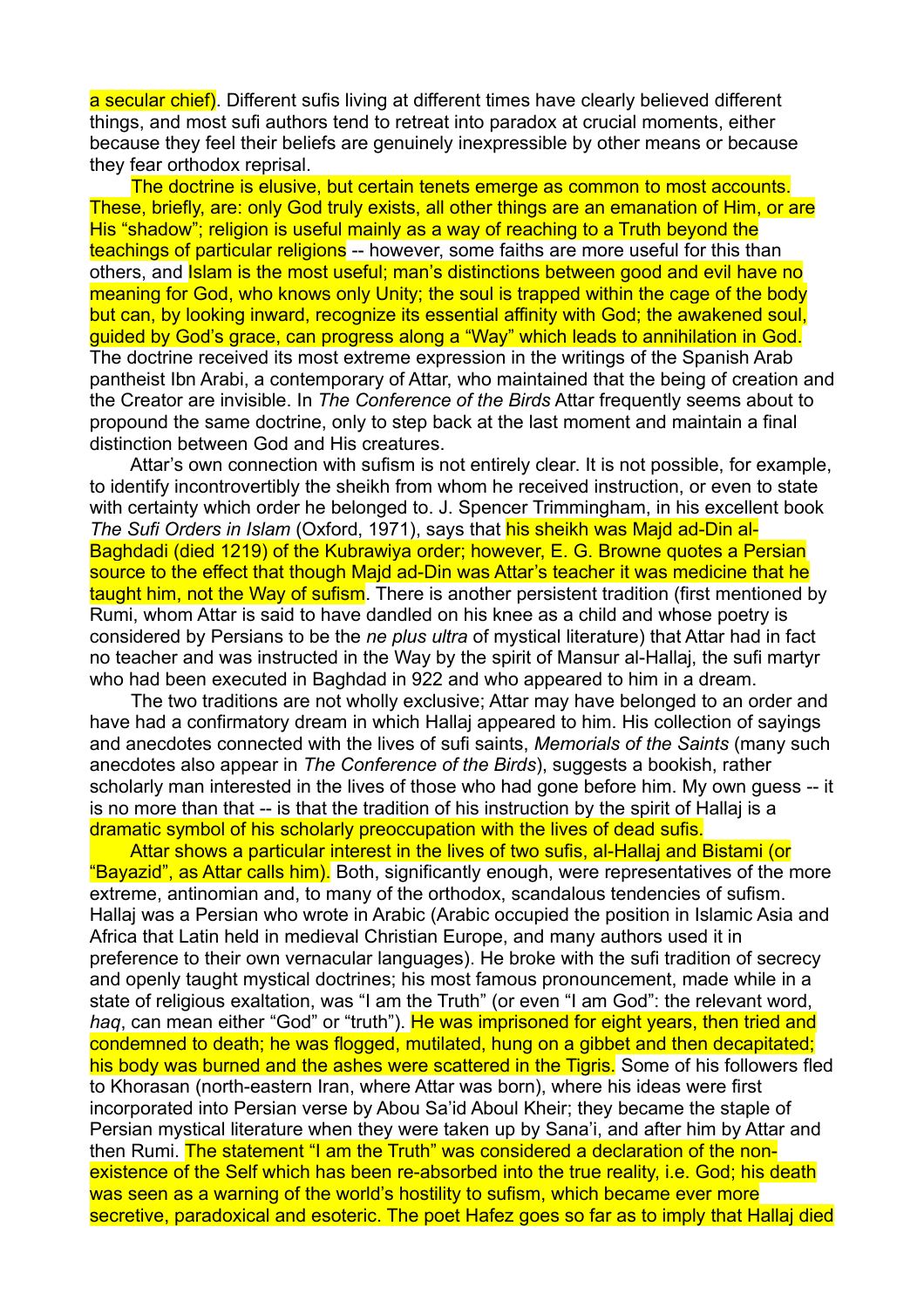a secular chief). Different sufis living at different times have clearly believed different things, and most sufi authors tend to retreat into paradox at crucial moments, either because they feel their beliefs are genuinely inexpressible by other means or because they fear orthodox reprisal.

The doctrine is elusive, but certain tenets emerge as common to most accounts. These, briefly, are: only God truly exists, all other things are an emanation of Him, or are His "shadow"; religion is useful mainly as a way of reaching to a Truth beyond the teachings of particular religions -- however, some faiths are more useful for this than others, and Islam is the most useful; man's distinctions between good and evil have no meaning for God, who knows only Unity; the soul is trapped within the cage of the body but can, by looking inward, recognize its essential affinity with God; the awakened soul, guided by God's grace, can progress along a "Way" which leads to annihilation in God. The doctrine received its most extreme expression in the writings of the Spanish Arab pantheist Ibn Arabi, a contemporary of Attar, who maintained that the being of creation and the Creator are invisible. In *The Conference of the Birds* Attar frequently seems about to propound the same doctrine, only to step back at the last moment and maintain a final distinction between God and His creatures.

Attar's own connection with sufism is not entirely clear. It is not possible, for example, to identify incontrovertibly the sheikh from whom he received instruction, or even to state with certainty which order he belonged to. J. Spencer Trimmingham, in his excellent book *The Sufi Orders in Islam* (Oxford, 1971), says that his sheikh was Majd ad-Din al-Baghdadi (died 1219) of the Kubrawiya order; however, E. G. Browne quotes a Persian source to the effect that though Majd ad-Din was Attar's teacher it was medicine that he taught him, not the Way of sufism. There is another persistent tradition (first mentioned by Rumi, whom Attar is said to have dandled on his knee as a child and whose poetry is considered by Persians to be the *ne plus ultra* of mystical literature) that Attar had in fact no teacher and was instructed in the Way by the spirit of Mansur al-Hallaj, the sufi martyr who had been executed in Baghdad in 922 and who appeared to him in a dream.

The two traditions are not wholly exclusive; Attar may have belonged to an order and have had a confirmatory dream in which Hallaj appeared to him. His collection of sayings and anecdotes connected with the lives of sufi saints, *Memorials of the Saints* (many such anecdotes also appear in *The Conference of the Birds*), suggests a bookish, rather scholarly man interested in the lives of those who had gone before him. My own guess -- it is no more than that -- is that the tradition of his instruction by the spirit of Hallaj is a dramatic symbol of his scholarly preoccupation with the lives of dead sufis.

Attar shows a particular interest in the lives of two sufis, al-Hallaj and Bistami (or "Bayazid", as Attar calls him). Both, significantly enough, were representatives of the more extreme, antinomian and, to many of the orthodox, scandalous tendencies of sufism. Hallaj was a Persian who wrote in Arabic (Arabic occupied the position in Islamic Asia and Africa that Latin held in medieval Christian Europe, and many authors used it in preference to their own vernacular languages). He broke with the sufi tradition of secrecy and openly taught mystical doctrines; his most famous pronouncement, made while in a state of religious exaltation, was "I am the Truth" (or even "I am God": the relevant word, *haq*, can mean either "God" or "truth"). He was imprisoned for eight years, then tried and condemned to death; he was flogged, mutilated, hung on a gibbet and then decapitated; his body was burned and the ashes were scattered in the Tigris. Some of his followers fled to Khorasan (north-eastern Iran, where Attar was born), where his ideas were first incorporated into Persian verse by Abou Sa'id Aboul Kheir; they became the staple of Persian mystical literature when they were taken up by Sana'i, and after him by Attar and then Rumi. The statement "I am the Truth" was considered a declaration of the non-existence of the Self which has been re-absorbed into the true reality, i.e. God; his death was seen as a warning of the world's hostility to sufism, which became ever more secretive, paradoxical and esoteric. The poet Hafez goes so far as to imply that Hallaj died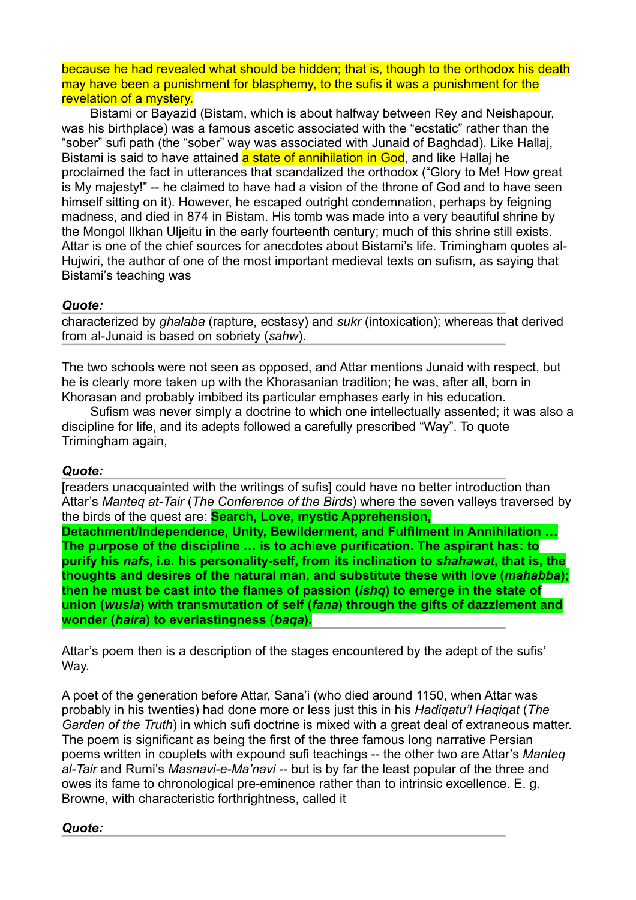because he had revealed what should be hidden; that is, though to the orthodox his death may have been a punishment for blasphemy, to the sufis it was a punishment for the revelation of a mystery.

Bistami or Bayazid (Bistam, which is about halfway between Rey and Neishapour, was his birthplace) was a famous ascetic associated with the “ecstatic” rather than the “sober” sufi path (the “sober” way was associated with Junaid of Baghdad). Like Hallaj, Bistami is said to have attained a state of annihilation in God, and like Hallaj he proclaimed the fact in utterances that scandalized the orthodox (“Glory to Me! How great is My majesty!” -- he claimed to have had a vision of the throne of God and to have seen himself sitting on it). However, he escaped outright condemnation, perhaps by feigning madness, and died in 874 in Bistam. His tomb was made into a very beautiful shrine by the Mongol Ilkhan Uljeitu in the early fourteenth century; much of this shrine still exists. Attar is one of the chief sources for anecdotes about Bistami’s life. Trimingham quotes al-Hujwiri, the author of one of the most important medieval texts on sufism, as saying that Bistami’s teaching was

***Quote:***

> characterized by *ghalaba* (rapture, ecstasy) and *sukr* (intoxication); whereas that derived from al-Junaid is based on sobriety (*sahw*).

The two schools were not seen as opposed, and Attar mentions Junaid with respect, but he is clearly more taken up with the Khorasanian tradition; he was, after all, born in Khorasan and probably imbibed its particular emphases early in his education.

Sufism was never simply a doctrine to which one intellectually assented; it was also a discipline for life, and its adepts followed a carefully prescribed “Way”. To quote Trimingham again,

***Quote:***

> [readers unacquainted with the writings of sufis] could have no better introduction than Attar’s *Manteq at-Tair* (*The Conference of the Birds*) where the seven valleys traversed by the birds of the quest are: **Search, Love, mystic Apprehension, Detachment/Independence, Unity, Bewilderment, and Fulfilment in Annihilation … The purpose of the discipline … is to achieve purification. The aspirant has: to purify his *nafs*, i.e. his personality-self, from its inclination to *shahawat*, that is, the thoughts and desires of the natural man, and substitute these with love (*mahabba*); then he must be cast into the flames of passion (*ishq*) to emerge in the state of union (*wusla*) with transmutation of self (*fana*) through the gifts of dazzlement and wonder (*haira*) to everlastingness (*baqa*).**

Attar’s poem then is a description of the stages encountered by the adept of the sufis’ Way.

A poet of the generation before Attar, Sana’i (who died around 1150, when Attar was probably in his twenties) had done more or less just this in his *Hadiqatu’l Haqiqat* (*The Garden of the Truth*) in which sufi doctrine is mixed with a great deal of extraneous matter. The poem is significant as being the first of the three famous long narrative Persian poems written in couplets with expound sufi teachings -- the other two are Attar’s *Manteq al-Tair* and Rumi’s *Masnavi-e-Ma’navi* -- but is by far the least popular of the three and owes its fame to chronological pre-eminence rather than to intrinsic excellence. E. g. Browne, with characteristic forthrightness, called it

***Quote:***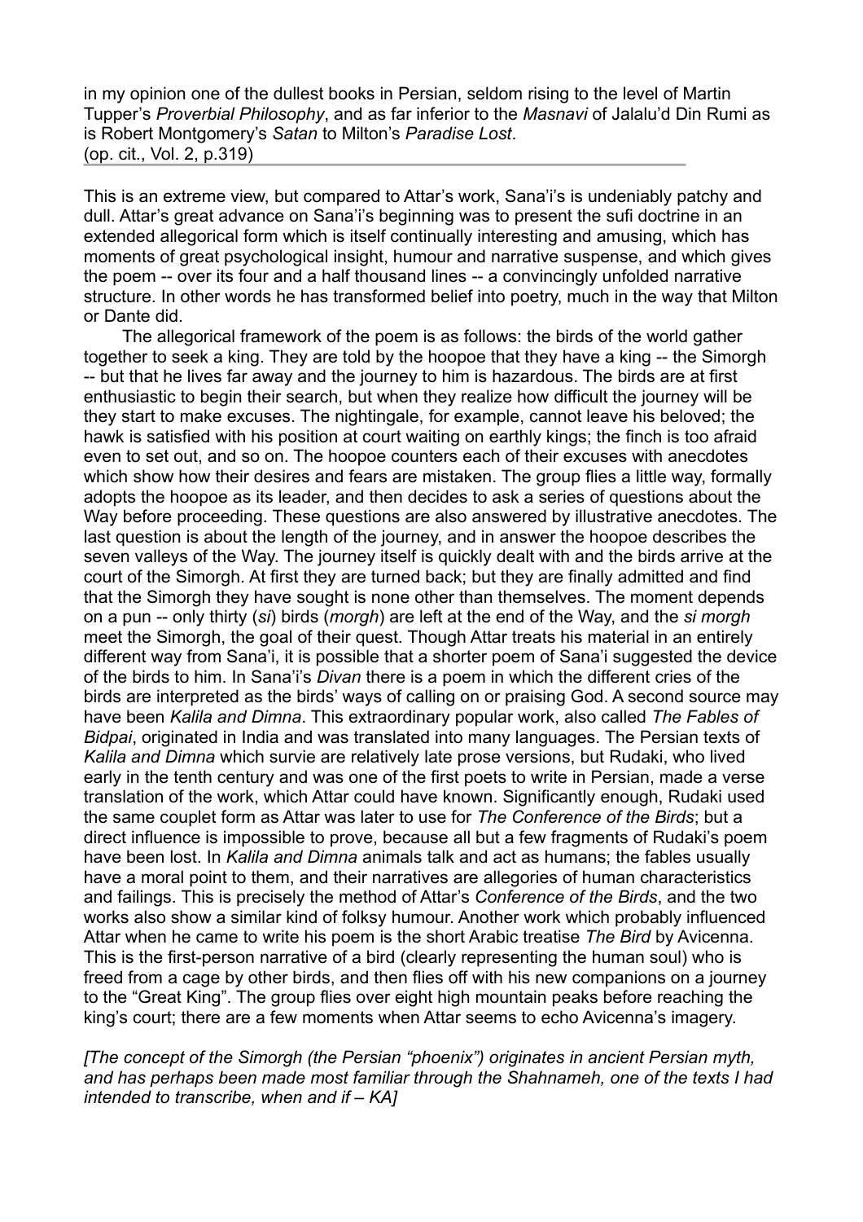in my opinion one of the dullest books in Persian, seldom rising to the level of Martin Tupper's *Proverbial Philosophy*, and as far inferior to the *Masnavi* of Jalalu'd Din Rumi as is Robert Montgomery's *Satan* to Milton's *Paradise Lost*.
(op. cit., Vol. 2, p.319)

---

This is an extreme view, but compared to Attar's work, Sana'i's is undeniably patchy and dull. Attar's great advance on Sana'i's beginning was to present the sufi doctrine in an extended allegorical form which is itself continually interesting and amusing, which has moments of great psychological insight, humour and narrative suspense, and which gives the poem -- over its four and a half thousand lines -- a convincingly unfolded narrative structure. In other words he has transformed belief into poetry, much in the way that Milton or Dante did.

The allegorical framework of the poem is as follows: the birds of the world gather together to seek a king. They are told by the hoopoe that they have a king -- the Simorgh -- but that he lives far away and the journey to him is hazardous. The birds are at first enthusiastic to begin their search, but when they realize how difficult the journey will be they start to make excuses. The nightingale, for example, cannot leave his beloved; the hawk is satisfied with his position at court waiting on earthly kings; the finch is too afraid even to set out, and so on. The hoopoe counters each of their excuses with anecdotes which show how their desires and fears are mistaken. The group flies a little way, formally adopts the hoopoe as its leader, and then decides to ask a series of questions about the Way before proceeding. These questions are also answered by illustrative anecdotes. The last question is about the length of the journey, and in answer the hoopoe describes the seven valleys of the Way. The journey itself is quickly dealt with and the birds arrive at the court of the Simorgh. At first they are turned back; but they are finally admitted and find that the Simorgh they have sought is none other than themselves. The moment depends on a pun -- only thirty (*si*) birds (*morgh*) are left at the end of the Way, and the *si morgh* meet the Simorgh, the goal of their quest. Though Attar treats his material in an entirely different way from Sana'i, it is possible that a shorter poem of Sana'i suggested the device of the birds to him. In Sana'i's *Divan* there is a poem in which the different cries of the birds are interpreted as the birds' ways of calling on or praising God. A second source may have been *Kalila and Dimna*. This extraordinary popular work, also called *The Fables of Bidpai*, originated in India and was translated into many languages. The Persian texts of *Kalila and Dimna* which survie are relatively late prose versions, but Rudaki, who lived early in the tenth century and was one of the first poets to write in Persian, made a verse translation of the work, which Attar could have known. Significantly enough, Rudaki used the same couplet form as Attar was later to use for *The Conference of the Birds*; but a direct influence is impossible to prove, because all but a few fragments of Rudaki's poem have been lost. In *Kalila and Dimna* animals talk and act as humans; the fables usually have a moral point to them, and their narratives are allegories of human characteristics and failings. This is precisely the method of Attar's *Conference of the Birds*, and the two works also show a similar kind of folksy humour. Another work which probably influenced Attar when he came to write his poem is the short Arabic treatise *The Bird* by Avicenna. This is the first-person narrative of a bird (clearly representing the human soul) who is freed from a cage by other birds, and then flies off with his new companions on a journey to the "Great King". The group flies over eight high mountain peaks before reaching the king's court; there are a few moments when Attar seems to echo Avicenna's imagery.

*[The concept of the Simorgh (the Persian "phoenix") originates in ancient Persian myth, and has perhaps been made most familiar through the Shahnameh, one of the texts I had intended to transcribe, when and if – KA]*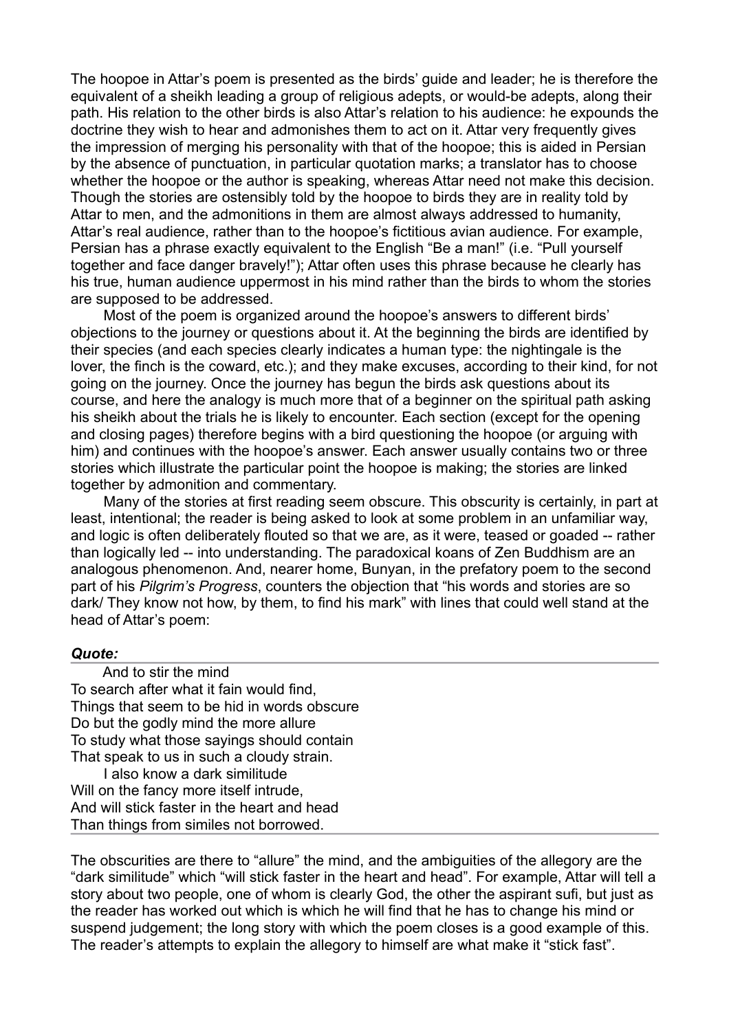The hoopoe in Attar's poem is presented as the birds' guide and leader; he is therefore the equivalent of a sheikh leading a group of religious adepts, or would-be adepts, along their path. His relation to the other birds is also Attar's relation to his audience: he expounds the doctrine they wish to hear and admonishes them to act on it. Attar very frequently gives the impression of merging his personality with that of the hoopoe; this is aided in Persian by the absence of punctuation, in particular quotation marks; a translator has to choose whether the hoopoe or the author is speaking, whereas Attar need not make this decision. Though the stories are ostensibly told by the hoopoe to birds they are in reality told by Attar to men, and the admonitions in them are almost always addressed to humanity, Attar's real audience, rather than to the hoopoe's fictitious avian audience. For example, Persian has a phrase exactly equivalent to the English "Be a man!" (i.e. "Pull yourself together and face danger bravely!"); Attar often uses this phrase because he clearly has his true, human audience uppermost in his mind rather than the birds to whom the stories are supposed to be addressed.

Most of the poem is organized around the hoopoe's answers to different birds' objections to the journey or questions about it. At the beginning the birds are identified by their species (and each species clearly indicates a human type: the nightingale is the lover, the finch is the coward, etc.); and they make excuses, according to their kind, for not going on the journey. Once the journey has begun the birds ask questions about its course, and here the analogy is much more that of a beginner on the spiritual path asking his sheikh about the trials he is likely to encounter. Each section (except for the opening and closing pages) therefore begins with a bird questioning the hoopoe (or arguing with him) and continues with the hoopoe's answer. Each answer usually contains two or three stories which illustrate the particular point the hoopoe is making; the stories are linked together by admonition and commentary.

Many of the stories at first reading seem obscure. This obscurity is certainly, in part at least, intentional; the reader is being asked to look at some problem in an unfamiliar way, and logic is often deliberately flouted so that we are, as it were, teased or goaded -- rather than logically led -- into understanding. The paradoxical koans of Zen Buddhism are an analogous phenomenon. And, nearer home, Bunyan, in the prefatory poem to the second part of his *Pilgrim's Progress*, counters the objection that "his words and stories are so dark/ They know not how, by them, to find his mark" with lines that could well stand at the head of Attar's poem:

***Quote:***

> And to stir the mind
> To search after what it fain would find,
> Things that seem to be hid in words obscure
> Do but the godly mind the more allure
> To study what those sayings should contain
> That speak to us in such a cloudy strain.
> I also know a dark similitude
> Will on the fancy more itself intrude,
> And will stick faster in the heart and head
> Than things from similes not borrowed.

The obscurities are there to "allure" the mind, and the ambiguities of the allegory are the "dark similitude" which "will stick faster in the heart and head". For example, Attar will tell a story about two people, one of whom is clearly God, the other the aspirant sufi, but just as the reader has worked out which is which he will find that he has to change his mind or suspend judgement; the long story with which the poem closes is a good example of this. The reader's attempts to explain the allegory to himself are what make it "stick fast".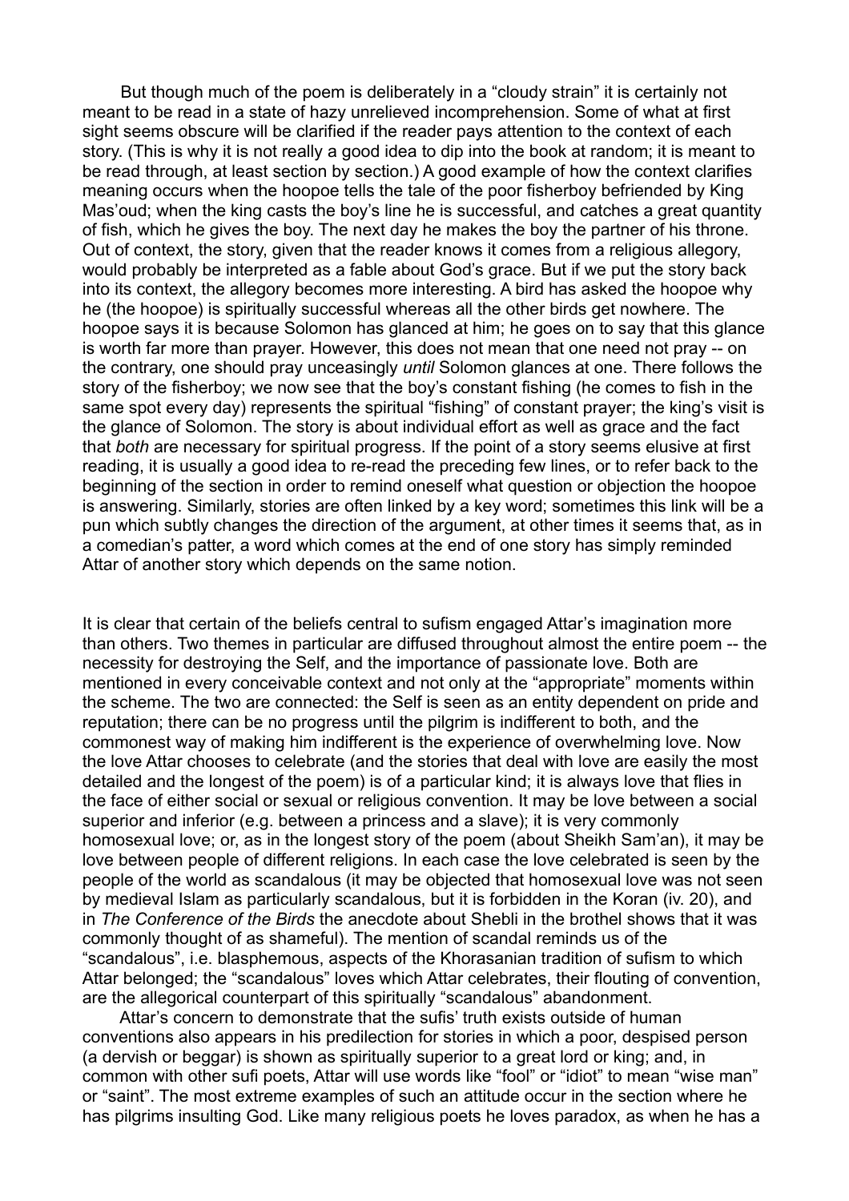But though much of the poem is deliberately in a "cloudy strain" it is certainly not meant to be read in a state of hazy unrelieved incomprehension. Some of what at first sight seems obscure will be clarified if the reader pays attention to the context of each story. (This is why it is not really a good idea to dip into the book at random; it is meant to be read through, at least section by section.) A good example of how the context clarifies meaning occurs when the hoopoe tells the tale of the poor fisherboy befriended by King Mas'oud; when the king casts the boy's line he is successful, and catches a great quantity of fish, which he gives the boy. The next day he makes the boy the partner of his throne. Out of context, the story, given that the reader knows it comes from a religious allegory, would probably be interpreted as a fable about God's grace. But if we put the story back into its context, the allegory becomes more interesting. A bird has asked the hoopoe why he (the hoopoe) is spiritually successful whereas all the other birds get nowhere. The hoopoe says it is because Solomon has glanced at him; he goes on to say that this glance is worth far more than prayer. However, this does not mean that one need not pray -- on the contrary, one should pray unceasingly *until* Solomon glances at one. There follows the story of the fisherboy; we now see that the boy's constant fishing (he comes to fish in the same spot every day) represents the spiritual "fishing" of constant prayer; the king's visit is the glance of Solomon. The story is about individual effort as well as grace and the fact that *both* are necessary for spiritual progress. If the point of a story seems elusive at first reading, it is usually a good idea to re-read the preceding few lines, or to refer back to the beginning of the section in order to remind oneself what question or objection the hoopoe is answering. Similarly, stories are often linked by a key word; sometimes this link will be a pun which subtly changes the direction of the argument, at other times it seems that, as in a comedian's patter, a word which comes at the end of one story has simply reminded Attar of another story which depends on the same notion.

It is clear that certain of the beliefs central to sufism engaged Attar's imagination more than others. Two themes in particular are diffused throughout almost the entire poem -- the necessity for destroying the Self, and the importance of passionate love. Both are mentioned in every conceivable context and not only at the "appropriate" moments within the scheme. The two are connected: the Self is seen as an entity dependent on pride and reputation; there can be no progress until the pilgrim is indifferent to both, and the commonest way of making him indifferent is the experience of overwhelming love. Now the love Attar chooses to celebrate (and the stories that deal with love are easily the most detailed and the longest of the poem) is of a particular kind; it is always love that flies in the face of either social or sexual or religious convention. It may be love between a social superior and inferior (e.g. between a princess and a slave); it is very commonly homosexual love; or, as in the longest story of the poem (about Sheikh Sam'an), it may be love between people of different religions. In each case the love celebrated is seen by the people of the world as scandalous (it may be objected that homosexual love was not seen by medieval Islam as particularly scandalous, but it is forbidden in the Koran (iv. 20), and in *The Conference of the Birds* the anecdote about Shebli in the brothel shows that it was commonly thought of as shameful). The mention of scandal reminds us of the "scandalous", i.e. blasphemous, aspects of the Khorasanian tradition of sufism to which Attar belonged; the "scandalous" loves which Attar celebrates, their flouting of convention, are the allegorical counterpart of this spiritually "scandalous" abandonment.

Attar's concern to demonstrate that the sufis' truth exists outside of human conventions also appears in his predilection for stories in which a poor, despised person (a dervish or beggar) is shown as spiritually superior to a great lord or king; and, in common with other sufi poets, Attar will use words like "fool" or "idiot" to mean "wise man" or "saint". The most extreme examples of such an attitude occur in the section where he has pilgrims insulting God. Like many religious poets he loves paradox, as when he has a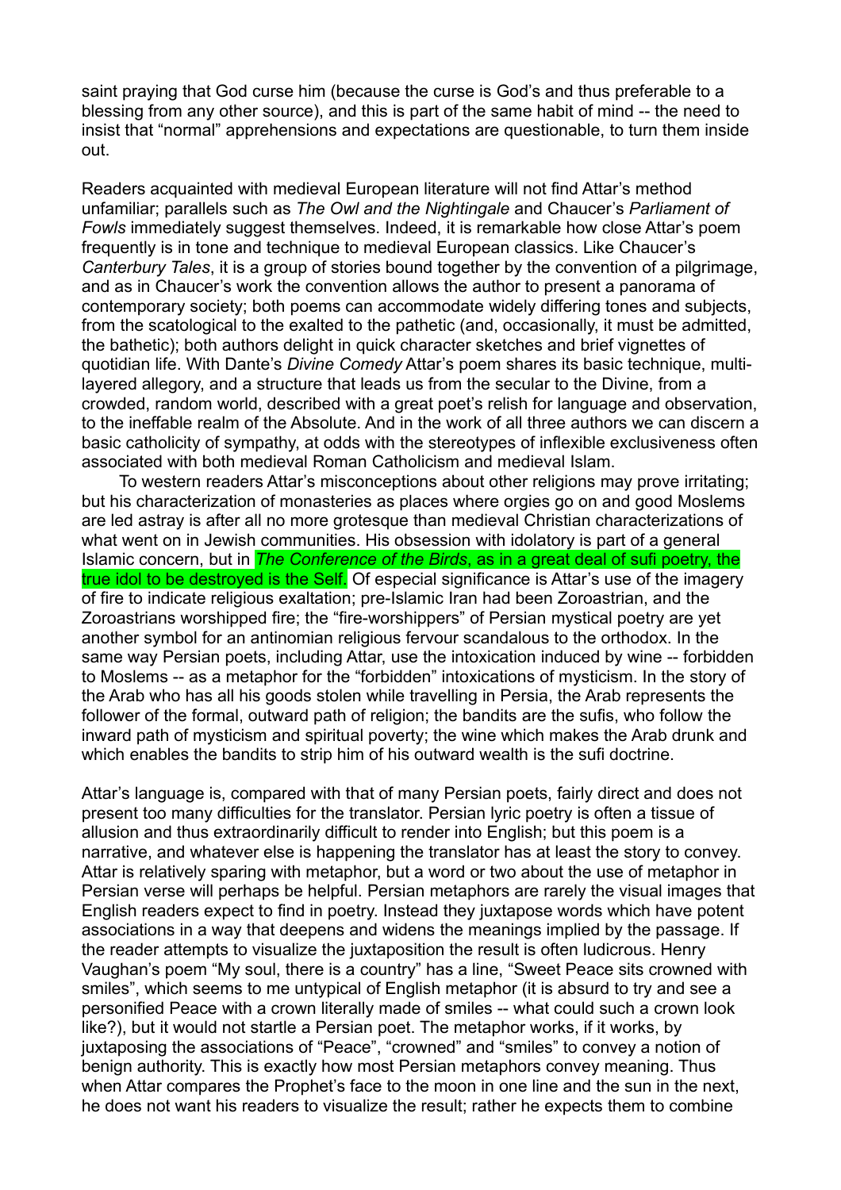saint praying that God curse him (because the curse is God's and thus preferable to a blessing from any other source), and this is part of the same habit of mind -- the need to insist that "normal" apprehensions and expectations are questionable, to turn them inside out.

Readers acquainted with medieval European literature will not find Attar's method unfamiliar; parallels such as *The Owl and the Nightingale* and Chaucer's *Parliament of Fowls* immediately suggest themselves. Indeed, it is remarkable how close Attar's poem frequently is in tone and technique to medieval European classics. Like Chaucer's *Canterbury Tales*, it is a group of stories bound together by the convention of a pilgrimage, and as in Chaucer's work the convention allows the author to present a panorama of contemporary society; both poems can accommodate widely differing tones and subjects, from the scatological to the exalted to the pathetic (and, occasionally, it must be admitted, the bathetic); both authors delight in quick character sketches and brief vignettes of quotidian life. With Dante's *Divine Comedy* Attar's poem shares its basic technique, multi-layered allegory, and a structure that leads us from the secular to the Divine, from a crowded, random world, described with a great poet's relish for language and observation, to the ineffable realm of the Absolute. And in the work of all three authors we can discern a basic catholicity of sympathy, at odds with the stereotypes of inflexible exclusiveness often associated with both medieval Roman Catholicism and medieval Islam.

To western readers Attar's misconceptions about other religions may prove irritating; but his characterization of monasteries as places where orgies go on and good Moslems are led astray is after all no more grotesque than medieval Christian characterizations of what went on in Jewish communities. His obsession with idolatry is part of a general Islamic concern, but in *The Conference of the Birds*, as in a great deal of sufi poetry, the true idol to be destroyed is the Self. Of especial significance is Attar's use of the imagery of fire to indicate religious exaltation; pre-Islamic Iran had been Zoroastrian, and the Zoroastrians worshipped fire; the "fire-worshippers" of Persian mystical poetry are yet another symbol for an antinomian religious fervour scandalous to the orthodox. In the same way Persian poets, including Attar, use the intoxication induced by wine -- forbidden to Moslems -- as a metaphor for the "forbidden" intoxications of mysticism. In the story of the Arab who has all his goods stolen while travelling in Persia, the Arab represents the follower of the formal, outward path of religion; the bandits are the sufis, who follow the inward path of mysticism and spiritual poverty; the wine which makes the Arab drunk and which enables the bandits to strip him of his outward wealth is the sufi doctrine.

Attar's language is, compared with that of many Persian poets, fairly direct and does not present too many difficulties for the translator. Persian lyric poetry is often a tissue of allusion and thus extraordinarily difficult to render into English; but this poem is a narrative, and whatever else is happening the translator has at least the story to convey. Attar is relatively sparing with metaphor, but a word or two about the use of metaphor in Persian verse will perhaps be helpful. Persian metaphors are rarely the visual images that English readers expect to find in poetry. Instead they juxtapose words which have potent associations in a way that deepens and widens the meanings implied by the passage. If the reader attempts to visualize the juxtaposition the result is often ludicrous. Henry Vaughan's poem "My soul, there is a country" has a line, "Sweet Peace sits crowned with smiles", which seems to me untypical of English metaphor (it is absurd to try and see a personified Peace with a crown literally made of smiles -- what could such a crown look like?), but it would not startle a Persian poet. The metaphor works, if it works, by juxtaposing the associations of "Peace", "crowned" and "smiles" to convey a notion of benign authority. This is exactly how most Persian metaphors convey meaning. Thus when Attar compares the Prophet's face to the moon in one line and the sun in the next, he does not want his readers to visualize the result; rather he expects them to combine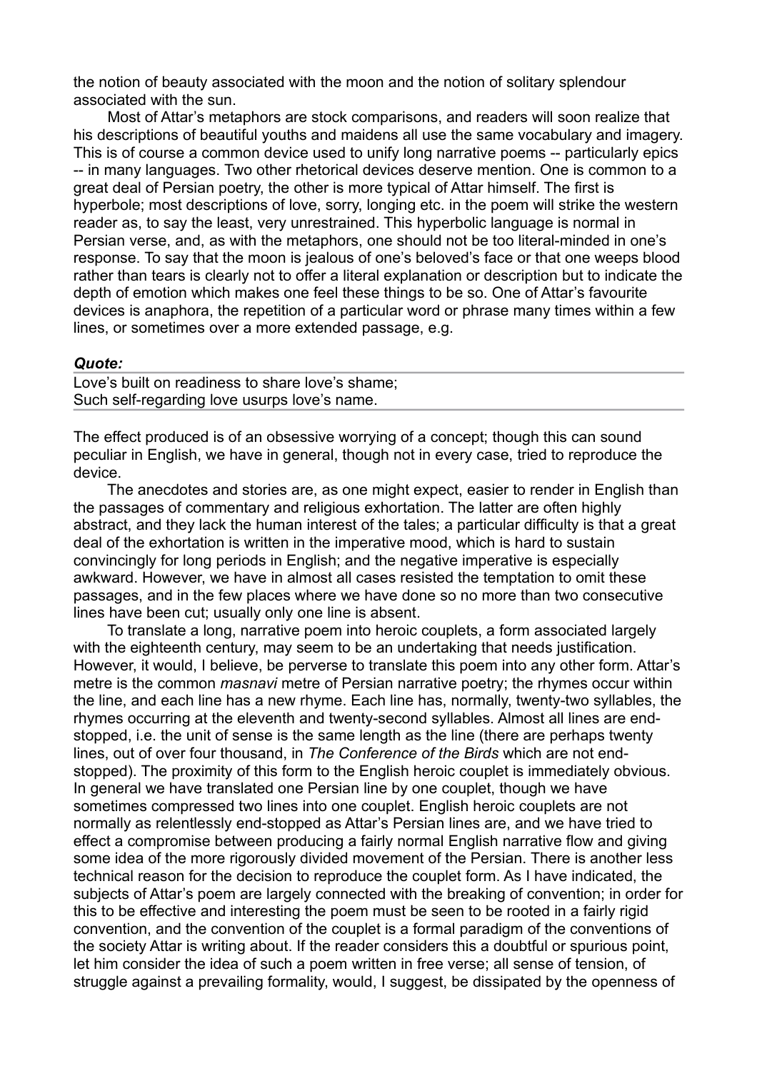the notion of beauty associated with the moon and the notion of solitary splendour associated with the sun.

Most of Attar's metaphors are stock comparisons, and readers will soon realize that his descriptions of beautiful youths and maidens all use the same vocabulary and imagery. This is of course a common device used to unify long narrative poems -- particularly epics -- in many languages. Two other rhetorical devices deserve mention. One is common to a great deal of Persian poetry, the other is more typical of Attar himself. The first is hyperbole; most descriptions of love, sorry, longing etc. in the poem will strike the western reader as, to say the least, very unrestrained. This hyperbolic language is normal in Persian verse, and, as with the metaphors, one should not be too literal-minded in one's response. To say that the moon is jealous of one's beloved's face or that one weeps blood rather than tears is clearly not to offer a literal explanation or description but to indicate the depth of emotion which makes one feel these things to be so. One of Attar's favourite devices is anaphora, the repetition of a particular word or phrase many times within a few lines, or sometimes over a more extended passage, e.g.

***Quote:***

> Love's built on readiness to share love's shame;
> Such self-regarding love usurps love's name.

The effect produced is of an obsessive worrying of a concept; though this can sound peculiar in English, we have in general, though not in every case, tried to reproduce the device.

The anecdotes and stories are, as one might expect, easier to render in English than the passages of commentary and religious exhortation. The latter are often highly abstract, and they lack the human interest of the tales; a particular difficulty is that a great deal of the exhortation is written in the imperative mood, which is hard to sustain convincingly for long periods in English; and the negative imperative is especially awkward. However, we have in almost all cases resisted the temptation to omit these passages, and in the few places where we have done so no more than two consecutive lines have been cut; usually only one line is absent.

To translate a long, narrative poem into heroic couplets, a form associated largely with the eighteenth century, may seem to be an undertaking that needs justification. However, it would, I believe, be perverse to translate this poem into any other form. Attar's metre is the common *masnavi* metre of Persian narrative poetry; the rhymes occur within the line, and each line has a new rhyme. Each line has, normally, twenty-two syllables, the rhymes occurring at the eleventh and twenty-second syllables. Almost all lines are end-stopped, i.e. the unit of sense is the same length as the line (there are perhaps twenty lines, out of over four thousand, in *The Conference of the Birds* which are not end-stopped). The proximity of this form to the English heroic couplet is immediately obvious. In general we have translated one Persian line by one couplet, though we have sometimes compressed two lines into one couplet. English heroic couplets are not normally as relentlessly end-stopped as Attar's Persian lines are, and we have tried to effect a compromise between producing a fairly normal English narrative flow and giving some idea of the more rigorously divided movement of the Persian. There is another less technical reason for the decision to reproduce the couplet form. As I have indicated, the subjects of Attar's poem are largely connected with the breaking of convention; in order for this to be effective and interesting the poem must be seen to be rooted in a fairly rigid convention, and the convention of the couplet is a formal paradigm of the conventions of the society Attar is writing about. If the reader considers this a doubtful or spurious point, let him consider the idea of such a poem written in free verse; all sense of tension, of struggle against a prevailing formality, would, I suggest, be dissipated by the openness of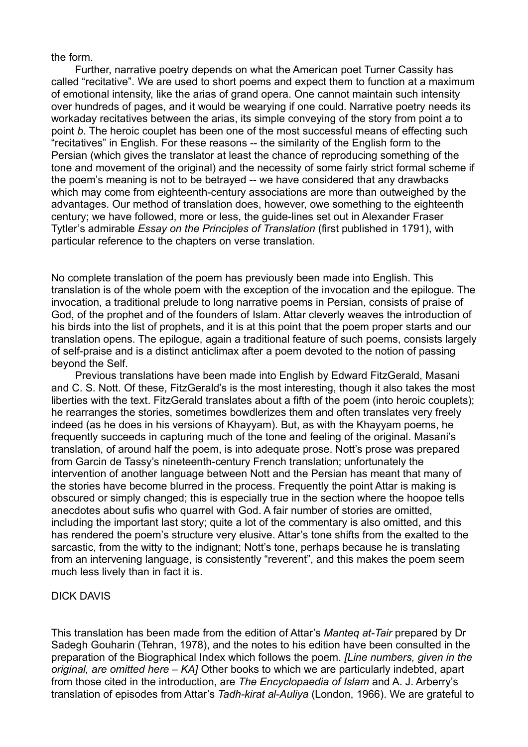the form.

Further, narrative poetry depends on what the American poet Turner Cassity has called "recitative". We are used to short poems and expect them to function at a maximum of emotional intensity, like the arias of grand opera. One cannot maintain such intensity over hundreds of pages, and it would be wearying if one could. Narrative poetry needs its workaday recitatives between the arias, its simple conveying of the story from point *a* to point *b*. The heroic couplet has been one of the most successful means of effecting such "recitatives" in English. For these reasons -- the similarity of the English form to the Persian (which gives the translator at least the chance of reproducing something of the tone and movement of the original) and the necessity of some fairly strict formal scheme if the poem's meaning is not to be betrayed -- we have considered that any drawbacks which may come from eighteenth-century associations are more than outweighed by the advantages. Our method of translation does, however, owe something to the eighteenth century; we have followed, more or less, the guide-lines set out in Alexander Fraser Tytler's admirable *Essay on the Principles of Translation* (first published in 1791), with particular reference to the chapters on verse translation.

No complete translation of the poem has previously been made into English. This translation is of the whole poem with the exception of the invocation and the epilogue. The invocation, a traditional prelude to long narrative poems in Persian, consists of praise of God, of the prophet and of the founders of Islam. Attar cleverly weaves the introduction of his birds into the list of prophets, and it is at this point that the poem proper starts and our translation opens. The epilogue, again a traditional feature of such poems, consists largely of self-praise and is a distinct anticlimax after a poem devoted to the notion of passing beyond the Self.

Previous translations have been made into English by Edward FitzGerald, Masani and C. S. Nott. Of these, FitzGerald's is the most interesting, though it also takes the most liberties with the text. FitzGerald translates about a fifth of the poem (into heroic couplets); he rearranges the stories, sometimes bowdlerizes them and often translates very freely indeed (as he does in his versions of Khayyam). But, as with the Khayyam poems, he frequently succeeds in capturing much of the tone and feeling of the original. Masani's translation, of around half the poem, is into adequate prose. Nott's prose was prepared from Garcin de Tassy's nineteenth-century French translation; unfortunately the intervention of another language between Nott and the Persian has meant that many of the stories have become blurred in the process. Frequently the point Attar is making is obscured or simply changed; this is especially true in the section where the hoopoe tells anecdotes about sufis who quarrel with God. A fair number of stories are omitted, including the important last story; quite a lot of the commentary is also omitted, and this has rendered the poem's structure very elusive. Attar's tone shifts from the exalted to the sarcastic, from the witty to the indignant; Nott's tone, perhaps because he is translating from an intervening language, is consistently "reverent", and this makes the poem seem much less lively than in fact it is.

DICK DAVIS

This translation has been made from the edition of Attar's *Manteq at-Tair* prepared by Dr Sadegh Gouharin (Tehran, 1978), and the notes to his edition have been consulted in the preparation of the Biographical Index which follows the poem. *[Line numbers, given in the original, are omitted here – KA]* Other books to which we are particularly indebted, apart from those cited in the introduction, are *The Encyclopaedia of Islam* and A. J. Arberry's translation of episodes from Attar's *Tadh-kirat al-Auliya* (London, 1966). We are grateful to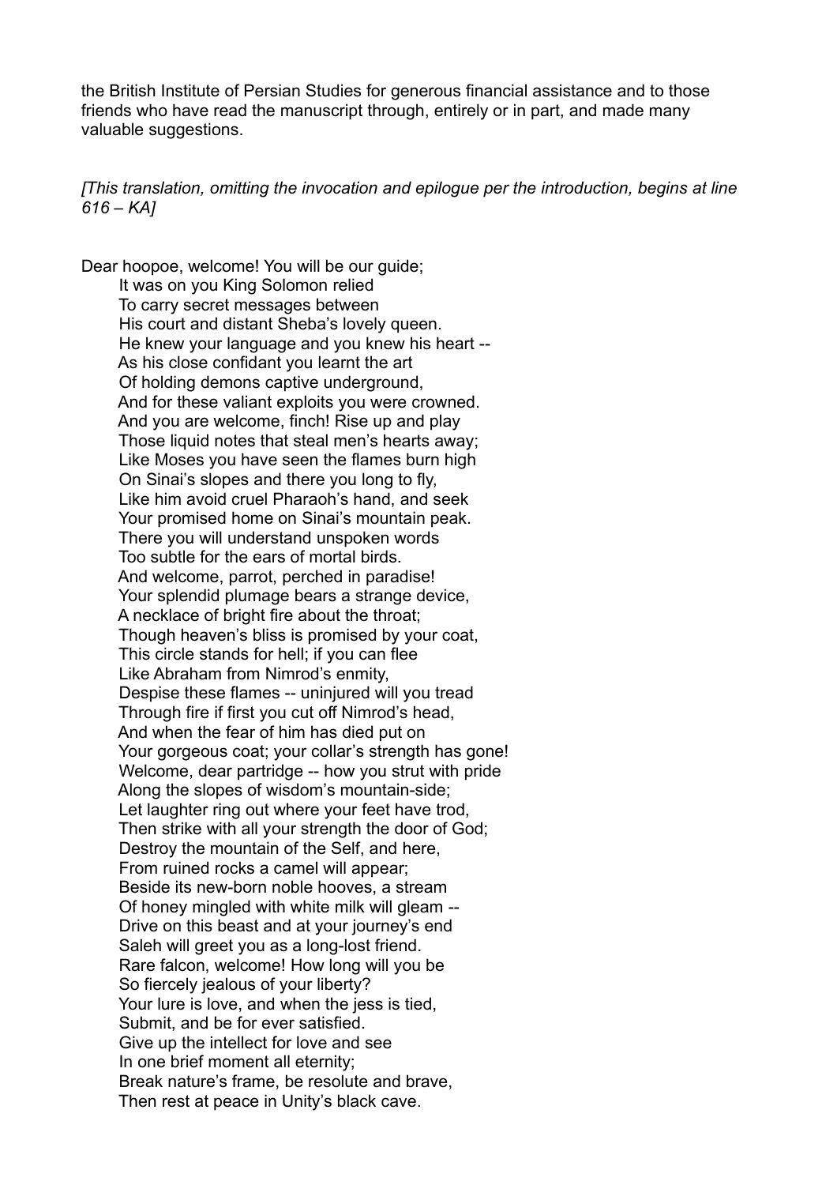the British Institute of Persian Studies for generous financial assistance and to those friends who have read the manuscript through, entirely or in part, and made many valuable suggestions.

*[This translation, omitting the invocation and epilogue per the introduction, begins at line 616 – KA]*

Dear hoopoe, welcome! You will be our guide;
It was on you King Solomon relied
To carry secret messages between
His court and distant Sheba's lovely queen.
He knew your language and you knew his heart --
As his close confidant you learnt the art
Of holding demons captive underground,
And for these valiant exploits you were crowned.
And you are welcome, finch! Rise up and play
Those liquid notes that steal men's hearts away;
Like Moses you have seen the flames burn high
On Sinai's slopes and there you long to fly,
Like him avoid cruel Pharaoh's hand, and seek
Your promised home on Sinai's mountain peak.
There you will understand unspoken words
Too subtle for the ears of mortal birds.
And welcome, parrot, perched in paradise!
Your splendid plumage bears a strange device,
A necklace of bright fire about the throat;
Though heaven's bliss is promised by your coat,
This circle stands for hell; if you can flee
Like Abraham from Nimrod's enmity,
Despise these flames -- uninjured will you tread
Through fire if first you cut off Nimrod's head,
And when the fear of him has died put on
Your gorgeous coat; your collar's strength has gone!
Welcome, dear partridge -- how you strut with pride
Along the slopes of wisdom's mountain-side;
Let laughter ring out where your feet have trod,
Then strike with all your strength the door of God;
Destroy the mountain of the Self, and here,
From ruined rocks a camel will appear;
Beside its new-born noble hooves, a stream
Of honey mingled with white milk will gleam --
Drive on this beast and at your journey's end
Saleh will greet you as a long-lost friend.
Rare falcon, welcome! How long will you be
So fiercely jealous of your liberty?
Your lure is love, and when the jess is tied,
Submit, and be for ever satisfied.
Give up the intellect for love and see
In one brief moment all eternity;
Break nature's frame, be resolute and brave,
Then rest at peace in Unity's black cave.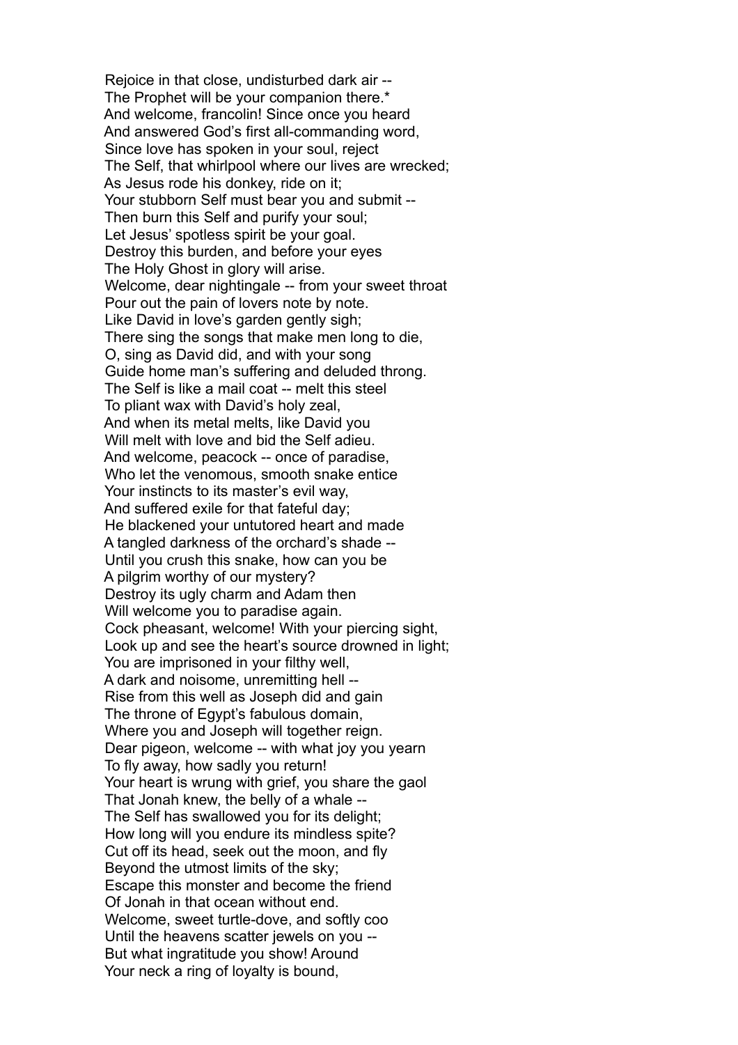Rejoice in that close, undisturbed dark air --
The Prophet will be your companion there.*
And welcome, francolin! Since once you heard
And answered God's first all-commanding word,
Since love has spoken in your soul, reject
The Self, that whirlpool where our lives are wrecked;
As Jesus rode his donkey, ride on it;
Your stubborn Self must bear you and submit --
Then burn this Self and purify your soul;
Let Jesus' spotless spirit be your goal.
Destroy this burden, and before your eyes
The Holy Ghost in glory will arise.
Welcome, dear nightingale -- from your sweet throat
Pour out the pain of lovers note by note.
Like David in love's garden gently sigh;
There sing the songs that make men long to die,
O, sing as David did, and with your song
Guide home man's suffering and deluded throng.
The Self is like a mail coat -- melt this steel
To pliant wax with David's holy zeal,
And when its metal melts, like David you
Will melt with love and bid the Self adieu.
And welcome, peacock -- once of paradise,
Who let the venomous, smooth snake entice
Your instincts to its master's evil way,
And suffered exile for that fateful day;
He blackened your untutored heart and made
A tangled darkness of the orchard's shade --
Until you crush this snake, how can you be
A pilgrim worthy of our mystery?
Destroy its ugly charm and Adam then
Will welcome you to paradise again.
Cock pheasant, welcome! With your piercing sight,
Look up and see the heart's source drowned in light;
You are imprisoned in your filthy well,
A dark and noisome, unremitting hell --
Rise from this well as Joseph did and gain
The throne of Egypt's fabulous domain,
Where you and Joseph will together reign.
Dear pigeon, welcome -- with what joy you yearn
To fly away, how sadly you return!
Your heart is wrung with grief, you share the gaol
That Jonah knew, the belly of a whale --
The Self has swallowed you for its delight;
How long will you endure its mindless spite?
Cut off its head, seek out the moon, and fly
Beyond the utmost limits of the sky;
Escape this monster and become the friend
Of Jonah in that ocean without end.
Welcome, sweet turtle-dove, and softly coo
Until the heavens scatter jewels on you --
But what ingratitude you show! Around
Your neck a ring of loyalty is bound,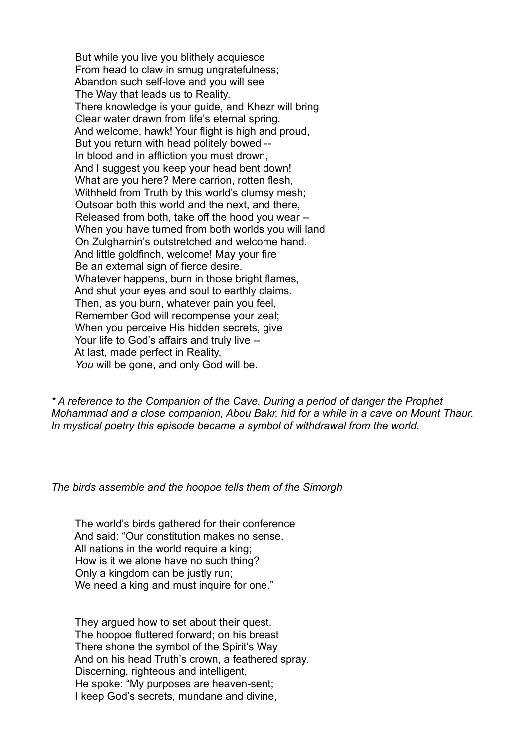But while you live you blithely acquiesce
From head to claw in smug ungratefulness;
Abandon such self-love and you will see
The Way that leads us to Reality.
There knowledge is your guide, and Khezr will bring
Clear water drawn from life's eternal spring.
And welcome, hawk! Your flight is high and proud,
But you return with head politely bowed --
In blood and in affliction you must drown,
And I suggest you keep your head bent down!
What are you here? Mere carrion, rotten flesh,
Withheld from Truth by this world's clumsy mesh;
Outsoar both this world and the next, and there,
Released from both, take off the hood you wear --
When you have turned from both worlds you will land
On Zulgharnin's outstretched and welcome hand.
And little goldfinch, welcome! May your fire
Be an external sign of fierce desire.
Whatever happens, burn in those bright flames,
And shut your eyes and soul to earthly claims.
Then, as you burn, whatever pain you feel,
Remember God will recompense your zeal;
When you perceive His hidden secrets, give
Your life to God's affairs and truly live --
At last, made perfect in Reality,
*You* will be gone, and only God will be.

*\* A reference to the Companion of the Cave. During a period of danger the Prophet Mohammad and a close companion, Abou Bakr, hid for a while in a cave on Mount Thaur. In mystical poetry this episode became a symbol of withdrawal from the world.*

*The birds assemble and the hoopoe tells them of the Simorgh*

The world's birds gathered for their conference
And said: "Our constitution makes no sense.
All nations in the world require a king;
How is it we alone have no such thing?
Only a kingdom can be justly run;
We need a king and must inquire for one."

They argued how to set about their quest.
The hoopoe fluttered forward; on his breast
There shone the symbol of the Spirit's Way
And on his head Truth's crown, a feathered spray.
Discerning, righteous and intelligent,
He spoke: "My purposes are heaven-sent;
I keep God's secrets, mundane and divine,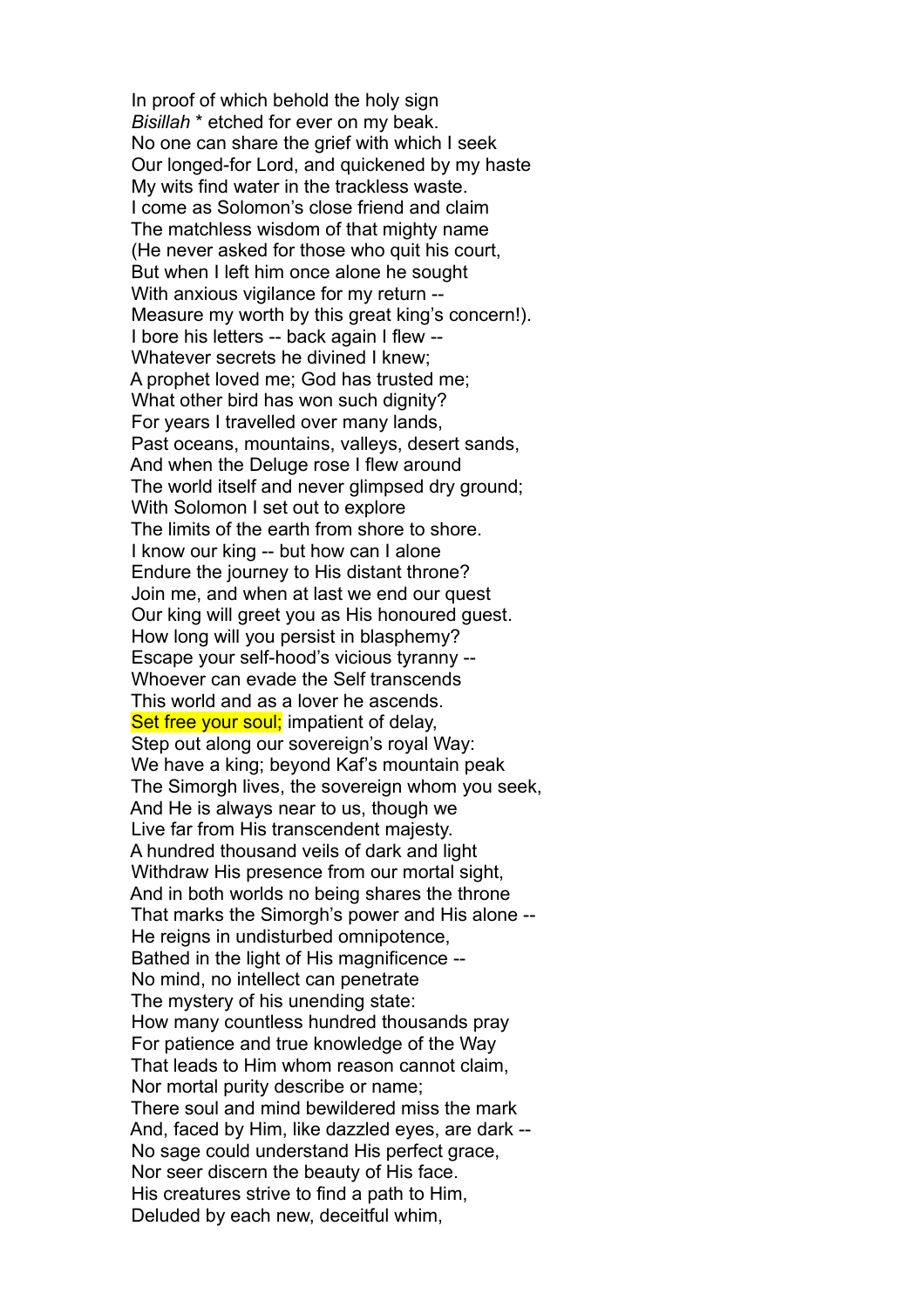In proof of which behold the holy sign  
*Bisillah* * etched for ever on my beak.  
No one can share the grief with which I seek  
Our longed-for Lord, and quickened by my haste  
My wits find water in the trackless waste.  
I come as Solomon's close friend and claim  
The matchless wisdom of that mighty name  
(He never asked for those who quit his court,  
But when I left him once alone he sought  
With anxious vigilance for my return --  
Measure my worth by this great king's concern!).  
I bore his letters -- back again I flew --  
Whatever secrets he divined I knew;  
A prophet loved me; God has trusted me;  
What other bird has won such dignity?  
For years I travelled over many lands,  
Past oceans, mountains, valleys, desert sands,  
And when the Deluge rose I flew around  
The world itself and never glimpsed dry ground;  
With Solomon I set out to explore  
The limits of the earth from shore to shore.  
I know our king -- but how can I alone  
Endure the journey to His distant throne?  
Join me, and when at last we end our quest  
Our king will greet you as His honoured guest.  
How long will you persist in blasphemy?  
Escape your self-hood's vicious tyranny --  
Whoever can evade the Self transcends  
This world and as a lover he ascends.  
Set free your soul; impatient of delay,  
Step out along our sovereign's royal Way:  
We have a king; beyond Kaf's mountain peak  
The Simorgh lives, the sovereign whom you seek,  
And He is always near to us, though we  
Live far from His transcendent majesty.  
A hundred thousand veils of dark and light  
Withdraw His presence from our mortal sight,  
And in both worlds no being shares the throne  
That marks the Simorgh's power and His alone --  
He reigns in undisturbed omnipotence,  
Bathed in the light of His magnificence --  
No mind, no intellect can penetrate  
The mystery of his unending state:  
How many countless hundred thousands pray  
For patience and true knowledge of the Way  
That leads to Him whom reason cannot claim,  
Nor mortal purity describe or name;  
There soul and mind bewildered miss the mark  
And, faced by Him, like dazzled eyes, are dark --  
No sage could understand His perfect grace,  
Nor seer discern the beauty of His face.  
His creatures strive to find a path to Him,  
Deluded by each new, deceitful whim,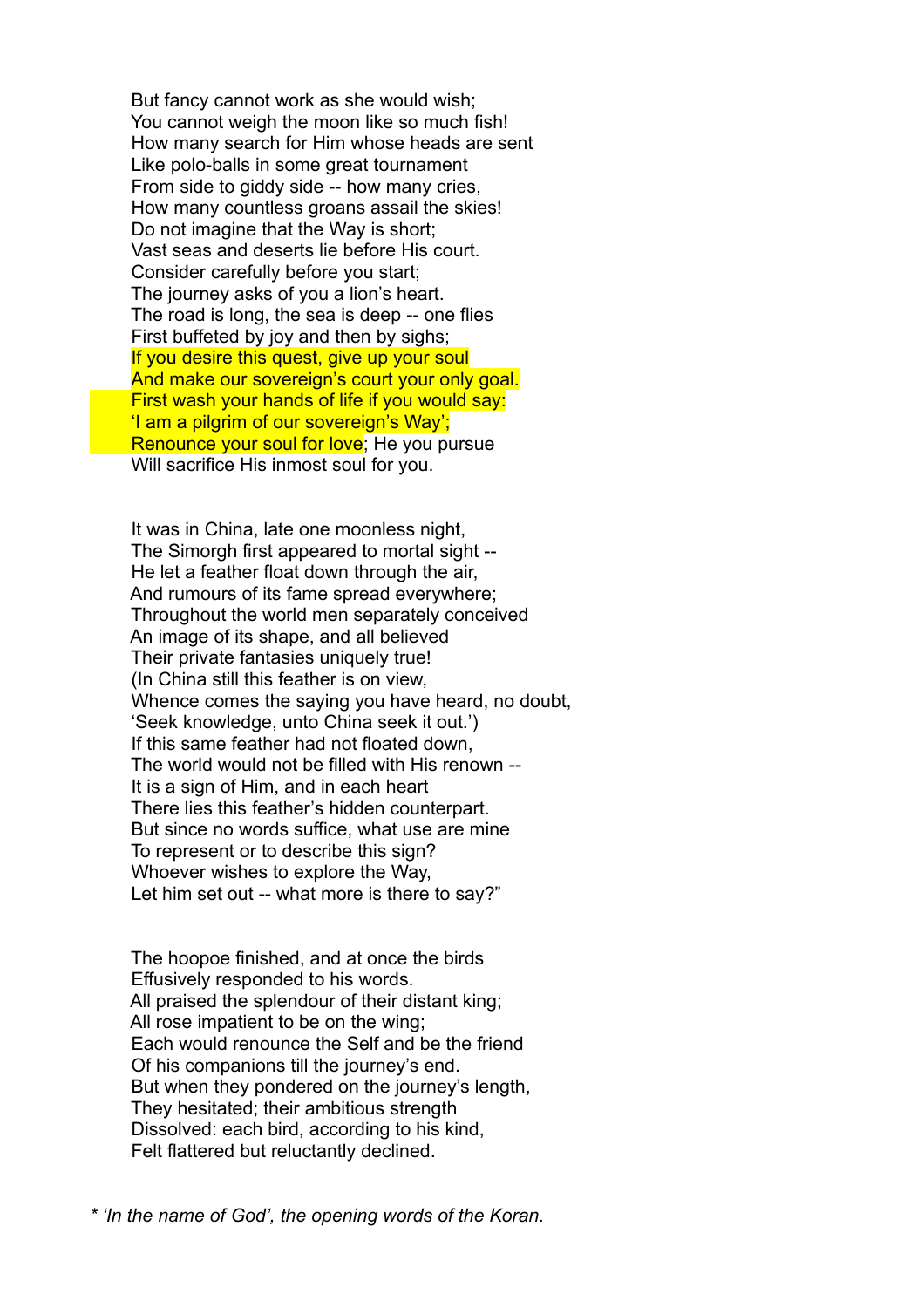But fancy cannot work as she would wish;
You cannot weigh the moon like so much fish!
How many search for Him whose heads are sent
Like polo-balls in some great tournament
From side to giddy side -- how many cries,
How many countless groans assail the skies!
Do not imagine that the Way is short;
Vast seas and deserts lie before His court.
Consider carefully before you start;
The journey asks of you a lion's heart.
The road is long, the sea is deep -- one flies
First buffeted by joy and then by sighs;
If you desire this quest, give up your soul
And make our sovereign's court your only goal.
First wash your hands of life if you would say:
'I am a pilgrim of our sovereign's Way';
Renounce your soul for love; He you pursue
Will sacrifice His inmost soul for you.

It was in China, late one moonless night,
The Simorgh first appeared to mortal sight --
He let a feather float down through the air,
And rumours of its fame spread everywhere;
Throughout the world men separately conceived
An image of its shape, and all believed
Their private fantasies uniquely true!
(In China still this feather is on view,
Whence comes the saying you have heard, no doubt,
'Seek knowledge, unto China seek it out.')
If this same feather had not floated down,
The world would not be filled with His renown --
It is a sign of Him, and in each heart
There lies this feather's hidden counterpart.
But since no words suffice, what use are mine
To represent or to describe this sign?
Whoever wishes to explore the Way,
Let him set out -- what more is there to say?"

The hoopoe finished, and at once the birds
Effusively responded to his words.
All praised the splendour of their distant king;
All rose impatient to be on the wing;
Each would renounce the Self and be the friend
Of his companions till the journey's end.
But when they pondered on the journey's length,
They hesitated; their ambitious strength
Dissolved: each bird, according to his kind,
Felt flattered but reluctantly declined.

*\* 'In the name of God', the opening words of the Koran.*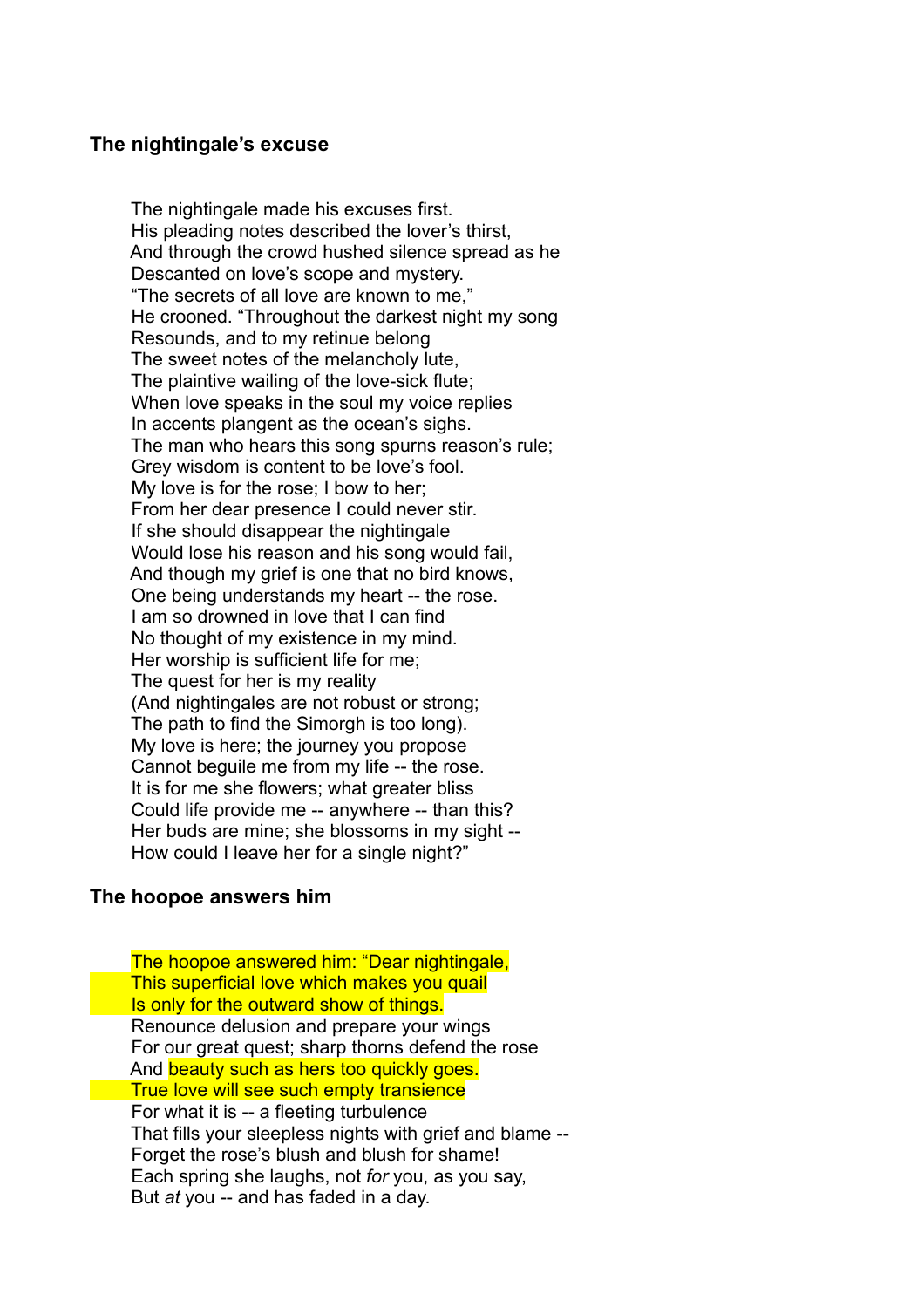## The nightingale's excuse

The nightingale made his excuses first.  
His pleading notes described the lover's thirst,  
And through the crowd hushed silence spread as he  
Descanted on love's scope and mystery.  
"The secrets of all love are known to me,"  
He crooned. "Throughout the darkest night my song  
Resounds, and to my retinue belong  
The sweet notes of the melancholy lute,  
The plaintive wailing of the love-sick flute;  
When love speaks in the soul my voice replies  
In accents plangent as the ocean's sighs.  
The man who hears this song spurns reason's rule;  
Grey wisdom is content to be love's fool.  
My love is for the rose; I bow to her;  
From her dear presence I could never stir.  
If she should disappear the nightingale  
Would lose his reason and his song would fail,  
And though my grief is one that no bird knows,  
One being understands my heart -- the rose.  
I am so drowned in love that I can find  
No thought of my existence in my mind.  
Her worship is sufficient life for me;  
The quest for her is my reality  
(And nightingales are not robust or strong;  
The path to find the Simorgh is too long).  
My love is here; the journey you propose  
Cannot beguile me from my life -- the rose.  
It is for me she flowers; what greater bliss  
Could life provide me -- anywhere -- than this?  
Her buds are mine; she blossoms in my sight --  
How could I leave her for a single night?"

## The hoopoe answers him

The hoopoe answered him: "Dear nightingale,  
This superficial love which makes you quail  
Is only for the outward show of things.  
Renounce delusion and prepare your wings  
For our great quest; sharp thorns defend the rose  
And beauty such as hers too quickly goes.  
True love will see such empty transience  
For what it is -- a fleeting turbulence  
That fills your sleepless nights with grief and blame --  
Forget the rose's blush and blush for shame!  
Each spring she laughs, not *for* you, as you say,  
But *at* you -- and has faded in a day.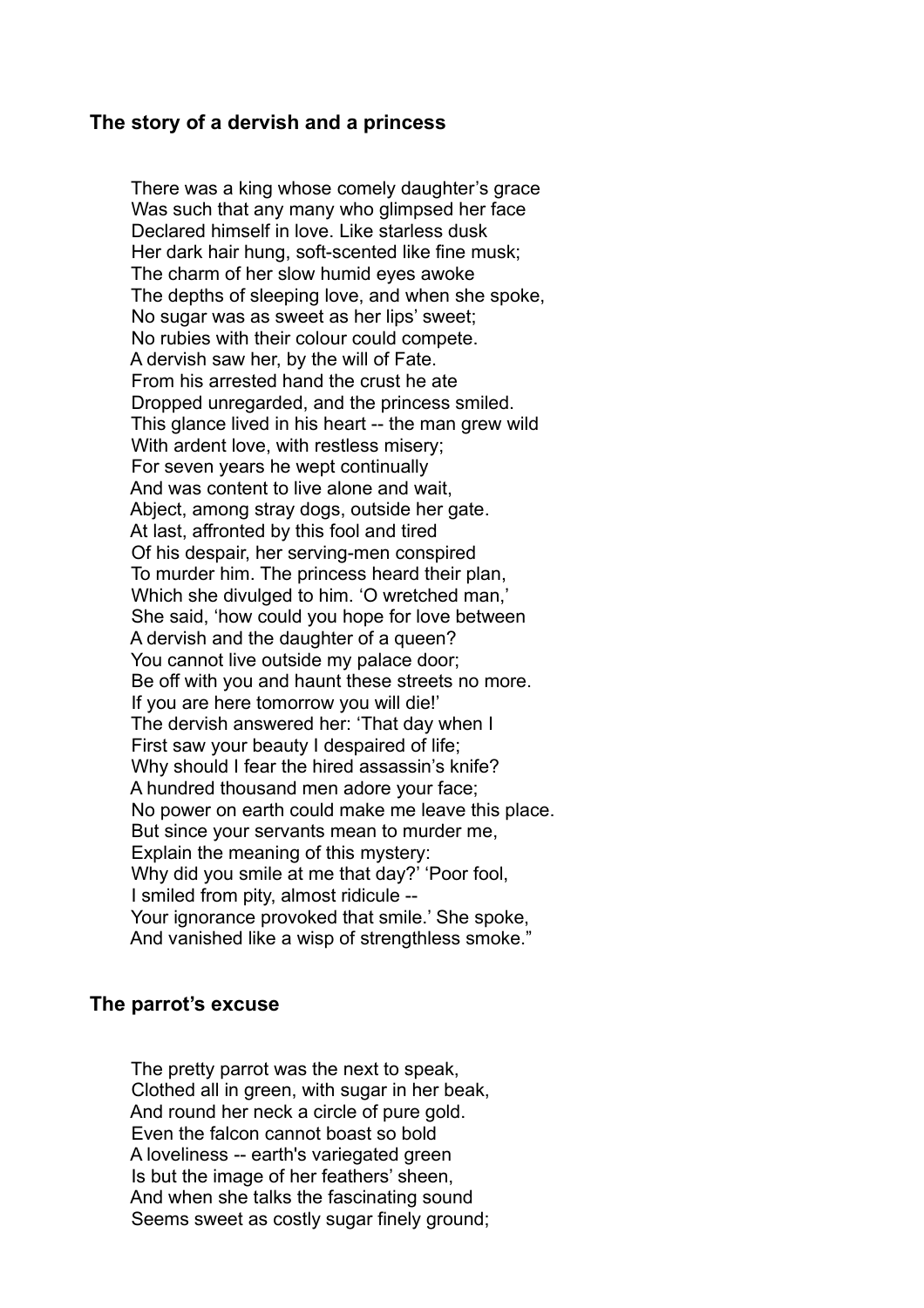### The story of a dervish and a princess

There was a king whose comely daughter's grace
Was such that any many who glimpsed her face
Declared himself in love. Like starless dusk
Her dark hair hung, soft-scented like fine musk;
The charm of her slow humid eyes awoke
The depths of sleeping love, and when she spoke,
No sugar was as sweet as her lips' sweet;
No rubies with their colour could compete.
A dervish saw her, by the will of Fate.
From his arrested hand the crust he ate
Dropped unregarded, and the princess smiled.
This glance lived in his heart -- the man grew wild
With ardent love, with restless misery;
For seven years he wept continually
And was content to live alone and wait,
Abject, among stray dogs, outside her gate.
At last, affronted by this fool and tired
Of his despair, her serving-men conspired
To murder him. The princess heard their plan,
Which she divulged to him. 'O wretched man,'
She said, 'how could you hope for love between
A dervish and the daughter of a queen?
You cannot live outside my palace door;
Be off with you and haunt these streets no more.
If you are here tomorrow you will die!'
The dervish answered her: 'That day when I
First saw your beauty I despaired of life;
Why should I fear the hired assassin's knife?
A hundred thousand men adore your face;
No power on earth could make me leave this place.
But since your servants mean to murder me,
Explain the meaning of this mystery:
Why did you smile at me that day?' 'Poor fool,
I smiled from pity, almost ridicule --
Your ignorance provoked that smile.' She spoke,
And vanished like a wisp of strengthless smoke."

### The parrot's excuse

The pretty parrot was the next to speak,
Clothed all in green, with sugar in her beak,
And round her neck a circle of pure gold.
Even the falcon cannot boast so bold
A loveliness -- earth's variegated green
Is but the image of her feathers' sheen,
And when she talks the fascinating sound
Seems sweet as costly sugar finely ground;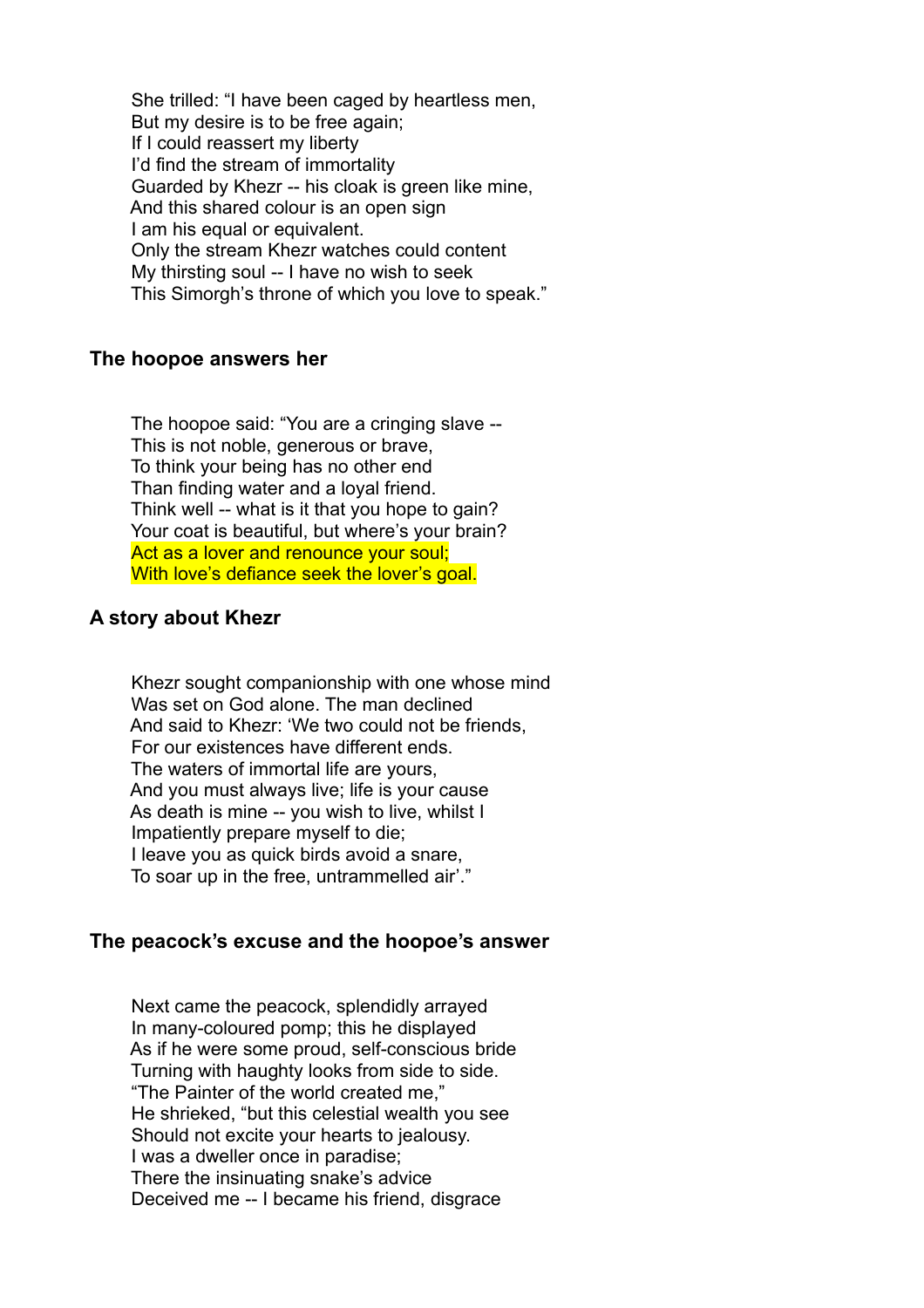She trilled: "I have been caged by heartless men,  
But my desire is to be free again;  
If I could reassert my liberty  
I'd find the stream of immortality  
Guarded by Khezr -- his cloak is green like mine,  
And this shared colour is an open sign  
I am his equal or equivalent.  
Only the stream Khezr watches could content  
My thirsting soul -- I have no wish to seek  
This Simorgh's throne of which you love to speak."

### The hoopoe answers her

The hoopoe said: "You are a cringing slave --  
This is not noble, generous or brave,  
To think your being has no other end  
Than finding water and a loyal friend.  
Think well -- what is it that you hope to gain?  
Your coat is beautiful, but where's your brain?  
Act as a lover and renounce your soul;  
With love's defiance seek the lover's goal.

### A story about Khezr

Khezr sought companionship with one whose mind  
Was set on God alone. The man declined  
And said to Khezr: 'We two could not be friends,  
For our existences have different ends.  
The waters of immortal life are yours,  
And you must always live; life is your cause  
As death is mine -- you wish to live, whilst I  
Impatiently prepare myself to die;  
I leave you as quick birds avoid a snare,  
To soar up in the free, untrammelled air'."

### The peacock's excuse and the hoopoe's answer

Next came the peacock, splendidly arrayed  
In many-coloured pomp; this he displayed  
As if he were some proud, self-conscious bride  
Turning with haughty looks from side to side.  
"The Painter of the world created me,"  
He shrieked, "but this celestial wealth you see  
Should not excite your hearts to jealousy.  
I was a dweller once in paradise;  
There the insinuating snake's advice  
Deceived me -- I became his friend, disgrace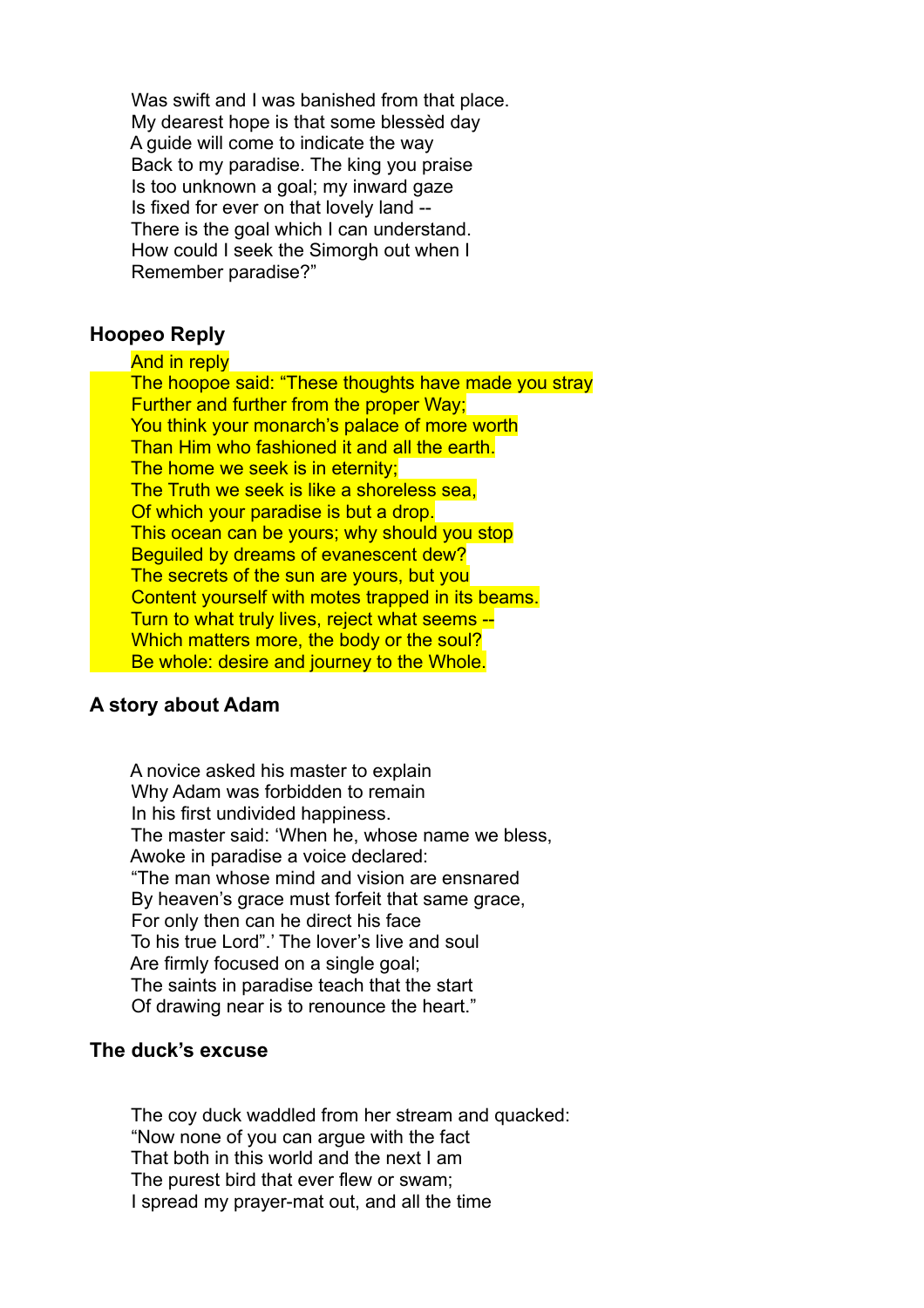Was swift and I was banished from that place.
My dearest hope is that some blessèd day
A guide will come to indicate the way
Back to my paradise. The king you praise
Is too unknown a goal; my inward gaze
Is fixed for ever on that lovely land --
There is the goal which I can understand.
How could I seek the Simorgh out when I
Remember paradise?"

### Hoopeo Reply

And in reply
The hoopoe said: "These thoughts have made you stray
Further and further from the proper Way;
You think your monarch's palace of more worth
Than Him who fashioned it and all the earth.
The home we seek is in eternity;
The Truth we seek is like a shoreless sea,
Of which your paradise is but a drop.
This ocean can be yours; why should you stop
Beguiled by dreams of evanescent dew?
The secrets of the sun are yours, but you
Content yourself with motes trapped in its beams.
Turn to what truly lives, reject what seems --
Which matters more, the body or the soul?
Be whole: desire and journey to the Whole.

### A story about Adam

A novice asked his master to explain
Why Adam was forbidden to remain
In his first undivided happiness.
The master said: 'When he, whose name we bless,
Awoke in paradise a voice declared:
"The man whose mind and vision are ensnared
By heaven's grace must forfeit that same grace,
For only then can he direct his face
To his true Lord".' The lover's live and soul
Are firmly focused on a single goal;
The saints in paradise teach that the start
Of drawing near is to renounce the heart."

### The duck's excuse

The coy duck waddled from her stream and quacked:
"Now none of you can argue with the fact
That both in this world and the next I am
The purest bird that ever flew or swam;
I spread my prayer-mat out, and all the time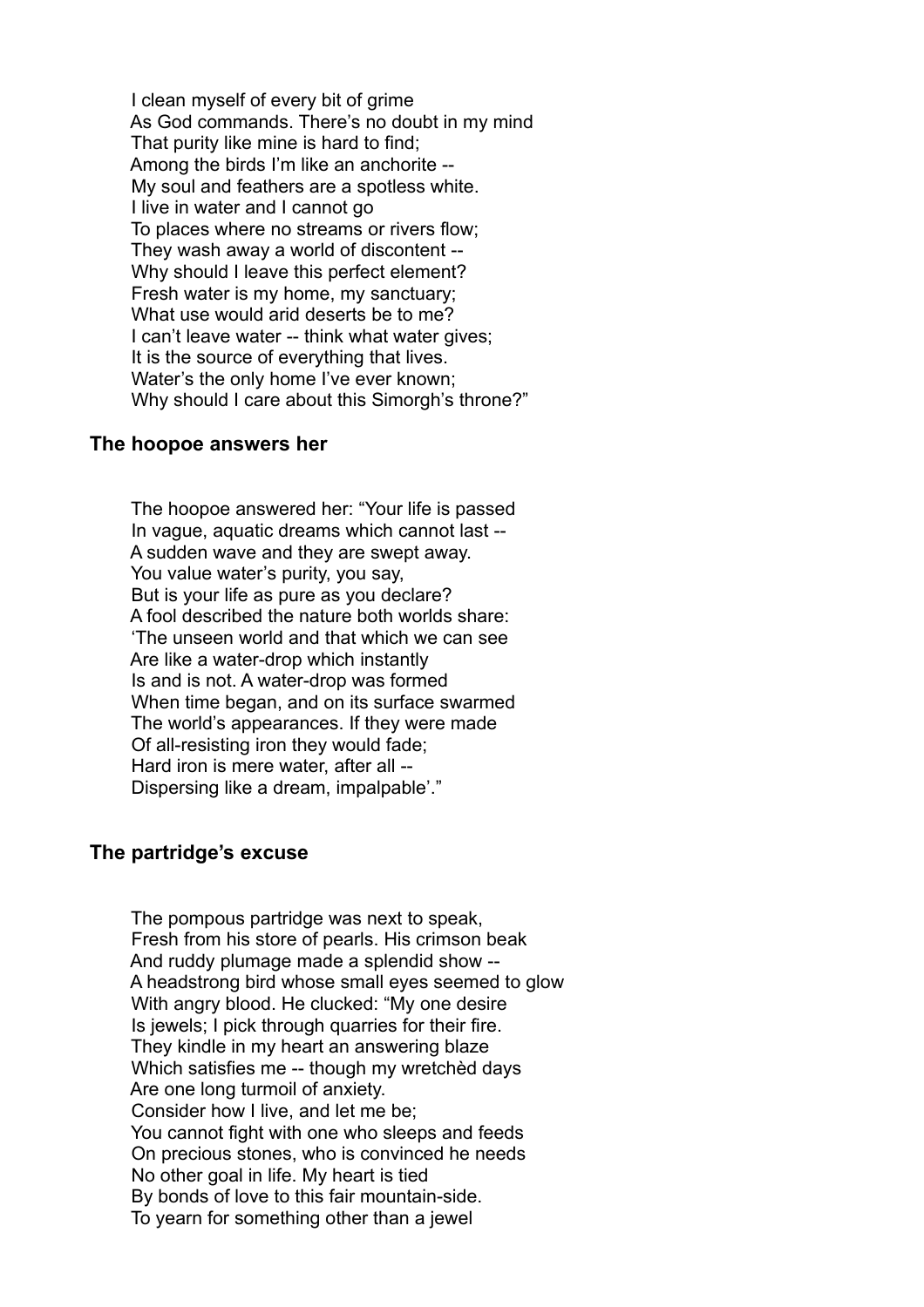I clean myself of every bit of grime
As God commands. There's no doubt in my mind
That purity like mine is hard to find;
Among the birds I'm like an anchorite --
My soul and feathers are a spotless white.
I live in water and I cannot go
To places where no streams or rivers flow;
They wash away a world of discontent --
Why should I leave this perfect element?
Fresh water is my home, my sanctuary;
What use would arid deserts be to me?
I can't leave water -- think what water gives;
It is the source of everything that lives.
Water's the only home I've ever known;
Why should I care about this Simorgh's throne?"

### The hoopoe answers her

The hoopoe answered her: "Your life is passed
In vague, aquatic dreams which cannot last --
A sudden wave and they are swept away.
You value water's purity, you say,
But is your life as pure as you declare?
A fool described the nature both worlds share:
'The unseen world and that which we can see
Are like a water-drop which instantly
Is and is not. A water-drop was formed
When time began, and on its surface swarmed
The world's appearances. If they were made
Of all-resisting iron they would fade;
Hard iron is mere water, after all --
Dispersing like a dream, impalpable'."

### The partridge's excuse

The pompous partridge was next to speak,
Fresh from his store of pearls. His crimson beak
And ruddy plumage made a splendid show --
A headstrong bird whose small eyes seemed to glow
With angry blood. He clucked: "My one desire
Is jewels; I pick through quarries for their fire.
They kindle in my heart an answering blaze
Which satisfies me -- though my wretchèd days
Are one long turmoil of anxiety.
Consider how I live, and let me be;
You cannot fight with one who sleeps and feeds
On precious stones, who is convinced he needs
No other goal in life. My heart is tied
By bonds of love to this fair mountain-side.
To yearn for something other than a jewel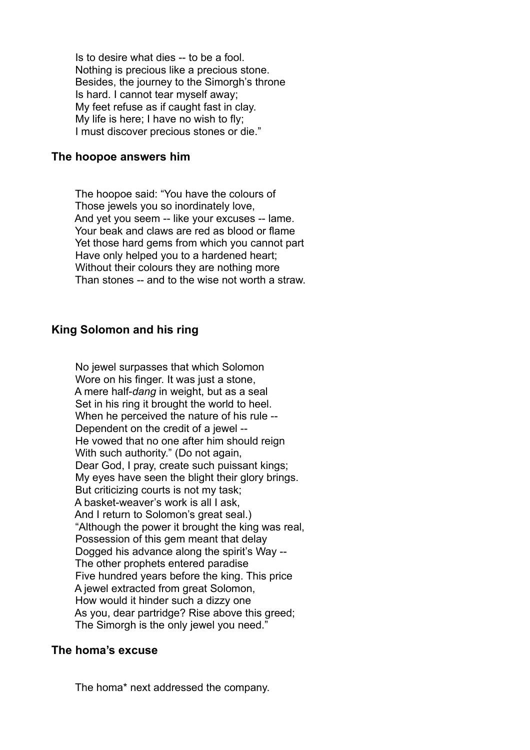Is to desire what dies -- to be a fool.
Nothing is precious like a precious stone.
Besides, the journey to the Simorgh's throne
Is hard. I cannot tear myself away;
My feet refuse as if caught fast in clay.
My life is here; I have no wish to fly;
I must discover precious stones or die."

### The hoopoe answers him

The hoopoe said: "You have the colours of
Those jewels you so inordinately love,
And yet you seem -- like your excuses -- lame.
Your beak and claws are red as blood or flame
Yet those hard gems from which you cannot part
Have only helped you to a hardened heart;
Without their colours they are nothing more
Than stones -- and to the wise not worth a straw.

### King Solomon and his ring

No jewel surpasses that which Solomon
Wore on his finger. It was just a stone,
A mere half-*dang* in weight, but as a seal
Set in his ring it brought the world to heel.
When he perceived the nature of his rule --
Dependent on the credit of a jewel --
He vowed that no one after him should reign
With such authority." (Do not again,
Dear God, I pray, create such puissant kings;
My eyes have seen the blight their glory brings.
But criticizing courts is not my task;
A basket-weaver's work is all I ask,
And I return to Solomon's great seal.)
"Although the power it brought the king was real,
Possession of this gem meant that delay
Dogged his advance along the spirit's Way --
The other prophets entered paradise
Five hundred years before the king. This price
A jewel extracted from great Solomon,
How would it hinder such a dizzy one
As you, dear partridge? Rise above this greed;
The Simorgh is the only jewel you need."

### The homa's excuse

The homa* next addressed the company.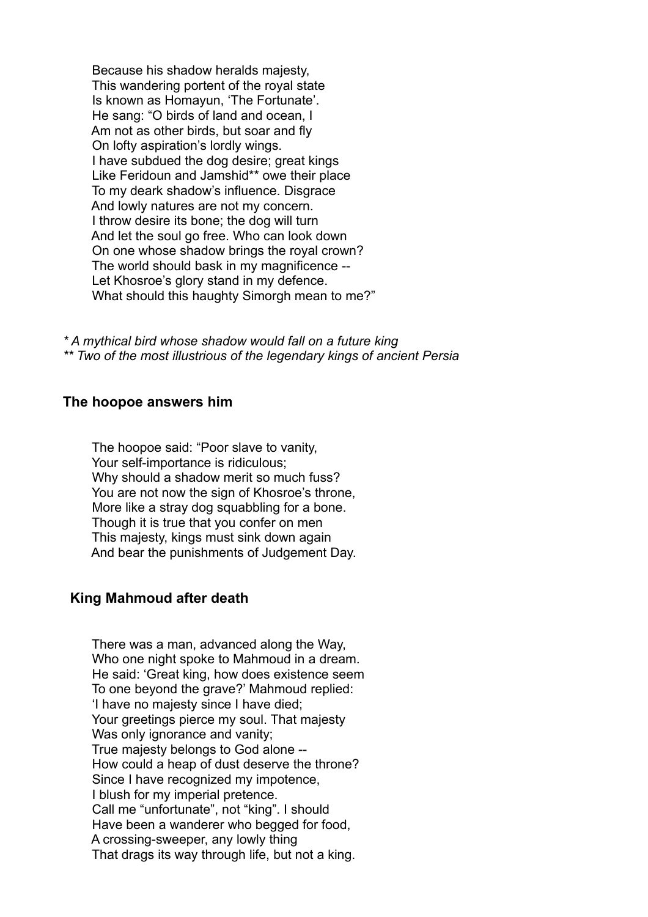Because his shadow heralds majesty,  
This wandering portent of the royal state  
Is known as Homayun, 'The Fortunate'.  
He sang: "O birds of land and ocean, I  
Am not as other birds, but soar and fly  
On lofty aspiration's lordly wings.  
I have subdued the dog desire; great kings  
Like Feridoun and Jamshid** owe their place  
To my deark shadow's influence. Disgrace  
And lowly natures are not my concern.  
I throw desire its bone; the dog will turn  
And let the soul go free. Who can look down  
On one whose shadow brings the royal crown?  
The world should bask in my magnificence --  
Let Khosroe's glory stand in my defence.  
What should this haughty Simorgh mean to me?"

*\* A mythical bird whose shadow would fall on a future king*  
*\*\* Two of the most illustrious of the legendary kings of ancient Persia*

### The hoopoe answers him

The hoopoe said: "Poor slave to vanity,  
Your self-importance is ridiculous;  
Why should a shadow merit so much fuss?  
You are not now the sign of Khosroe's throne,  
More like a stray dog squabbling for a bone.  
Though it is true that you confer on men  
This majesty, kings must sink down again  
And bear the punishments of Judgement Day.

### King Mahmoud after death

There was a man, advanced along the Way,  
Who one night spoke to Mahmoud in a dream.  
He said: 'Great king, how does existence seem  
To one beyond the grave?' Mahmoud replied:  
'I have no majesty since I have died;  
Your greetings pierce my soul. That majesty  
Was only ignorance and vanity;  
True majesty belongs to God alone --  
How could a heap of dust deserve the throne?  
Since I have recognized my impotence,  
I blush for my imperial pretence.  
Call me "unfortunate", not "king". I should  
Have been a wanderer who begged for food,  
A crossing-sweeper, any lowly thing  
That drags its way through life, but not a king.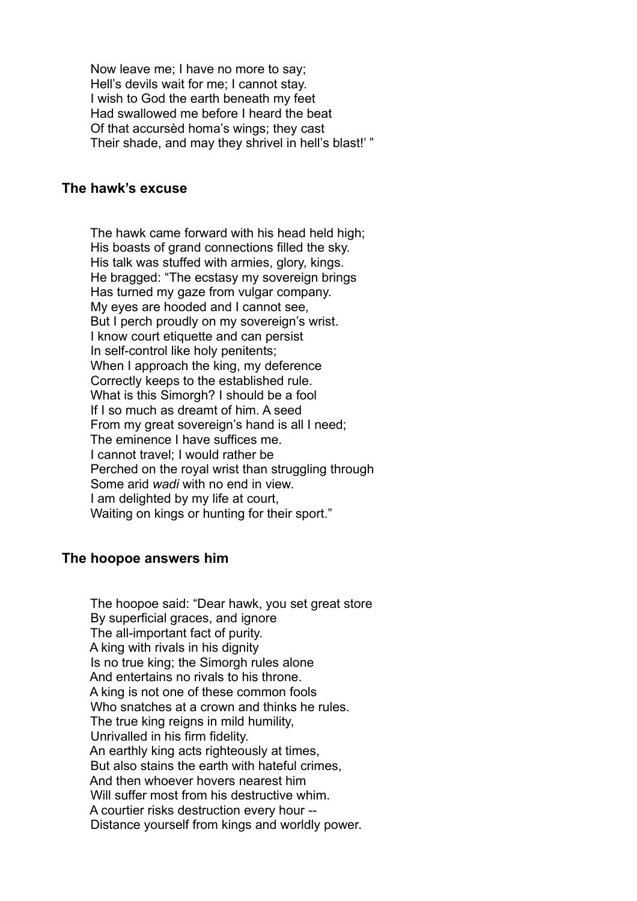Now leave me; I have no more to say;
Hell's devils wait for me; I cannot stay.
I wish to God the earth beneath my feet
Had swallowed me before I heard the beat
Of that accursèd homa's wings; they cast
Their shade, and may they shrivel in hell's blast!' "

### The hawk's excuse

The hawk came forward with his head held high;
His boasts of grand connections filled the sky.
His talk was stuffed with armies, glory, kings.
He bragged: "The ecstasy my sovereign brings
Has turned my gaze from vulgar company.
My eyes are hooded and I cannot see,
But I perch proudly on my sovereign's wrist.
I know court etiquette and can persist
In self-control like holy penitents;
When I approach the king, my deference
Correctly keeps to the established rule.
What is this Simorgh? I should be a fool
If I so much as dreamt of him. A seed
From my great sovereign's hand is all I need;
The eminence I have suffices me.
I cannot travel; I would rather be
Perched on the royal wrist than struggling through
Some arid *wadi* with no end in view.
I am delighted by my life at court,
Waiting on kings or hunting for their sport."

### The hoopoe answers him

The hoopoe said: "Dear hawk, you set great store
By superficial graces, and ignore
The all-important fact of purity.
A king with rivals in his dignity
Is no true king; the Simorgh rules alone
And entertains no rivals to his throne.
A king is not one of these common fools
Who snatches at a crown and thinks he rules.
The true king reigns in mild humility,
Unrivalled in his firm fidelity.
An earthly king acts righteously at times,
But also stains the earth with hateful crimes,
And then whoever hovers nearest him
Will suffer most from his destructive whim.
A courtier risks destruction every hour --
Distance yourself from kings and worldly power.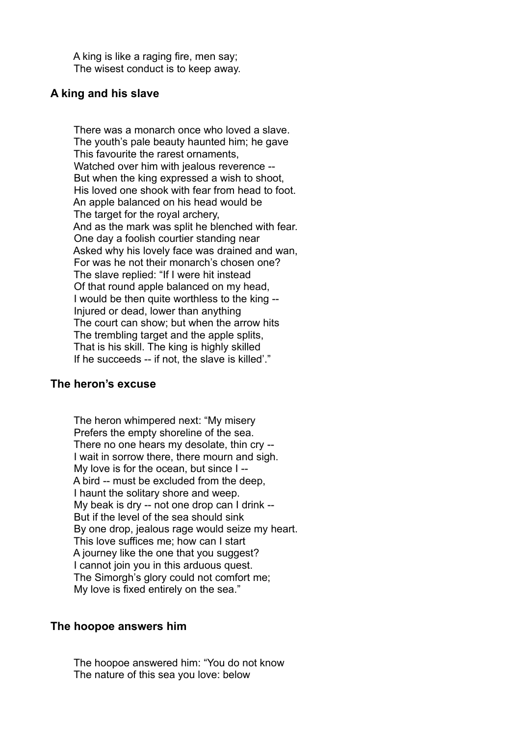A king is like a raging fire, men say;
The wisest conduct is to keep away.

### A king and his slave

There was a monarch once who loved a slave.
The youth's pale beauty haunted him; he gave
This favourite the rarest ornaments,
Watched over him with jealous reverence --
But when the king expressed a wish to shoot,
His loved one shook with fear from head to foot.
An apple balanced on his head would be
The target for the royal archery,
And as the mark was split he blenched with fear.
One day a foolish courtier standing near
Asked why his lovely face was drained and wan,
For was he not their monarch's chosen one?
The slave replied: "If I were hit instead
Of that round apple balanced on my head,
I would be then quite worthless to the king --
Injured or dead, lower than anything
The court can show; but when the arrow hits
The trembling target and the apple splits,
That is his skill. The king is highly skilled
If he succeeds -- if not, the slave is killed'."

### The heron's excuse

The heron whimpered next: "My misery
Prefers the empty shoreline of the sea.
There no one hears my desolate, thin cry --
I wait in sorrow there, there mourn and sigh.
My love is for the ocean, but since I --
A bird -- must be excluded from the deep,
I haunt the solitary shore and weep.
My beak is dry -- not one drop can I drink --
But if the level of the sea should sink
By one drop, jealous rage would seize my heart.
This love suffices me; how can I start
A journey like the one that you suggest?
I cannot join you in this arduous quest.
The Simorgh's glory could not comfort me;
My love is fixed entirely on the sea."

### The hoopoe answers him

The hoopoe answered him: "You do not know
The nature of this sea you love: below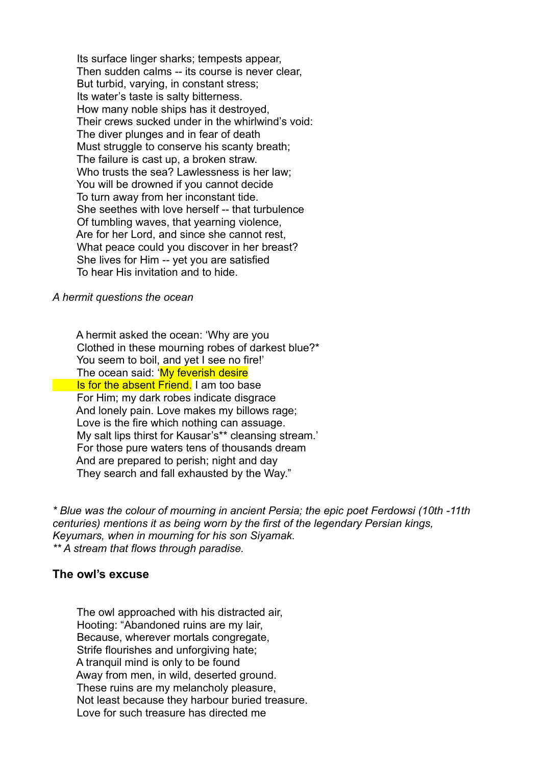Its surface linger sharks; tempests appear,
Then sudden calms -- its course is never clear,
But turbid, varying, in constant stress;
Its water's taste is salty bitterness.
How many noble ships has it destroyed,
Their crews sucked under in the whirlwind's void:
The diver plunges and in fear of death
Must struggle to conserve his scanty breath;
The failure is cast up, a broken straw.
Who trusts the sea? Lawlessness is her law;
You will be drowned if you cannot decide
To turn away from her inconstant tide.
She seethes with love herself -- that turbulence
Of tumbling waves, that yearning violence,
Are for her Lord, and since she cannot rest,
What peace could you discover in her breast?
She lives for Him -- yet you are satisfied
To hear His invitation and to hide.

*A hermit questions the ocean*

A hermit asked the ocean: 'Why are you
Clothed in these mourning robes of darkest blue?*
You seem to boil, and yet I see no fire!'
The ocean said: 'My feverish desire
Is for the absent Friend. I am too base
For Him; my dark robes indicate disgrace
And lonely pain. Love makes my billows rage;
Love is the fire which nothing can assuage.
My salt lips thirst for Kausar's** cleansing stream.'
For those pure waters tens of thousands dream
And are prepared to perish; night and day
They search and fall exhausted by the Way."

*\* Blue was the colour of mourning in ancient Persia; the epic poet Ferdowsi (10th -11th centuries) mentions it as being worn by the first of the legendary Persian kings, Keyumars, when in mourning for his son Siyamak.*
*\*\* A stream that flows through paradise.*

**The owl's excuse**

The owl approached with his distracted air,
Hooting: "Abandoned ruins are my lair,
Because, wherever mortals congregate,
Strife flourishes and unforgiving hate;
A tranquil mind is only to be found
Away from men, in wild, deserted ground.
These ruins are my melancholy pleasure,
Not least because they harbour buried treasure.
Love for such treasure has directed me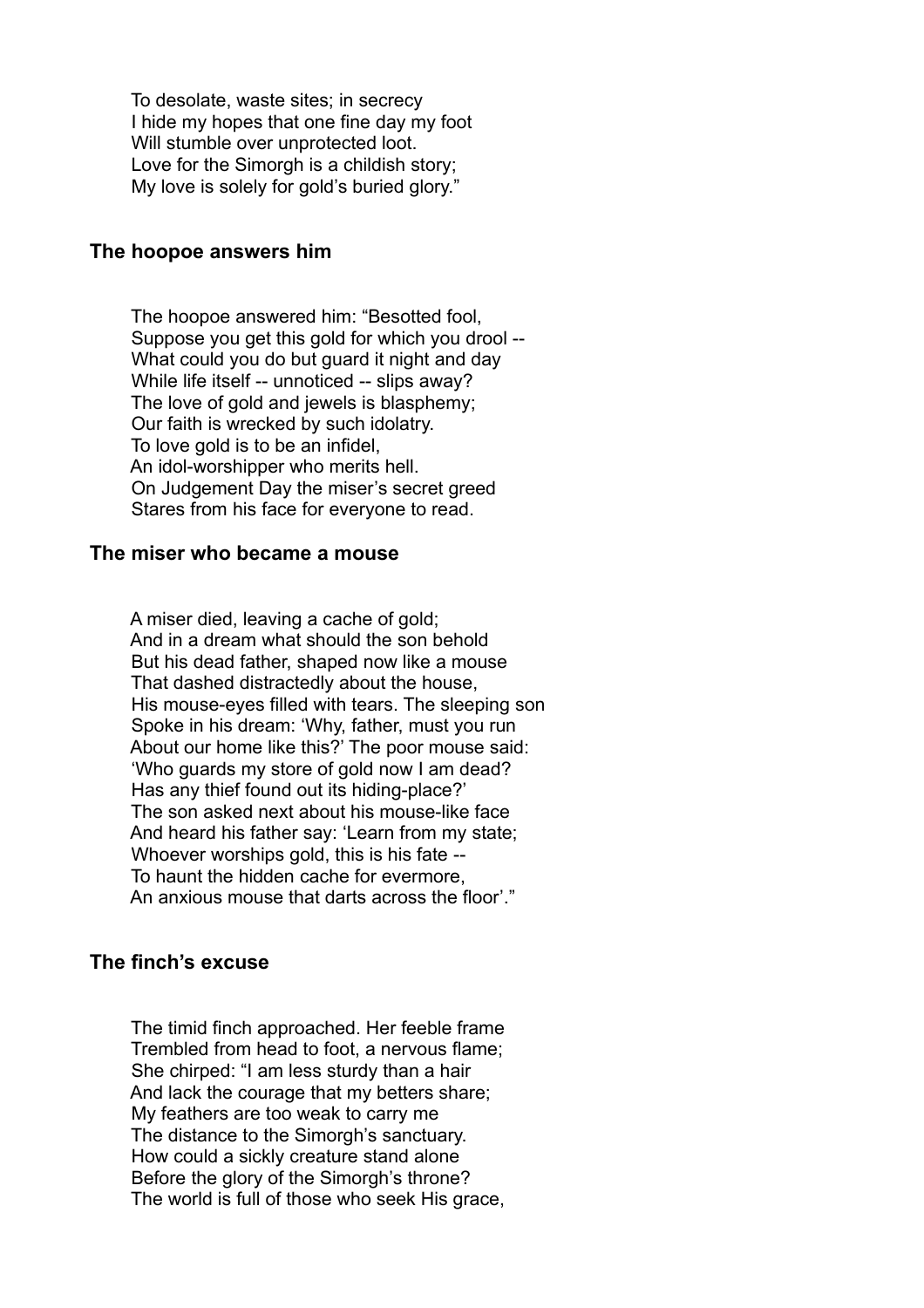To desolate, waste sites; in secrecy
I hide my hopes that one fine day my foot
Will stumble over unprotected loot.
Love for the Simorgh is a childish story;
My love is solely for gold's buried glory."

### The hoopoe answers him

The hoopoe answered him: "Besotted fool,
Suppose you get this gold for which you drool --
What could you do but guard it night and day
While life itself -- unnoticed -- slips away?
The love of gold and jewels is blasphemy;
Our faith is wrecked by such idolatry.
To love gold is to be an infidel,
An idol-worshipper who merits hell.
On Judgement Day the miser's secret greed
Stares from his face for everyone to read.

### The miser who became a mouse

A miser died, leaving a cache of gold;
And in a dream what should the son behold
But his dead father, shaped now like a mouse
That dashed distractedly about the house,
His mouse-eyes filled with tears. The sleeping son
Spoke in his dream: 'Why, father, must you run
About our home like this?' The poor mouse said:
'Who guards my store of gold now I am dead?
Has any thief found out its hiding-place?'
The son asked next about his mouse-like face
And heard his father say: 'Learn from my state;
Whoever worships gold, this is his fate --
To haunt the hidden cache for evermore,
An anxious mouse that darts across the floor'."

### The finch's excuse

The timid finch approached. Her feeble frame
Trembled from head to foot, a nervous flame;
She chirped: "I am less sturdy than a hair
And lack the courage that my betters share;
My feathers are too weak to carry me
The distance to the Simorgh's sanctuary.
How could a sickly creature stand alone
Before the glory of the Simorgh's throne?
The world is full of those who seek His grace,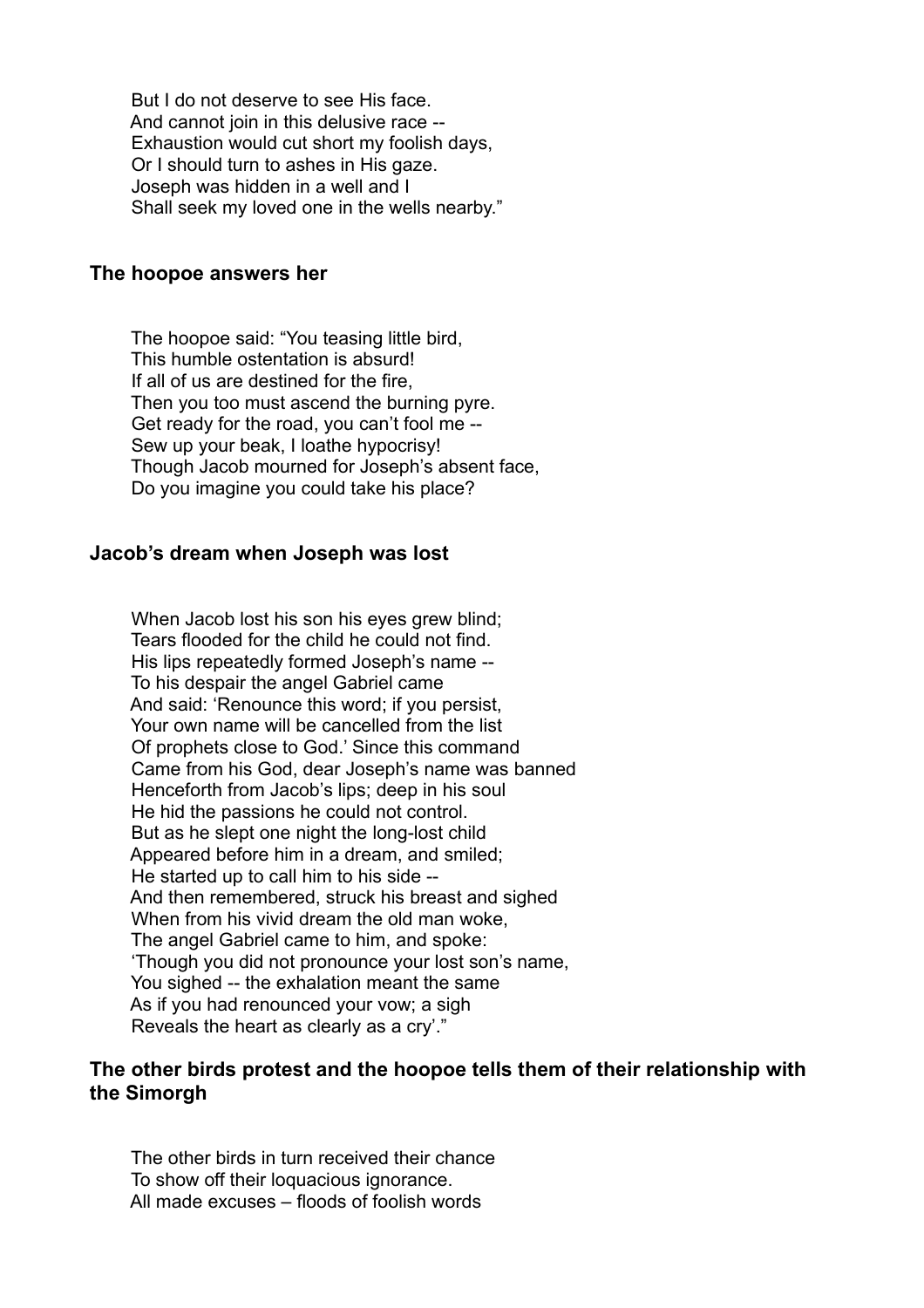But I do not deserve to see His face.
And cannot join in this delusive race --
Exhaustion would cut short my foolish days,
Or I should turn to ashes in His gaze.
Joseph was hidden in a well and I
Shall seek my loved one in the wells nearby."

### The hoopoe answers her

The hoopoe said: "You teasing little bird,
This humble ostentation is absurd!
If all of us are destined for the fire,
Then you too must ascend the burning pyre.
Get ready for the road, you can't fool me --
Sew up your beak, I loathe hypocrisy!
Though Jacob mourned for Joseph's absent face,
Do you imagine you could take his place?

### Jacob's dream when Joseph was lost

When Jacob lost his son his eyes grew blind;
Tears flooded for the child he could not find.
His lips repeatedly formed Joseph's name --
To his despair the angel Gabriel came
And said: 'Renounce this word; if you persist,
Your own name will be cancelled from the list
Of prophets close to God.' Since this command
Came from his God, dear Joseph's name was banned
Henceforth from Jacob's lips; deep in his soul
He hid the passions he could not control.
But as he slept one night the long-lost child
Appeared before him in a dream, and smiled;
He started up to call him to his side --
And then remembered, struck his breast and sighed
When from his vivid dream the old man woke,
The angel Gabriel came to him, and spoke:
'Though you did not pronounce your lost son's name,
You sighed -- the exhalation meant the same
As if you had renounced your vow; a sigh
Reveals the heart as clearly as a cry'."

### The other birds protest and the hoopoe tells them of their relationship with the Simorgh

The other birds in turn received their chance
To show off their loquacious ignorance.
All made excuses – floods of foolish words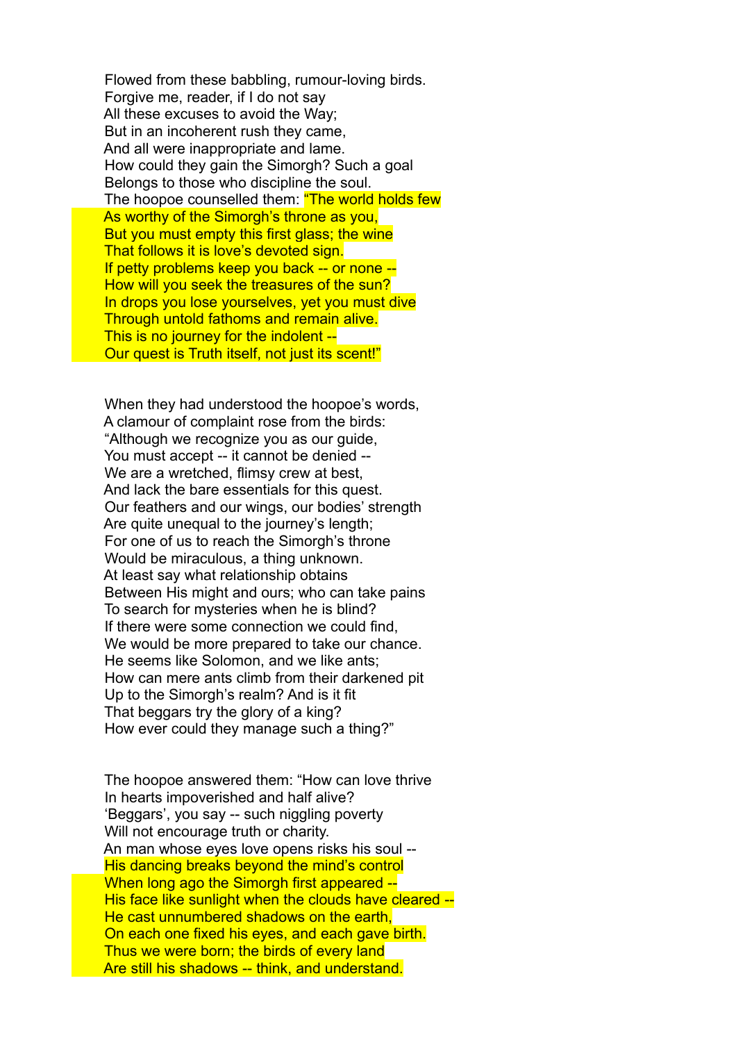Flowed from these babbling, rumour-loving birds.
Forgive me, reader, if I do not say
All these excuses to avoid the Way;
But in an incoherent rush they came,
And all were inappropriate and lame.
How could they gain the Simorgh? Such a goal
Belongs to those who discipline the soul.
The hoopoe counselled them: "The world holds few
As worthy of the Simorgh's throne as you,
But you must empty this first glass; the wine
That follows it is love's devoted sign.
If petty problems keep you back -- or none --
How will you seek the treasures of the sun?
In drops you lose yourselves, yet you must dive
Through untold fathoms and remain alive.
This is no journey for the indolent --
Our quest is Truth itself, not just its scent!"

When they had understood the hoopoe's words,
A clamour of complaint rose from the birds:
"Although we recognize you as our guide,
You must accept -- it cannot be denied --
We are a wretched, flimsy crew at best,
And lack the bare essentials for this quest.
Our feathers and our wings, our bodies' strength
Are quite unequal to the journey's length;
For one of us to reach the Simorgh's throne
Would be miraculous, a thing unknown.
At least say what relationship obtains
Between His might and ours; who can take pains
To search for mysteries when he is blind?
If there were some connection we could find,
We would be more prepared to take our chance.
He seems like Solomon, and we like ants;
How can mere ants climb from their darkened pit
Up to the Simorgh's realm? And is it fit
That beggars try the glory of a king?
How ever could they manage such a thing?"

The hoopoe answered them: "How can love thrive
In hearts impoverished and half alive?
'Beggars', you say -- such niggling poverty
Will not encourage truth or charity.
An man whose eyes love opens risks his soul --
His dancing breaks beyond the mind's control
When long ago the Simorgh first appeared --
His face like sunlight when the clouds have cleared --
He cast unnumbered shadows on the earth,
On each one fixed his eyes, and each gave birth.
Thus we were born; the birds of every land
Are still his shadows -- think, and understand.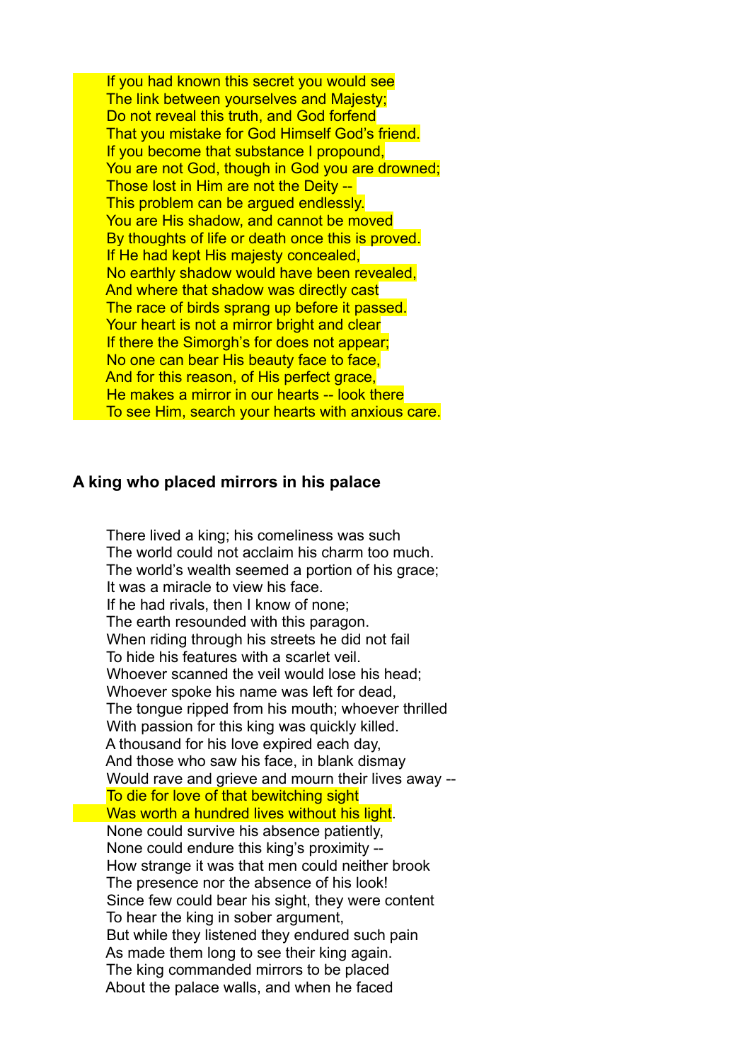If you had known this secret you would see  
The link between yourselves and Majesty;  
Do not reveal this truth, and God forfend  
That you mistake for God Himself God's friend.  
If you become that substance I propound,  
You are not God, though in God you are drowned;  
Those lost in Him are not the Deity --  
This problem can be argued endlessly.  
You are His shadow, and cannot be moved  
By thoughts of life or death once this is proved.  
If He had kept His majesty concealed,  
No earthly shadow would have been revealed,  
And where that shadow was directly cast  
The race of birds sprang up before it passed.  
Your heart is not a mirror bright and clear  
If there the Simorgh's for does not appear;  
No one can bear His beauty face to face,  
And for this reason, of His perfect grace,  
He makes a mirror in our hearts -- look there  
To see Him, search your hearts with anxious care.

### A king who placed mirrors in his palace

There lived a king; his comeliness was such  
The world could not acclaim his charm too much.  
The world's wealth seemed a portion of his grace;  
It was a miracle to view his face.  
If he had rivals, then I know of none;  
The earth resounded with this paragon.  
When riding through his streets he did not fail  
To hide his features with a scarlet veil.  
Whoever scanned the veil would lose his head;  
Whoever spoke his name was left for dead,  
The tongue ripped from his mouth; whoever thrilled  
With passion for this king was quickly killed.  
A thousand for his love expired each day,  
And those who saw his face, in blank dismay  
Would rave and grieve and mourn their lives away --  
To die for love of that bewitching sight  
Was worth a hundred lives without his light.  
None could survive his absence patiently,  
None could endure this king's proximity --  
How strange it was that men could neither brook  
The presence nor the absence of his look!  
Since few could bear his sight, they were content  
To hear the king in sober argument,  
But while they listened they endured such pain  
As made them long to see their king again.  
The king commanded mirrors to be placed  
About the palace walls, and when he faced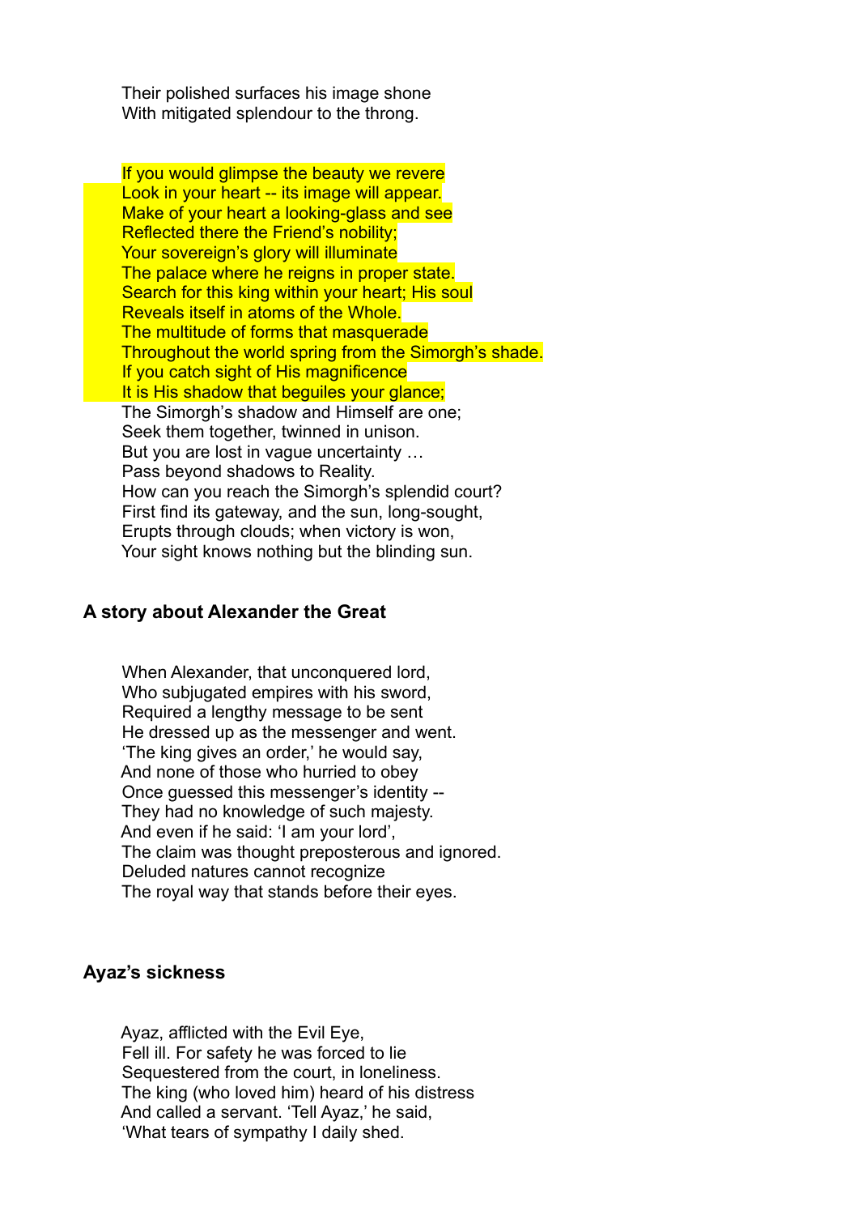Their polished surfaces his image shone
With mitigated splendour to the throng.

If you would glimpse the beauty we revere
Look in your heart -- its image will appear.
Make of your heart a looking-glass and see
Reflected there the Friend's nobility;
Your sovereign's glory will illuminate
The palace where he reigns in proper state.
Search for this king within your heart; His soul
Reveals itself in atoms of the Whole.
The multitude of forms that masquerade
Throughout the world spring from the Simorgh's shade.
If you catch sight of His magnificence
It is His shadow that beguiles your glance;
The Simorgh's shadow and Himself are one;
Seek them together, twinned in unison.
But you are lost in vague uncertainty …
Pass beyond shadows to Reality.
How can you reach the Simorgh's splendid court?
First find its gateway, and the sun, long-sought,
Erupts through clouds; when victory is won,
Your sight knows nothing but the blinding sun.

### A story about Alexander the Great

When Alexander, that unconquered lord,
Who subjugated empires with his sword,
Required a lengthy message to be sent
He dressed up as the messenger and went.
'The king gives an order,' he would say,
And none of those who hurried to obey
Once guessed this messenger's identity --
They had no knowledge of such majesty.
And even if he said: 'I am your lord',
The claim was thought preposterous and ignored.
Deluded natures cannot recognize
The royal way that stands before their eyes.

### Ayaz's sickness

Ayaz, afflicted with the Evil Eye,
Fell ill. For safety he was forced to lie
Sequestered from the court, in loneliness.
The king (who loved him) heard of his distress
And called a servant. 'Tell Ayaz,' he said,
'What tears of sympathy I daily shed.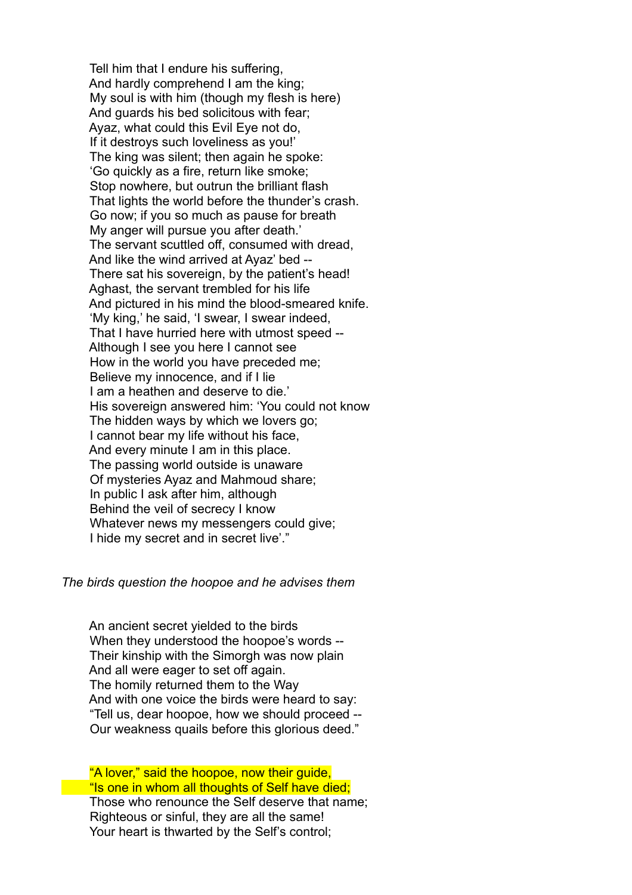Tell him that I endure his suffering,
And hardly comprehend I am the king;
My soul is with him (though my flesh is here)
And guards his bed solicitous with fear;
Ayaz, what could this Evil Eye not do,
If it destroys such loveliness as you!'
The king was silent; then again he spoke:
'Go quickly as a fire, return like smoke;
Stop nowhere, but outrun the brilliant flash
That lights the world before the thunder's crash.
Go now; if you so much as pause for breath
My anger will pursue you after death.'
The servant scuttled off, consumed with dread,
And like the wind arrived at Ayaz' bed --
There sat his sovereign, by the patient's head!
Aghast, the servant trembled for his life
And pictured in his mind the blood-smeared knife.
'My king,' he said, 'I swear, I swear indeed,
That I have hurried here with utmost speed --
Although I see you here I cannot see
How in the world you have preceded me;
Believe my innocence, and if I lie
I am a heathen and deserve to die.'
His sovereign answered him: 'You could not know
The hidden ways by which we lovers go;
I cannot bear my life without his face,
And every minute I am in this place.
The passing world outside is unaware
Of mysteries Ayaz and Mahmoud share;
In public I ask after him, although
Behind the veil of secrecy I know
Whatever news my messengers could give;
I hide my secret and in secret live'."

*The birds question the hoopoe and he advises them*

An ancient secret yielded to the birds
When they understood the hoopoe's words --
Their kinship with the Simorgh was now plain
And all were eager to set off again.
The homily returned them to the Way
And with one voice the birds were heard to say:
"Tell us, dear hoopoe, how we should proceed --
Our weakness quails before this glorious deed."

"A lover," said the hoopoe, now their guide,
"Is one in whom all thoughts of Self have died;
Those who renounce the Self deserve that name;
Righteous or sinful, they are all the same!
Your heart is thwarted by the Self's control;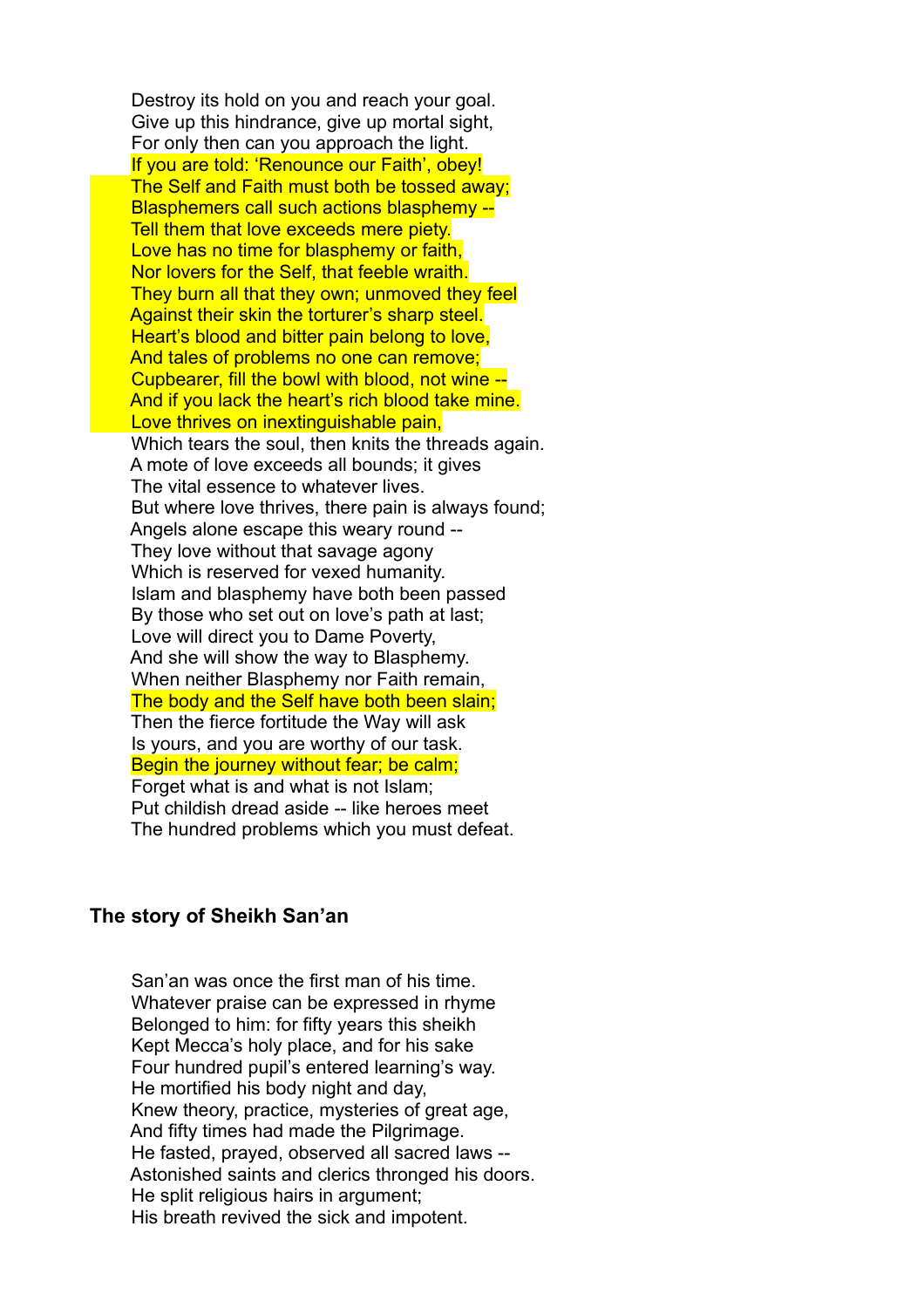Destroy its hold on you and reach your goal.
Give up this hindrance, give up mortal sight,
For only then can you approach the light.
If you are told: 'Renounce our Faith', obey!
The Self and Faith must both be tossed away;
Blasphemers call such actions blasphemy --
Tell them that love exceeds mere piety.
Love has no time for blasphemy or faith,
Nor lovers for the Self, that feeble wraith.
They burn all that they own; unmoved they feel
Against their skin the torturer's sharp steel.
Heart's blood and bitter pain belong to love,
And tales of problems no one can remove;
Cupbearer, fill the bowl with blood, not wine --
And if you lack the heart's rich blood take mine.
Love thrives on inextinguishable pain,
Which tears the soul, then knits the threads again.
A mote of love exceeds all bounds; it gives
The vital essence to whatever lives.
But where love thrives, there pain is always found;
Angels alone escape this weary round --
They love without that savage agony
Which is reserved for vexed humanity.
Islam and blasphemy have both been passed
By those who set out on love's path at last;
Love will direct you to Dame Poverty,
And she will show the way to Blasphemy.
When neither Blasphemy nor Faith remain,
The body and the Self have both been slain;
Then the fierce fortitude the Way will ask
Is yours, and you are worthy of our task.
Begin the journey without fear; be calm;
Forget what is and what is not Islam;
Put childish dread aside -- like heroes meet
The hundred problems which you must defeat.

## The story of Sheikh San'an

San'an was once the first man of his time.
Whatever praise can be expressed in rhyme
Belonged to him: for fifty years this sheikh
Kept Mecca's holy place, and for his sake
Four hundred pupil's entered learning's way.
He mortified his body night and day,
Knew theory, practice, mysteries of great age,
And fifty times had made the Pilgrimage.
He fasted, prayed, observed all sacred laws --
Astonished saints and clerics thronged his doors.
He split religious hairs in argument;
His breath revived the sick and impotent.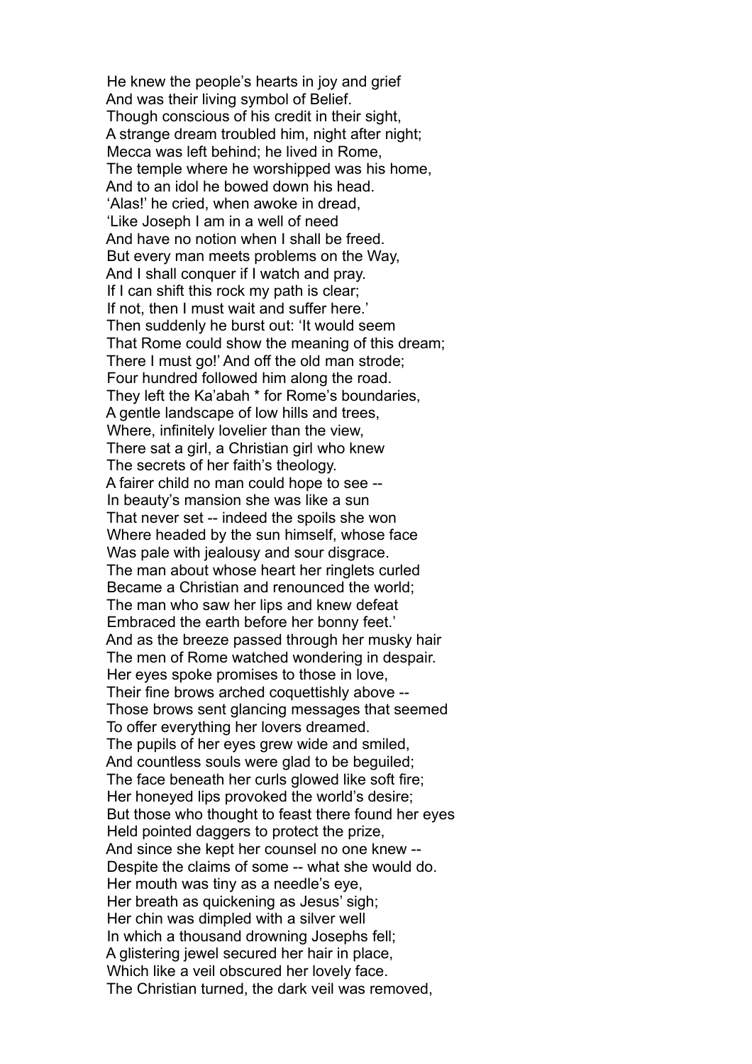He knew the people's hearts in joy and grief
And was their living symbol of Belief.
Though conscious of his credit in their sight,
A strange dream troubled him, night after night;
Mecca was left behind; he lived in Rome,
The temple where he worshipped was his home,
And to an idol he bowed down his head.
'Alas!' he cried, when awoke in dread,
'Like Joseph I am in a well of need
And have no notion when I shall be freed.
But every man meets problems on the Way,
And I shall conquer if I watch and pray.
If I can shift this rock my path is clear;
If not, then I must wait and suffer here.'
Then suddenly he burst out: 'It would seem
That Rome could show the meaning of this dream;
There I must go!' And off the old man strode;
Four hundred followed him along the road.
They left the Ka'abah * for Rome's boundaries,
A gentle landscape of low hills and trees,
Where, infinitely lovelier than the view,
There sat a girl, a Christian girl who knew
The secrets of her faith's theology.
A fairer child no man could hope to see --
In beauty's mansion she was like a sun
That never set -- indeed the spoils she won
Where headed by the sun himself, whose face
Was pale with jealousy and sour disgrace.
The man about whose heart her ringlets curled
Became a Christian and renounced the world;
The man who saw her lips and knew defeat
Embraced the earth before her bonny feet.'
And as the breeze passed through her musky hair
The men of Rome watched wondering in despair.
Her eyes spoke promises to those in love,
Their fine brows arched coquettishly above --
Those brows sent glancing messages that seemed
To offer everything her lovers dreamed.
The pupils of her eyes grew wide and smiled,
And countless souls were glad to be beguiled;
The face beneath her curls glowed like soft fire;
Her honeyed lips provoked the world's desire;
But those who thought to feast there found her eyes
Held pointed daggers to protect the prize,
And since she kept her counsel no one knew --
Despite the claims of some -- what she would do.
Her mouth was tiny as a needle's eye,
Her breath as quickening as Jesus' sigh;
Her chin was dimpled with a silver well
In which a thousand drowning Josephs fell;
A glistering jewel secured her hair in place,
Which like a veil obscured her lovely face.
The Christian turned, the dark veil was removed,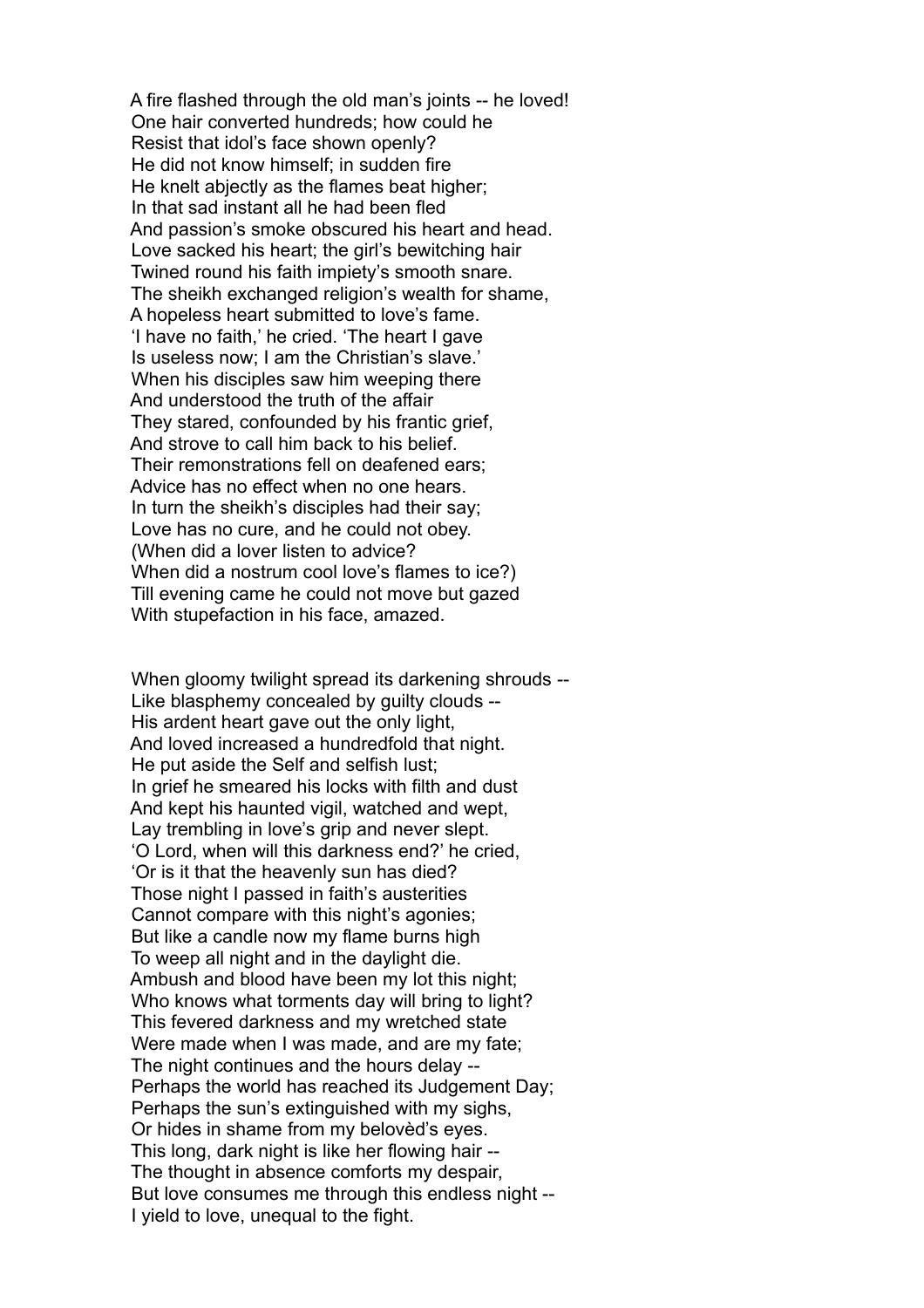A fire flashed through the old man's joints -- he loved!
One hair converted hundreds; how could he
Resist that idol's face shown openly?
He did not know himself; in sudden fire
He knelt abjectly as the flames beat higher;
In that sad instant all he had been fled
And passion's smoke obscured his heart and head.
Love sacked his heart; the girl's bewitching hair
Twined round his faith impiety's smooth snare.
The sheikh exchanged religion's wealth for shame,
A hopeless heart submitted to love's fame.
'I have no faith,' he cried. 'The heart I gave
Is useless now; I am the Christian's slave.'
When his disciples saw him weeping there
And understood the truth of the affair
They stared, confounded by his frantic grief,
And strove to call him back to his belief.
Their remonstrations fell on deafened ears;
Advice has no effect when no one hears.
In turn the sheikh's disciples had their say;
Love has no cure, and he could not obey.
(When did a lover listen to advice?
When did a nostrum cool love's flames to ice?)
Till evening came he could not move but gazed
With stupefaction in his face, amazed.

When gloomy twilight spread its darkening shrouds --
Like blasphemy concealed by guilty clouds --
His ardent heart gave out the only light,
And loved increased a hundredfold that night.
He put aside the Self and selfish lust;
In grief he smeared his locks with filth and dust
And kept his haunted vigil, watched and wept,
Lay trembling in love's grip and never slept.
'O Lord, when will this darkness end?' he cried,
'Or is it that the heavenly sun has died?
Those night I passed in faith's austerities
Cannot compare with this night's agonies;
But like a candle now my flame burns high
To weep all night and in the daylight die.
Ambush and blood have been my lot this night;
Who knows what torments day will bring to light?
This fevered darkness and my wretched state
Were made when I was made, and are my fate;
The night continues and the hours delay --
Perhaps the world has reached its Judgement Day;
Perhaps the sun's extinguished with my sighs,
Or hides in shame from my belovèd's eyes.
This long, dark night is like her flowing hair --
The thought in absence comforts my despair,
But love consumes me through this endless night --
I yield to love, unequal to the fight.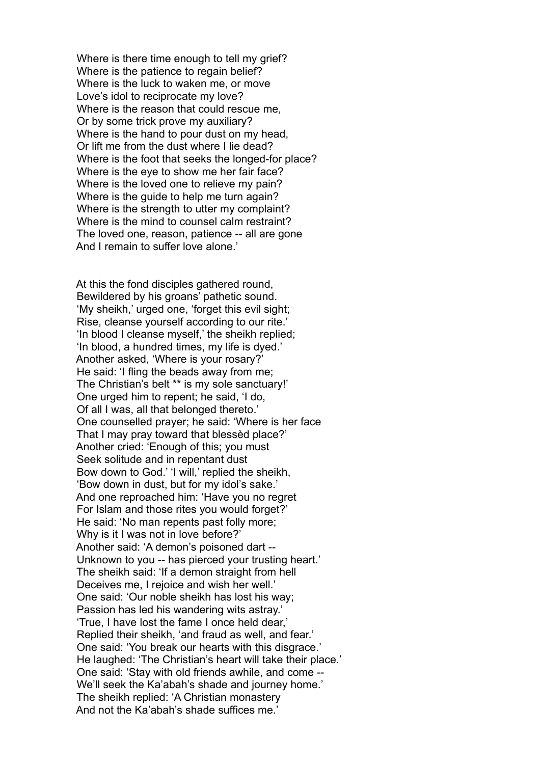Where is there time enough to tell my grief?
Where is the patience to regain belief?
Where is the luck to waken me, or move
Love's idol to reciprocate my love?
Where is the reason that could rescue me,
Or by some trick prove my auxiliary?
Where is the hand to pour dust on my head,
Or lift me from the dust where I lie dead?
Where is the foot that seeks the longed-for place?
Where is the eye to show me her fair face?
Where is the loved one to relieve my pain?
Where is the guide to help me turn again?
Where is the strength to utter my complaint?
Where is the mind to counsel calm restraint?
The loved one, reason, patience -- all are gone
And I remain to suffer love alone.'

At this the fond disciples gathered round,
Bewildered by his groans' pathetic sound.
'My sheikh,' urged one, 'forget this evil sight;
Rise, cleanse yourself according to our rite.'
'In blood I cleanse myself,' the sheikh replied;
'In blood, a hundred times, my life is dyed.'
Another asked, 'Where is your rosary?'
He said: 'I fling the beads away from me;
The Christian's belt ** is my sole sanctuary!'
One urged him to repent; he said, 'I do,
Of all I was, all that belonged thereto.'
One counselled prayer; he said: 'Where is her face
That I may pray toward that blessèd place?'
Another cried: 'Enough of this; you must
Seek solitude and in repentant dust
Bow down to God.' 'I will,' replied the sheikh,
'Bow down in dust, but for my idol's sake.'
And one reproached him: 'Have you no regret
For Islam and those rites you would forget?'
He said: 'No man repents past folly more;
Why is it I was not in love before?'
Another said: 'A demon's poisoned dart --
Unknown to you -- has pierced your trusting heart.'
The sheikh said: 'If a demon straight from hell
Deceives me, I rejoice and wish her well.'
One said: 'Our noble sheikh has lost his way;
Passion has led his wandering wits astray.'
'True, I have lost the fame I once held dear,'
Replied their sheikh, 'and fraud as well, and fear.'
One said: 'You break our hearts with this disgrace.'
He laughed: 'The Christian's heart will take their place.'
One said: 'Stay with old friends awhile, and come --
We'll seek the Ka'abah's shade and journey home.'
The sheikh replied: 'A Christian monastery
And not the Ka'abah's shade suffices me.'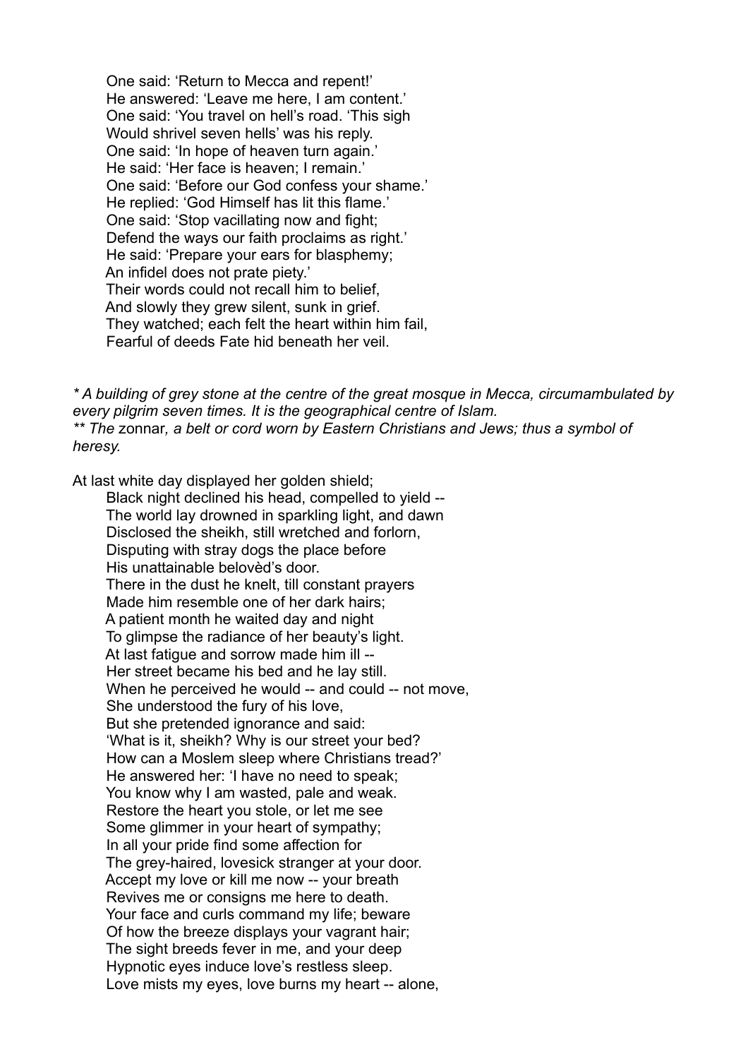One said: 'Return to Mecca and repent!'
He answered: 'Leave me here, I am content.'
One said: 'You travel on hell's road. 'This sigh
Would shrivel seven hells' was his reply.
One said: 'In hope of heaven turn again.'
He said: 'Her face is heaven; I remain.'
One said: 'Before our God confess your shame.'
He replied: 'God Himself has lit this flame.'
One said: 'Stop vacillating now and fight;
Defend the ways our faith proclaims as right.'
He said: 'Prepare your ears for blasphemy;
An infidel does not prate piety.'
Their words could not recall him to belief,
And slowly they grew silent, sunk in grief.
They watched; each felt the heart within him fail,
Fearful of deeds Fate hid beneath her veil.

*\* A building of grey stone at the centre of the great mosque in Mecca, circumambulated by every pilgrim seven times. It is the geographical centre of Islam.*
*\*\* The* zonnar*, a belt or cord worn by Eastern Christians and Jews; thus a symbol of heresy.*

At last white day displayed her golden shield;
Black night declined his head, compelled to yield --
The world lay drowned in sparkling light, and dawn
Disclosed the sheikh, still wretched and forlorn,
Disputing with stray dogs the place before
His unattainable belovèd's door.
There in the dust he knelt, till constant prayers
Made him resemble one of her dark hairs;
A patient month he waited day and night
To glimpse the radiance of her beauty's light.
At last fatigue and sorrow made him ill --
Her street became his bed and he lay still.
When he perceived he would -- and could -- not move,
She understood the fury of his love,
But she pretended ignorance and said:
'What is it, sheikh? Why is our street your bed?
How can a Moslem sleep where Christians tread?'
He answered her: 'I have no need to speak;
You know why I am wasted, pale and weak.
Restore the heart you stole, or let me see
Some glimmer in your heart of sympathy;
In all your pride find some affection for
The grey-haired, lovesick stranger at your door.
Accept my love or kill me now -- your breath
Revives me or consigns me here to death.
Your face and curls command my life; beware
Of how the breeze displays your vagrant hair;
The sight breeds fever in me, and your deep
Hypnotic eyes induce love's restless sleep.
Love mists my eyes, love burns my heart -- alone,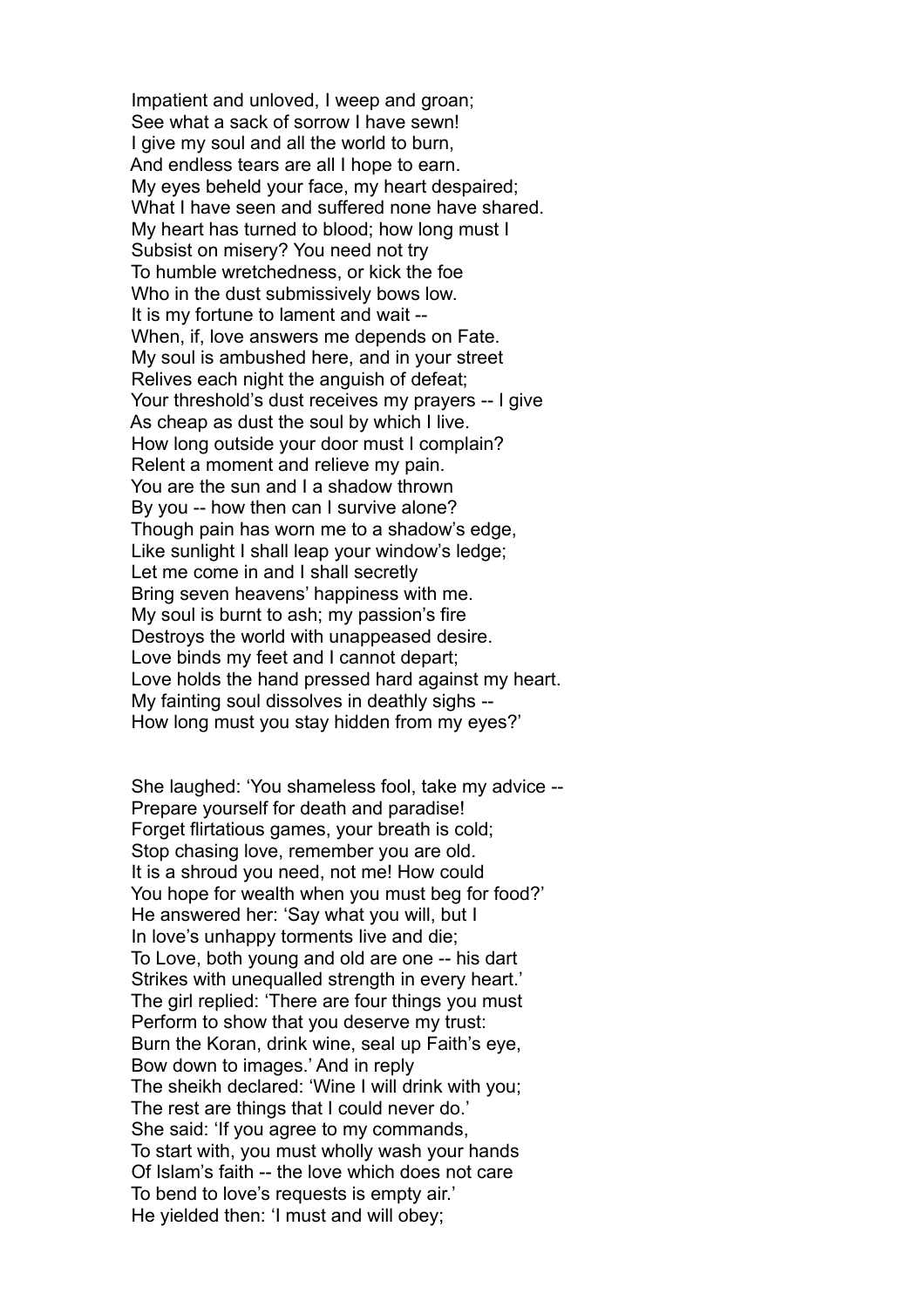Impatient and unloved, I weep and groan;
See what a sack of sorrow I have sewn!
I give my soul and all the world to burn,
And endless tears are all I hope to earn.
My eyes beheld your face, my heart despaired;
What I have seen and suffered none have shared.
My heart has turned to blood; how long must I
Subsist on misery? You need not try
To humble wretchedness, or kick the foe
Who in the dust submissively bows low.
It is my fortune to lament and wait --
When, if, love answers me depends on Fate.
My soul is ambushed here, and in your street
Relives each night the anguish of defeat;
Your threshold's dust receives my prayers -- I give
As cheap as dust the soul by which I live.
How long outside your door must I complain?
Relent a moment and relieve my pain.
You are the sun and I a shadow thrown
By you -- how then can I survive alone?
Though pain has worn me to a shadow's edge,
Like sunlight I shall leap your window's ledge;
Let me come in and I shall secretly
Bring seven heavens' happiness with me.
My soul is burnt to ash; my passion's fire
Destroys the world with unappeased desire.
Love binds my feet and I cannot depart;
Love holds the hand pressed hard against my heart.
My fainting soul dissolves in deathly sighs --
How long must you stay hidden from my eyes?'

She laughed: 'You shameless fool, take my advice --
Prepare yourself for death and paradise!
Forget flirtatious games, your breath is cold;
Stop chasing love, remember you are old.
It is a shroud you need, not me! How could
You hope for wealth when you must beg for food?'
He answered her: 'Say what you will, but I
In love's unhappy torments live and die;
To Love, both young and old are one -- his dart
Strikes with unequalled strength in every heart.'
The girl replied: 'There are four things you must
Perform to show that you deserve my trust:
Burn the Koran, drink wine, seal up Faith's eye,
Bow down to images.' And in reply
The sheikh declared: 'Wine I will drink with you;
The rest are things that I could never do.'
She said: 'If you agree to my commands,
To start with, you must wholly wash your hands
Of Islam's faith -- the love which does not care
To bend to love's requests is empty air.'
He yielded then: 'I must and will obey;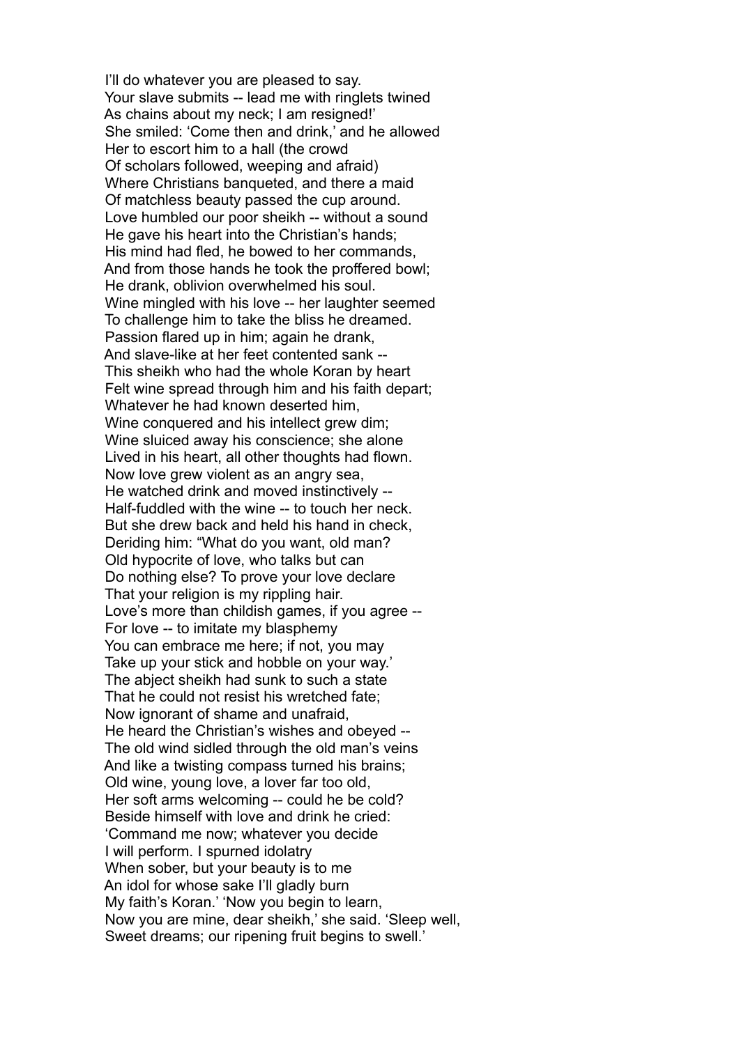I'll do whatever you are pleased to say.
Your slave submits -- lead me with ringlets twined
As chains about my neck; I am resigned!'
She smiled: 'Come then and drink,' and he allowed
Her to escort him to a hall (the crowd
Of scholars followed, weeping and afraid)
Where Christians banqueted, and there a maid
Of matchless beauty passed the cup around.
Love humbled our poor sheikh -- without a sound
He gave his heart into the Christian's hands;
His mind had fled, he bowed to her commands,
And from those hands he took the proffered bowl;
He drank, oblivion overwhelmed his soul.
Wine mingled with his love -- her laughter seemed
To challenge him to take the bliss he dreamed.
Passion flared up in him; again he drank,
And slave-like at her feet contented sank --
This sheikh who had the whole Koran by heart
Felt wine spread through him and his faith depart;
Whatever he had known deserted him,
Wine conquered and his intellect grew dim;
Wine sluiced away his conscience; she alone
Lived in his heart, all other thoughts had flown.
Now love grew violent as an angry sea,
He watched drink and moved instinctively --
Half-fuddled with the wine -- to touch her neck.
But she drew back and held his hand in check,
Deriding him: "What do you want, old man?
Old hypocrite of love, who talks but can
Do nothing else? To prove your love declare
That your religion is my rippling hair.
Love's more than childish games, if you agree --
For love -- to imitate my blasphemy
You can embrace me here; if not, you may
Take up your stick and hobble on your way.'
The abject sheikh had sunk to such a state
That he could not resist his wretched fate;
Now ignorant of shame and unafraid,
He heard the Christian's wishes and obeyed --
The old wind sidled through the old man's veins
And like a twisting compass turned his brains;
Old wine, young love, a lover far too old,
Her soft arms welcoming -- could he be cold?
Beside himself with love and drink he cried:
'Command me now; whatever you decide
I will perform. I spurned idolatry
When sober, but your beauty is to me
An idol for whose sake I'll gladly burn
My faith's Koran.' 'Now you begin to learn,
Now you are mine, dear sheikh,' she said. 'Sleep well,
Sweet dreams; our ripening fruit begins to swell.'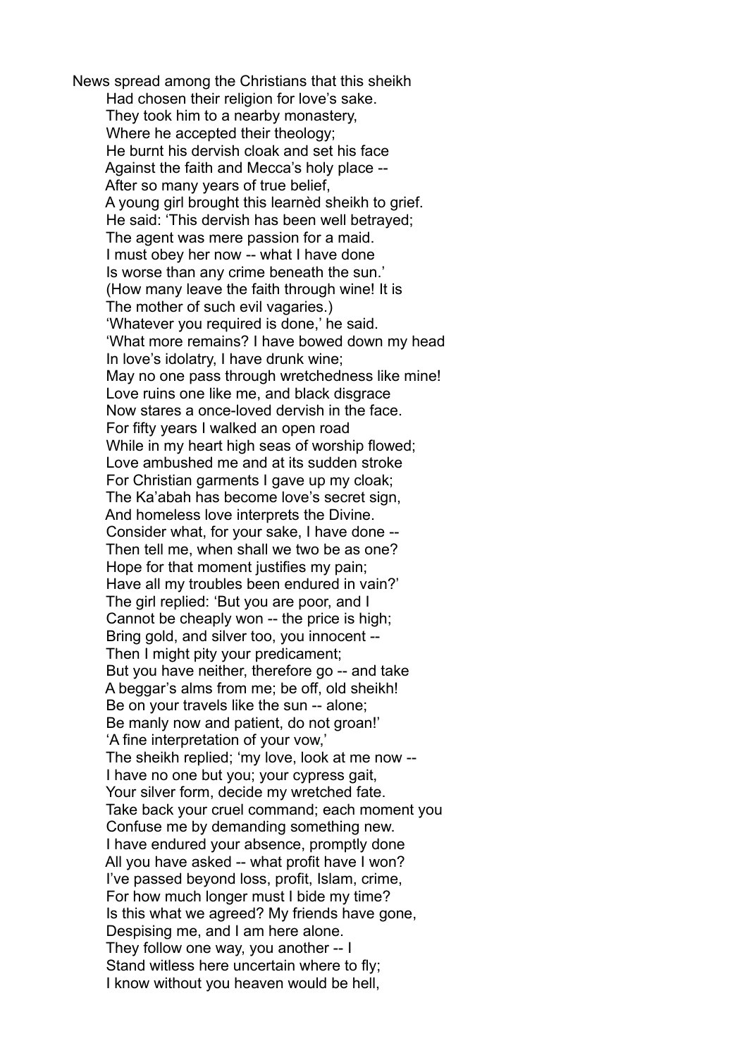News spread among the Christians that this sheikh  
Had chosen their religion for love's sake.  
They took him to a nearby monastery,  
Where he accepted their theology;  
He burnt his dervish cloak and set his face  
Against the faith and Mecca's holy place --  
After so many years of true belief,  
A young girl brought this learnèd sheikh to grief.  
He said: 'This dervish has been well betrayed;  
The agent was mere passion for a maid.  
I must obey her now -- what I have done  
Is worse than any crime beneath the sun.'  
(How many leave the faith through wine! It is  
The mother of such evil vagaries.)  
'Whatever you required is done,' he said.  
'What more remains? I have bowed down my head  
In love's idolatry, I have drunk wine;  
May no one pass through wretchedness like mine!  
Love ruins one like me, and black disgrace  
Now stares a once-loved dervish in the face.  
For fifty years I walked an open road  
While in my heart high seas of worship flowed;  
Love ambushed me and at its sudden stroke  
For Christian garments I gave up my cloak;  
The Ka'abah has become love's secret sign,  
And homeless love interprets the Divine.  
Consider what, for your sake, I have done --  
Then tell me, when shall we two be as one?  
Hope for that moment justifies my pain;  
Have all my troubles been endured in vain?'  
The girl replied: 'But you are poor, and I  
Cannot be cheaply won -- the price is high;  
Bring gold, and silver too, you innocent --  
Then I might pity your predicament;  
But you have neither, therefore go -- and take  
A beggar's alms from me; be off, old sheikh!  
Be on your travels like the sun -- alone;  
Be manly now and patient, do not groan!'  
'A fine interpretation of your vow,'  
The sheikh replied; 'my love, look at me now --  
I have no one but you; your cypress gait,  
Your silver form, decide my wretched fate.  
Take back your cruel command; each moment you  
Confuse me by demanding something new.  
I have endured your absence, promptly done  
All you have asked -- what profit have I won?  
I've passed beyond loss, profit, Islam, crime,  
For how much longer must I bide my time?  
Is this what we agreed? My friends have gone,  
Despising me, and I am here alone.  
They follow one way, you another -- I  
Stand witless here uncertain where to fly;  
I know without you heaven would be hell,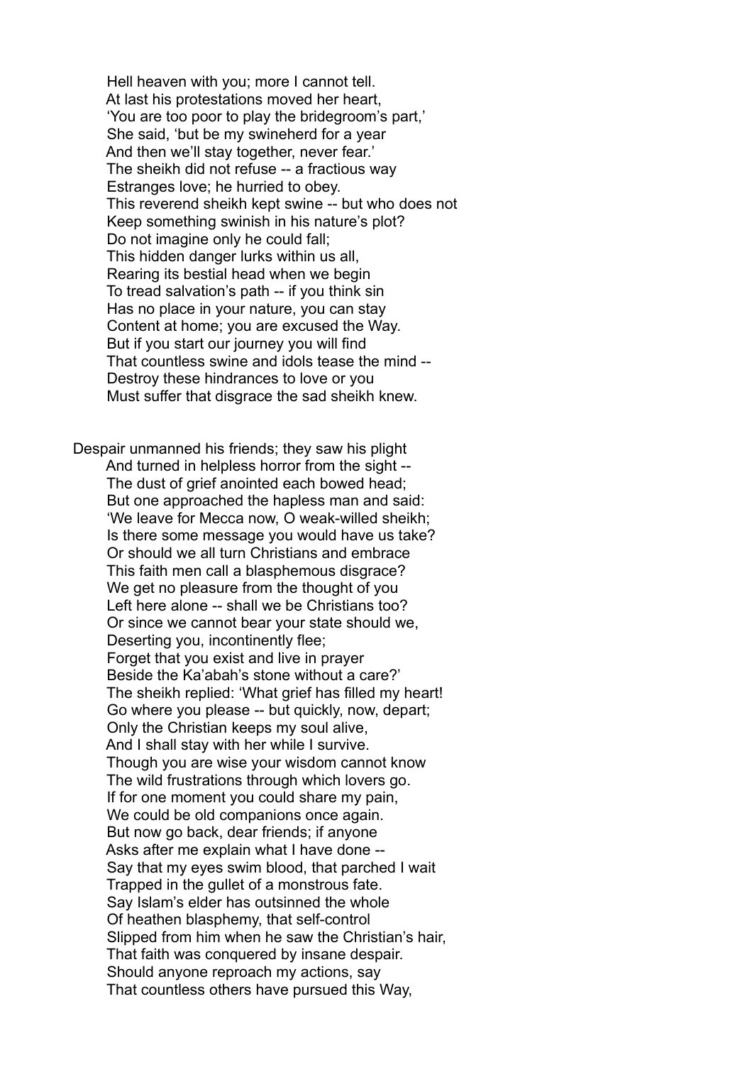Hell heaven with you; more I cannot tell.  
At last his protestations moved her heart,  
'You are too poor to play the bridegroom's part,'  
She said, 'but be my swineherd for a year  
And then we'll stay together, never fear.'  
The sheikh did not refuse -- a fractious way  
Estranges love; he hurried to obey.  
This reverend sheikh kept swine -- but who does not  
Keep something swinish in his nature's plot?  
Do not imagine only he could fall;  
This hidden danger lurks within us all,  
Rearing its bestial head when we begin  
To tread salvation's path -- if you think sin  
Has no place in your nature, you can stay  
Content at home; you are excused the Way.  
But if you start our journey you will find  
That countless swine and idols tease the mind --  
Destroy these hindrances to love or you  
Must suffer that disgrace the sad sheikh knew.

Despair unmanned his friends; they saw his plight  
And turned in helpless horror from the sight --  
The dust of grief anointed each bowed head;  
But one approached the hapless man and said:  
'We leave for Mecca now, O weak-willed sheikh;  
Is there some message you would have us take?  
Or should we all turn Christians and embrace  
This faith men call a blasphemous disgrace?  
We get no pleasure from the thought of you  
Left here alone -- shall we be Christians too?  
Or since we cannot bear your state should we,  
Deserting you, incontinently flee;  
Forget that you exist and live in prayer  
Beside the Ka'abah's stone without a care?'  
The sheikh replied: 'What grief has filled my heart!  
Go where you please -- but quickly, now, depart;  
Only the Christian keeps my soul alive,  
And I shall stay with her while I survive.  
Though you are wise your wisdom cannot know  
The wild frustrations through which lovers go.  
If for one moment you could share my pain,  
We could be old companions once again.  
But now go back, dear friends; if anyone  
Asks after me explain what I have done --  
Say that my eyes swim blood, that parched I wait  
Trapped in the gullet of a monstrous fate.  
Say Islam's elder has outsinned the whole  
Of heathen blasphemy, that self-control  
Slipped from him when he saw the Christian's hair,  
That faith was conquered by insane despair.  
Should anyone reproach my actions, say  
That countless others have pursued this Way,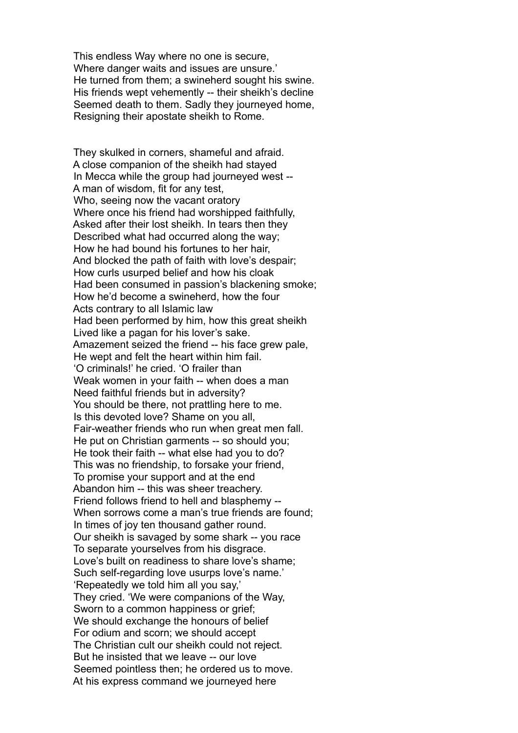This endless Way where no one is secure,
Where danger waits and issues are unsure.'
He turned from them; a swineherd sought his swine.
His friends wept vehemently -- their sheikh's decline
Seemed death to them. Sadly they journeyed home,
Resigning their apostate sheikh to Rome.

They skulked in corners, shameful and afraid.
A close companion of the sheikh had stayed
In Mecca while the group had journeyed west --
A man of wisdom, fit for any test,
Who, seeing now the vacant oratory
Where once his friend had worshipped faithfully,
Asked after their lost sheikh. In tears then they
Described what had occurred along the way;
How he had bound his fortunes to her hair,
And blocked the path of faith with love's despair;
How curls usurped belief and how his cloak
Had been consumed in passion's blackening smoke;
How he'd become a swineherd, how the four
Acts contrary to all Islamic law
Had been performed by him, how this great sheikh
Lived like a pagan for his lover's sake.
Amazement seized the friend -- his face grew pale,
He wept and felt the heart within him fail.
'O criminals!' he cried. 'O frailer than
Weak women in your faith -- when does a man
Need faithful friends but in adversity?
You should be there, not prattling here to me.
Is this devoted love? Shame on you all,
Fair-weather friends who run when great men fall.
He put on Christian garments -- so should you;
He took their faith -- what else had you to do?
This was no friendship, to forsake your friend,
To promise your support and at the end
Abandon him -- this was sheer treachery.
Friend follows friend to hell and blasphemy --
When sorrows come a man's true friends are found;
In times of joy ten thousand gather round.
Our sheikh is savaged by some shark -- you race
To separate yourselves from his disgrace.
Love's built on readiness to share love's shame;
Such self-regarding love usurps love's name.'
'Repeatedly we told him all you say,'
They cried. 'We were companions of the Way,
Sworn to a common happiness or grief;
We should exchange the honours of belief
For odium and scorn; we should accept
The Christian cult our sheikh could not reject.
But he insisted that we leave -- our love
Seemed pointless then; he ordered us to move.
At his express command we journeyed here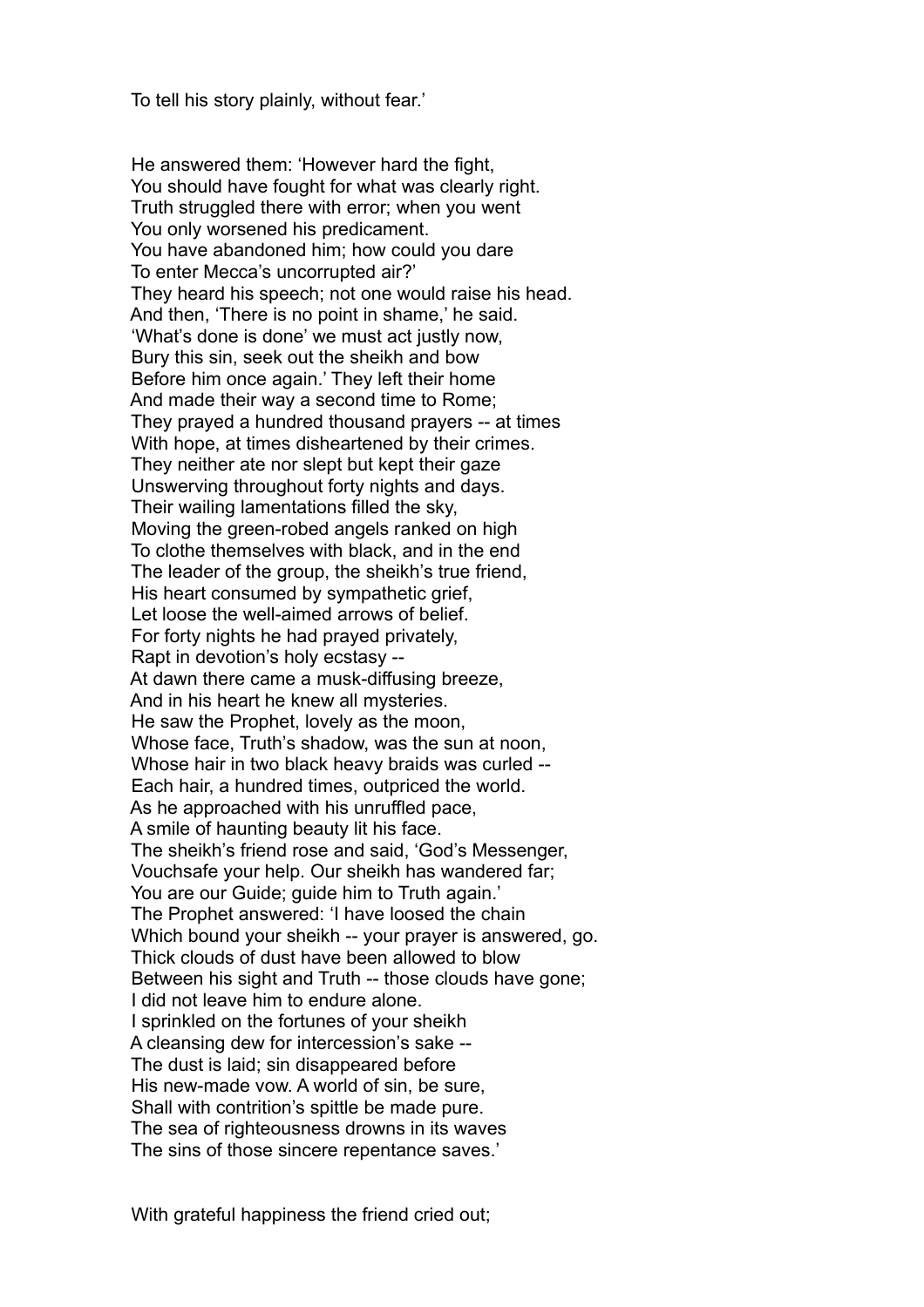To tell his story plainly, without fear.'

He answered them: 'However hard the fight,
You should have fought for what was clearly right.
Truth struggled there with error; when you went
You only worsened his predicament.
You have abandoned him; how could you dare
To enter Mecca's uncorrupted air?'
They heard his speech; not one would raise his head.
And then, 'There is no point in shame,' he said.
'What's done is done' we must act justly now,
Bury this sin, seek out the sheikh and bow
Before him once again.' They left their home
And made their way a second time to Rome;
They prayed a hundred thousand prayers -- at times
With hope, at times disheartened by their crimes.
They neither ate nor slept but kept their gaze
Unswerving throughout forty nights and days.
Their wailing lamentations filled the sky,
Moving the green-robed angels ranked on high
To clothe themselves with black, and in the end
The leader of the group, the sheikh's true friend,
His heart consumed by sympathetic grief,
Let loose the well-aimed arrows of belief.
For forty nights he had prayed privately,
Rapt in devotion's holy ecstasy --
At dawn there came a musk-diffusing breeze,
And in his heart he knew all mysteries.
He saw the Prophet, lovely as the moon,
Whose face, Truth's shadow, was the sun at noon,
Whose hair in two black heavy braids was curled --
Each hair, a hundred times, outpriced the world.
As he approached with his unruffled pace,
A smile of haunting beauty lit his face.
The sheikh's friend rose and said, 'God's Messenger,
Vouchsafe your help. Our sheikh has wandered far;
You are our Guide; guide him to Truth again.'
The Prophet answered: 'I have loosed the chain
Which bound your sheikh -- your prayer is answered, go.
Thick clouds of dust have been allowed to blow
Between his sight and Truth -- those clouds have gone;
I did not leave him to endure alone.
I sprinkled on the fortunes of your sheikh
A cleansing dew for intercession's sake --
The dust is laid; sin disappeared before
His new-made vow. A world of sin, be sure,
Shall with contrition's spittle be made pure.
The sea of righteousness drowns in its waves
The sins of those sincere repentance saves.'

With grateful happiness the friend cried out;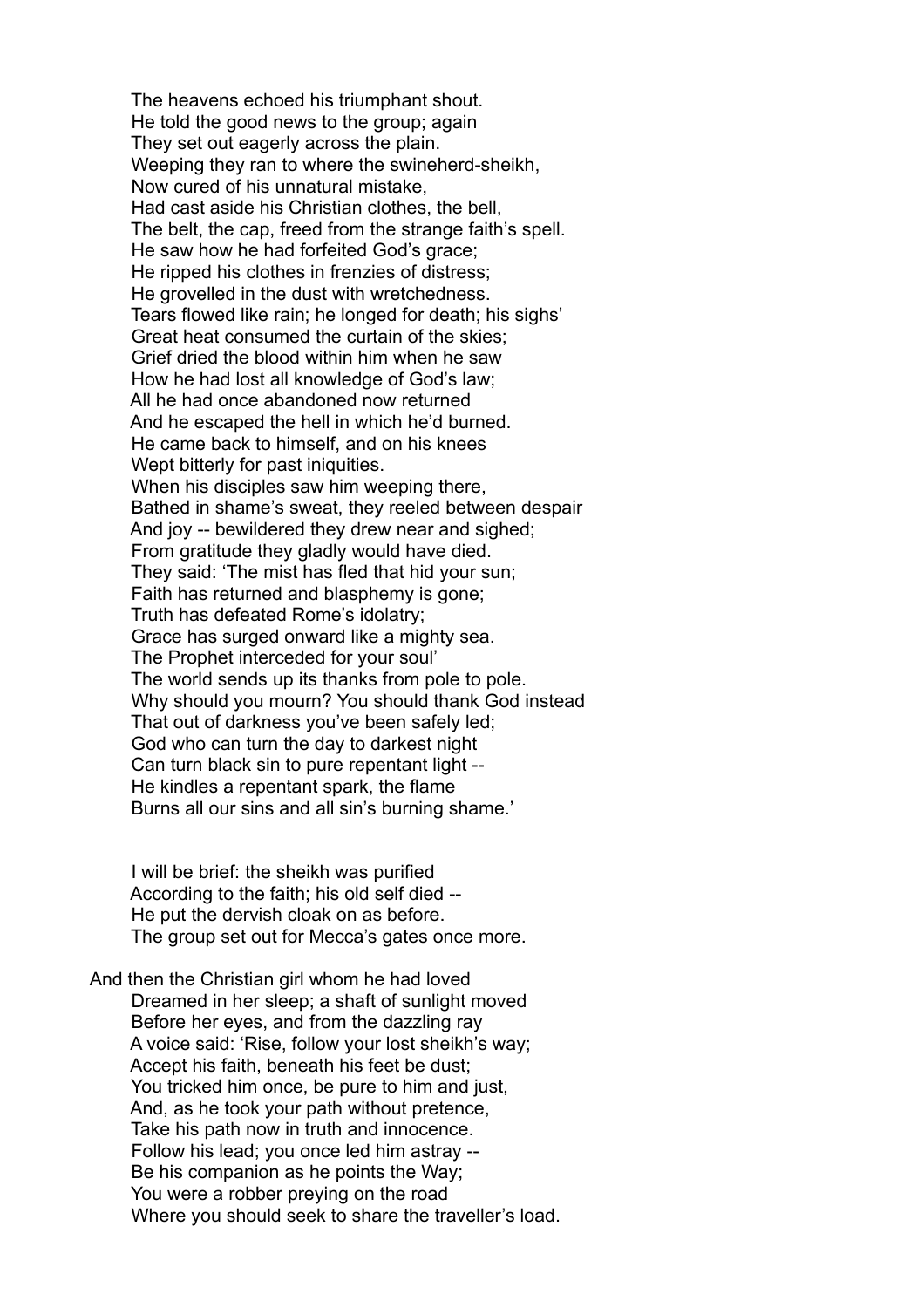The heavens echoed his triumphant shout.
He told the good news to the group; again
They set out eagerly across the plain.
Weeping they ran to where the swineherd-sheikh,
Now cured of his unnatural mistake,
Had cast aside his Christian clothes, the bell,
The belt, the cap, freed from the strange faith's spell.
He saw how he had forfeited God's grace;
He ripped his clothes in frenzies of distress;
He grovelled in the dust with wretchedness.
Tears flowed like rain; he longed for death; his sighs'
Great heat consumed the curtain of the skies;
Grief dried the blood within him when he saw
How he had lost all knowledge of God's law;
All he had once abandoned now returned
And he escaped the hell in which he'd burned.
He came back to himself, and on his knees
Wept bitterly for past iniquities.
When his disciples saw him weeping there,
Bathed in shame's sweat, they reeled between despair
And joy -- bewildered they drew near and sighed;
From gratitude they gladly would have died.
They said: 'The mist has fled that hid your sun;
Faith has returned and blasphemy is gone;
Truth has defeated Rome's idolatry;
Grace has surged onward like a mighty sea.
The Prophet interceded for your soul'
The world sends up its thanks from pole to pole.
Why should you mourn? You should thank God instead
That out of darkness you've been safely led;
God who can turn the day to darkest night
Can turn black sin to pure repentant light --
He kindles a repentant spark, the flame
Burns all our sins and all sin's burning shame.'

I will be brief: the sheikh was purified
According to the faith; his old self died --
He put the dervish cloak on as before.
The group set out for Mecca's gates once more.

And then the Christian girl whom he had loved
Dreamed in her sleep; a shaft of sunlight moved
Before her eyes, and from the dazzling ray
A voice said: 'Rise, follow your lost sheikh's way;
Accept his faith, beneath his feet be dust;
You tricked him once, be pure to him and just,
And, as he took your path without pretence,
Take his path now in truth and innocence.
Follow his lead; you once led him astray --
Be his companion as he points the Way;
You were a robber preying on the road
Where you should seek to share the traveller's load.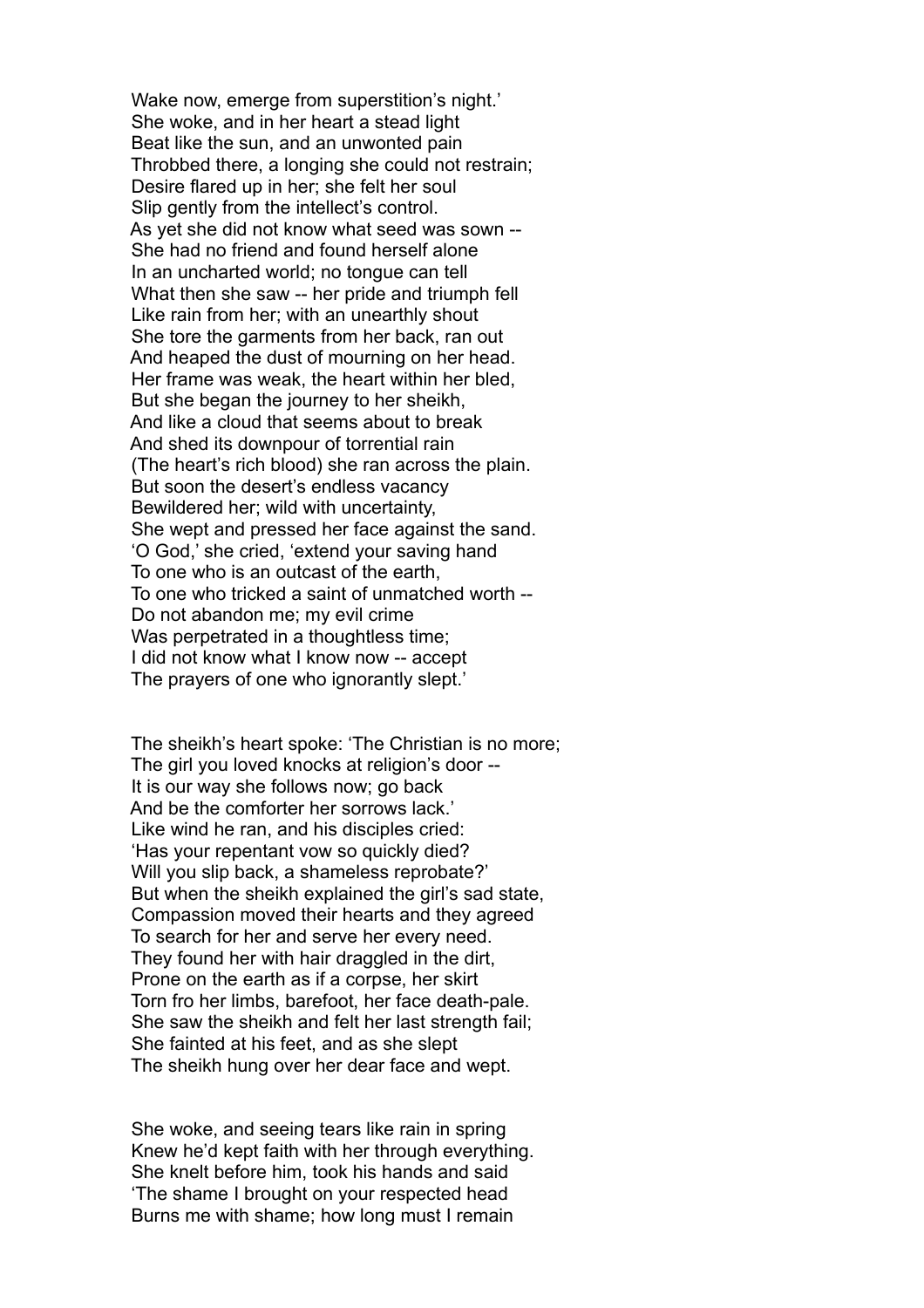Wake now, emerge from superstition's night.'
She woke, and in her heart a stead light
Beat like the sun, and an unwonted pain
Throbbed there, a longing she could not restrain;
Desire flared up in her; she felt her soul
Slip gently from the intellect's control.
As yet she did not know what seed was sown --
She had no friend and found herself alone
In an uncharted world; no tongue can tell
What then she saw -- her pride and triumph fell
Like rain from her; with an unearthly shout
She tore the garments from her back, ran out
And heaped the dust of mourning on her head.
Her frame was weak, the heart within her bled,
But she began the journey to her sheikh,
And like a cloud that seems about to break
And shed its downpour of torrential rain
(The heart's rich blood) she ran across the plain.
But soon the desert's endless vacancy
Bewildered her; wild with uncertainty,
She wept and pressed her face against the sand.
'O God,' she cried, 'extend your saving hand
To one who is an outcast of the earth,
To one who tricked a saint of unmatched worth --
Do not abandon me; my evil crime
Was perpetrated in a thoughtless time;
I did not know what I know now -- accept
The prayers of one who ignorantly slept.'

The sheikh's heart spoke: 'The Christian is no more;
The girl you loved knocks at religion's door --
It is our way she follows now; go back
And be the comforter her sorrows lack.'
Like wind he ran, and his disciples cried:
'Has your repentant vow so quickly died?
Will you slip back, a shameless reprobate?'
But when the sheikh explained the girl's sad state,
Compassion moved their hearts and they agreed
To search for her and serve her every need.
They found her with hair draggled in the dirt,
Prone on the earth as if a corpse, her skirt
Torn fro her limbs, barefoot, her face death-pale.
She saw the sheikh and felt her last strength fail;
She fainted at his feet, and as she slept
The sheikh hung over her dear face and wept.

She woke, and seeing tears like rain in spring
Knew he'd kept faith with her through everything.
She knelt before him, took his hands and said
'The shame I brought on your respected head
Burns me with shame; how long must I remain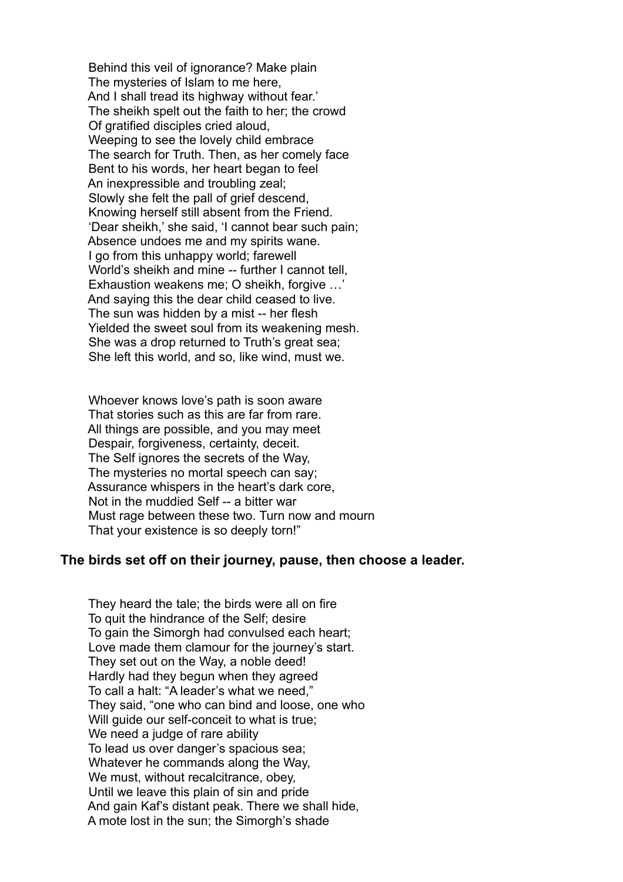Behind this veil of ignorance? Make plain
The mysteries of Islam to me here,
And I shall tread its highway without fear.'
The sheikh spelt out the faith to her; the crowd
Of gratified disciples cried aloud,
Weeping to see the lovely child embrace
The search for Truth. Then, as her comely face
Bent to his words, her heart began to feel
An inexpressible and troubling zeal;
Slowly she felt the pall of grief descend,
Knowing herself still absent from the Friend.
'Dear sheikh,' she said, 'I cannot bear such pain;
Absence undoes me and my spirits wane.
I go from this unhappy world; farewell
World's sheikh and mine -- further I cannot tell,
Exhaustion weakens me; O sheikh, forgive …'
And saying this the dear child ceased to live.
The sun was hidden by a mist -- her flesh
Yielded the sweet soul from its weakening mesh.
She was a drop returned to Truth's great sea;
She left this world, and so, like wind, must we.

Whoever knows love's path is soon aware
That stories such as this are far from rare.
All things are possible, and you may meet
Despair, forgiveness, certainty, deceit.
The Self ignores the secrets of the Way,
The mysteries no mortal speech can say;
Assurance whispers in the heart's dark core,
Not in the muddied Self -- a bitter war
Must rage between these two. Turn now and mourn
That your existence is so deeply torn!"

### The birds set off on their journey, pause, then choose a leader.

They heard the tale; the birds were all on fire
To quit the hindrance of the Self; desire
To gain the Simorgh had convulsed each heart;
Love made them clamour for the journey's start.
They set out on the Way, a noble deed!
Hardly had they begun when they agreed
To call a halt: "A leader's what we need,"
They said, "one who can bind and loose, one who
Will guide our self-conceit to what is true;
We need a judge of rare ability
To lead us over danger's spacious sea;
Whatever he commands along the Way,
We must, without recalcitrance, obey,
Until we leave this plain of sin and pride
And gain Kaf's distant peak. There we shall hide,
A mote lost in the sun; the Simorgh's shade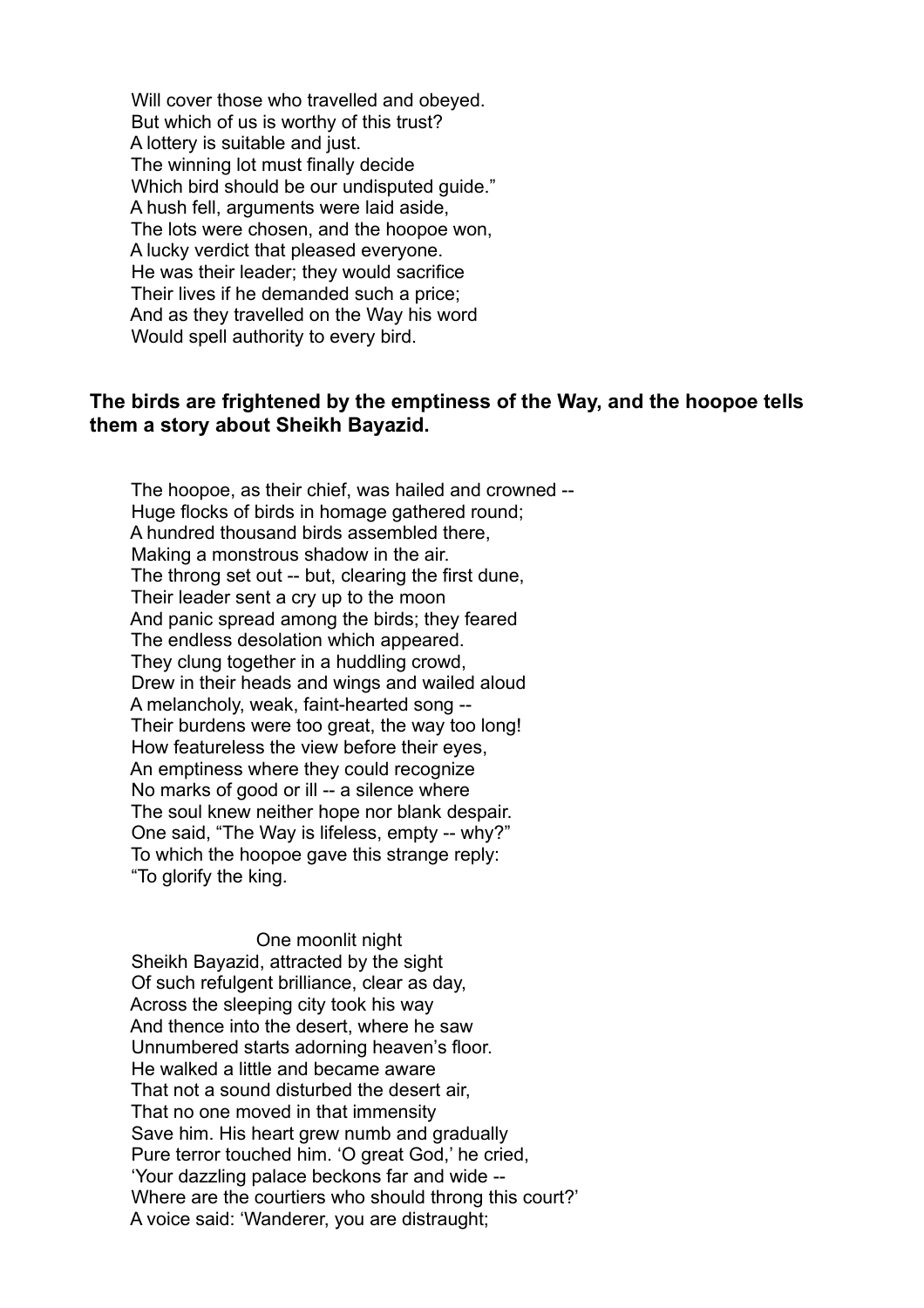Will cover those who travelled and obeyed.
But which of us is worthy of this trust?
A lottery is suitable and just.
The winning lot must finally decide
Which bird should be our undisputed guide."
A hush fell, arguments were laid aside,
The lots were chosen, and the hoopoe won,
A lucky verdict that pleased everyone.
He was their leader; they would sacrifice
Their lives if he demanded such a price;
And as they travelled on the Way his word
Would spell authority to every bird.

**The birds are frightened by the emptiness of the Way, and the hoopoe tells them a story about Sheikh Bayazid.**

The hoopoe, as their chief, was hailed and crowned --
Huge flocks of birds in homage gathered round;
A hundred thousand birds assembled there,
Making a monstrous shadow in the air.
The throng set out -- but, clearing the first dune,
Their leader sent a cry up to the moon
And panic spread among the birds; they feared
The endless desolation which appeared.
They clung together in a huddling crowd,
Drew in their heads and wings and wailed aloud
A melancholy, weak, faint-hearted song --
Their burdens were too great, the way too long!
How featureless the view before their eyes,
An emptiness where they could recognize
No marks of good or ill -- a silence where
The soul knew neither hope nor blank despair.
One said, "The Way is lifeless, empty -- why?"
To which the hoopoe gave this strange reply:
"To glorify the king.

One moonlit night
Sheikh Bayazid, attracted by the sight
Of such refulgent brilliance, clear as day,
Across the sleeping city took his way
And thence into the desert, where he saw
Unnumbered starts adorning heaven's floor.
He walked a little and became aware
That not a sound disturbed the desert air,
That no one moved in that immensity
Save him. His heart grew numb and gradually
Pure terror touched him. 'O great God,' he cried,
'Your dazzling palace beckons far and wide --
Where are the courtiers who should throng this court?'
A voice said: 'Wanderer, you are distraught;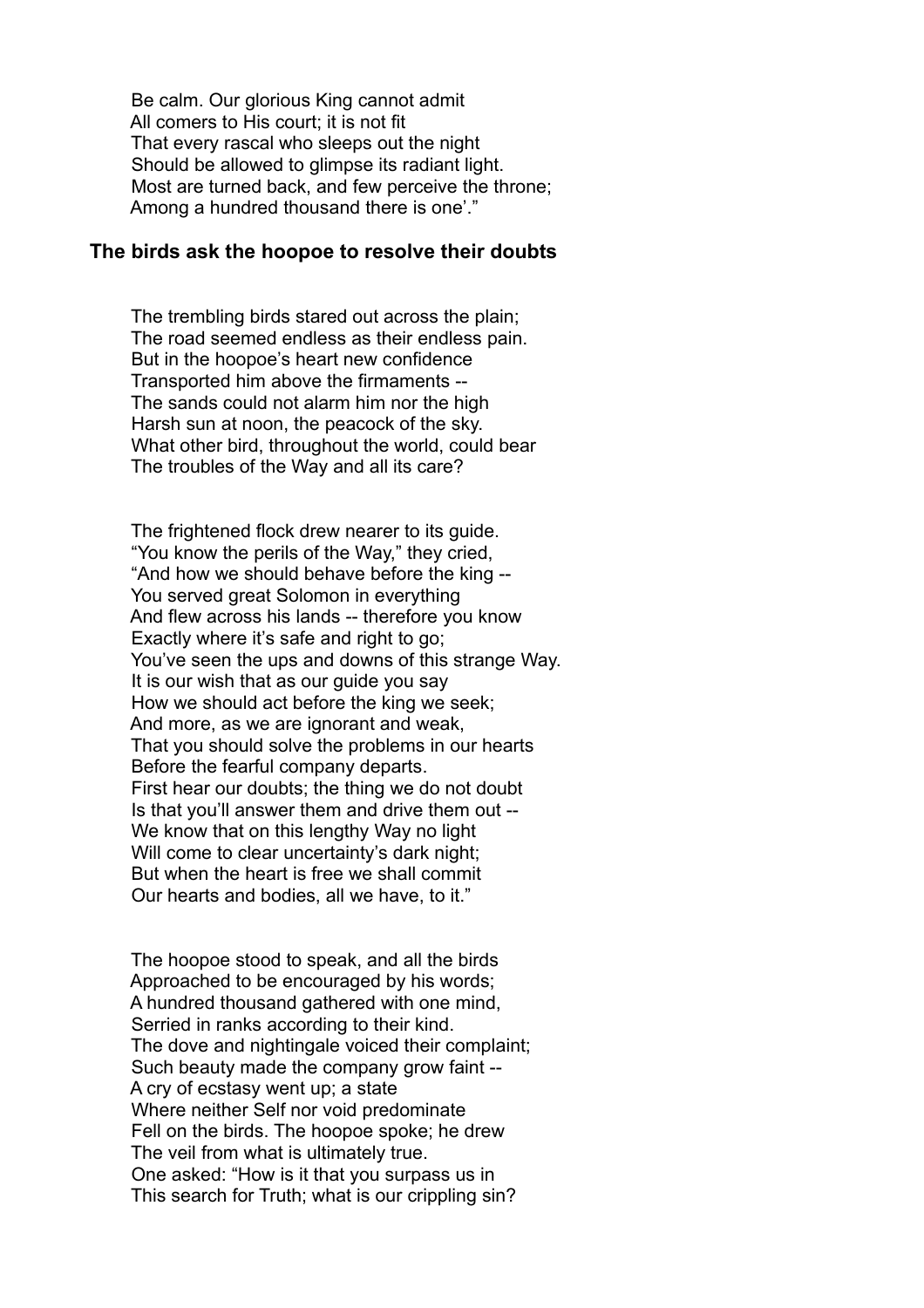Be calm. Our glorious King cannot admit
All comers to His court; it is not fit
That every rascal who sleeps out the night
Should be allowed to glimpse its radiant light.
Most are turned back, and few perceive the throne;
Among a hundred thousand there is one'."

## The birds ask the hoopoe to resolve their doubts

The trembling birds stared out across the plain;
The road seemed endless as their endless pain.
But in the hoopoe's heart new confidence
Transported him above the firmaments --
The sands could not alarm him nor the high
Harsh sun at noon, the peacock of the sky.
What other bird, throughout the world, could bear
The troubles of the Way and all its care?

The frightened flock drew nearer to its guide.
"You know the perils of the Way," they cried,
"And how we should behave before the king --
You served great Solomon in everything
And flew across his lands -- therefore you know
Exactly where it's safe and right to go;
You've seen the ups and downs of this strange Way.
It is our wish that as our guide you say
How we should act before the king we seek;
And more, as we are ignorant and weak,
That you should solve the problems in our hearts
Before the fearful company departs.
First hear our doubts; the thing we do not doubt
Is that you'll answer them and drive them out --
We know that on this lengthy Way no light
Will come to clear uncertainty's dark night;
But when the heart is free we shall commit
Our hearts and bodies, all we have, to it."

The hoopoe stood to speak, and all the birds
Approached to be encouraged by his words;
A hundred thousand gathered with one mind,
Serried in ranks according to their kind.
The dove and nightingale voiced their complaint;
Such beauty made the company grow faint --
A cry of ecstasy went up; a state
Where neither Self nor void predominate
Fell on the birds. The hoopoe spoke; he drew
The veil from what is ultimately true.
One asked: "How is it that you surpass us in
This search for Truth; what is our crippling sin?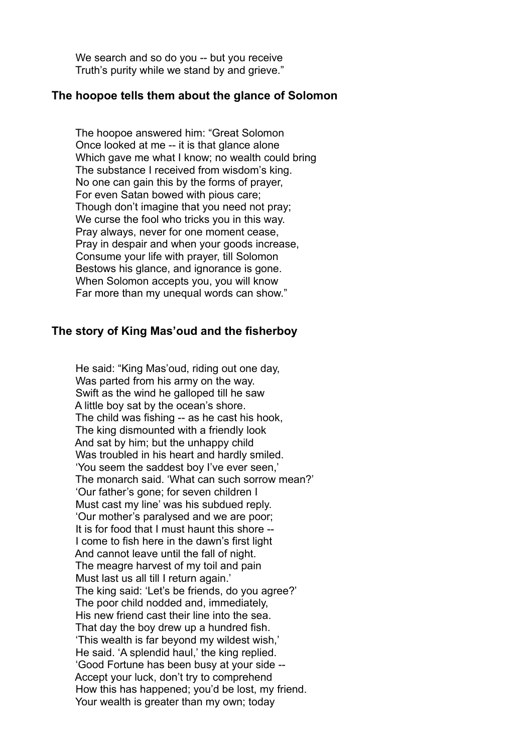We search and so do you -- but you receive  
Truth's purity while we stand by and grieve."

### The hoopoe tells them about the glance of Solomon

The hoopoe answered him: "Great Solomon  
Once looked at me -- it is that glance alone  
Which gave me what I know; no wealth could bring  
The substance I received from wisdom's king.  
No one can gain this by the forms of prayer,  
For even Satan bowed with pious care;  
Though don't imagine that you need not pray;  
We curse the fool who tricks you in this way.  
Pray always, never for one moment cease,  
Pray in despair and when your goods increase,  
Consume your life with prayer, till Solomon  
Bestows his glance, and ignorance is gone.  
When Solomon accepts you, you will know  
Far more than my unequal words can show."

### The story of King Mas'oud and the fisherboy

He said: "King Mas'oud, riding out one day,  
Was parted from his army on the way.  
Swift as the wind he galloped till he saw  
A little boy sat by the ocean's shore.  
The child was fishing -- as he cast his hook,  
The king dismounted with a friendly look  
And sat by him; but the unhappy child  
Was troubled in his heart and hardly smiled.  
'You seem the saddest boy I've ever seen,'  
The monarch said. 'What can such sorrow mean?'  
'Our father's gone; for seven children I  
Must cast my line' was his subdued reply.  
'Our mother's paralysed and we are poor;  
It is for food that I must haunt this shore --  
I come to fish here in the dawn's first light  
And cannot leave until the fall of night.  
The meagre harvest of my toil and pain  
Must last us all till I return again.'  
The king said: 'Let's be friends, do you agree?'  
The poor child nodded and, immediately,  
His new friend cast their line into the sea.  
That day the boy drew up a hundred fish.  
'This wealth is far beyond my wildest wish,'  
He said. 'A splendid haul,' the king replied.  
'Good Fortune has been busy at your side --  
Accept your luck, don't try to comprehend  
How this has happened; you'd be lost, my friend.  
Your wealth is greater than my own; today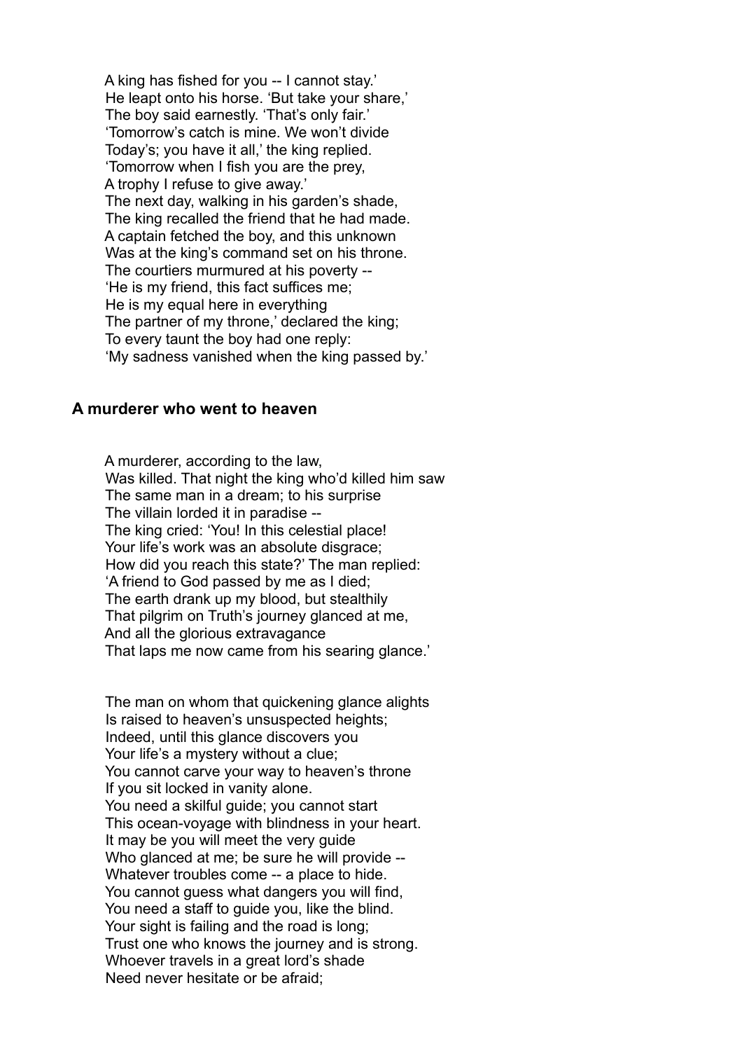A king has fished for you -- I cannot stay.'
He leapt onto his horse. 'But take your share,'
The boy said earnestly. 'That's only fair.'
'Tomorrow's catch is mine. We won't divide
Today's; you have it all,' the king replied.
'Tomorrow when I fish you are the prey,
A trophy I refuse to give away.'
The next day, walking in his garden's shade,
The king recalled the friend that he had made.
A captain fetched the boy, and this unknown
Was at the king's command set on his throne.
The courtiers murmured at his poverty --
'He is my friend, this fact suffices me;
He is my equal here in everything
The partner of my throne,' declared the king;
To every taunt the boy had one reply:
'My sadness vanished when the king passed by.'

## A murderer who went to heaven

A murderer, according to the law,
Was killed. That night the king who'd killed him saw
The same man in a dream; to his surprise
The villain lorded it in paradise --
The king cried: 'You! In this celestial place!
Your life's work was an absolute disgrace;
How did you reach this state?' The man replied:
'A friend to God passed by me as I died;
The earth drank up my blood, but stealthily
That pilgrim on Truth's journey glanced at me,
And all the glorious extravagance
That laps me now came from his searing glance.'

The man on whom that quickening glance alights
Is raised to heaven's unsuspected heights;
Indeed, until this glance discovers you
Your life's a mystery without a clue;
You cannot carve your way to heaven's throne
If you sit locked in vanity alone.
You need a skilful guide; you cannot start
This ocean-voyage with blindness in your heart.
It may be you will meet the very guide
Who glanced at me; be sure he will provide --
Whatever troubles come -- a place to hide.
You cannot guess what dangers you will find,
You need a staff to guide you, like the blind.
Your sight is failing and the road is long;
Trust one who knows the journey and is strong.
Whoever travels in a great lord's shade
Need never hesitate or be afraid;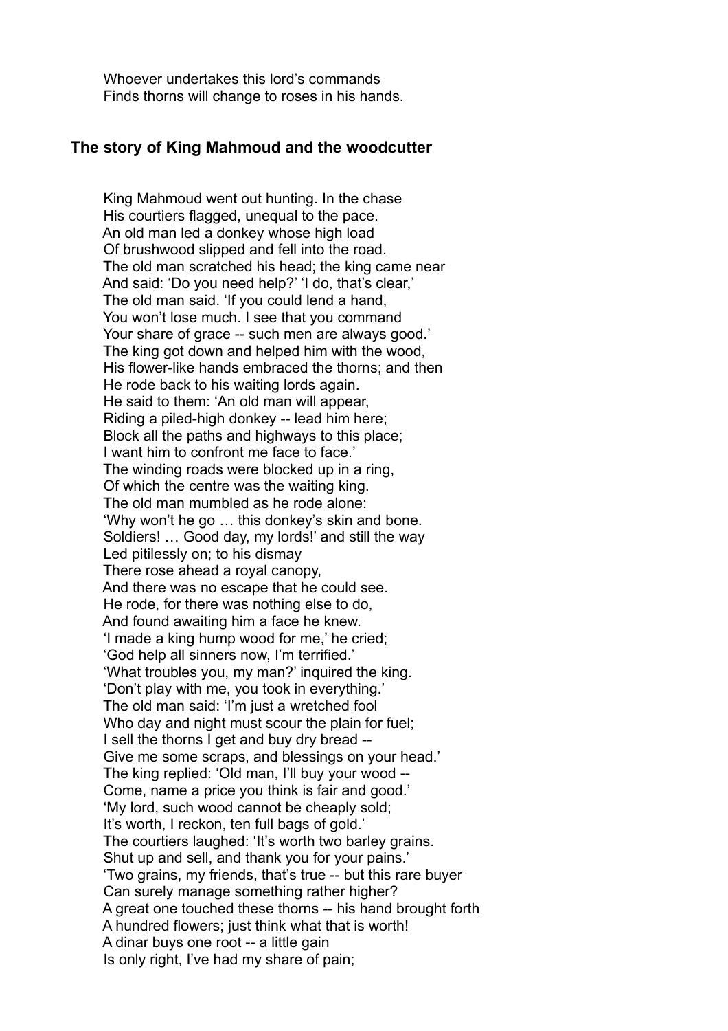Whoever undertakes this lord's commands
Finds thorns will change to roses in his hands.

## The story of King Mahmoud and the woodcutter

King Mahmoud went out hunting. In the chase
His courtiers flagged, unequal to the pace.
An old man led a donkey whose high load
Of brushwood slipped and fell into the road.
The old man scratched his head; the king came near
And said: 'Do you need help?' 'I do, that's clear,'
The old man said. 'If you could lend a hand,
You won't lose much. I see that you command
Your share of grace -- such men are always good.'
The king got down and helped him with the wood,
His flower-like hands embraced the thorns; and then
He rode back to his waiting lords again.
He said to them: 'An old man will appear,
Riding a piled-high donkey -- lead him here;
Block all the paths and highways to this place;
I want him to confront me face to face.'
The winding roads were blocked up in a ring,
Of which the centre was the waiting king.
The old man mumbled as he rode alone:
'Why won't he go … this donkey's skin and bone.
Soldiers! … Good day, my lords!' and still the way
Led pitilessly on; to his dismay
There rose ahead a royal canopy,
And there was no escape that he could see.
He rode, for there was nothing else to do,
And found awaiting him a face he knew.
'I made a king hump wood for me,' he cried;
'God help all sinners now, I'm terrified.'
'What troubles you, my man?' inquired the king.
'Don't play with me, you took in everything.'
The old man said: 'I'm just a wretched fool
Who day and night must scour the plain for fuel;
I sell the thorns I get and buy dry bread --
Give me some scraps, and blessings on your head.'
The king replied: 'Old man, I'll buy your wood --
Come, name a price you think is fair and good.'
'My lord, such wood cannot be cheaply sold;
It's worth, I reckon, ten full bags of gold.'
The courtiers laughed: 'It's worth two barley grains.
Shut up and sell, and thank you for your pains.'
'Two grains, my friends, that's true -- but this rare buyer
Can surely manage something rather higher?
A great one touched these thorns -- his hand brought forth
A hundred flowers; just think what that is worth!
A dinar buys one root -- a little gain
Is only right, I've had my share of pain;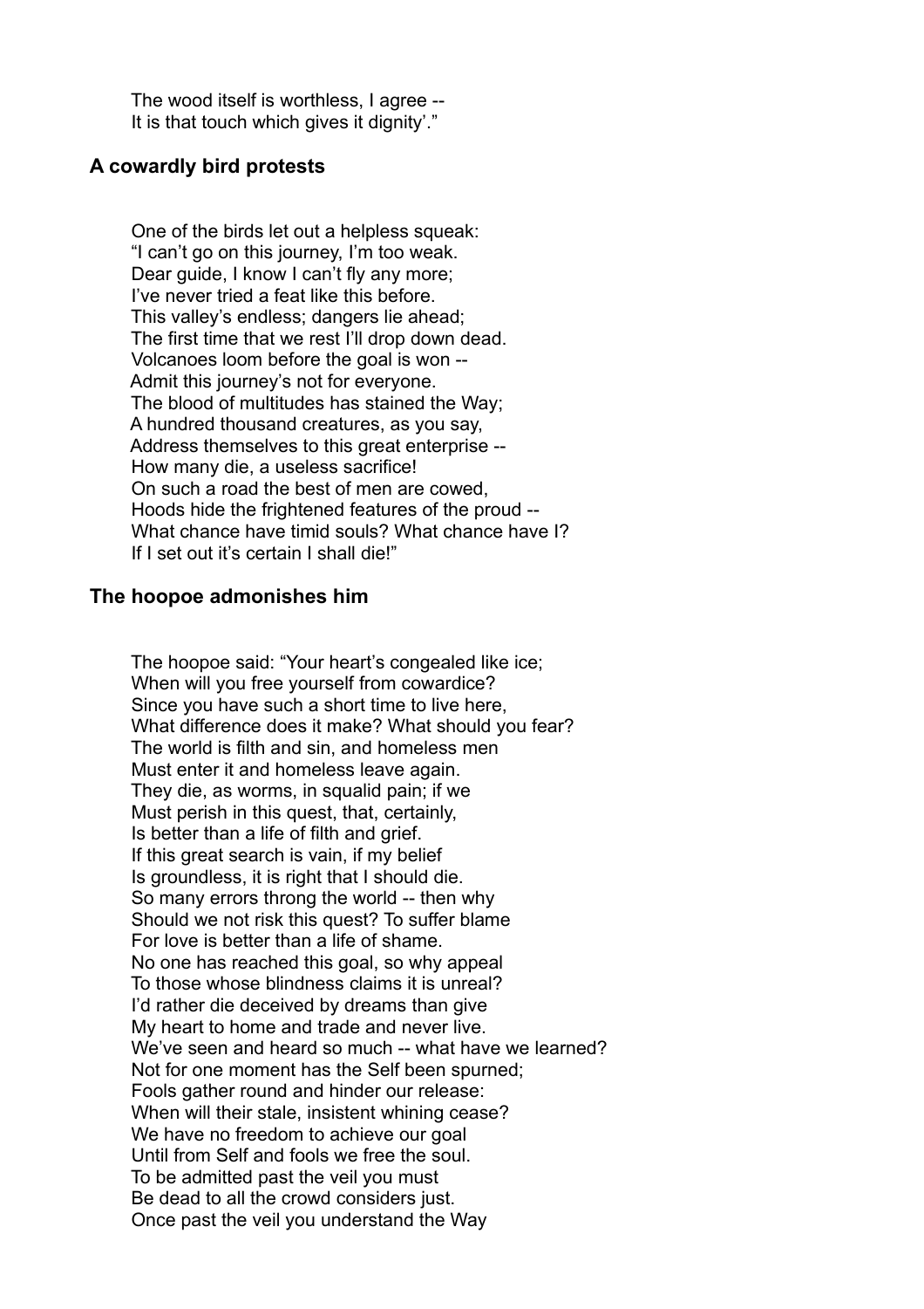The wood itself is worthless, I agree --  
It is that touch which gives it dignity'."

### A cowardly bird protests

One of the birds let out a helpless squeak:  
"I can't go on this journey, I'm too weak.  
Dear guide, I know I can't fly any more;  
I've never tried a feat like this before.  
This valley's endless; dangers lie ahead;  
The first time that we rest I'll drop down dead.  
Volcanoes loom before the goal is won --  
Admit this journey's not for everyone.  
The blood of multitudes has stained the Way;  
A hundred thousand creatures, as you say,  
Address themselves to this great enterprise --  
How many die, a useless sacrifice!  
On such a road the best of men are cowed,  
Hoods hide the frightened features of the proud --  
What chance have timid souls? What chance have I?  
If I set out it's certain I shall die!"

### The hoopoe admonishes him

The hoopoe said: "Your heart's congealed like ice;  
When will you free yourself from cowardice?  
Since you have such a short time to live here,  
What difference does it make? What should you fear?  
The world is filth and sin, and homeless men  
Must enter it and homeless leave again.  
They die, as worms, in squalid pain; if we  
Must perish in this quest, that, certainly,  
Is better than a life of filth and grief.  
If this great search is vain, if my belief  
Is groundless, it is right that I should die.  
So many errors throng the world -- then why  
Should we not risk this quest? To suffer blame  
For love is better than a life of shame.  
No one has reached this goal, so why appeal  
To those whose blindness claims it is unreal?  
I'd rather die deceived by dreams than give  
My heart to home and trade and never live.  
We've seen and heard so much -- what have we learned?  
Not for one moment has the Self been spurned;  
Fools gather round and hinder our release:  
When will their stale, insistent whining cease?  
We have no freedom to achieve our goal  
Until from Self and fools we free the soul.  
To be admitted past the veil you must  
Be dead to all the crowd considers just.  
Once past the veil you understand the Way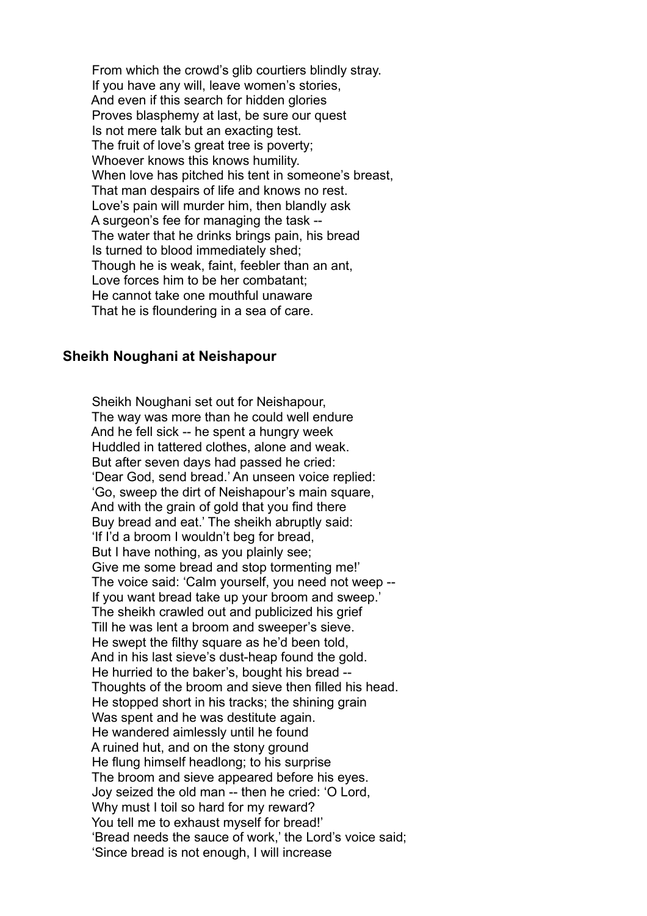From which the crowd's glib courtiers blindly stray.  
If you have any will, leave women's stories,  
And even if this search for hidden glories  
Proves blasphemy at last, be sure our quest  
Is not mere talk but an exacting test.  
The fruit of love's great tree is poverty;  
Whoever knows this knows humility.  
When love has pitched his tent in someone's breast,  
That man despairs of life and knows no rest.  
Love's pain will murder him, then blandly ask  
A surgeon's fee for managing the task --  
The water that he drinks brings pain, his bread  
Is turned to blood immediately shed;  
Though he is weak, faint, feebler than an ant,  
Love forces him to be her combatant;  
He cannot take one mouthful unaware  
That he is floundering in a sea of care.

### Sheikh Noughani at Neishapour

Sheikh Noughani set out for Neishapour,  
The way was more than he could well endure  
And he fell sick -- he spent a hungry week  
Huddled in tattered clothes, alone and weak.  
But after seven days had passed he cried:  
'Dear God, send bread.' An unseen voice replied:  
'Go, sweep the dirt of Neishapour's main square,  
And with the grain of gold that you find there  
Buy bread and eat.' The sheikh abruptly said:  
'If I'd a broom I wouldn't beg for bread,  
But I have nothing, as you plainly see;  
Give me some bread and stop tormenting me!'  
The voice said: 'Calm yourself, you need not weep --  
If you want bread take up your broom and sweep.'  
The sheikh crawled out and publicized his grief  
Till he was lent a broom and sweeper's sieve.  
He swept the filthy square as he'd been told,  
And in his last sieve's dust-heap found the gold.  
He hurried to the baker's, bought his bread --  
Thoughts of the broom and sieve then filled his head.  
He stopped short in his tracks; the shining grain  
Was spent and he was destitute again.  
He wandered aimlessly until he found  
A ruined hut, and on the stony ground  
He flung himself headlong; to his surprise  
The broom and sieve appeared before his eyes.  
Joy seized the old man -- then he cried: 'O Lord,  
Why must I toil so hard for my reward?  
You tell me to exhaust myself for bread!'  
'Bread needs the sauce of work,' the Lord's voice said;  
'Since bread is not enough, I will increase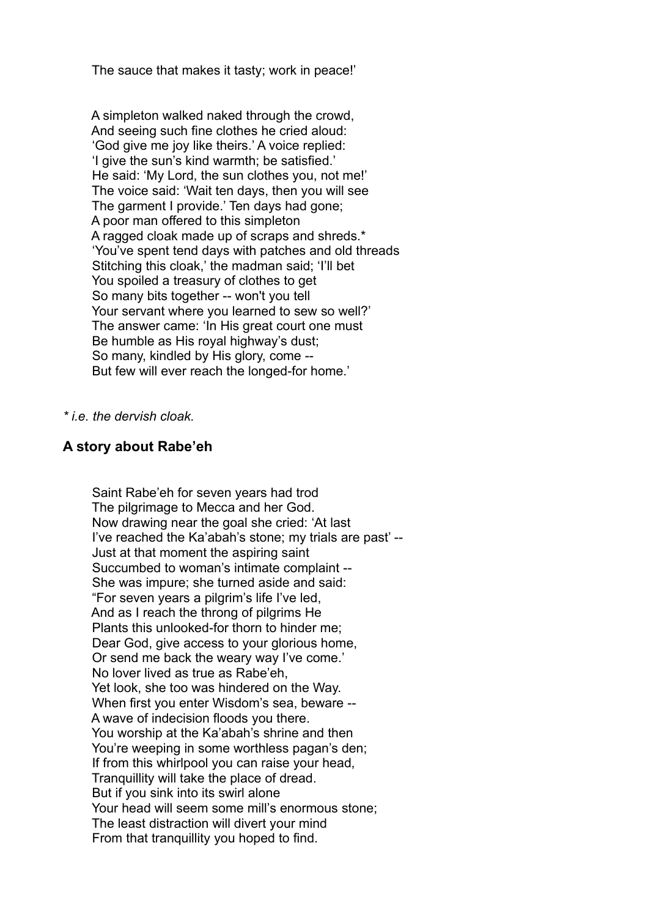The sauce that makes it tasty; work in peace!'

A simpleton walked naked through the crowd,  
And seeing such fine clothes he cried aloud:  
'God give me joy like theirs.' A voice replied:  
'I give the sun's kind warmth; be satisfied.'  
He said: 'My Lord, the sun clothes you, not me!'  
The voice said: 'Wait ten days, then you will see  
The garment I provide.' Ten days had gone;  
A poor man offered to this simpleton  
A ragged cloak made up of scraps and shreds.*  
'You've spent tend days with patches and old threads  
Stitching this cloak,' the madman said; 'I'll bet  
You spoiled a treasury of clothes to get  
So many bits together -- won't you tell  
Your servant where you learned to sew so well?'  
The answer came: 'In His great court one must  
Be humble as His royal highway's dust;  
So many, kindled by His glory, come --  
But few will ever reach the longed-for home.'

*\* i.e. the dervish cloak.*

### A story about Rabe'eh

Saint Rabe'eh for seven years had trod  
The pilgrimage to Mecca and her God.  
Now drawing near the goal she cried: 'At last  
I've reached the Ka'abah's stone; my trials are past' --  
Just at that moment the aspiring saint  
Succumbed to woman's intimate complaint --  
She was impure; she turned aside and said:  
"For seven years a pilgrim's life I've led,  
And as I reach the throng of pilgrims He  
Plants this unlooked-for thorn to hinder me;  
Dear God, give access to your glorious home,  
Or send me back the weary way I've come.'  
No lover lived as true as Rabe'eh,  
Yet look, she too was hindered on the Way.  
When first you enter Wisdom's sea, beware --  
A wave of indecision floods you there.  
You worship at the Ka'abah's shrine and then  
You're weeping in some worthless pagan's den;  
If from this whirlpool you can raise your head,  
Tranquillity will take the place of dread.  
But if you sink into its swirl alone  
Your head will seem some mill's enormous stone;  
The least distraction will divert your mind  
From that tranquillity you hoped to find.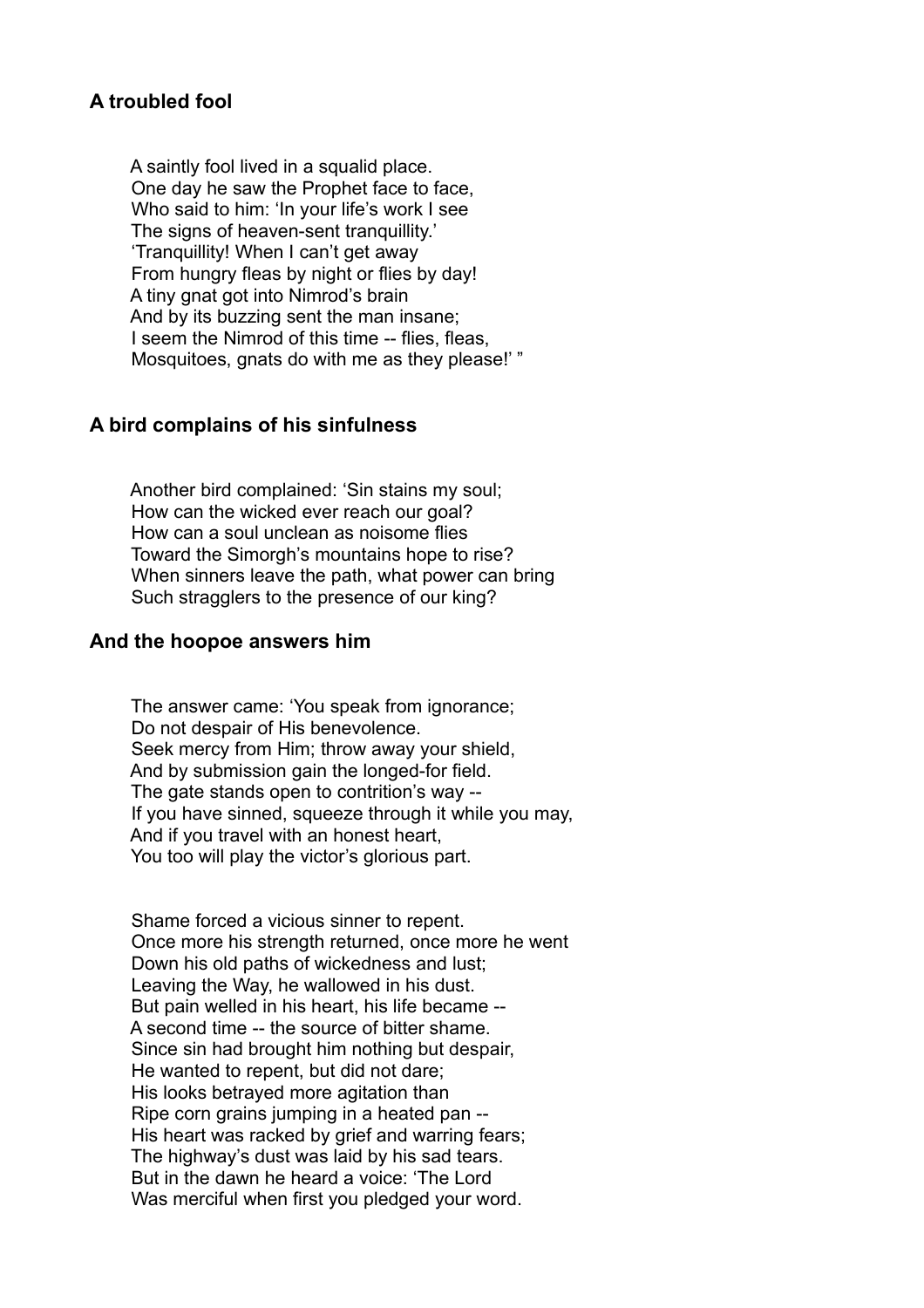### A troubled fool

A saintly fool lived in a squalid place.  
One day he saw the Prophet face to face,  
Who said to him: 'In your life's work I see  
The signs of heaven-sent tranquillity.'  
'Tranquillity! When I can't get away  
From hungry fleas by night or flies by day!  
A tiny gnat got into Nimrod's brain  
And by its buzzing sent the man insane;  
I seem the Nimrod of this time -- flies, fleas,  
Mosquitoes, gnats do with me as they please!' "

### A bird complains of his sinfulness

Another bird complained: 'Sin stains my soul;  
How can the wicked ever reach our goal?  
How can a soul unclean as noisome flies  
Toward the Simorgh's mountains hope to rise?  
When sinners leave the path, what power can bring  
Such stragglers to the presence of our king?

### And the hoopoe answers him

The answer came: 'You speak from ignorance;  
Do not despair of His benevolence.  
Seek mercy from Him; throw away your shield,  
And by submission gain the longed-for field.  
The gate stands open to contrition's way --  
If you have sinned, squeeze through it while you may,  
And if you travel with an honest heart,  
You too will play the victor's glorious part.

Shame forced a vicious sinner to repent.  
Once more his strength returned, once more he went  
Down his old paths of wickedness and lust;  
Leaving the Way, he wallowed in his dust.  
But pain welled in his heart, his life became --  
A second time -- the source of bitter shame.  
Since sin had brought him nothing but despair,  
He wanted to repent, but did not dare;  
His looks betrayed more agitation than  
Ripe corn grains jumping in a heated pan --  
His heart was racked by grief and warring fears;  
The highway's dust was laid by his sad tears.  
But in the dawn he heard a voice: 'The Lord  
Was merciful when first you pledged your word.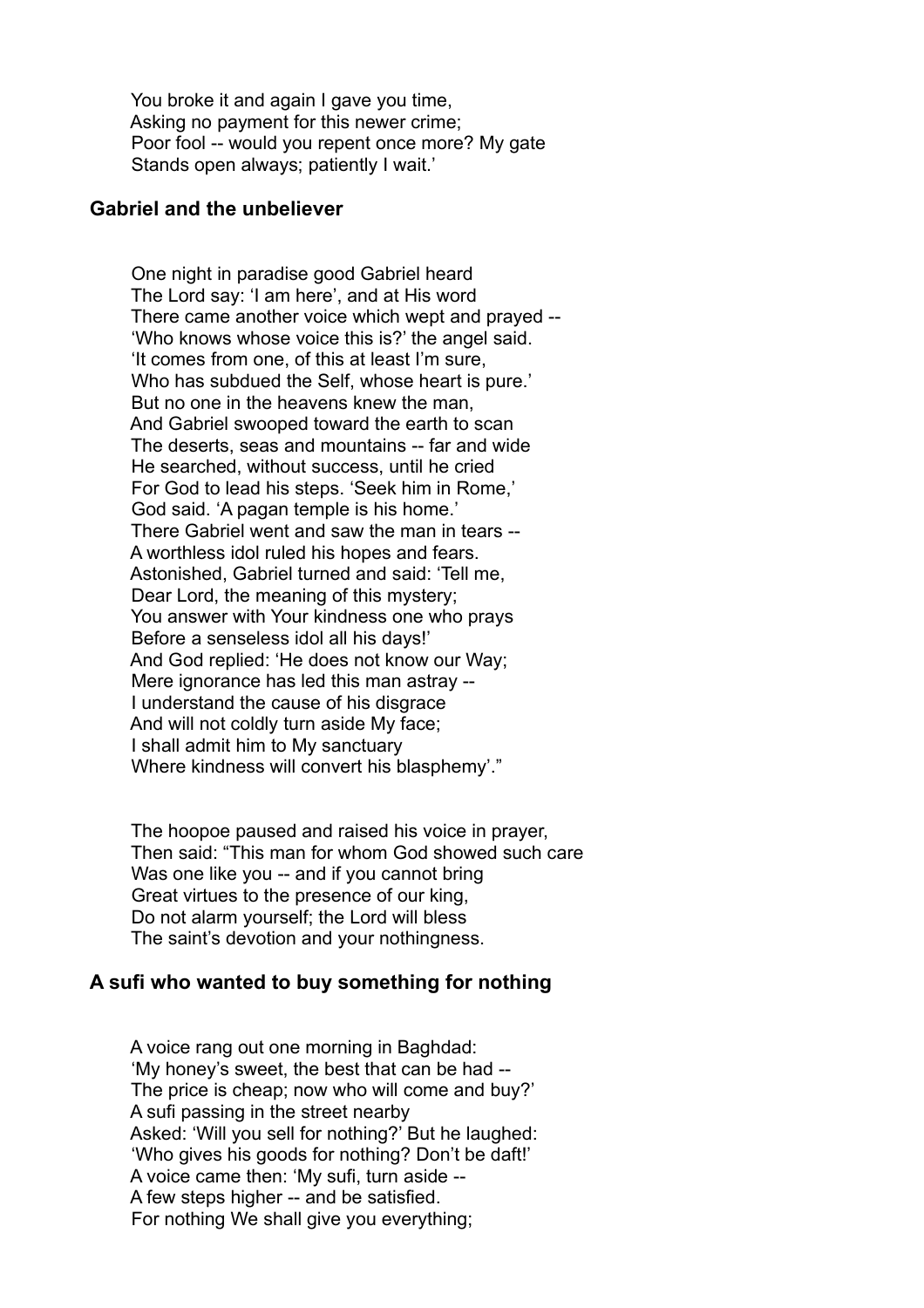You broke it and again I gave you time,
Asking no payment for this newer crime;
Poor fool -- would you repent once more? My gate
Stands open always; patiently I wait.'

### Gabriel and the unbeliever

One night in paradise good Gabriel heard
The Lord say: 'I am here', and at His word
There came another voice which wept and prayed --
'Who knows whose voice this is?' the angel said.
'It comes from one, of this at least I'm sure,
Who has subdued the Self, whose heart is pure.'
But no one in the heavens knew the man,
And Gabriel swooped toward the earth to scan
The deserts, seas and mountains -- far and wide
He searched, without success, until he cried
For God to lead his steps. 'Seek him in Rome,'
God said. 'A pagan temple is his home.'
There Gabriel went and saw the man in tears --
A worthless idol ruled his hopes and fears.
Astonished, Gabriel turned and said: 'Tell me,
Dear Lord, the meaning of this mystery;
You answer with Your kindness one who prays
Before a senseless idol all his days!'
And God replied: 'He does not know our Way;
Mere ignorance has led this man astray --
I understand the cause of his disgrace
And will not coldly turn aside My face;
I shall admit him to My sanctuary
Where kindness will convert his blasphemy'."

The hoopoe paused and raised his voice in prayer,
Then said: "This man for whom God showed such care
Was one like you -- and if you cannot bring
Great virtues to the presence of our king,
Do not alarm yourself; the Lord will bless
The saint's devotion and your nothingness.

### A sufi who wanted to buy something for nothing

A voice rang out one morning in Baghdad:
'My honey's sweet, the best that can be had --
The price is cheap; now who will come and buy?'
A sufi passing in the street nearby
Asked: 'Will you sell for nothing?' But he laughed:
'Who gives his goods for nothing? Don't be daft!'
A voice came then: 'My sufi, turn aside --
A few steps higher -- and be satisfied.
For nothing We shall give you everything;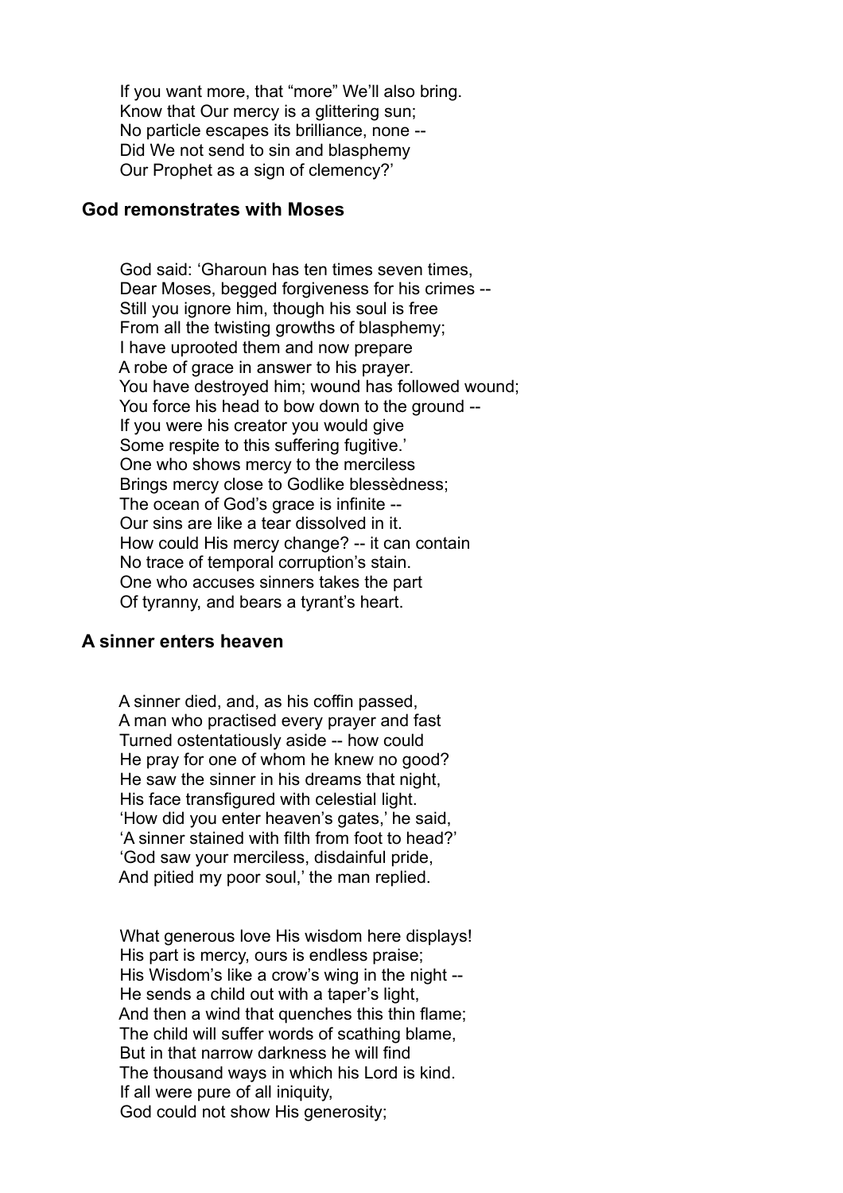If you want more, that "more" We'll also bring.
Know that Our mercy is a glittering sun;
No particle escapes its brilliance, none --
Did We not send to sin and blasphemy
Our Prophet as a sign of clemency?'

### God remonstrates with Moses

God said: 'Gharoun has ten times seven times,
Dear Moses, begged forgiveness for his crimes --
Still you ignore him, though his soul is free
From all the twisting growths of blasphemy;
I have uprooted them and now prepare
A robe of grace in answer to his prayer.
You have destroyed him; wound has followed wound;
You force his head to bow down to the ground --
If you were his creator you would give
Some respite to this suffering fugitive.'
One who shows mercy to the merciless
Brings mercy close to Godlike blessèdness;
The ocean of God's grace is infinite --
Our sins are like a tear dissolved in it.
How could His mercy change? -- it can contain
No trace of temporal corruption's stain.
One who accuses sinners takes the part
Of tyranny, and bears a tyrant's heart.

### A sinner enters heaven

A sinner died, and, as his coffin passed,
A man who practised every prayer and fast
Turned ostentatiously aside -- how could
He pray for one of whom he knew no good?
He saw the sinner in his dreams that night,
His face transfigured with celestial light.
'How did you enter heaven's gates,' he said,
'A sinner stained with filth from foot to head?'
'God saw your merciless, disdainful pride,
And pitied my poor soul,' the man replied.

What generous love His wisdom here displays!
His part is mercy, ours is endless praise;
His Wisdom's like a crow's wing in the night --
He sends a child out with a taper's light,
And then a wind that quenches this thin flame;
The child will suffer words of scathing blame,
But in that narrow darkness he will find
The thousand ways in which his Lord is kind.
If all were pure of all iniquity,
God could not show His generosity;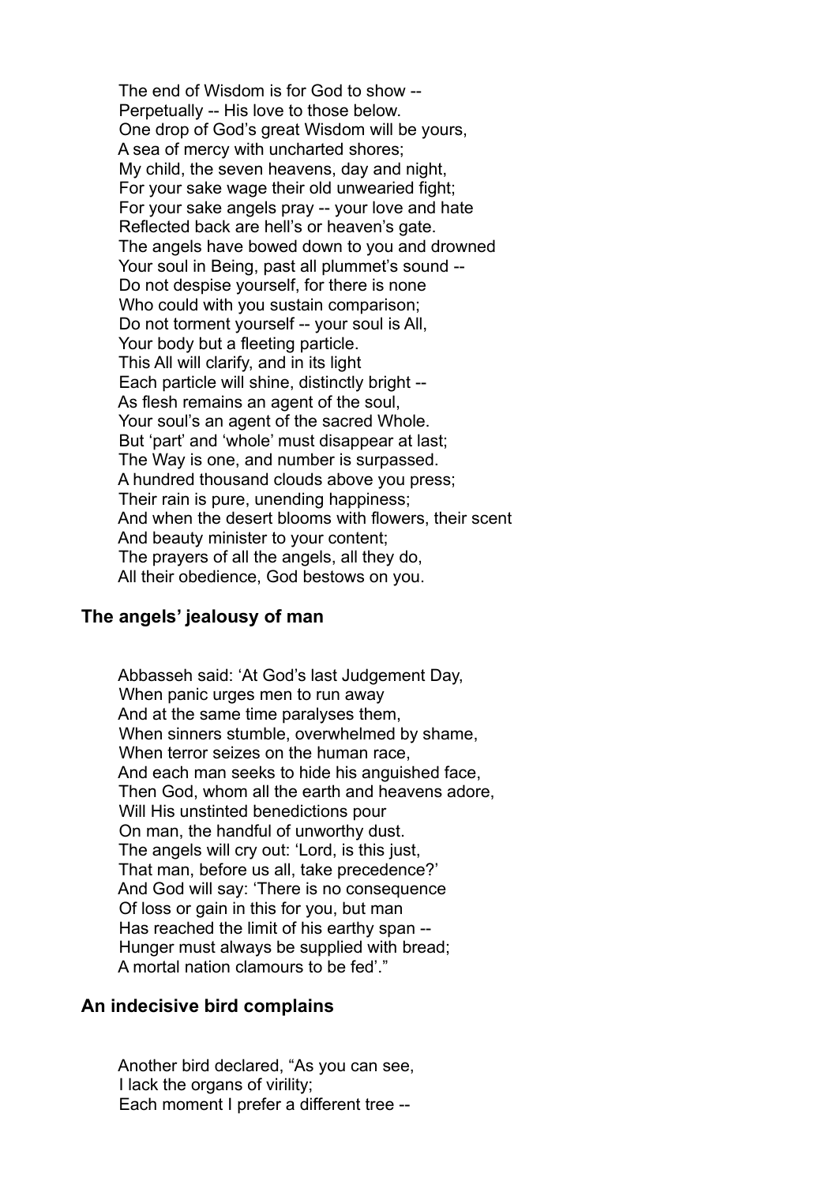The end of Wisdom is for God to show --
Perpetually -- His love to those below.
One drop of God's great Wisdom will be yours,
A sea of mercy with uncharted shores;
My child, the seven heavens, day and night,
For your sake wage their old unwearied fight;
For your sake angels pray -- your love and hate
Reflected back are hell's or heaven's gate.
The angels have bowed down to you and drowned
Your soul in Being, past all plummet's sound --
Do not despise yourself, for there is none
Who could with you sustain comparison;
Do not torment yourself -- your soul is All,
Your body but a fleeting particle.
This All will clarify, and in its light
Each particle will shine, distinctly bright --
As flesh remains an agent of the soul,
Your soul's an agent of the sacred Whole.
But 'part' and 'whole' must disappear at last;
The Way is one, and number is surpassed.
A hundred thousand clouds above you press;
Their rain is pure, unending happiness;
And when the desert blooms with flowers, their scent
And beauty minister to your content;
The prayers of all the angels, all they do,
All their obedience, God bestows on you.

### The angels' jealousy of man

Abbasseh said: 'At God's last Judgement Day,
When panic urges men to run away
And at the same time paralyses them,
When sinners stumble, overwhelmed by shame,
When terror seizes on the human race,
And each man seeks to hide his anguished face,
Then God, whom all the earth and heavens adore,
Will His unstinted benedictions pour
On man, the handful of unworthy dust.
The angels will cry out: 'Lord, is this just,
That man, before us all, take precedence?'
And God will say: 'There is no consequence
Of loss or gain in this for you, but man
Has reached the limit of his earthy span --
Hunger must always be supplied with bread;
A mortal nation clamours to be fed'."

### An indecisive bird complains

Another bird declared, "As you can see,
I lack the organs of virility;
Each moment I prefer a different tree --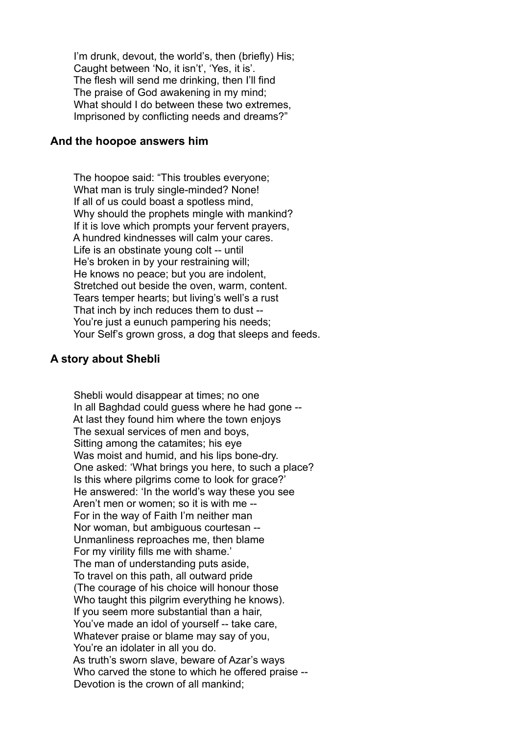I'm drunk, devout, the world's, then (briefly) His;
Caught between 'No, it isn't', 'Yes, it is'.
The flesh will send me drinking, then I'll find
The praise of God awakening in my mind;
What should I do between these two extremes,
Imprisoned by conflicting needs and dreams?"

### And the hoopoe answers him

The hoopoe said: "This troubles everyone;
What man is truly single-minded? None!
If all of us could boast a spotless mind,
Why should the prophets mingle with mankind?
If it is love which prompts your fervent prayers,
A hundred kindnesses will calm your cares.
Life is an obstinate young colt -- until
He's broken in by your restraining will;
He knows no peace; but you are indolent,
Stretched out beside the oven, warm, content.
Tears temper hearts; but living's well's a rust
That inch by inch reduces them to dust --
You're just a eunuch pampering his needs;
Your Self's grown gross, a dog that sleeps and feeds.

### A story about Shebli

Shebli would disappear at times; no one
In all Baghdad could guess where he had gone --
At last they found him where the town enjoys
The sexual services of men and boys,
Sitting among the catamites; his eye
Was moist and humid, and his lips bone-dry.
One asked: 'What brings you here, to such a place?
Is this where pilgrims come to look for grace?'
He answered: 'In the world's way these you see
Aren't men or women; so it is with me --
For in the way of Faith I'm neither man
Nor woman, but ambiguous courtesan --
Unmanliness reproaches me, then blame
For my virility fills me with shame.'
The man of understanding puts aside,
To travel on this path, all outward pride
(The courage of his choice will honour those
Who taught this pilgrim everything he knows).
If you seem more substantial than a hair,
You've made an idol of yourself -- take care,
Whatever praise or blame may say of you,
You're an idolater in all you do.
As truth's sworn slave, beware of Azar's ways
Who carved the stone to which he offered praise --
Devotion is the crown of all mankind;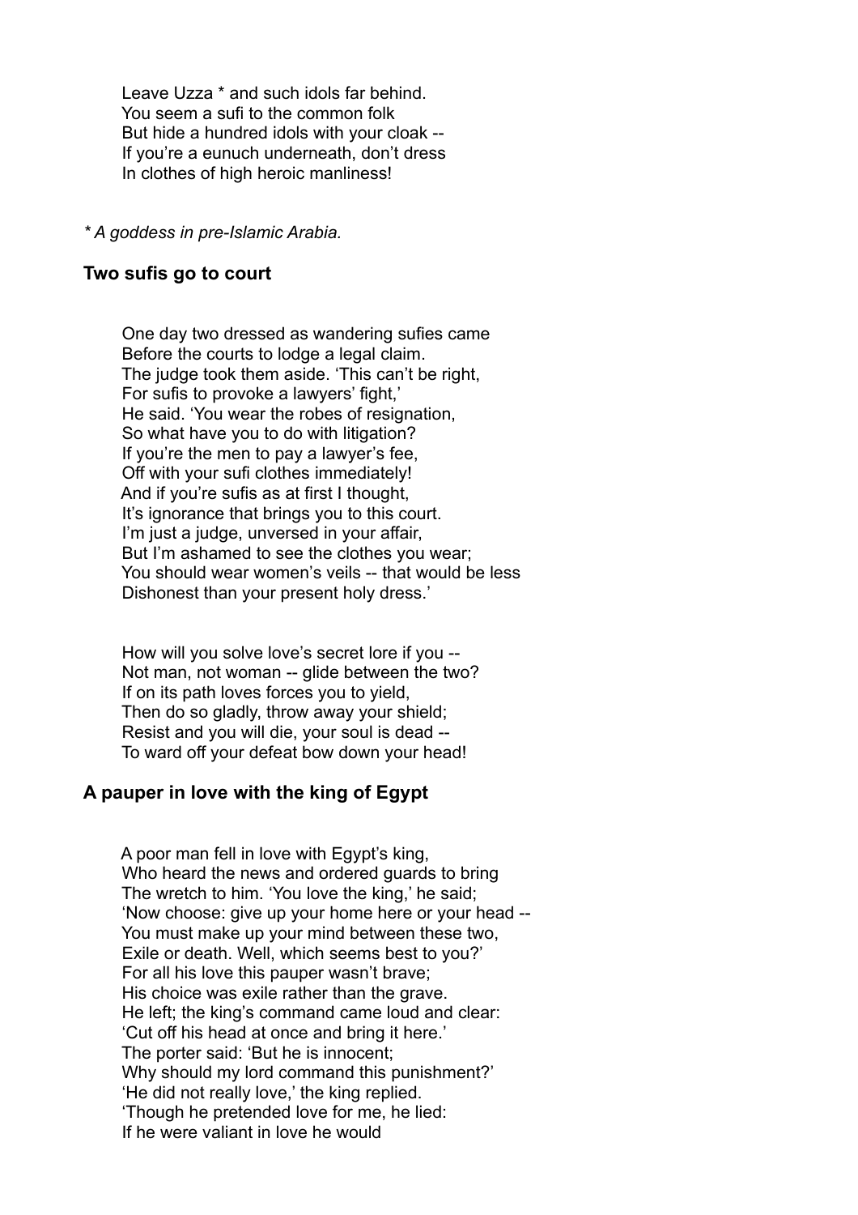Leave Uzza * and such idols far behind.  
You seem a sufi to the common folk  
But hide a hundred idols with your cloak --  
If you're a eunuch underneath, don't dress  
In clothes of high heroic manliness!

*\* A goddess in pre-Islamic Arabia.*

### Two sufis go to court

One day two dressed as wandering sufies came  
Before the courts to lodge a legal claim.  
The judge took them aside. 'This can't be right,  
For sufis to provoke a lawyers' fight,'  
He said. 'You wear the robes of resignation,  
So what have you to do with litigation?  
If you're the men to pay a lawyer's fee,  
Off with your sufi clothes immediately!  
And if you're sufis as at first I thought,  
It's ignorance that brings you to this court.  
I'm just a judge, unversed in your affair,  
But I'm ashamed to see the clothes you wear;  
You should wear women's veils -- that would be less  
Dishonest than your present holy dress.'

How will you solve love's secret lore if you --  
Not man, not woman -- glide between the two?  
If on its path loves forces you to yield,  
Then do so gladly, throw away your shield;  
Resist and you will die, your soul is dead --  
To ward off your defeat bow down your head!

### A pauper in love with the king of Egypt

A poor man fell in love with Egypt's king,  
Who heard the news and ordered guards to bring  
The wretch to him. 'You love the king,' he said;  
'Now choose: give up your home here or your head --  
You must make up your mind between these two,  
Exile or death. Well, which seems best to you?'  
For all his love this pauper wasn't brave;  
His choice was exile rather than the grave.  
He left; the king's command came loud and clear:  
'Cut off his head at once and bring it here.'  
The porter said: 'But he is innocent;  
Why should my lord command this punishment?'  
'He did not really love,' the king replied.  
'Though he pretended love for me, he lied:  
If he were valiant in love he would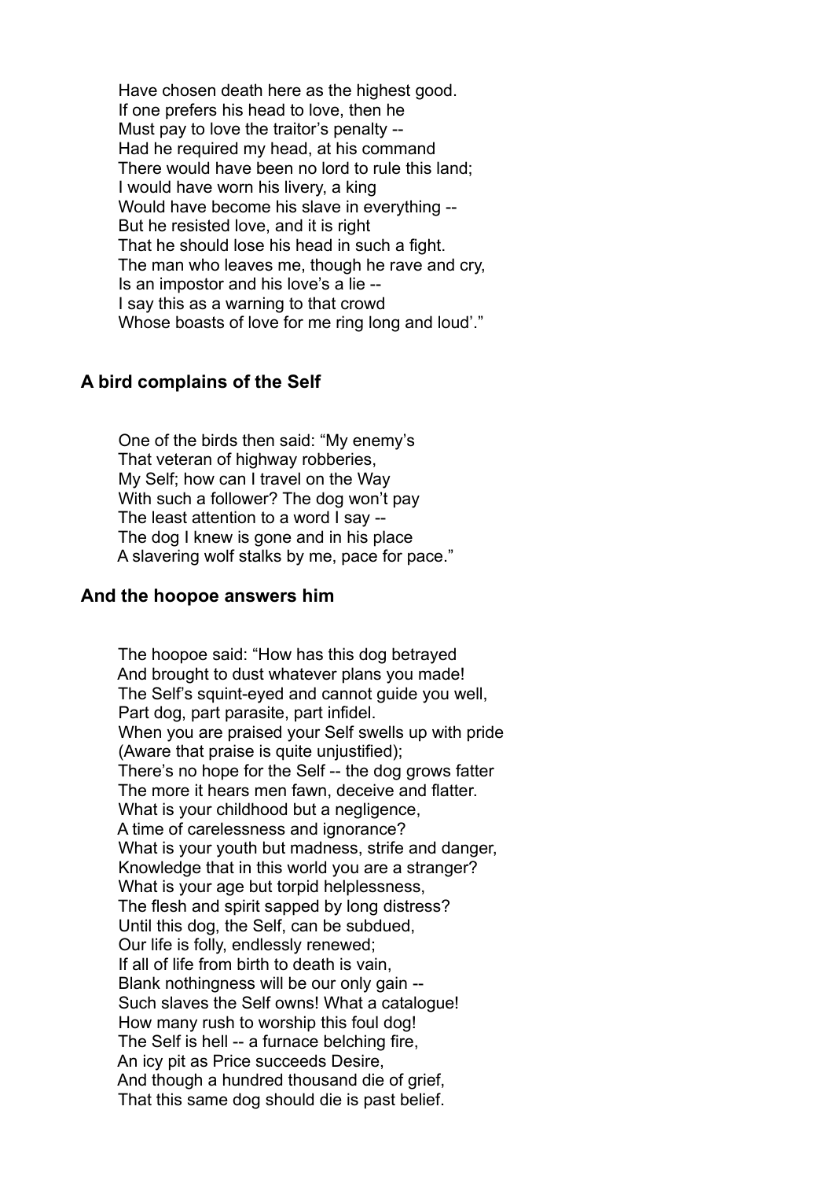Have chosen death here as the highest good.  
If one prefers his head to love, then he  
Must pay to love the traitor's penalty --  
Had he required my head, at his command  
There would have been no lord to rule this land;  
I would have worn his livery, a king  
Would have become his slave in everything --  
But he resisted love, and it is right  
That he should lose his head in such a fight.  
The man who leaves me, though he rave and cry,  
Is an impostor and his love's a lie --  
I say this as a warning to that crowd  
Whose boasts of love for me ring long and loud'."

### A bird complains of the Self

One of the birds then said: "My enemy's  
That veteran of highway robberies,  
My Self; how can I travel on the Way  
With such a follower? The dog won't pay  
The least attention to a word I say --  
The dog I knew is gone and in his place  
A slavering wolf stalks by me, pace for pace."

### And the hoopoe answers him

The hoopoe said: "How has this dog betrayed  
And brought to dust whatever plans you made!  
The Self's squint-eyed and cannot guide you well,  
Part dog, part parasite, part infidel.  
When you are praised your Self swells up with pride  
(Aware that praise is quite unjustified);  
There's no hope for the Self -- the dog grows fatter  
The more it hears men fawn, deceive and flatter.  
What is your childhood but a negligence,  
A time of carelessness and ignorance?  
What is your youth but madness, strife and danger,  
Knowledge that in this world you are a stranger?  
What is your age but torpid helplessness,  
The flesh and spirit sapped by long distress?  
Until this dog, the Self, can be subdued,  
Our life is folly, endlessly renewed;  
If all of life from birth to death is vain,  
Blank nothingness will be our only gain --  
Such slaves the Self owns! What a catalogue!  
How many rush to worship this foul dog!  
The Self is hell -- a furnace belching fire,  
An icy pit as Price succeeds Desire,  
And though a hundred thousand die of grief,  
That this same dog should die is past belief.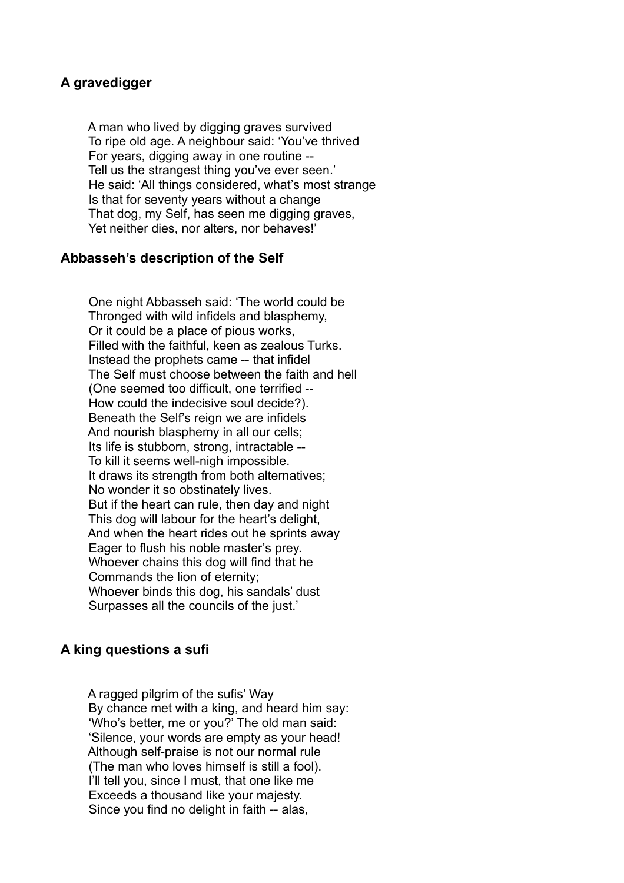## A gravedigger

A man who lived by digging graves survived
To ripe old age. A neighbour said: 'You've thrived
For years, digging away in one routine --
Tell us the strangest thing you've ever seen.'
He said: 'All things considered, what's most strange
Is that for seventy years without a change
That dog, my Self, has seen me digging graves,
Yet neither dies, nor alters, nor behaves!'

## Abbasseh's description of the Self

One night Abbasseh said: 'The world could be
Thronged with wild infidels and blasphemy,
Or it could be a place of pious works,
Filled with the faithful, keen as zealous Turks.
Instead the prophets came -- that infidel
The Self must choose between the faith and hell
(One seemed too difficult, one terrified --
How could the indecisive soul decide?).
Beneath the Self's reign we are infidels
And nourish blasphemy in all our cells;
Its life is stubborn, strong, intractable --
To kill it seems well-nigh impossible.
It draws its strength from both alternatives;
No wonder it so obstinately lives.
But if the heart can rule, then day and night
This dog will labour for the heart's delight,
And when the heart rides out he sprints away
Eager to flush his noble master's prey.
Whoever chains this dog will find that he
Commands the lion of eternity;
Whoever binds this dog, his sandals' dust
Surpasses all the councils of the just.'

## A king questions a sufi

A ragged pilgrim of the sufis' Way
By chance met with a king, and heard him say:
'Who's better, me or you?' The old man said:
'Silence, your words are empty as your head!
Although self-praise is not our normal rule
(The man who loves himself is still a fool).
I'll tell you, since I must, that one like me
Exceeds a thousand like your majesty.
Since you find no delight in faith -- alas,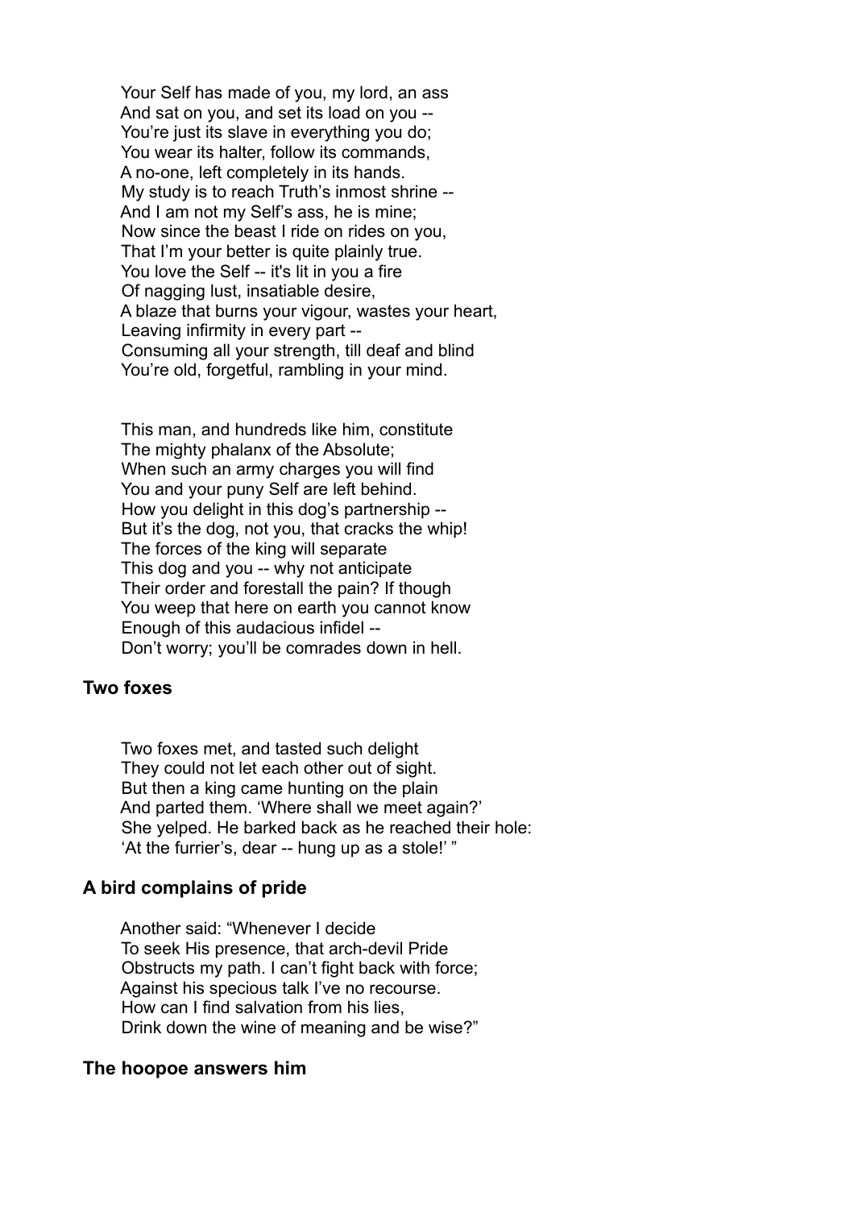Your Self has made of you, my lord, an ass  
And sat on you, and set its load on you --  
You're just its slave in everything you do;  
You wear its halter, follow its commands,  
A no-one, left completely in its hands.  
My study is to reach Truth's inmost shrine --  
And I am not my Self's ass, he is mine;  
Now since the beast I ride on rides on you,  
That I'm your better is quite plainly true.  
You love the Self -- it's lit in you a fire  
Of nagging lust, insatiable desire,  
A blaze that burns your vigour, wastes your heart,  
Leaving infirmity in every part --  
Consuming all your strength, till deaf and blind  
You're old, forgetful, rambling in your mind.

This man, and hundreds like him, constitute  
The mighty phalanx of the Absolute;  
When such an army charges you will find  
You and your puny Self are left behind.  
How you delight in this dog's partnership --  
But it's the dog, not you, that cracks the whip!  
The forces of the king will separate  
This dog and you -- why not anticipate  
Their order and forestall the pain? If though  
You weep that here on earth you cannot know  
Enough of this audacious infidel --  
Don't worry; you'll be comrades down in hell.

### Two foxes

Two foxes met, and tasted such delight  
They could not let each other out of sight.  
But then a king came hunting on the plain  
And parted them. 'Where shall we meet again?'  
She yelped. He barked back as he reached their hole:  
'At the furrier's, dear -- hung up as a stole!' "

### A bird complains of pride

Another said: "Whenever I decide  
To seek His presence, that arch-devil Pride  
Obstructs my path. I can't fight back with force;  
Against his specious talk I've no recourse.  
How can I find salvation from his lies,  
Drink down the wine of meaning and be wise?"

### The hoopoe answers him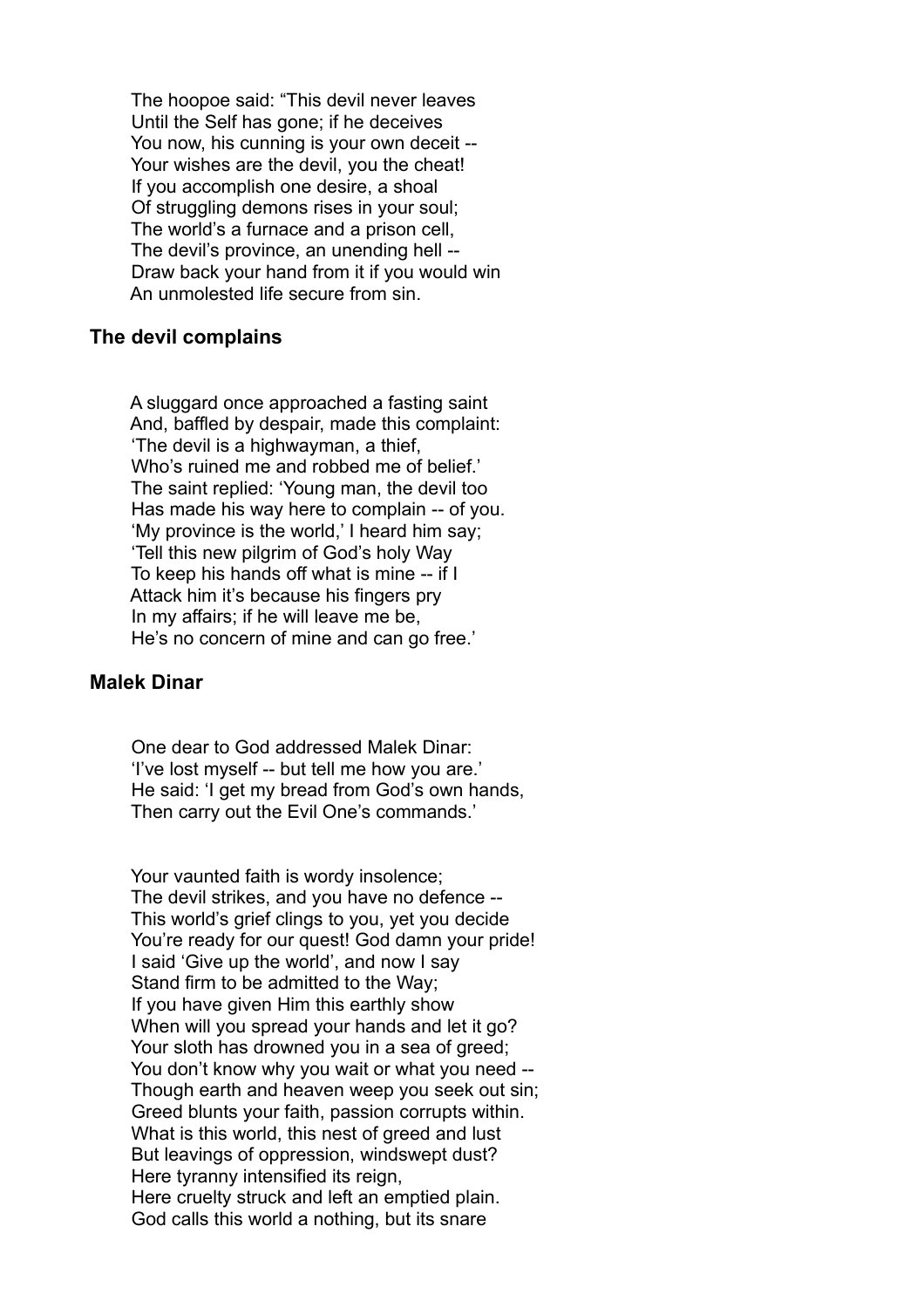The hoopoe said: "This devil never leaves
Until the Self has gone; if he deceives
You now, his cunning is your own deceit --
Your wishes are the devil, you the cheat!
If you accomplish one desire, a shoal
Of struggling demons rises in your soul;
The world's a furnace and a prison cell,
The devil's province, an unending hell --
Draw back your hand from it if you would win
An unmolested life secure from sin.

### The devil complains

A sluggard once approached a fasting saint
And, baffled by despair, made this complaint:
'The devil is a highwayman, a thief,
Who's ruined me and robbed me of belief.'
The saint replied: 'Young man, the devil too
Has made his way here to complain -- of you.
'My province is the world,' I heard him say;
'Tell this new pilgrim of God's holy Way
To keep his hands off what is mine -- if I
Attack him it's because his fingers pry
In my affairs; if he will leave me be,
He's no concern of mine and can go free.'

### Malek Dinar

One dear to God addressed Malek Dinar:
'I've lost myself -- but tell me how you are.'
He said: 'I get my bread from God's own hands,
Then carry out the Evil One's commands.'

Your vaunted faith is wordy insolence;
The devil strikes, and you have no defence --
This world's grief clings to you, yet you decide
You're ready for our quest! God damn your pride!
I said 'Give up the world', and now I say
Stand firm to be admitted to the Way;
If you have given Him this earthly show
When will you spread your hands and let it go?
Your sloth has drowned you in a sea of greed;
You don't know why you wait or what you need --
Though earth and heaven weep you seek out sin;
Greed blunts your faith, passion corrupts within.
What is this world, this nest of greed and lust
But leavings of oppression, windswept dust?
Here tyranny intensified its reign,
Here cruelty struck and left an emptied plain.
God calls this world a nothing, but its snare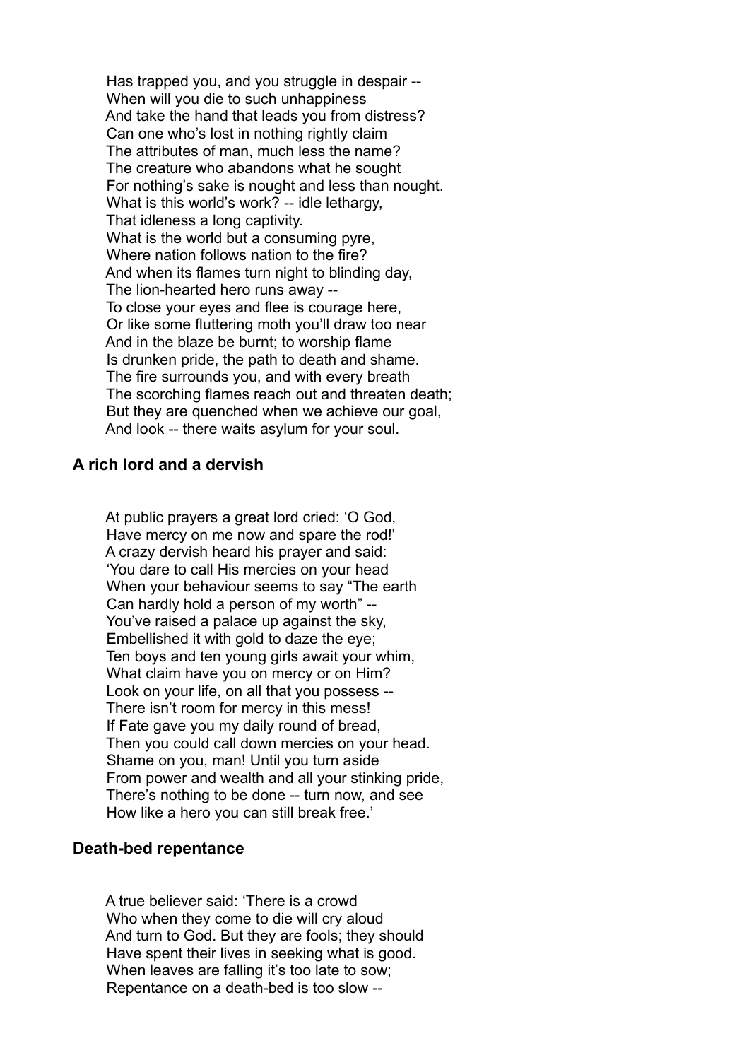Has trapped you, and you struggle in despair --
When will you die to such unhappiness
And take the hand that leads you from distress?
Can one who's lost in nothing rightly claim
The attributes of man, much less the name?
The creature who abandons what he sought
For nothing's sake is nought and less than nought.
What is this world's work? -- idle lethargy,
That idleness a long captivity.
What is the world but a consuming pyre,
Where nation follows nation to the fire?
And when its flames turn night to blinding day,
The lion-hearted hero runs away --
To close your eyes and flee is courage here,
Or like some fluttering moth you'll draw too near
And in the blaze be burnt; to worship flame
Is drunken pride, the path to death and shame.
The fire surrounds you, and with every breath
The scorching flames reach out and threaten death;
But they are quenched when we achieve our goal,
And look -- there waits asylum for your soul.

### A rich lord and a dervish

At public prayers a great lord cried: 'O God,
Have mercy on me now and spare the rod!'
A crazy dervish heard his prayer and said:
'You dare to call His mercies on your head
When your behaviour seems to say "The earth
Can hardly hold a person of my worth" --
You've raised a palace up against the sky,
Embellished it with gold to daze the eye;
Ten boys and ten young girls await your whim,
What claim have you on mercy or on Him?
Look on your life, on all that you possess --
There isn't room for mercy in this mess!
If Fate gave you my daily round of bread,
Then you could call down mercies on your head.
Shame on you, man! Until you turn aside
From power and wealth and all your stinking pride,
There's nothing to be done -- turn now, and see
How like a hero you can still break free.'

### Death-bed repentance

A true believer said: 'There is a crowd
Who when they come to die will cry aloud
And turn to God. But they are fools; they should
Have spent their lives in seeking what is good.
When leaves are falling it's too late to sow;
Repentance on a death-bed is too slow --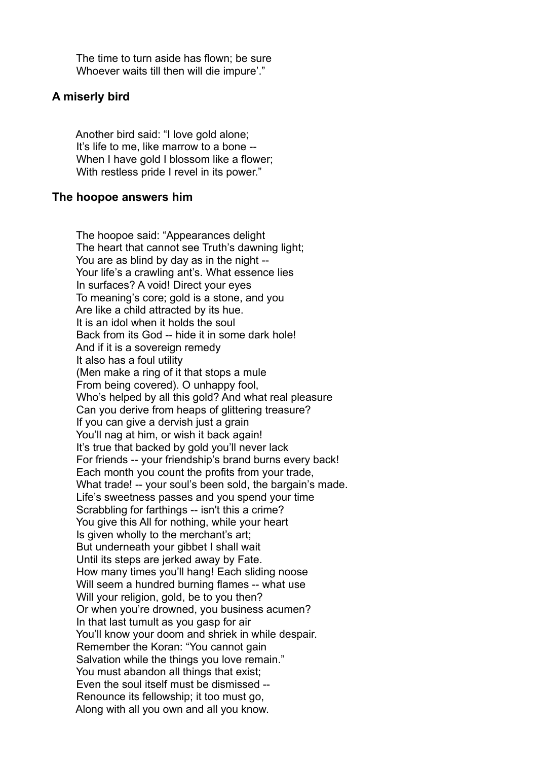The time to turn aside has flown; be sure
Whoever waits till then will die impure'."

### A miserly bird

Another bird said: "I love gold alone;
It's life to me, like marrow to a bone --
When I have gold I blossom like a flower;
With restless pride I revel in its power."

### The hoopoe answers him

The hoopoe said: "Appearances delight
The heart that cannot see Truth's dawning light;
You are as blind by day as in the night --
Your life's a crawling ant's. What essence lies
In surfaces? A void! Direct your eyes
To meaning's core; gold is a stone, and you
Are like a child attracted by its hue.
It is an idol when it holds the soul
Back from its God -- hide it in some dark hole!
And if it is a sovereign remedy
It also has a foul utility
(Men make a ring of it that stops a mule
From being covered). O unhappy fool,
Who's helped by all this gold? And what real pleasure
Can you derive from heaps of glittering treasure?
If you can give a dervish just a grain
You'll nag at him, or wish it back again!
It's true that backed by gold you'll never lack
For friends -- your friendship's brand burns every back!
Each month you count the profits from your trade,
What trade! -- your soul's been sold, the bargain's made.
Life's sweetness passes and you spend your time
Scrabbling for farthings -- isn't this a crime?
You give this All for nothing, while your heart
Is given wholly to the merchant's art;
But underneath your gibbet I shall wait
Until its steps are jerked away by Fate.
How many times you'll hang! Each sliding noose
Will seem a hundred burning flames -- what use
Will your religion, gold, be to you then?
Or when you're drowned, you business acumen?
In that last tumult as you gasp for air
You'll know your doom and shriek in while despair.
Remember the Koran: "You cannot gain
Salvation while the things you love remain."
You must abandon all things that exist;
Even the soul itself must be dismissed --
Renounce its fellowship; it too must go,
Along with all you own and all you know.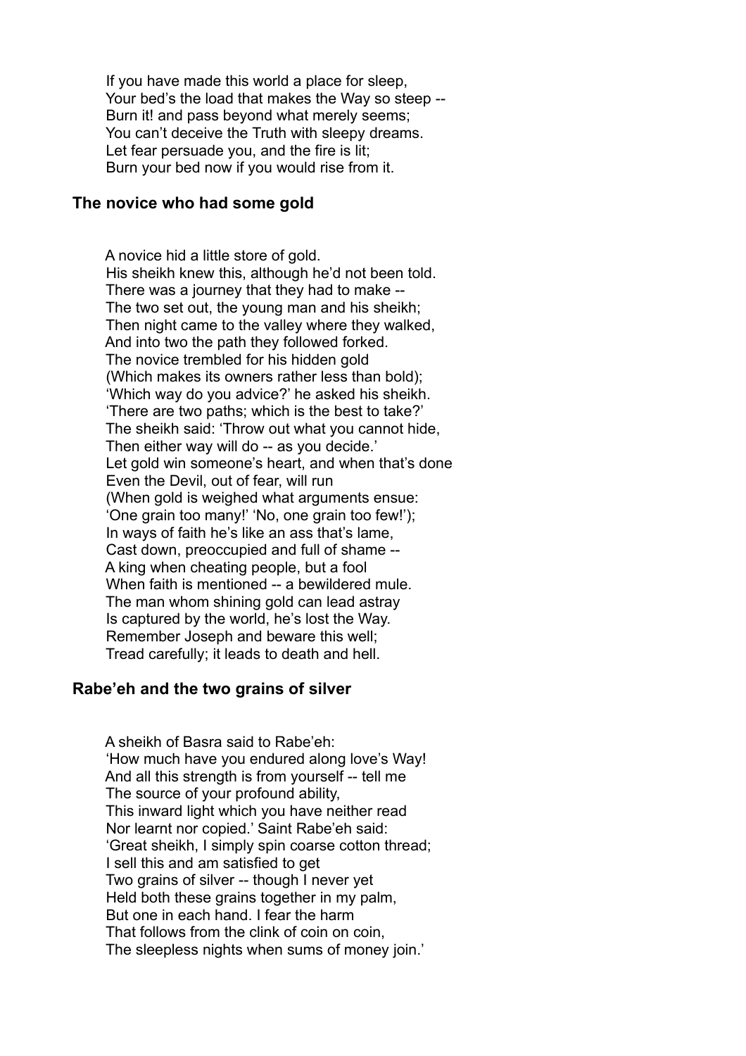If you have made this world a place for sleep,  
Your bed's the load that makes the Way so steep --  
Burn it! and pass beyond what merely seems;  
You can't deceive the Truth with sleepy dreams.  
Let fear persuade you, and the fire is lit;  
Burn your bed now if you would rise from it.

### The novice who had some gold

A novice hid a little store of gold.  
His sheikh knew this, although he'd not been told.  
There was a journey that they had to make --  
The two set out, the young man and his sheikh;  
Then night came to the valley where they walked,  
And into two the path they followed forked.  
The novice trembled for his hidden gold  
(Which makes its owners rather less than bold);  
'Which way do you advice?' he asked his sheikh.  
'There are two paths; which is the best to take?'  
The sheikh said: 'Throw out what you cannot hide,  
Then either way will do -- as you decide.'  
Let gold win someone's heart, and when that's done  
Even the Devil, out of fear, will run  
(When gold is weighed what arguments ensue:  
'One grain too many!' 'No, one grain too few!');  
In ways of faith he's like an ass that's lame,  
Cast down, preoccupied and full of shame --  
A king when cheating people, but a fool  
When faith is mentioned -- a bewildered mule.  
The man whom shining gold can lead astray  
Is captured by the world, he's lost the Way.  
Remember Joseph and beware this well;  
Tread carefully; it leads to death and hell.

### Rabe'eh and the two grains of silver

A sheikh of Basra said to Rabe'eh:  
'How much have you endured along love's Way!  
And all this strength is from yourself -- tell me  
The source of your profound ability,  
This inward light which you have neither read  
Nor learnt nor copied.' Saint Rabe'eh said:  
'Great sheikh, I simply spin coarse cotton thread;  
I sell this and am satisfied to get  
Two grains of silver -- though I never yet  
Held both these grains together in my palm,  
But one in each hand. I fear the harm  
That follows from the clink of coin on coin,  
The sleepless nights when sums of money join.'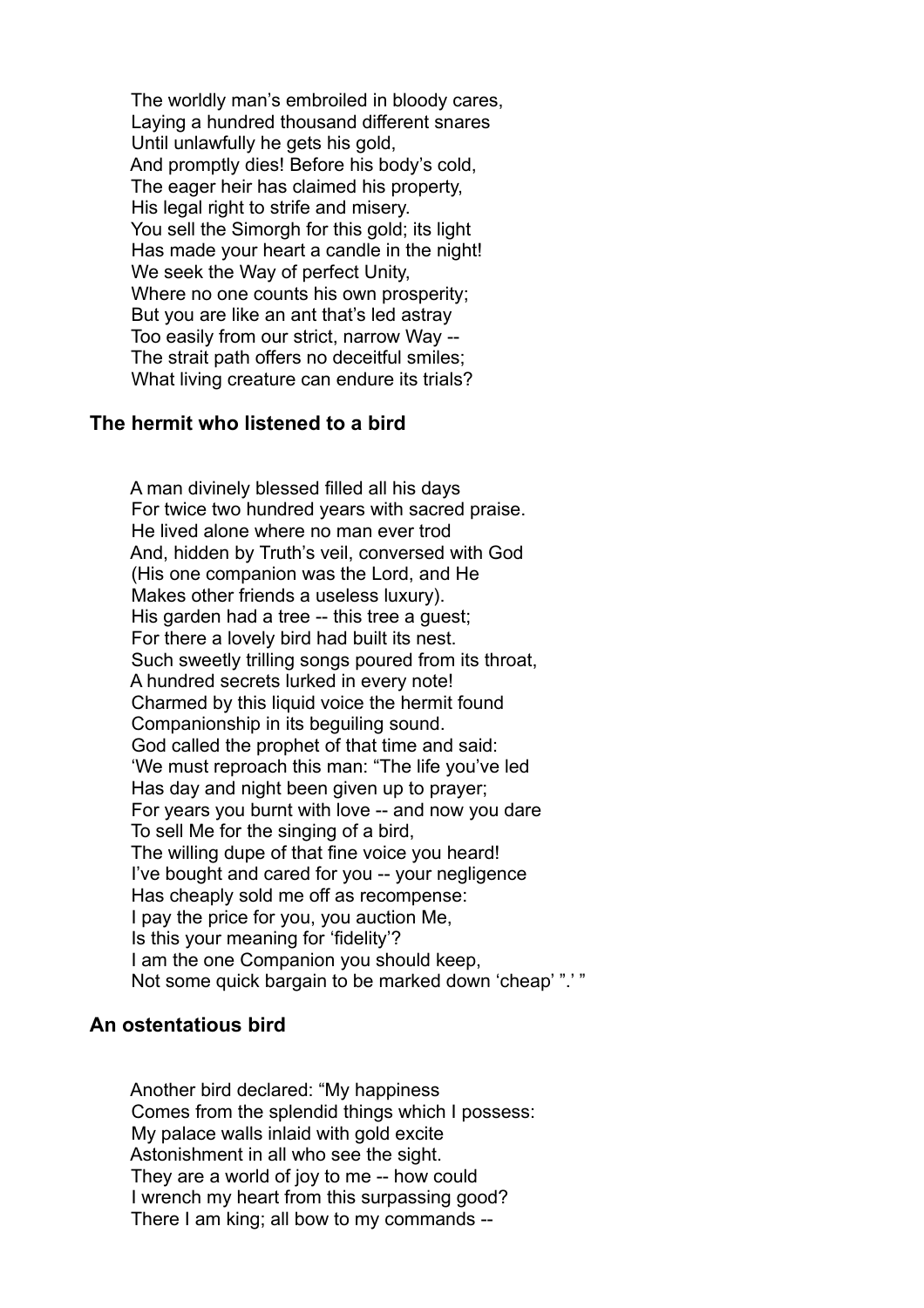The worldly man's embroiled in bloody cares,
Laying a hundred thousand different snares
Until unlawfully he gets his gold,
And promptly dies! Before his body's cold,
The eager heir has claimed his property,
His legal right to strife and misery.
You sell the Simorgh for this gold; its light
Has made your heart a candle in the night!
We seek the Way of perfect Unity,
Where no one counts his own prosperity;
But you are like an ant that's led astray
Too easily from our strict, narrow Way --
The strait path offers no deceitful smiles;
What living creature can endure its trials?

### The hermit who listened to a bird

A man divinely blessed filled all his days
For twice two hundred years with sacred praise.
He lived alone where no man ever trod
And, hidden by Truth's veil, conversed with God
(His one companion was the Lord, and He
Makes other friends a useless luxury).
His garden had a tree -- this tree a guest;
For there a lovely bird had built its nest.
Such sweetly trilling songs poured from its throat,
A hundred secrets lurked in every note!
Charmed by this liquid voice the hermit found
Companionship in its beguiling sound.
God called the prophet of that time and said:
'We must reproach this man: "The life you've led
Has day and night been given up to prayer;
For years you burnt with love -- and now you dare
To sell Me for the singing of a bird,
The willing dupe of that fine voice you heard!
I've bought and cared for you -- your negligence
Has cheaply sold me off as recompense:
I pay the price for you, you auction Me,
Is this your meaning for 'fidelity'?
I am the one Companion you should keep,
Not some quick bargain to be marked down 'cheap' ".' "

### An ostentatious bird

Another bird declared: "My happiness
Comes from the splendid things which I possess:
My palace walls inlaid with gold excite
Astonishment in all who see the sight.
They are a world of joy to me -- how could
I wrench my heart from this surpassing good?
There I am king; all bow to my commands --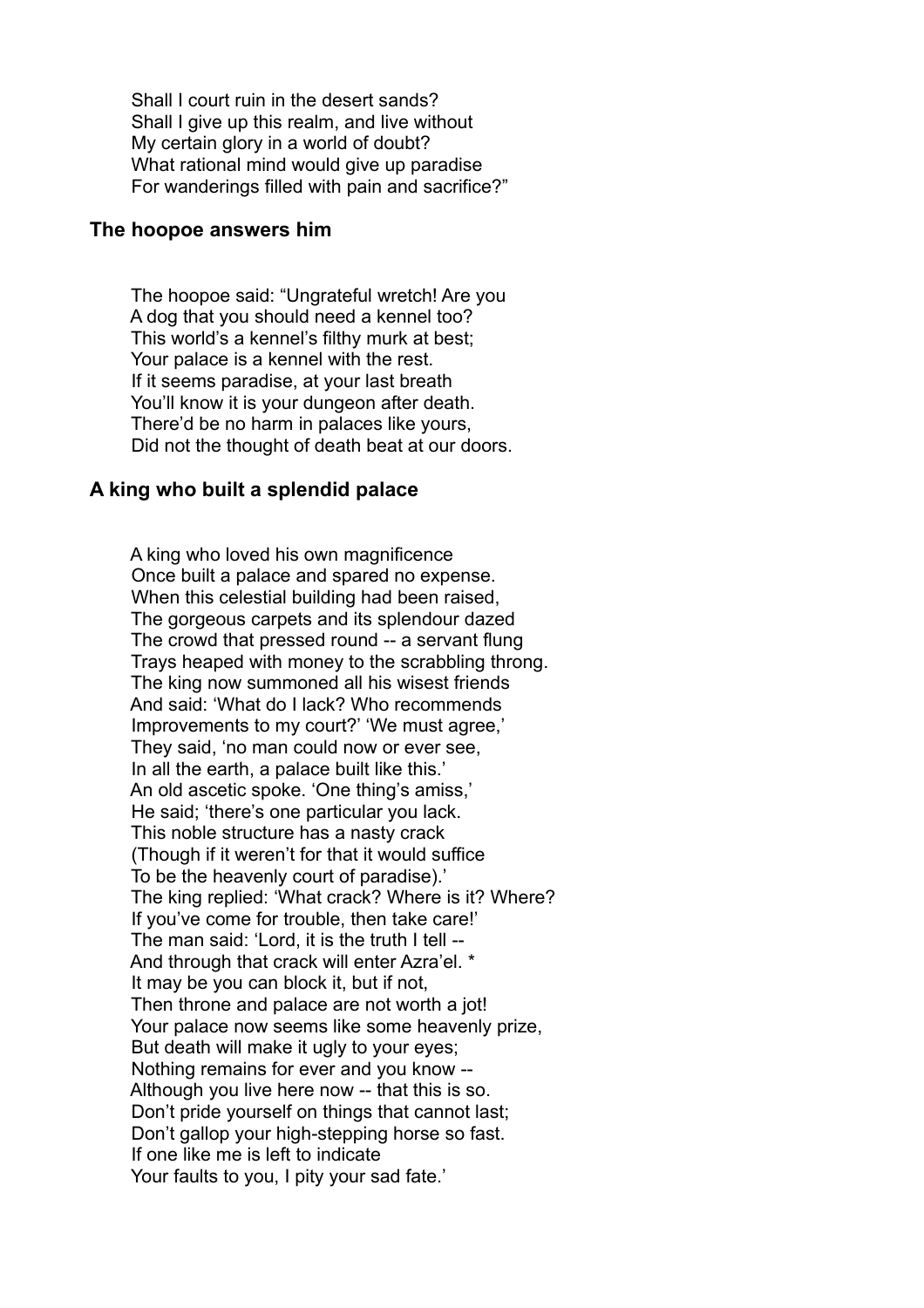Shall I court ruin in the desert sands?  
Shall I give up this realm, and live without  
My certain glory in a world of doubt?  
What rational mind would give up paradise  
For wanderings filled with pain and sacrifice?"

### The hoopoe answers him

The hoopoe said: "Ungrateful wretch! Are you  
A dog that you should need a kennel too?  
This world's a kennel's filthy murk at best;  
Your palace is a kennel with the rest.  
If it seems paradise, at your last breath  
You'll know it is your dungeon after death.  
There'd be no harm in palaces like yours,  
Did not the thought of death beat at our doors.

### A king who built a splendid palace

A king who loved his own magnificence  
Once built a palace and spared no expense.  
When this celestial building had been raised,  
The gorgeous carpets and its splendour dazed  
The crowd that pressed round -- a servant flung  
Trays heaped with money to the scrabbling throng.  
The king now summoned all his wisest friends  
And said: 'What do I lack? Who recommends  
Improvements to my court?' 'We must agree,'  
They said, 'no man could now or ever see,  
In all the earth, a palace built like this.'  
An old ascetic spoke. 'One thing's amiss,'  
He said; 'there's one particular you lack.  
This noble structure has a nasty crack  
(Though if it weren't for that it would suffice  
To be the heavenly court of paradise).'  
The king replied: 'What crack? Where is it? Where?  
If you've come for trouble, then take care!'  
The man said: 'Lord, it is the truth I tell --  
And through that crack will enter Azra'el. *  
It may be you can block it, but if not,  
Then throne and palace are not worth a jot!  
Your palace now seems like some heavenly prize,  
But death will make it ugly to your eyes;  
Nothing remains for ever and you know --  
Although you live here now -- that this is so.  
Don't pride yourself on things that cannot last;  
Don't gallop your high-stepping horse so fast.  
If one like me is left to indicate  
Your faults to you, I pity your sad fate.'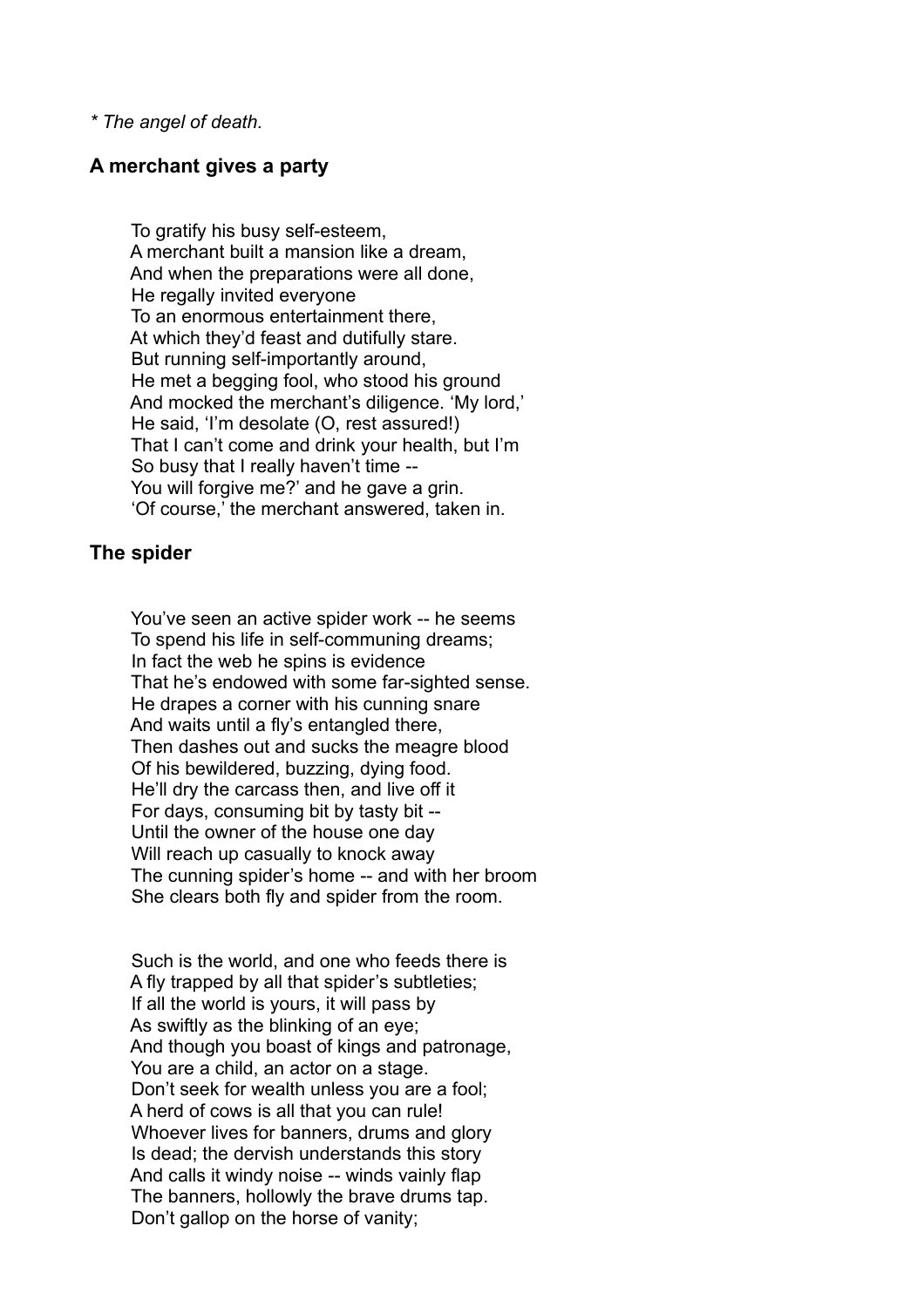*\* The angel of death.*

## A merchant gives a party

To gratify his busy self-esteem,
A merchant built a mansion like a dream,
And when the preparations were all done,
He regally invited everyone
To an enormous entertainment there,
At which they'd feast and dutifully stare.
But running self-importantly around,
He met a begging fool, who stood his ground
And mocked the merchant's diligence. 'My lord,'
He said, 'I'm desolate (O, rest assured!)
That I can't come and drink your health, but I'm
So busy that I really haven't time --
You will forgive me?' and he gave a grin.
'Of course,' the merchant answered, taken in.

## The spider

You've seen an active spider work -- he seems
To spend his life in self-communing dreams;
In fact the web he spins is evidence
That he's endowed with some far-sighted sense.
He drapes a corner with his cunning snare
And waits until a fly's entangled there,
Then dashes out and sucks the meagre blood
Of his bewildered, buzzing, dying food.
He'll dry the carcass then, and live off it
For days, consuming bit by tasty bit --
Until the owner of the house one day
Will reach up casually to knock away
The cunning spider's home -- and with her broom
She clears both fly and spider from the room.

Such is the world, and one who feeds there is
A fly trapped by all that spider's subtleties;
If all the world is yours, it will pass by
As swiftly as the blinking of an eye;
And though you boast of kings and patronage,
You are a child, an actor on a stage.
Don't seek for wealth unless you are a fool;
A herd of cows is all that you can rule!
Whoever lives for banners, drums and glory
Is dead; the dervish understands this story
And calls it windy noise -- winds vainly flap
The banners, hollowly the brave drums tap.
Don't gallop on the horse of vanity;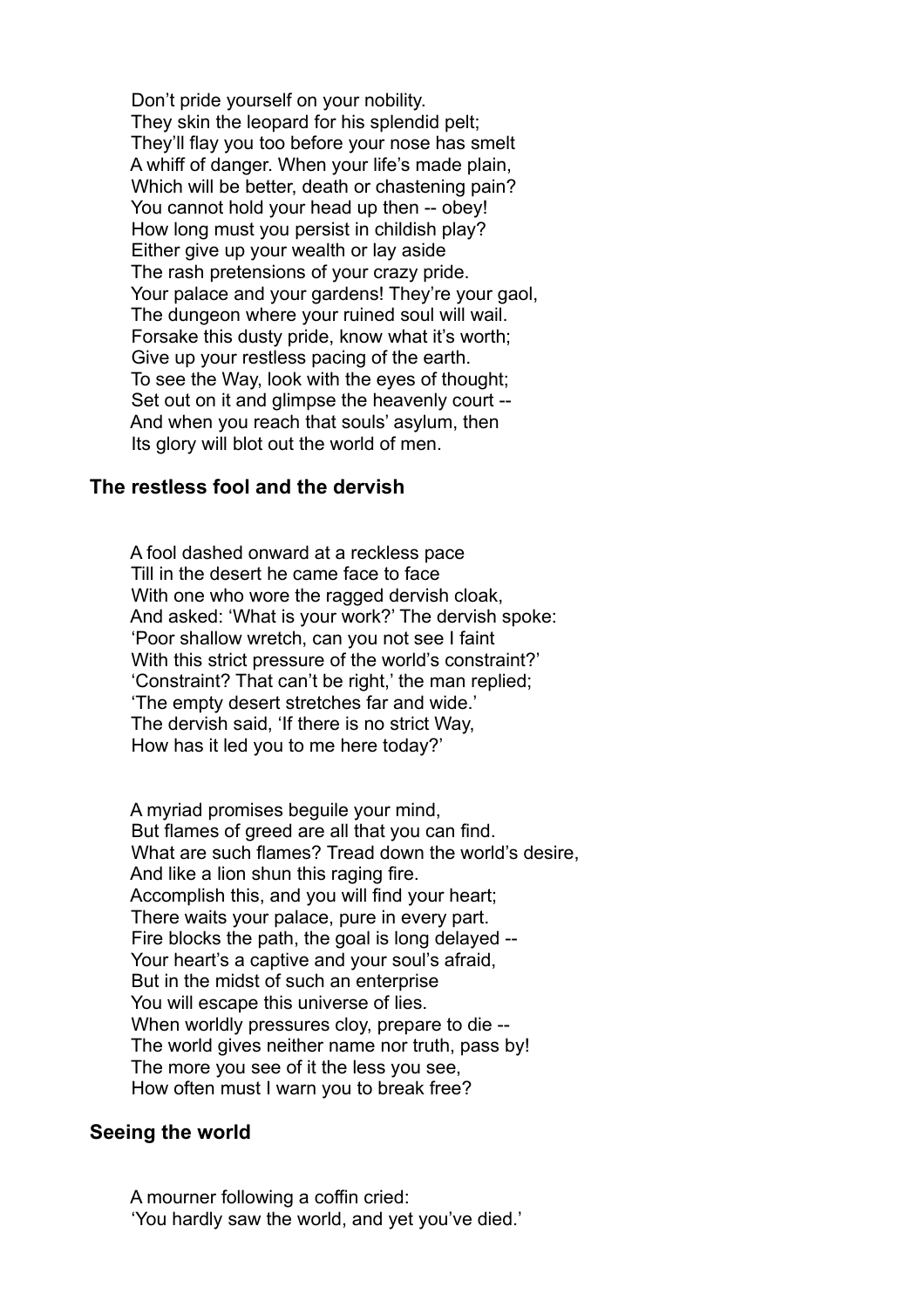Don't pride yourself on your nobility.
They skin the leopard for his splendid pelt;
They'll flay you too before your nose has smelt
A whiff of danger. When your life's made plain,
Which will be better, death or chastening pain?
You cannot hold your head up then -- obey!
How long must you persist in childish play?
Either give up your wealth or lay aside
The rash pretensions of your crazy pride.
Your palace and your gardens! They're your gaol,
The dungeon where your ruined soul will wail.
Forsake this dusty pride, know what it's worth;
Give up your restless pacing of the earth.
To see the Way, look with the eyes of thought;
Set out on it and glimpse the heavenly court --
And when you reach that souls' asylum, then
Its glory will blot out the world of men.

### The restless fool and the dervish

A fool dashed onward at a reckless pace
Till in the desert he came face to face
With one who wore the ragged dervish cloak,
And asked: 'What is your work?' The dervish spoke:
'Poor shallow wretch, can you not see I faint
With this strict pressure of the world's constraint?'
'Constraint? That can't be right,' the man replied;
'The empty desert stretches far and wide.'
The dervish said, 'If there is no strict Way,
How has it led you to me here today?'

A myriad promises beguile your mind,
But flames of greed are all that you can find.
What are such flames? Tread down the world's desire,
And like a lion shun this raging fire.
Accomplish this, and you will find your heart;
There waits your palace, pure in every part.
Fire blocks the path, the goal is long delayed --
Your heart's a captive and your soul's afraid,
But in the midst of such an enterprise
You will escape this universe of lies.
When worldly pressures cloy, prepare to die --
The world gives neither name nor truth, pass by!
The more you see of it the less you see,
How often must I warn you to break free?

### Seeing the world

A mourner following a coffin cried:
'You hardly saw the world, and yet you've died.'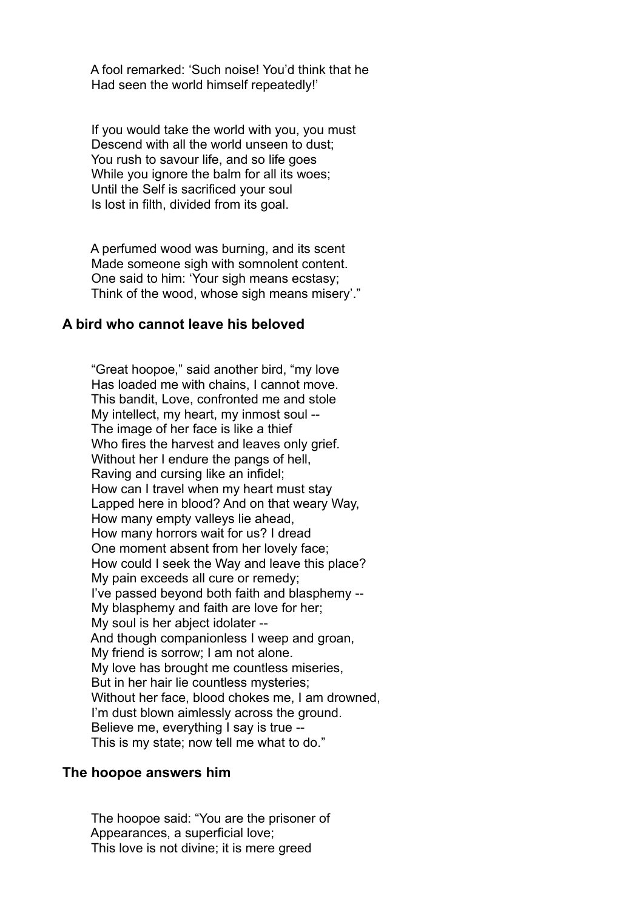A fool remarked: 'Such noise! You'd think that he
Had seen the world himself repeatedly!'

If you would take the world with you, you must
Descend with all the world unseen to dust;
You rush to savour life, and so life goes
While you ignore the balm for all its woes;
Until the Self is sacrificed your soul
Is lost in filth, divided from its goal.

A perfumed wood was burning, and its scent
Made someone sigh with somnolent content.
One said to him: 'Your sigh means ecstasy;
Think of the wood, whose sigh means misery'."

### A bird who cannot leave his beloved

"Great hoopoe," said another bird, "my love
Has loaded me with chains, I cannot move.
This bandit, Love, confronted me and stole
My intellect, my heart, my inmost soul --
The image of her face is like a thief
Who fires the harvest and leaves only grief.
Without her I endure the pangs of hell,
Raving and cursing like an infidel;
How can I travel when my heart must stay
Lapped here in blood? And on that weary Way,
How many empty valleys lie ahead,
How many horrors wait for us? I dread
One moment absent from her lovely face;
How could I seek the Way and leave this place?
My pain exceeds all cure or remedy;
I've passed beyond both faith and blasphemy --
My blasphemy and faith are love for her;
My soul is her abject idolater --
And though companionless I weep and groan,
My friend is sorrow; I am not alone.
My love has brought me countless miseries,
But in her hair lie countless mysteries;
Without her face, blood chokes me, I am drowned,
I'm dust blown aimlessly across the ground.
Believe me, everything I say is true --
This is my state; now tell me what to do."

### The hoopoe answers him

The hoopoe said: "You are the prisoner of
Appearances, a superficial love;
This love is not divine; it is mere greed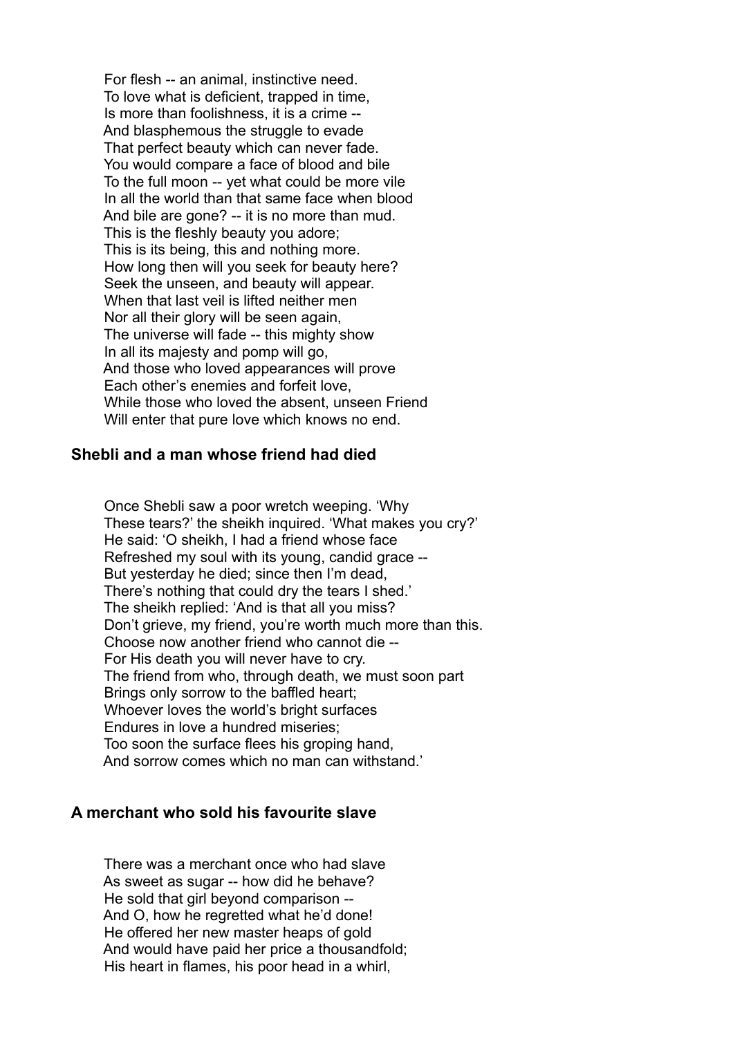For flesh -- an animal, instinctive need.
To love what is deficient, trapped in time,
Is more than foolishness, it is a crime --
And blasphemous the struggle to evade
That perfect beauty which can never fade.
You would compare a face of blood and bile
To the full moon -- yet what could be more vile
In all the world than that same face when blood
And bile are gone? -- it is no more than mud.
This is the fleshly beauty you adore;
This is its being, this and nothing more.
How long then will you seek for beauty here?
Seek the unseen, and beauty will appear.
When that last veil is lifted neither men
Nor all their glory will be seen again,
The universe will fade -- this mighty show
In all its majesty and pomp will go,
And those who loved appearances will prove
Each other's enemies and forfeit love,
While those who loved the absent, unseen Friend
Will enter that pure love which knows no end.

### Shebli and a man whose friend had died

Once Shebli saw a poor wretch weeping. 'Why
These tears?' the sheikh inquired. 'What makes you cry?'
He said: 'O sheikh, I had a friend whose face
Refreshed my soul with its young, candid grace --
But yesterday he died; since then I'm dead,
There's nothing that could dry the tears I shed.'
The sheikh replied: 'And is that all you miss?
Don't grieve, my friend, you're worth much more than this.
Choose now another friend who cannot die --
For His death you will never have to cry.
The friend from who, through death, we must soon part
Brings only sorrow to the baffled heart;
Whoever loves the world's bright surfaces
Endures in love a hundred miseries;
Too soon the surface flees his groping hand,
And sorrow comes which no man can withstand.'

### A merchant who sold his favourite slave

There was a merchant once who had slave
As sweet as sugar -- how did he behave?
He sold that girl beyond comparison --
And O, how he regretted what he'd done!
He offered her new master heaps of gold
And would have paid her price a thousandfold;
His heart in flames, his poor head in a whirl,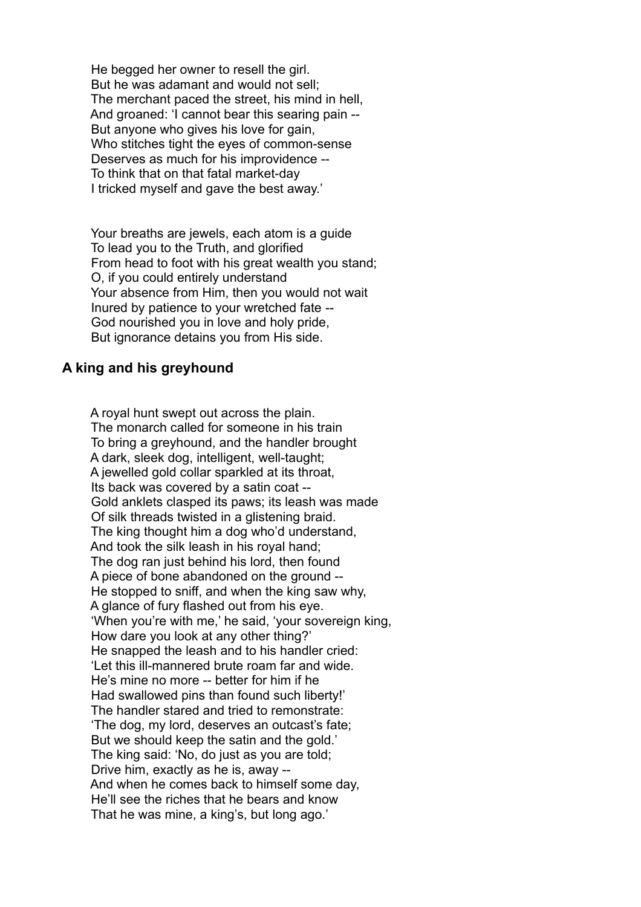He begged her owner to resell the girl.  
But he was adamant and would not sell;  
The merchant paced the street, his mind in hell,  
And groaned: 'I cannot bear this searing pain --  
But anyone who gives his love for gain,  
Who stitches tight the eyes of common-sense  
Deserves as much for his improvidence --  
To think that on that fatal market-day  
I tricked myself and gave the best away.'

Your breaths are jewels, each atom is a guide  
To lead you to the Truth, and glorified  
From head to foot with his great wealth you stand;  
O, if you could entirely understand  
Your absence from Him, then you would not wait  
Inured by patience to your wretched fate --  
God nourished you in love and holy pride,  
But ignorance detains you from His side.

## A king and his greyhound

A royal hunt swept out across the plain.  
The monarch called for someone in his train  
To bring a greyhound, and the handler brought  
A dark, sleek dog, intelligent, well-taught;  
A jewelled gold collar sparkled at its throat,  
Its back was covered by a satin coat --  
Gold anklets clasped its paws; its leash was made  
Of silk threads twisted in a glistening braid.  
The king thought him a dog who'd understand,  
And took the silk leash in his royal hand;  
The dog ran just behind his lord, then found  
A piece of bone abandoned on the ground --  
He stopped to sniff, and when the king saw why,  
A glance of fury flashed out from his eye.  
'When you're with me,' he said, 'your sovereign king,  
How dare you look at any other thing?'  
He snapped the leash and to his handler cried:  
'Let this ill-mannered brute roam far and wide.  
He's mine no more -- better for him if he  
Had swallowed pins than found such liberty!'  
The handler stared and tried to remonstrate:  
'The dog, my lord, deserves an outcast's fate;  
But we should keep the satin and the gold.'  
The king said: 'No, do just as you are told;  
Drive him, exactly as he is, away --  
And when he comes back to himself some day,  
He'll see the riches that he bears and know  
That he was mine, a king's, but long ago.'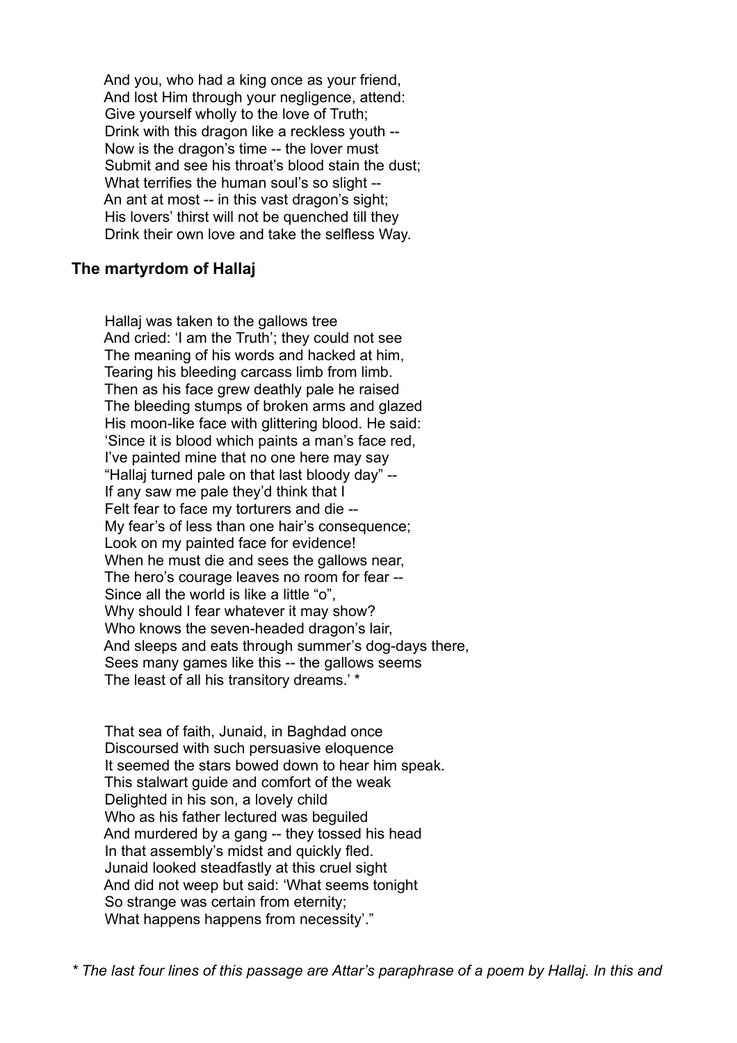And you, who had a king once as your friend,
And lost Him through your negligence, attend:
Give yourself wholly to the love of Truth;
Drink with this dragon like a reckless youth --
Now is the dragon's time -- the lover must
Submit and see his throat's blood stain the dust;
What terrifies the human soul's so slight --
An ant at most -- in this vast dragon's sight;
His lovers' thirst will not be quenched till they
Drink their own love and take the selfless Way.

## The martyrdom of Hallaj

Hallaj was taken to the gallows tree
And cried: 'I am the Truth'; they could not see
The meaning of his words and hacked at him,
Tearing his bleeding carcass limb from limb.
Then as his face grew deathly pale he raised
The bleeding stumps of broken arms and glazed
His moon-like face with glittering blood. He said:
'Since it is blood which paints a man's face red,
I've painted mine that no one here may say
"Hallaj turned pale on that last bloody day" --
If any saw me pale they'd think that I
Felt fear to face my torturers and die --
My fear's of less than one hair's consequence;
Look on my painted face for evidence!
When he must die and sees the gallows near,
The hero's courage leaves no room for fear --
Since all the world is like a little "o",
Why should I fear whatever it may show?
Who knows the seven-headed dragon's lair,
And sleeps and eats through summer's dog-days there,
Sees many games like this -- the gallows seems
The least of all his transitory dreams.' *

That sea of faith, Junaid, in Baghdad once
Discoursed with such persuasive eloquence
It seemed the stars bowed down to hear him speak.
This stalwart guide and comfort of the weak
Delighted in his son, a lovely child
Who as his father lectured was beguiled
And murdered by a gang -- they tossed his head
In that assembly's midst and quickly fled.
Junaid looked steadfastly at this cruel sight
And did not weep but said: 'What seems tonight
So strange was certain from eternity;
What happens happens from necessity'."

*\* The last four lines of this passage are Attar's paraphrase of a poem by Hallaj. In this and*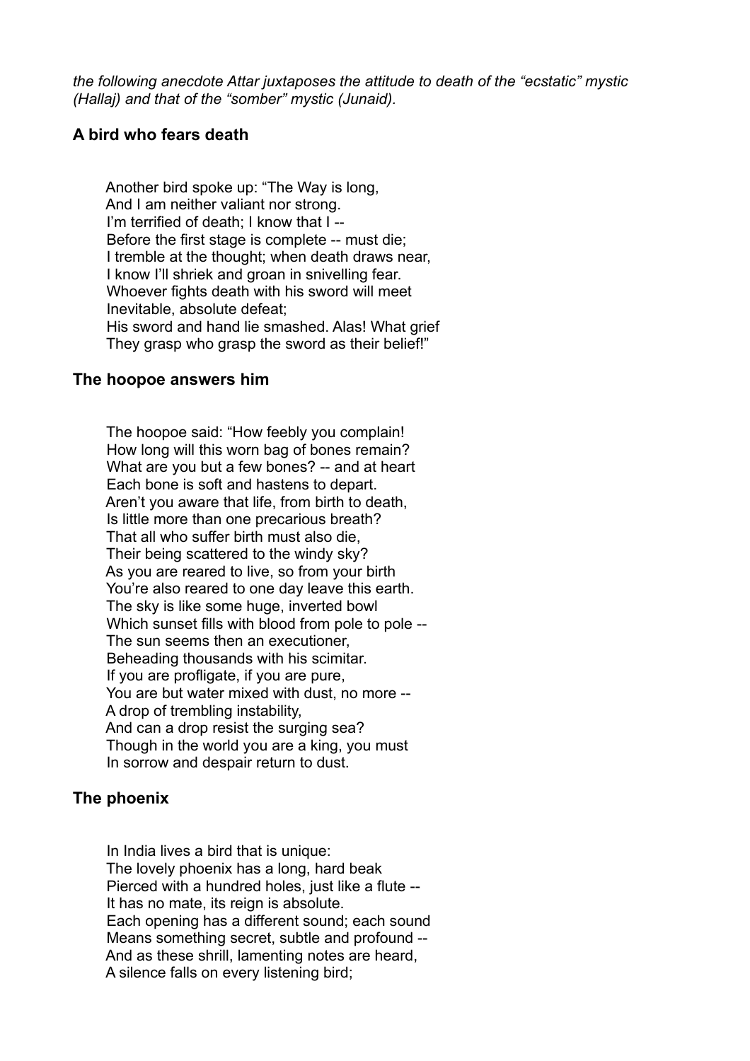*the following anecdote Attar juxtaposes the attitude to death of the "ecstatic" mystic (Hallaj) and that of the "somber" mystic (Junaid).*

### A bird who fears death

Another bird spoke up: "The Way is long,
And I am neither valiant nor strong.
I'm terrified of death; I know that I --
Before the first stage is complete -- must die;
I tremble at the thought; when death draws near,
I know I'll shriek and groan in snivelling fear.
Whoever fights death with his sword will meet
Inevitable, absolute defeat;
His sword and hand lie smashed. Alas! What grief
They grasp who grasp the sword as their belief!"

### The hoopoe answers him

The hoopoe said: "How feebly you complain!
How long will this worn bag of bones remain?
What are you but a few bones? -- and at heart
Each bone is soft and hastens to depart.
Aren't you aware that life, from birth to death,
Is little more than one precarious breath?
That all who suffer birth must also die,
Their being scattered to the windy sky?
As you are reared to live, so from your birth
You're also reared to one day leave this earth.
The sky is like some huge, inverted bowl
Which sunset fills with blood from pole to pole --
The sun seems then an executioner,
Beheading thousands with his scimitar.
If you are profligate, if you are pure,
You are but water mixed with dust, no more --
A drop of trembling instability,
And can a drop resist the surging sea?
Though in the world you are a king, you must
In sorrow and despair return to dust.

### The phoenix

In India lives a bird that is unique:
The lovely phoenix has a long, hard beak
Pierced with a hundred holes, just like a flute --
It has no mate, its reign is absolute.
Each opening has a different sound; each sound
Means something secret, subtle and profound --
And as these shrill, lamenting notes are heard,
A silence falls on every listening bird;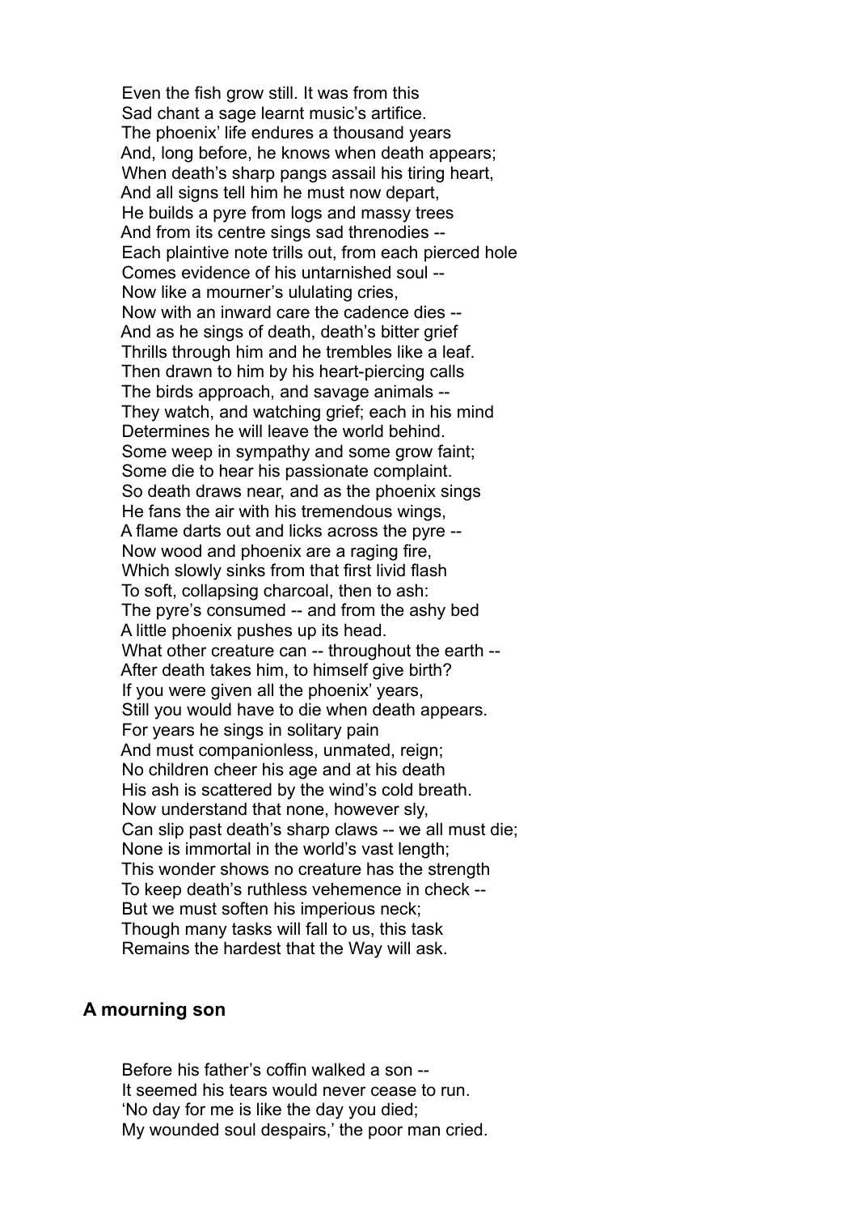Even the fish grow still. It was from this
Sad chant a sage learnt music's artifice.
The phoenix' life endures a thousand years
And, long before, he knows when death appears;
When death's sharp pangs assail his tiring heart,
And all signs tell him he must now depart,
He builds a pyre from logs and massy trees
And from its centre sings sad threnodies --
Each plaintive note trills out, from each pierced hole
Comes evidence of his untarnished soul --
Now like a mourner's ululating cries,
Now with an inward care the cadence dies --
And as he sings of death, death's bitter grief
Thrills through him and he trembles like a leaf.
Then drawn to him by his heart-piercing calls
The birds approach, and savage animals --
They watch, and watching grief; each in his mind
Determines he will leave the world behind.
Some weep in sympathy and some grow faint;
Some die to hear his passionate complaint.
So death draws near, and as the phoenix sings
He fans the air with his tremendous wings,
A flame darts out and licks across the pyre --
Now wood and phoenix are a raging fire,
Which slowly sinks from that first livid flash
To soft, collapsing charcoal, then to ash:
The pyre's consumed -- and from the ashy bed
A little phoenix pushes up its head.
What other creature can -- throughout the earth --
After death takes him, to himself give birth?
If you were given all the phoenix' years,
Still you would have to die when death appears.
For years he sings in solitary pain
And must companionless, unmated, reign;
No children cheer his age and at his death
His ash is scattered by the wind's cold breath.
Now understand that none, however sly,
Can slip past death's sharp claws -- we all must die;
None is immortal in the world's vast length;
This wonder shows no creature has the strength
To keep death's ruthless vehemence in check --
But we must soften his imperious neck;
Though many tasks will fall to us, this task
Remains the hardest that the Way will ask.

### A mourning son

Before his father's coffin walked a son --
It seemed his tears would never cease to run.
'No day for me is like the day you died;
My wounded soul despairs,' the poor man cried.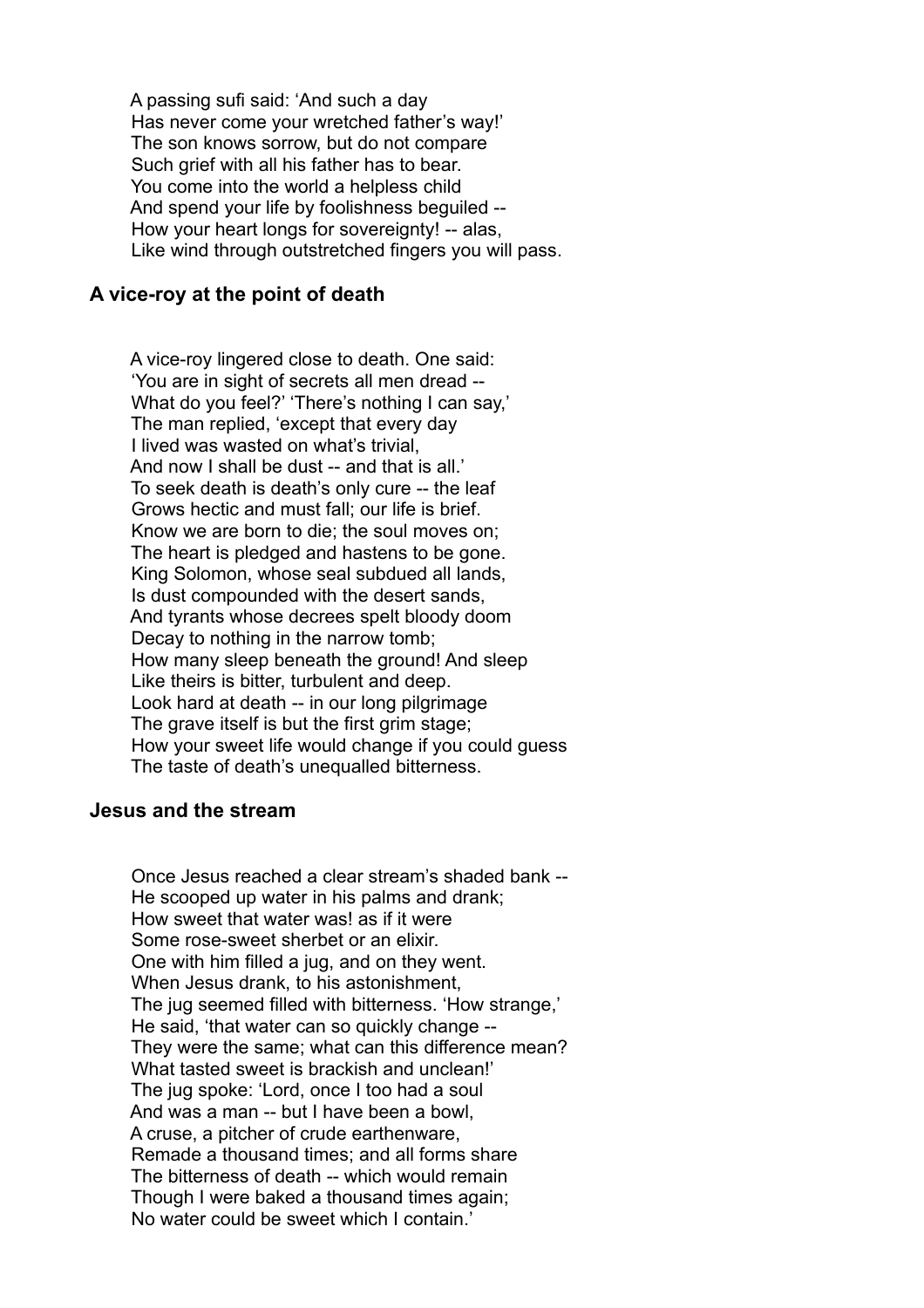A passing sufi said: 'And such a day
Has never come your wretched father's way!'
The son knows sorrow, but do not compare
Such grief with all his father has to bear.
You come into the world a helpless child
And spend your life by foolishness beguiled --
How your heart longs for sovereignty! -- alas,
Like wind through outstretched fingers you will pass.

### A vice-roy at the point of death

A vice-roy lingered close to death. One said:
'You are in sight of secrets all men dread --
What do you feel?' 'There's nothing I can say,'
The man replied, 'except that every day
I lived was wasted on what's trivial,
And now I shall be dust -- and that is all.'
To seek death is death's only cure -- the leaf
Grows hectic and must fall; our life is brief.
Know we are born to die; the soul moves on;
The heart is pledged and hastens to be gone.
King Solomon, whose seal subdued all lands,
Is dust compounded with the desert sands,
And tyrants whose decrees spelt bloody doom
Decay to nothing in the narrow tomb;
How many sleep beneath the ground! And sleep
Like theirs is bitter, turbulent and deep.
Look hard at death -- in our long pilgrimage
The grave itself is but the first grim stage;
How your sweet life would change if you could guess
The taste of death's unequalled bitterness.

### Jesus and the stream

Once Jesus reached a clear stream's shaded bank --
He scooped up water in his palms and drank;
How sweet that water was! as if it were
Some rose-sweet sherbet or an elixir.
One with him filled a jug, and on they went.
When Jesus drank, to his astonishment,
The jug seemed filled with bitterness. 'How strange,'
He said, 'that water can so quickly change --
They were the same; what can this difference mean?
What tasted sweet is brackish and unclean!'
The jug spoke: 'Lord, once I too had a soul
And was a man -- but I have been a bowl,
A cruse, a pitcher of crude earthenware,
Remade a thousand times; and all forms share
The bitterness of death -- which would remain
Though I were baked a thousand times again;
No water could be sweet which I contain.'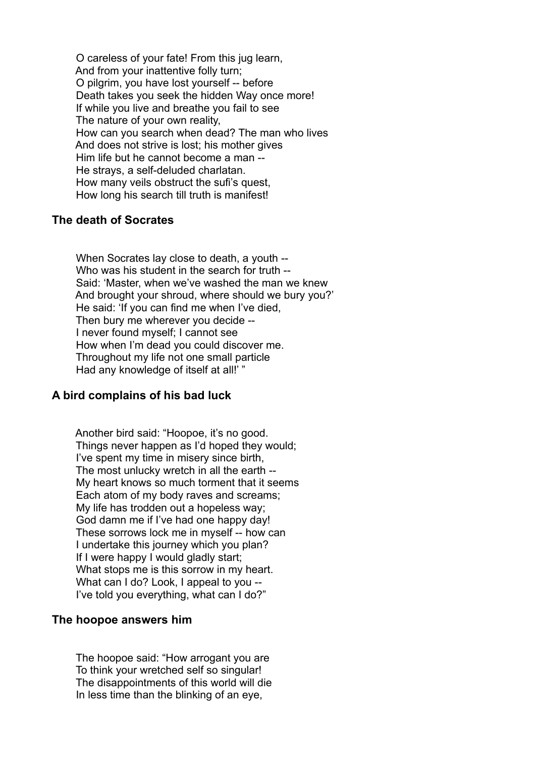O careless of your fate! From this jug learn,
And from your inattentive folly turn;
O pilgrim, you have lost yourself -- before
Death takes you seek the hidden Way once more!
If while you live and breathe you fail to see
The nature of your own reality,
How can you search when dead? The man who lives
And does not strive is lost; his mother gives
Him life but he cannot become a man --
He strays, a self-deluded charlatan.
How many veils obstruct the sufi's quest,
How long his search till truth is manifest!

### The death of Socrates

When Socrates lay close to death, a youth --
Who was his student in the search for truth --
Said: 'Master, when we've washed the man we knew
And brought your shroud, where should we bury you?'
He said: 'If you can find me when I've died,
Then bury me wherever you decide --
I never found myself; I cannot see
How when I'm dead you could discover me.
Throughout my life not one small particle
Had any knowledge of itself at all!' "

### A bird complains of his bad luck

Another bird said: "Hoopoe, it's no good.
Things never happen as I'd hoped they would;
I've spent my time in misery since birth,
The most unlucky wretch in all the earth --
My heart knows so much torment that it seems
Each atom of my body raves and screams;
My life has trodden out a hopeless way;
God damn me if I've had one happy day!
These sorrows lock me in myself -- how can
I undertake this journey which you plan?
If I were happy I would gladly start;
What stops me is this sorrow in my heart.
What can I do? Look, I appeal to you --
I've told you everything, what can I do?"

### The hoopoe answers him

The hoopoe said: "How arrogant you are
To think your wretched self so singular!
The disappointments of this world will die
In less time than the blinking of an eye,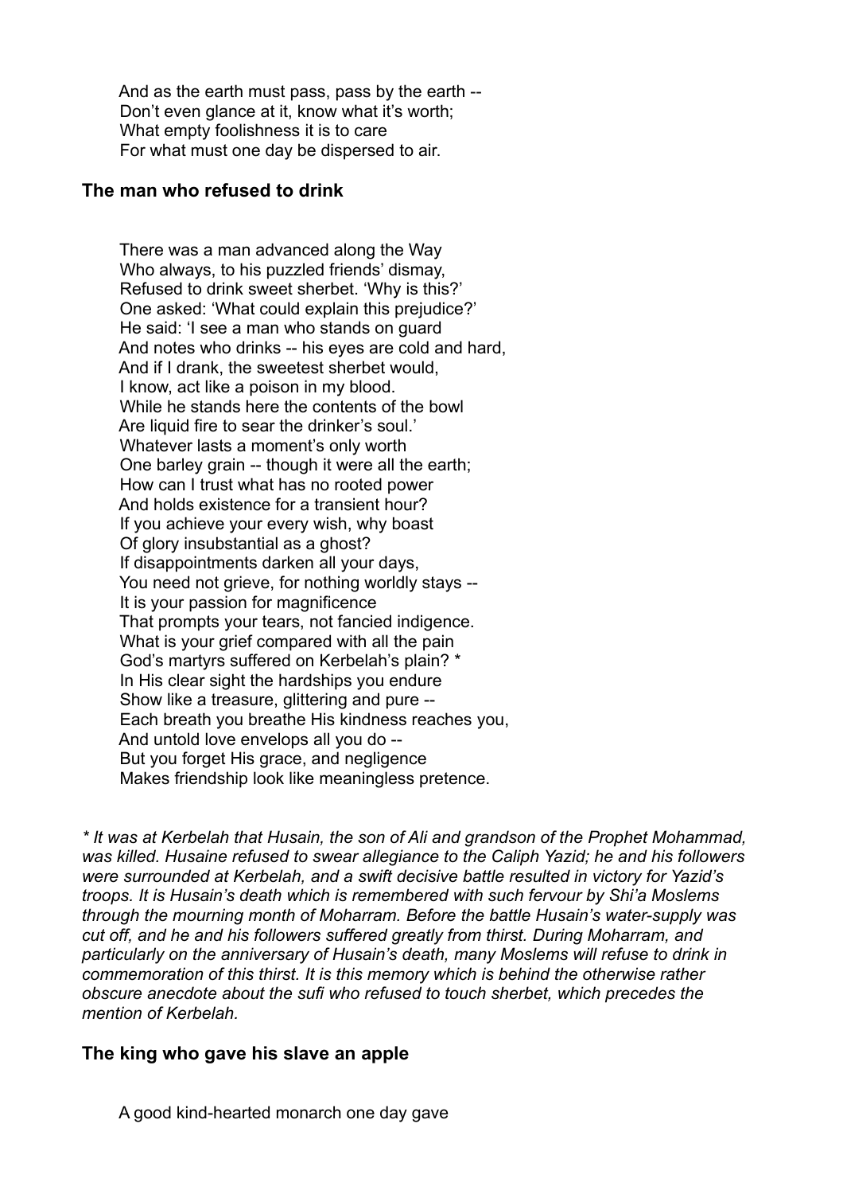And as the earth must pass, pass by the earth --
Don't even glance at it, know what it's worth;
What empty foolishness it is to care
For what must one day be dispersed to air.

## The man who refused to drink

There was a man advanced along the Way
Who always, to his puzzled friends' dismay,
Refused to drink sweet sherbet. 'Why is this?'
One asked: 'What could explain this prejudice?'
He said: 'I see a man who stands on guard
And notes who drinks -- his eyes are cold and hard,
And if I drank, the sweetest sherbet would,
I know, act like a poison in my blood.
While he stands here the contents of the bowl
Are liquid fire to sear the drinker's soul.'
Whatever lasts a moment's only worth
One barley grain -- though it were all the earth;
How can I trust what has no rooted power
And holds existence for a transient hour?
If you achieve your every wish, why boast
Of glory insubstantial as a ghost?
If disappointments darken all your days,
You need not grieve, for nothing worldly stays --
It is your passion for magnificence
That prompts your tears, not fancied indigence.
What is your grief compared with all the pain
God's martyrs suffered on Kerbelah's plain? *
In His clear sight the hardships you endure
Show like a treasure, glittering and pure --
Each breath you breathe His kindness reaches you,
And untold love envelops all you do --
But you forget His grace, and negligence
Makes friendship look like meaningless pretence.

*\* It was at Kerbelah that Husain, the son of Ali and grandson of the Prophet Mohammad, was killed. Husaine refused to swear allegiance to the Caliph Yazid; he and his followers were surrounded at Kerbelah, and a swift decisive battle resulted in victory for Yazid's troops. It is Husain's death which is remembered with such fervour by Shi'a Moslems through the mourning month of Moharram. Before the battle Husain's water-supply was cut off, and he and his followers suffered greatly from thirst. During Moharram, and particularly on the anniversary of Husain's death, many Moslems will refuse to drink in commemoration of this thirst. It is this memory which is behind the otherwise rather obscure anecdote about the sufi who refused to touch sherbet, which precedes the mention of Kerbelah.*

## The king who gave his slave an apple

A good kind-hearted monarch one day gave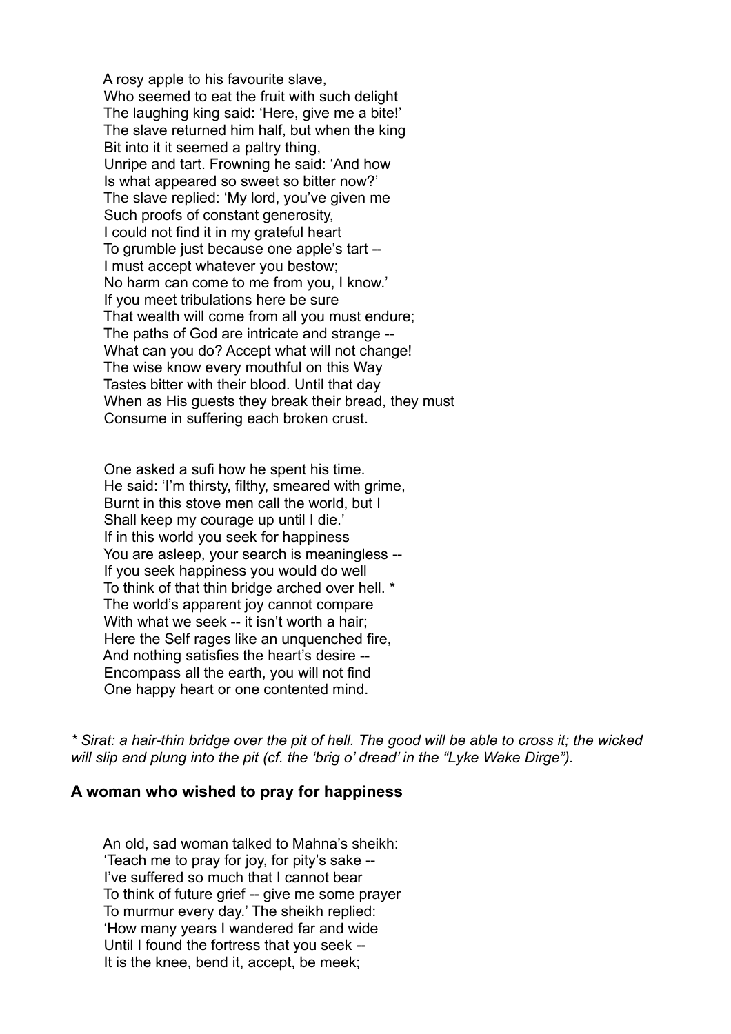A rosy apple to his favourite slave,
Who seemed to eat the fruit with such delight
The laughing king said: 'Here, give me a bite!'
The slave returned him half, but when the king
Bit into it it seemed a paltry thing,
Unripe and tart. Frowning he said: 'And how
Is what appeared so sweet so bitter now?'
The slave replied: 'My lord, you've given me
Such proofs of constant generosity,
I could not find it in my grateful heart
To grumble just because one apple's tart --
I must accept whatever you bestow;
No harm can come to me from you, I know.'
If you meet tribulations here be sure
That wealth will come from all you must endure;
The paths of God are intricate and strange --
What can you do? Accept what will not change!
The wise know every mouthful on this Way
Tastes bitter with their blood. Until that day
When as His guests they break their bread, they must
Consume in suffering each broken crust.

One asked a sufi how he spent his time.
He said: 'I'm thirsty, filthy, smeared with grime,
Burnt in this stove men call the world, but I
Shall keep my courage up until I die.'
If in this world you seek for happiness
You are asleep, your search is meaningless --
If you seek happiness you would do well
To think of that thin bridge arched over hell. *
The world's apparent joy cannot compare
With what we seek -- it isn't worth a hair;
Here the Self rages like an unquenched fire,
And nothing satisfies the heart's desire --
Encompass all the earth, you will not find
One happy heart or one contented mind.

*\* Sirat: a hair-thin bridge over the pit of hell. The good will be able to cross it; the wicked will slip and plung into the pit (cf. the 'brig o' dread' in the "Lyke Wake Dirge").*

### A woman who wished to pray for happiness

An old, sad woman talked to Mahna's sheikh:
'Teach me to pray for joy, for pity's sake --
I've suffered so much that I cannot bear
To think of future grief -- give me some prayer
To murmur every day.' The sheikh replied:
'How many years I wandered far and wide
Until I found the fortress that you seek --
It is the knee, bend it, accept, be meek;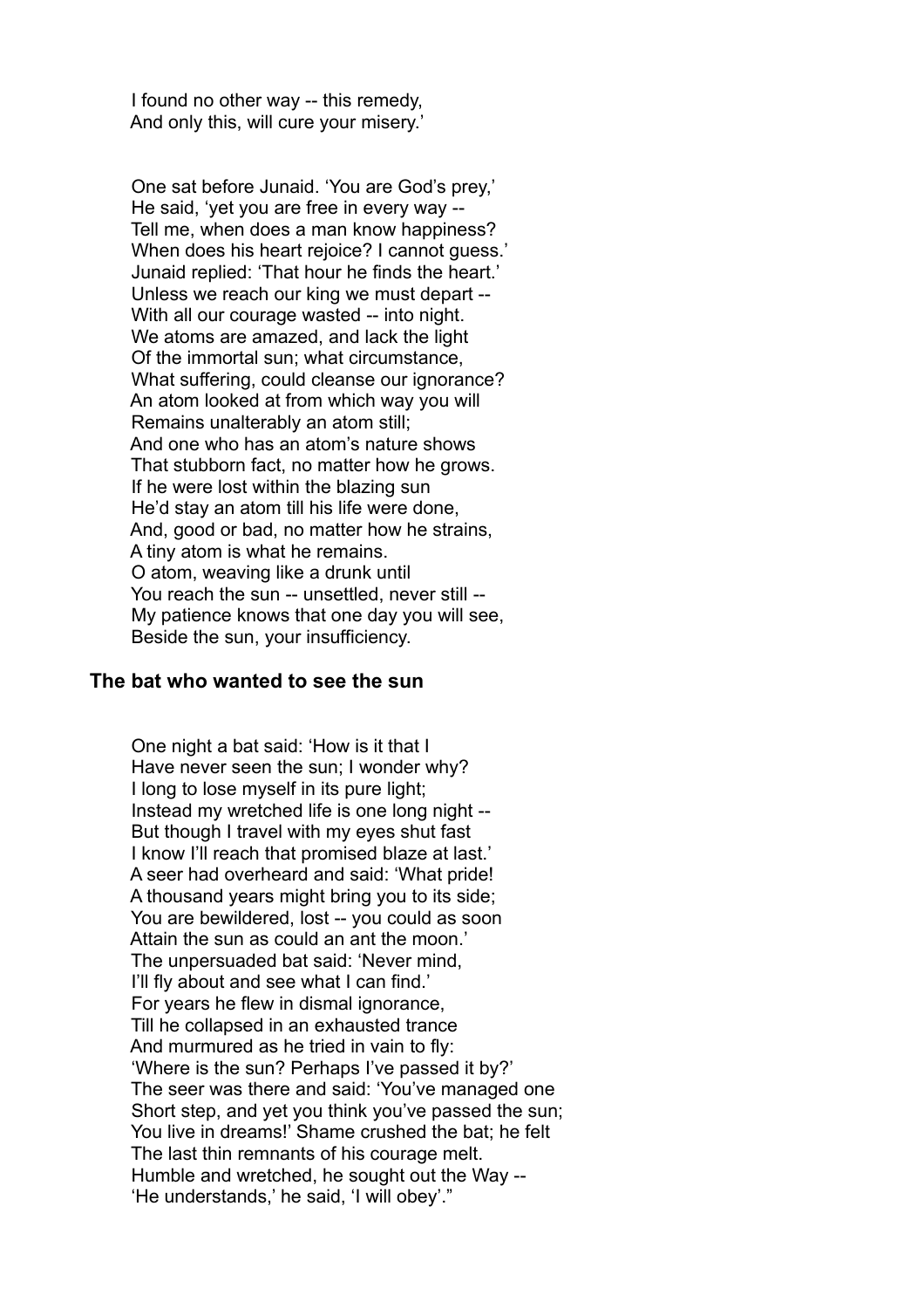I found no other way -- this remedy,
And only this, will cure your misery.'

One sat before Junaid. 'You are God's prey,'
He said, 'yet you are free in every way --
Tell me, when does a man know happiness?
When does his heart rejoice? I cannot guess.'
Junaid replied: 'That hour he finds the heart.'
Unless we reach our king we must depart --
With all our courage wasted -- into night.
We atoms are amazed, and lack the light
Of the immortal sun; what circumstance,
What suffering, could cleanse our ignorance?
An atom looked at from which way you will
Remains unalterably an atom still;
And one who has an atom's nature shows
That stubborn fact, no matter how he grows.
If he were lost within the blazing sun
He'd stay an atom till his life were done,
And, good or bad, no matter how he strains,
A tiny atom is what he remains.
O atom, weaving like a drunk until
You reach the sun -- unsettled, never still --
My patience knows that one day you will see,
Beside the sun, your insufficiency.

### The bat who wanted to see the sun

One night a bat said: 'How is it that I
Have never seen the sun; I wonder why?
I long to lose myself in its pure light;
Instead my wretched life is one long night --
But though I travel with my eyes shut fast
I know I'll reach that promised blaze at last.'
A seer had overheard and said: 'What pride!
A thousand years might bring you to its side;
You are bewildered, lost -- you could as soon
Attain the sun as could an ant the moon.'
The unpersuaded bat said: 'Never mind,
I'll fly about and see what I can find.'
For years he flew in dismal ignorance,
Till he collapsed in an exhausted trance
And murmured as he tried in vain to fly:
'Where is the sun? Perhaps I've passed it by?'
The seer was there and said: 'You've managed one
Short step, and yet you think you've passed the sun;
You live in dreams!' Shame crushed the bat; he felt
The last thin remnants of his courage melt.
Humble and wretched, he sought out the Way --
'He understands,' he said, 'I will obey'."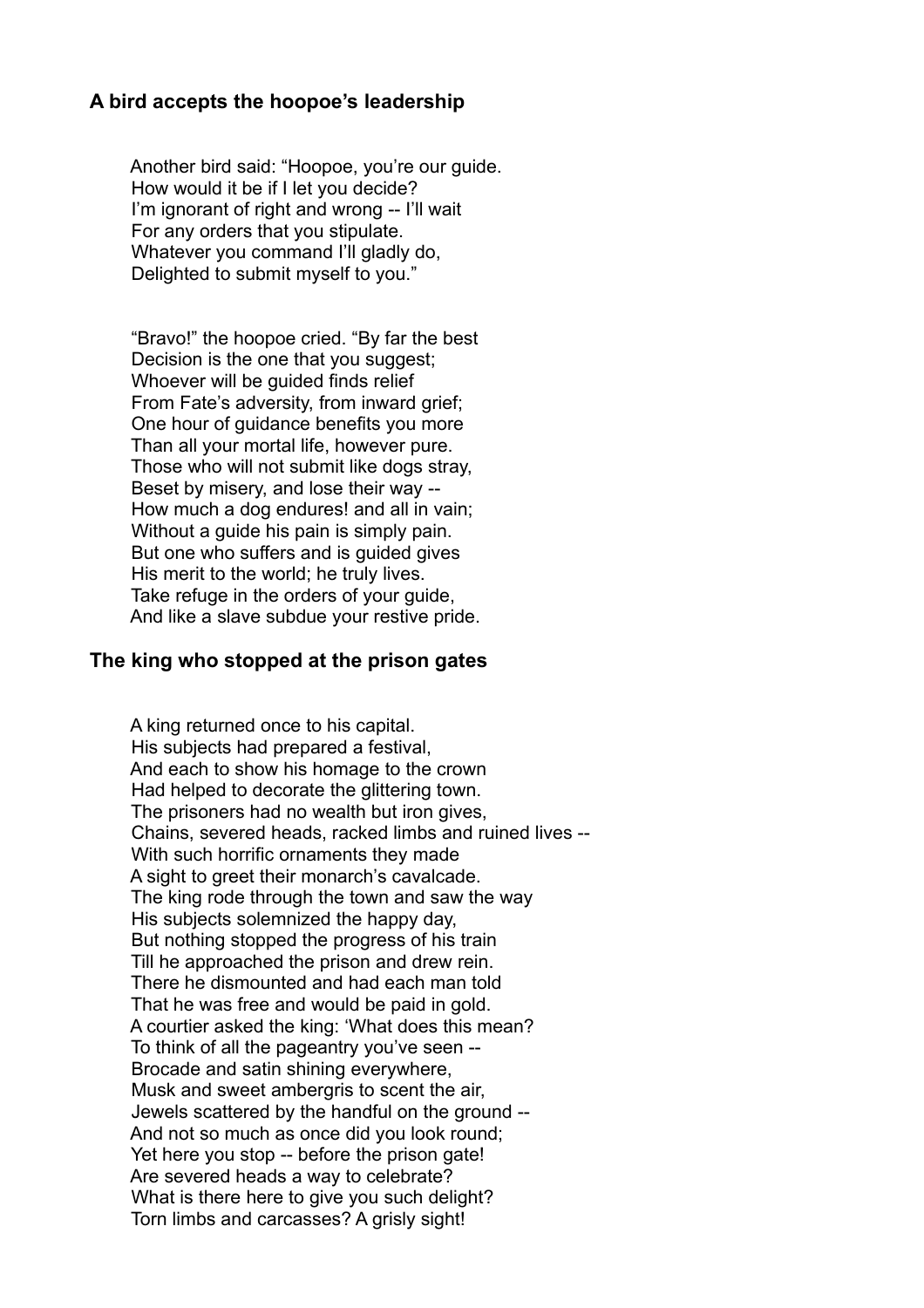### A bird accepts the hoopoe's leadership

Another bird said: "Hoopoe, you're our guide.  
How would it be if I let you decide?  
I'm ignorant of right and wrong -- I'll wait  
For any orders that you stipulate.  
Whatever you command I'll gladly do,  
Delighted to submit myself to you."

"Bravo!" the hoopoe cried. "By far the best  
Decision is the one that you suggest;  
Whoever will be guided finds relief  
From Fate's adversity, from inward grief;  
One hour of guidance benefits you more  
Than all your mortal life, however pure.  
Those who will not submit like dogs stray,  
Beset by misery, and lose their way --  
How much a dog endures! and all in vain;  
Without a guide his pain is simply pain.  
But one who suffers and is guided gives  
His merit to the world; he truly lives.  
Take refuge in the orders of your guide,  
And like a slave subdue your restive pride.

### The king who stopped at the prison gates

A king returned once to his capital.  
His subjects had prepared a festival,  
And each to show his homage to the crown  
Had helped to decorate the glittering town.  
The prisoners had no wealth but iron gives,  
Chains, severed heads, racked limbs and ruined lives --  
With such horrific ornaments they made  
A sight to greet their monarch's cavalcade.  
The king rode through the town and saw the way  
His subjects solemnized the happy day,  
But nothing stopped the progress of his train  
Till he approached the prison and drew rein.  
There he dismounted and had each man told  
That he was free and would be paid in gold.  
A courtier asked the king: 'What does this mean?  
To think of all the pageantry you've seen --  
Brocade and satin shining everywhere,  
Musk and sweet ambergris to scent the air,  
Jewels scattered by the handful on the ground --  
And not so much as once did you look round;  
Yet here you stop -- before the prison gate!  
Are severed heads a way to celebrate?  
What is there here to give you such delight?  
Torn limbs and carcasses? A grisly sight!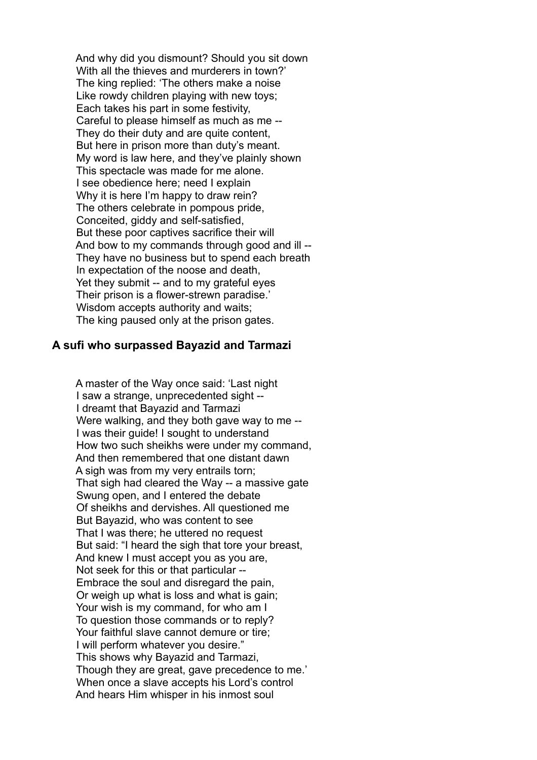And why did you dismount? Should you sit down
With all the thieves and murderers in town?'
The king replied: 'The others make a noise
Like rowdy children playing with new toys;
Each takes his part in some festivity,
Careful to please himself as much as me --
They do their duty and are quite content,
But here in prison more than duty's meant.
My word is law here, and they've plainly shown
This spectacle was made for me alone.
I see obedience here; need I explain
Why it is here I'm happy to draw rein?
The others celebrate in pompous pride,
Conceited, giddy and self-satisfied,
But these poor captives sacrifice their will
And bow to my commands through good and ill --
They have no business but to spend each breath
In expectation of the noose and death,
Yet they submit -- and to my grateful eyes
Their prison is a flower-strewn paradise.'
Wisdom accepts authority and waits;
The king paused only at the prison gates.

### A sufi who surpassed Bayazid and Tarmazi

A master of the Way once said: 'Last night
I saw a strange, unprecedented sight --
I dreamt that Bayazid and Tarmazi
Were walking, and they both gave way to me --
I was their guide! I sought to understand
How two such sheikhs were under my command,
And then remembered that one distant dawn
A sigh was from my very entrails torn;
That sigh had cleared the Way -- a massive gate
Swung open, and I entered the debate
Of sheikhs and dervishes. All questioned me
But Bayazid, who was content to see
That I was there; he uttered no request
But said: "I heard the sigh that tore your breast,
And knew I must accept you as you are,
Not seek for this or that particular --
Embrace the soul and disregard the pain,
Or weigh up what is loss and what is gain;
Your wish is my command, for who am I
To question those commands or to reply?
Your faithful slave cannot demure or tire;
I will perform whatever you desire."
This shows why Bayazid and Tarmazi,
Though they are great, gave precedence to me.'
When once a slave accepts his Lord's control
And hears Him whisper in his inmost soul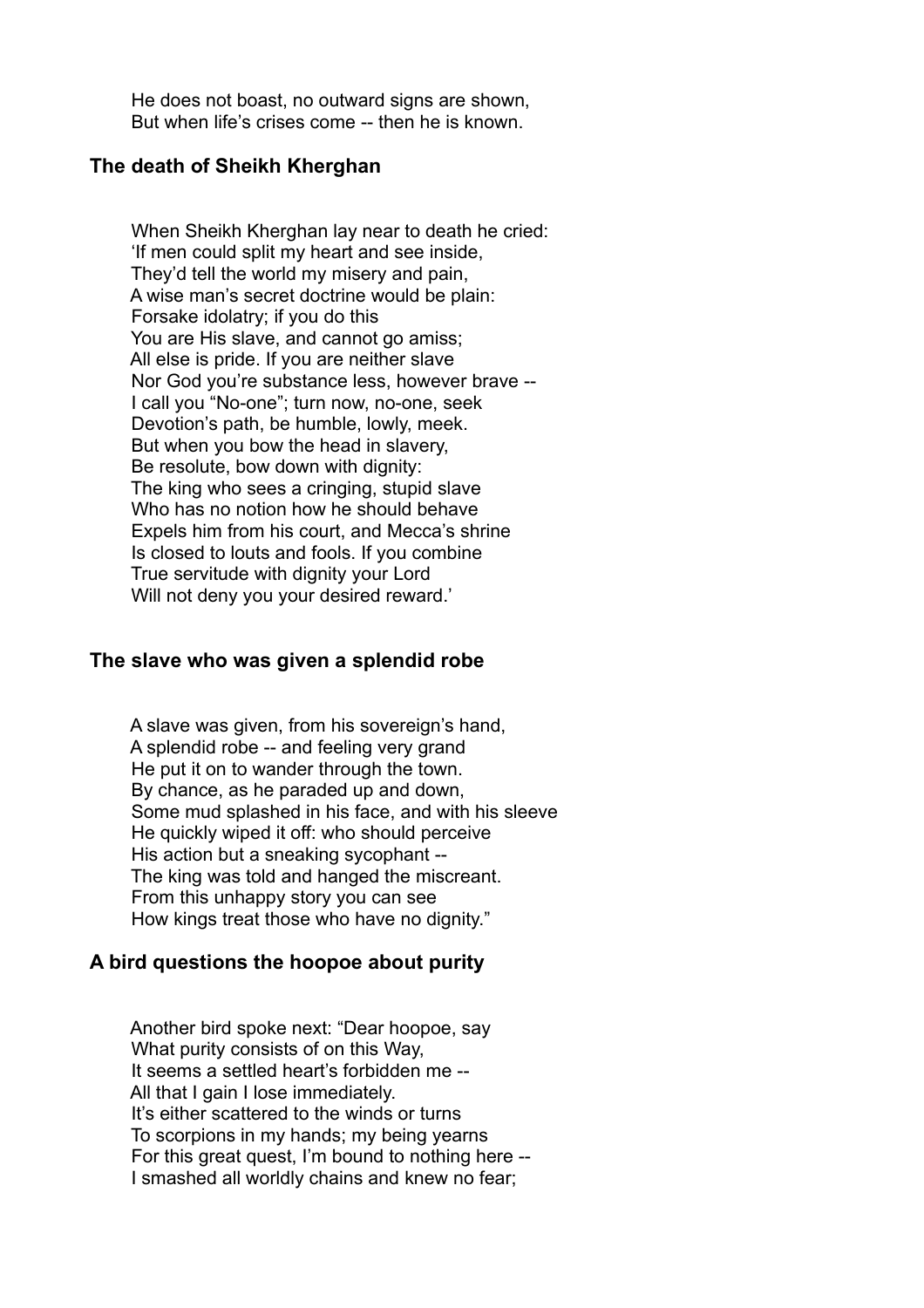He does not boast, no outward signs are shown,
But when life's crises come -- then he is known.

### The death of Sheikh Kherghan

When Sheikh Kherghan lay near to death he cried:
'If men could split my heart and see inside,
They'd tell the world my misery and pain,
A wise man's secret doctrine would be plain:
Forsake idolatry; if you do this
You are His slave, and cannot go amiss;
All else is pride. If you are neither slave
Nor God you're substance less, however brave --
I call you "No-one"; turn now, no-one, seek
Devotion's path, be humble, lowly, meek.
But when you bow the head in slavery,
Be resolute, bow down with dignity:
The king who sees a cringing, stupid slave
Who has no notion how he should behave
Expels him from his court, and Mecca's shrine
Is closed to louts and fools. If you combine
True servitude with dignity your Lord
Will not deny you your desired reward.'

### The slave who was given a splendid robe

A slave was given, from his sovereign's hand,
A splendid robe -- and feeling very grand
He put it on to wander through the town.
By chance, as he paraded up and down,
Some mud splashed in his face, and with his sleeve
He quickly wiped it off: who should perceive
His action but a sneaking sycophant --
The king was told and hanged the miscreant.
From this unhappy story you can see
How kings treat those who have no dignity."

### A bird questions the hoopoe about purity

Another bird spoke next: "Dear hoopoe, say
What purity consists of on this Way,
It seems a settled heart's forbidden me --
All that I gain I lose immediately.
It's either scattered to the winds or turns
To scorpions in my hands; my being yearns
For this great quest, I'm bound to nothing here --
I smashed all worldly chains and knew no fear;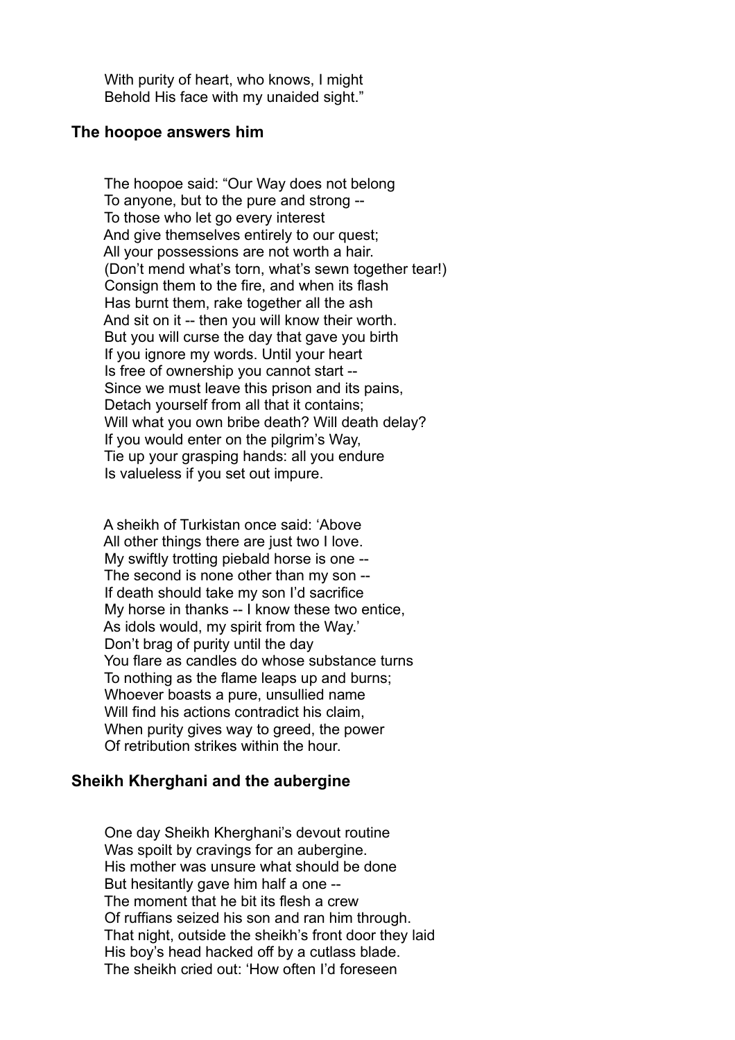With purity of heart, who knows, I might  
Behold His face with my unaided sight."

### The hoopoe answers him

The hoopoe said: "Our Way does not belong  
To anyone, but to the pure and strong --  
To those who let go every interest  
And give themselves entirely to our quest;  
All your possessions are not worth a hair.  
(Don't mend what's torn, what's sewn together tear!)  
Consign them to the fire, and when its flash  
Has burnt them, rake together all the ash  
And sit on it -- then you will know their worth.  
But you will curse the day that gave you birth  
If you ignore my words. Until your heart  
Is free of ownership you cannot start --  
Since we must leave this prison and its pains,  
Detach yourself from all that it contains;  
Will what you own bribe death? Will death delay?  
If you would enter on the pilgrim's Way,  
Tie up your grasping hands: all you endure  
Is valueless if you set out impure.

A sheikh of Turkistan once said: 'Above  
All other things there are just two I love.  
My swiftly trotting piebald horse is one --  
The second is none other than my son --  
If death should take my son I'd sacrifice  
My horse in thanks -- I know these two entice,  
As idols would, my spirit from the Way.'  
Don't brag of purity until the day  
You flare as candles do whose substance turns  
To nothing as the flame leaps up and burns;  
Whoever boasts a pure, unsullied name  
Will find his actions contradict his claim,  
When purity gives way to greed, the power  
Of retribution strikes within the hour.

### Sheikh Kherghani and the aubergine

One day Sheikh Kherghani's devout routine  
Was spoilt by cravings for an aubergine.  
His mother was unsure what should be done  
But hesitantly gave him half a one --  
The moment that he bit its flesh a crew  
Of ruffians seized his son and ran him through.  
That night, outside the sheikh's front door they laid  
His boy's head hacked off by a cutlass blade.  
The sheikh cried out: 'How often I'd foreseen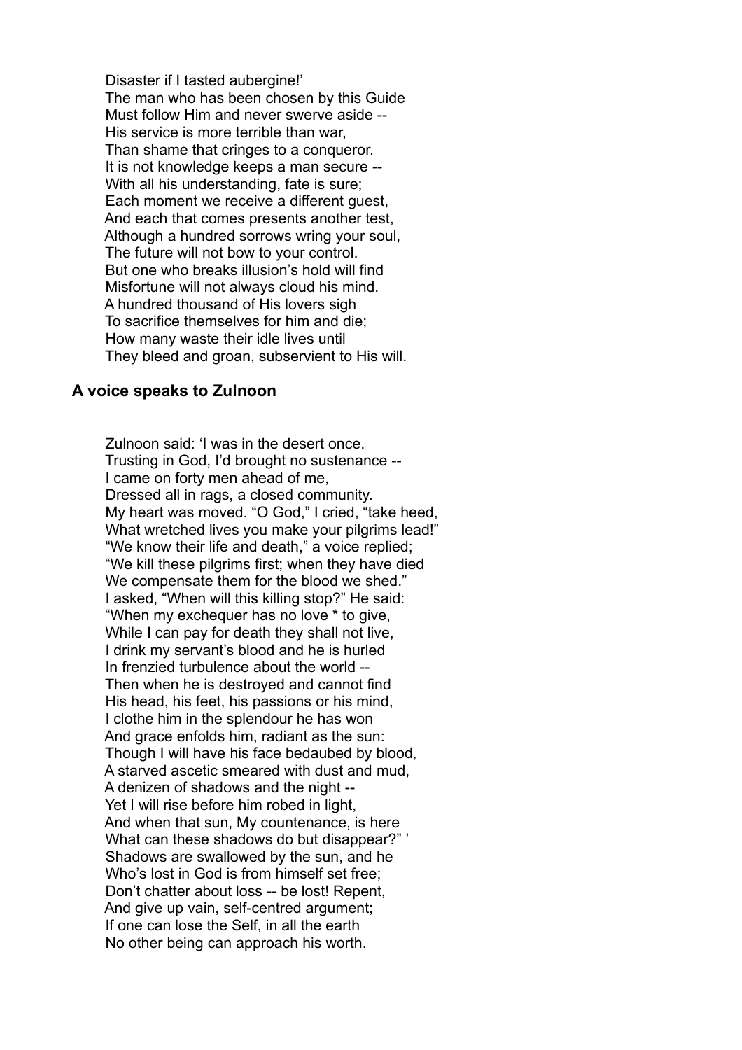Disaster if I tasted aubergine!'
The man who has been chosen by this Guide
Must follow Him and never swerve aside --
His service is more terrible than war,
Than shame that cringes to a conqueror.
It is not knowledge keeps a man secure --
With all his understanding, fate is sure;
Each moment we receive a different guest,
And each that comes presents another test,
Although a hundred sorrows wring your soul,
The future will not bow to your control.
But one who breaks illusion's hold will find
Misfortune will not always cloud his mind.
A hundred thousand of His lovers sigh
To sacrifice themselves for him and die;
How many waste their idle lives until
They bleed and groan, subservient to His will.

## A voice speaks to Zulnoon

Zulnoon said: 'I was in the desert once.
Trusting in God, I'd brought no sustenance --
I came on forty men ahead of me,
Dressed all in rags, a closed community.
My heart was moved. "O God," I cried, "take heed,
What wretched lives you make your pilgrims lead!"
"We know their life and death," a voice replied;
"We kill these pilgrims first; when they have died
We compensate them for the blood we shed."
I asked, "When will this killing stop?" He said:
"When my exchequer has no love * to give,
While I can pay for death they shall not live,
I drink my servant's blood and he is hurled
In frenzied turbulence about the world --
Then when he is destroyed and cannot find
His head, his feet, his passions or his mind,
I clothe him in the splendour he has won
And grace enfolds him, radiant as the sun:
Though I will have his face bedaubed by blood,
A starved ascetic smeared with dust and mud,
A denizen of shadows and the night --
Yet I will rise before him robed in light,
And when that sun, My countenance, is here
What can these shadows do but disappear?" '
Shadows are swallowed by the sun, and he
Who's lost in God is from himself set free;
Don't chatter about loss -- be lost! Repent,
And give up vain, self-centred argument;
If one can lose the Self, in all the earth
No other being can approach his worth.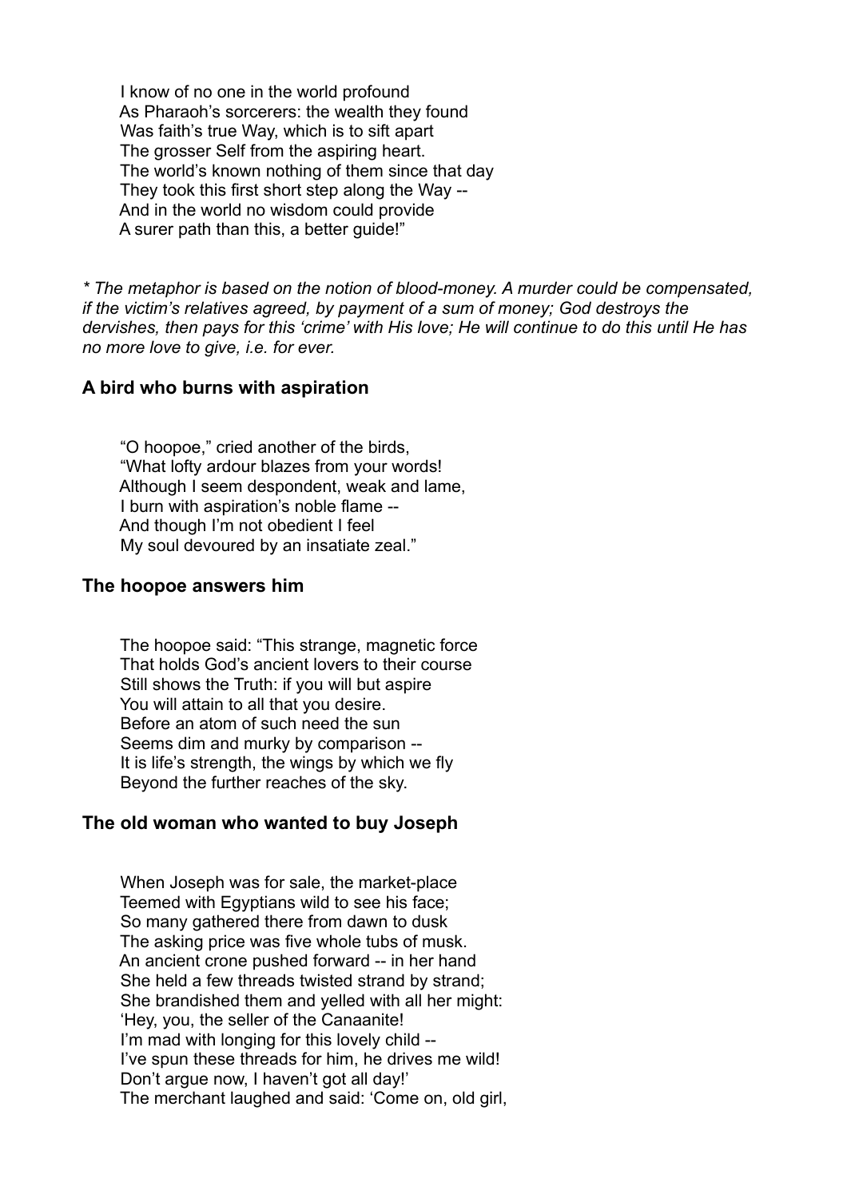I know of no one in the world profound
As Pharaoh's sorcerers: the wealth they found
Was faith's true Way, which is to sift apart
The grosser Self from the aspiring heart.
The world's known nothing of them since that day
They took this first short step along the Way --
And in the world no wisdom could provide
A surer path than this, a better guide!"

*\* The metaphor is based on the notion of blood-money. A murder could be compensated, if the victim's relatives agreed, by payment of a sum of money; God destroys the dervishes, then pays for this 'crime' with His love; He will continue to do this until He has no more love to give, i.e. for ever.*

### A bird who burns with aspiration

"O hoopoe," cried another of the birds,
"What lofty ardour blazes from your words!
Although I seem despondent, weak and lame,
I burn with aspiration's noble flame --
And though I'm not obedient I feel
My soul devoured by an insatiate zeal."

### The hoopoe answers him

The hoopoe said: "This strange, magnetic force
That holds God's ancient lovers to their course
Still shows the Truth: if you will but aspire
You will attain to all that you desire.
Before an atom of such need the sun
Seems dim and murky by comparison --
It is life's strength, the wings by which we fly
Beyond the further reaches of the sky.

### The old woman who wanted to buy Joseph

When Joseph was for sale, the market-place
Teemed with Egyptians wild to see his face;
So many gathered there from dawn to dusk
The asking price was five whole tubs of musk.
An ancient crone pushed forward -- in her hand
She held a few threads twisted strand by strand;
She brandished them and yelled with all her might:
'Hey, you, the seller of the Canaanite!
I'm mad with longing for this lovely child --
I've spun these threads for him, he drives me wild!
Don't argue now, I haven't got all day!'
The merchant laughed and said: 'Come on, old girl,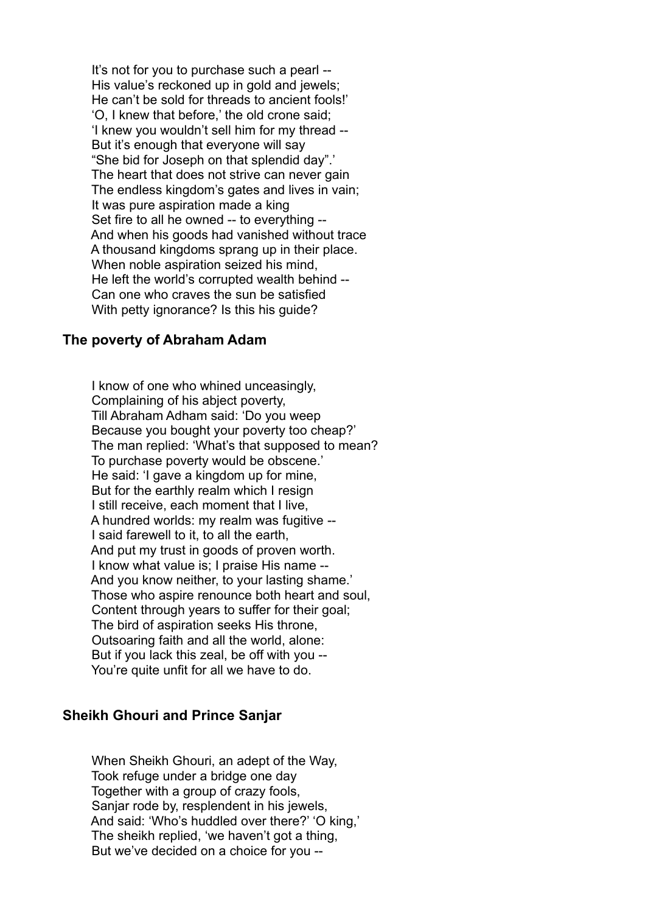It's not for you to purchase such a pearl --
His value's reckoned up in gold and jewels;
He can't be sold for threads to ancient fools!'
'O, I knew that before,' the old crone said;
'I knew you wouldn't sell him for my thread --
But it's enough that everyone will say
"She bid for Joseph on that splendid day".'
The heart that does not strive can never gain
The endless kingdom's gates and lives in vain;
It was pure aspiration made a king
Set fire to all he owned -- to everything --
And when his goods had vanished without trace
A thousand kingdoms sprang up in their place.
When noble aspiration seized his mind,
He left the world's corrupted wealth behind --
Can one who craves the sun be satisfied
With petty ignorance? Is this his guide?

### The poverty of Abraham Adam

I know of one who whined unceasingly,
Complaining of his abject poverty,
Till Abraham Adham said: 'Do you weep
Because you bought your poverty too cheap?'
The man replied: 'What's that supposed to mean?
To purchase poverty would be obscene.'
He said: 'I gave a kingdom up for mine,
But for the earthly realm which I resign
I still receive, each moment that I live,
A hundred worlds: my realm was fugitive --
I said farewell to it, to all the earth,
And put my trust in goods of proven worth.
I know what value is; I praise His name --
And you know neither, to your lasting shame.'
Those who aspire renounce both heart and soul,
Content through years to suffer for their goal;
The bird of aspiration seeks His throne,
Outsoaring faith and all the world, alone:
But if you lack this zeal, be off with you --
You're quite unfit for all we have to do.

### Sheikh Ghouri and Prince Sanjar

When Sheikh Ghouri, an adept of the Way,
Took refuge under a bridge one day
Together with a group of crazy fools,
Sanjar rode by, resplendent in his jewels,
And said: 'Who's huddled over there?' 'O king,'
The sheikh replied, 'we haven't got a thing,
But we've decided on a choice for you --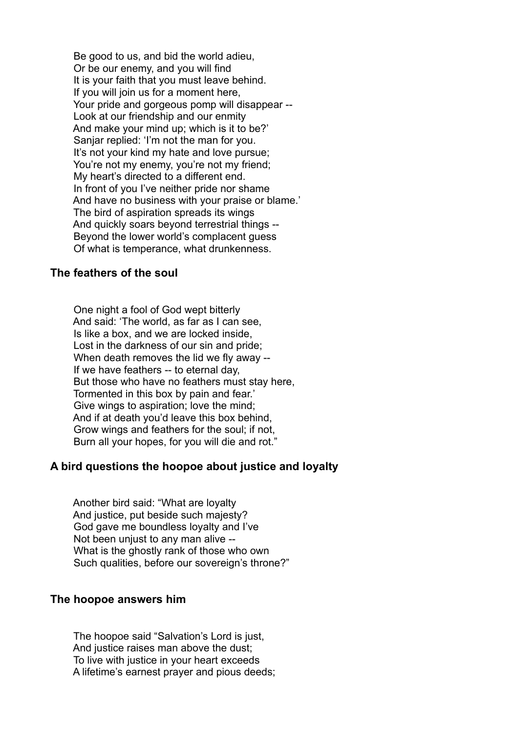Be good to us, and bid the world adieu,
Or be our enemy, and you will find
It is your faith that you must leave behind.
If you will join us for a moment here,
Your pride and gorgeous pomp will disappear --
Look at our friendship and our enmity
And make your mind up; which is it to be?'
Sanjar replied: 'I'm not the man for you.
It's not your kind my hate and love pursue;
You're not my enemy, you're not my friend;
My heart's directed to a different end.
In front of you I've neither pride nor shame
And have no business with your praise or blame.'
The bird of aspiration spreads its wings
And quickly soars beyond terrestrial things --
Beyond the lower world's complacent guess
Of what is temperance, what drunkenness.

### The feathers of the soul

One night a fool of God wept bitterly
And said: 'The world, as far as I can see,
Is like a box, and we are locked inside,
Lost in the darkness of our sin and pride;
When death removes the lid we fly away --
If we have feathers -- to eternal day,
But those who have no feathers must stay here,
Tormented in this box by pain and fear.'
Give wings to aspiration; love the mind;
And if at death you'd leave this box behind,
Grow wings and feathers for the soul; if not,
Burn all your hopes, for you will die and rot."

### A bird questions the hoopoe about justice and loyalty

Another bird said: "What are loyalty
And justice, put beside such majesty?
God gave me boundless loyalty and I've
Not been unjust to any man alive --
What is the ghostly rank of those who own
Such qualities, before our sovereign's throne?"

### The hoopoe answers him

The hoopoe said "Salvation's Lord is just,
And justice raises man above the dust;
To live with justice in your heart exceeds
A lifetime's earnest prayer and pious deeds;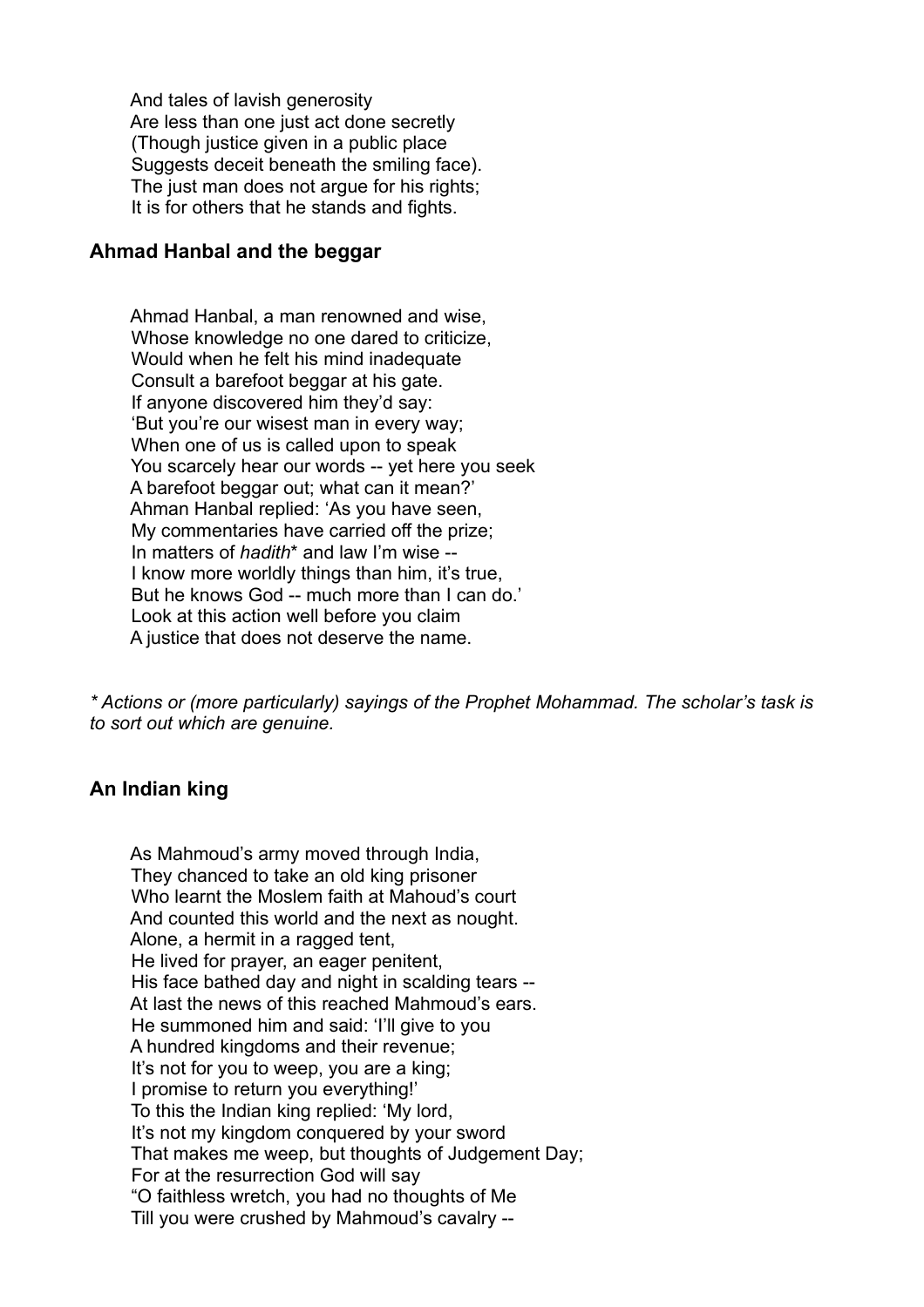And tales of lavish generosity
Are less than one just act done secretly
(Though justice given in a public place
Suggests deceit beneath the smiling face).
The just man does not argue for his rights;
It is for others that he stands and fights.

### Ahmad Hanbal and the beggar

Ahmad Hanbal, a man renowned and wise,
Whose knowledge no one dared to criticize,
Would when he felt his mind inadequate
Consult a barefoot beggar at his gate.
If anyone discovered him they'd say:
'But you're our wisest man in every way;
When one of us is called upon to speak
You scarcely hear our words -- yet here you seek
A barefoot beggar out; what can it mean?'
Ahman Hanbal replied: 'As you have seen,
My commentaries have carried off the prize;
In matters of *hadith** and law I'm wise --
I know more worldly things than him, it's true,
But he knows God -- much more than I can do.'
Look at this action well before you claim
A justice that does not deserve the name.

*\* Actions or (more particularly) sayings of the Prophet Mohammad. The scholar's task is to sort out which are genuine.*

### An Indian king

As Mahmoud's army moved through India,
They chanced to take an old king prisoner
Who learnt the Moslem faith at Mahoud's court
And counted this world and the next as nought.
Alone, a hermit in a ragged tent,
He lived for prayer, an eager penitent,
His face bathed day and night in scalding tears --
At last the news of this reached Mahmoud's ears.
He summoned him and said: 'I'll give to you
A hundred kingdoms and their revenue;
It's not for you to weep, you are a king;
I promise to return you everything!'
To this the Indian king replied: 'My lord,
It's not my kingdom conquered by your sword
That makes me weep, but thoughts of Judgement Day;
For at the resurrection God will say
"O faithless wretch, you had no thoughts of Me
Till you were crushed by Mahmoud's cavalry --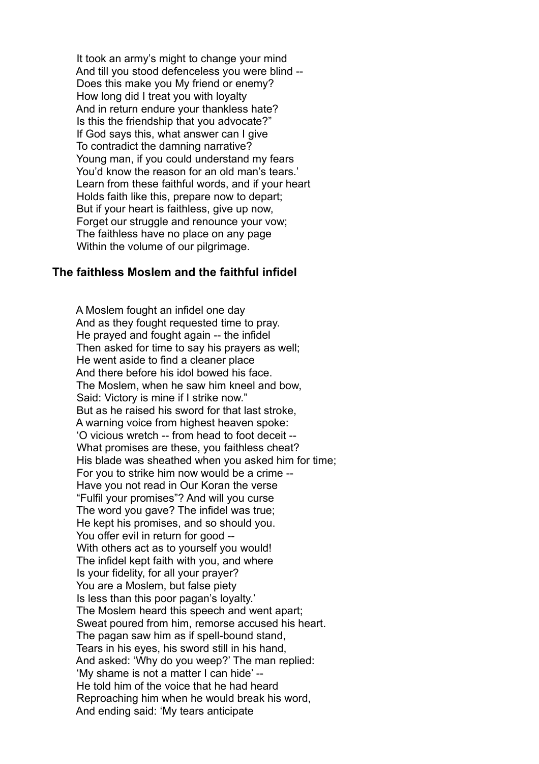It took an army's might to change your mind
And till you stood defenceless you were blind --
Does this make you My friend or enemy?
How long did I treat you with loyalty
And in return endure your thankless hate?
Is this the friendship that you advocate?"
If God says this, what answer can I give
To contradict the damning narrative?
Young man, if you could understand my fears
You'd know the reason for an old man's tears.'
Learn from these faithful words, and if your heart
Holds faith like this, prepare now to depart;
But if your heart is faithless, give up now,
Forget our struggle and renounce your vow;
The faithless have no place on any page
Within the volume of our pilgrimage.

### The faithless Moslem and the faithful infidel

A Moslem fought an infidel one day
And as they fought requested time to pray.
He prayed and fought again -- the infidel
Then asked for time to say his prayers as well;
He went aside to find a cleaner place
And there before his idol bowed his face.
The Moslem, when he saw him kneel and bow,
Said: Victory is mine if I strike now."
But as he raised his sword for that last stroke,
A warning voice from highest heaven spoke:
'O vicious wretch -- from head to foot deceit --
What promises are these, you faithless cheat?
His blade was sheathed when you asked him for time;
For you to strike him now would be a crime --
Have you not read in Our Koran the verse
"Fulfil your promises"? And will you curse
The word you gave? The infidel was true;
He kept his promises, and so should you.
You offer evil in return for good --
With others act as to yourself you would!
The infidel kept faith with you, and where
Is your fidelity, for all your prayer?
You are a Moslem, but false piety
Is less than this poor pagan's loyalty.'
The Moslem heard this speech and went apart;
Sweat poured from him, remorse accused his heart.
The pagan saw him as if spell-bound stand,
Tears in his eyes, his sword still in his hand,
And asked: 'Why do you weep?' The man replied:
'My shame is not a matter I can hide' --
He told him of the voice that he had heard
Reproaching him when he would break his word,
And ending said: 'My tears anticipate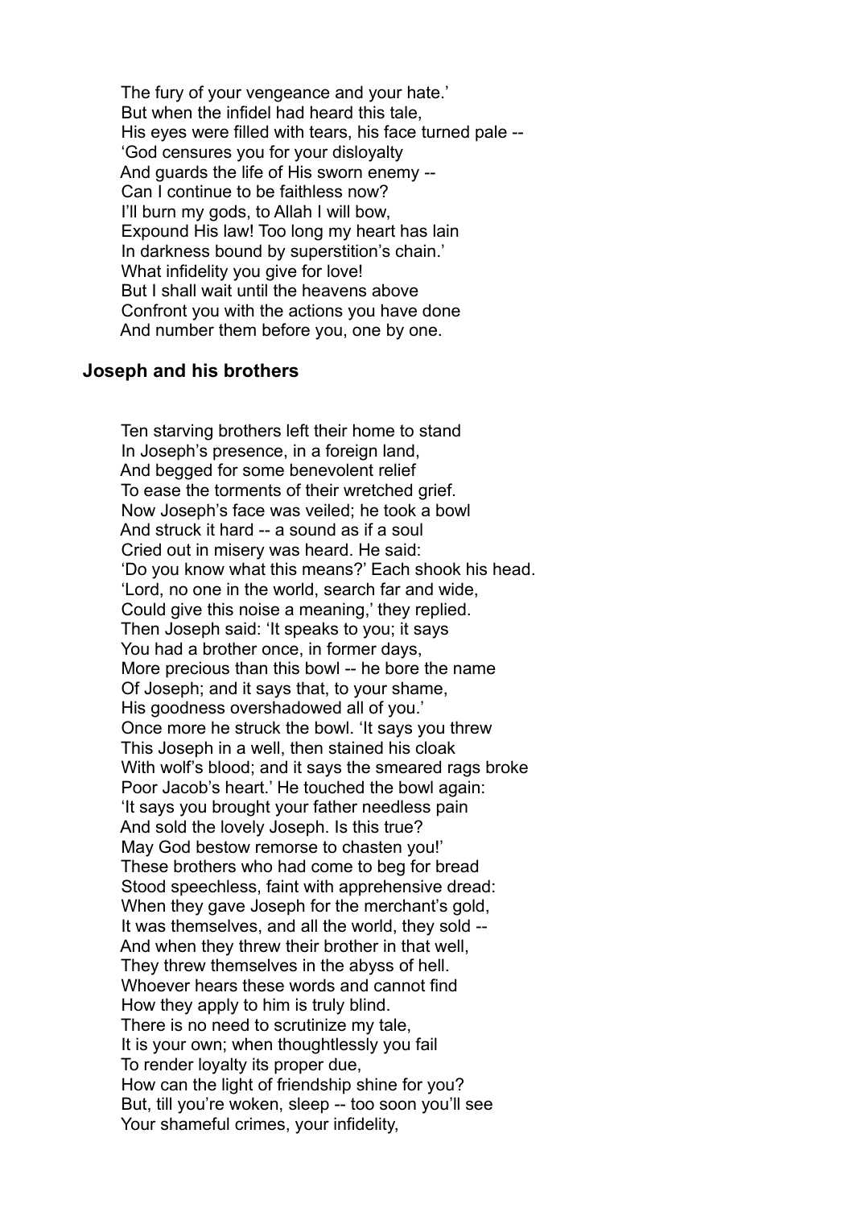The fury of your vengeance and your hate.'
But when the infidel had heard this tale,
His eyes were filled with tears, his face turned pale --
'God censures you for your disloyalty
And guards the life of His sworn enemy --
Can I continue to be faithless now?
I'll burn my gods, to Allah I will bow,
Expound His law! Too long my heart has lain
In darkness bound by superstition's chain.'
What infidelity you give for love!
But I shall wait until the heavens above
Confront you with the actions you have done
And number them before you, one by one.

## Joseph and his brothers

Ten starving brothers left their home to stand
In Joseph's presence, in a foreign land,
And begged for some benevolent relief
To ease the torments of their wretched grief.
Now Joseph's face was veiled; he took a bowl
And struck it hard -- a sound as if a soul
Cried out in misery was heard. He said:
'Do you know what this means?' Each shook his head.
'Lord, no one in the world, search far and wide,
Could give this noise a meaning,' they replied.
Then Joseph said: 'It speaks to you; it says
You had a brother once, in former days,
More precious than this bowl -- he bore the name
Of Joseph; and it says that, to your shame,
His goodness overshadowed all of you.'
Once more he struck the bowl. 'It says you threw
This Joseph in a well, then stained his cloak
With wolf's blood; and it says the smeared rags broke
Poor Jacob's heart.' He touched the bowl again:
'It says you brought your father needless pain
And sold the lovely Joseph. Is this true?
May God bestow remorse to chasten you!'
These brothers who had come to beg for bread
Stood speechless, faint with apprehensive dread:
When they gave Joseph for the merchant's gold,
It was themselves, and all the world, they sold --
And when they threw their brother in that well,
They threw themselves in the abyss of hell.
Whoever hears these words and cannot find
How they apply to him is truly blind.
There is no need to scrutinize my tale,
It is your own; when thoughtlessly you fail
To render loyalty its proper due,
How can the light of friendship shine for you?
But, till you're woken, sleep -- too soon you'll see
Your shameful crimes, your infidelity,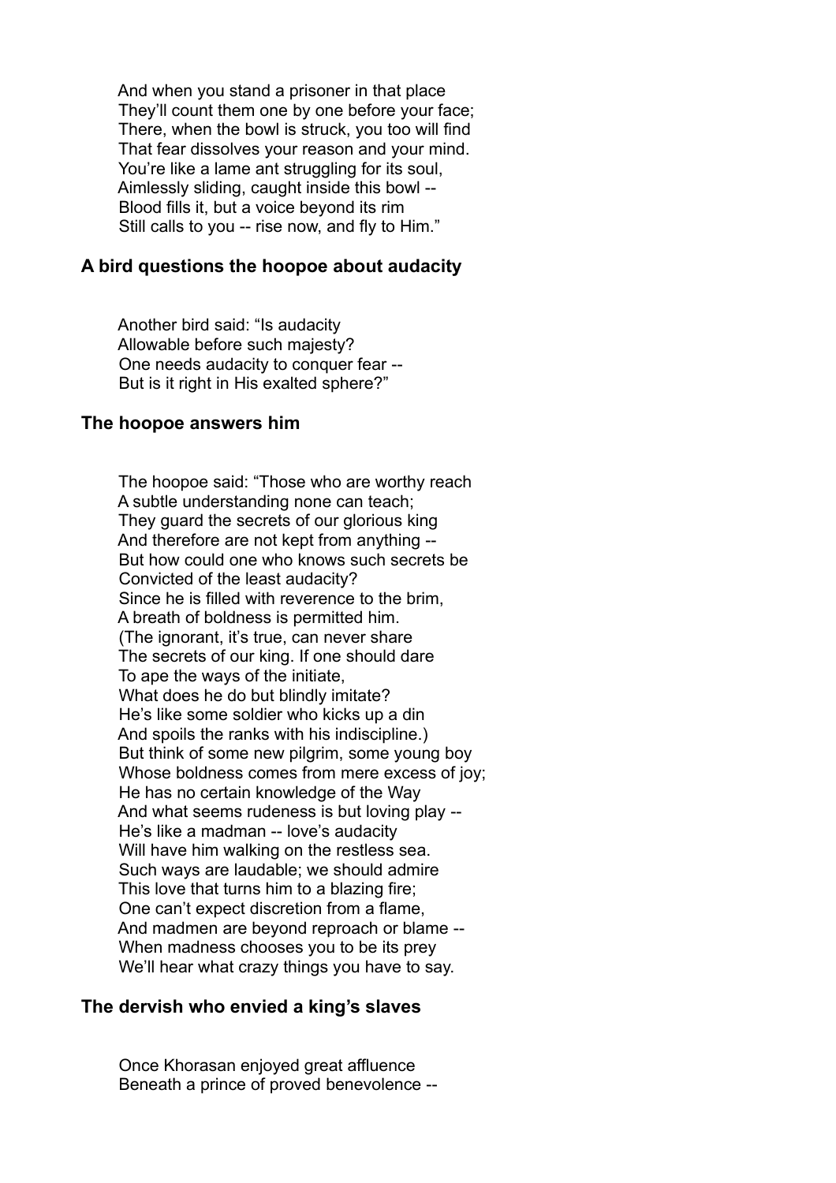And when you stand a prisoner in that place
They'll count them one by one before your face;
There, when the bowl is struck, you too will find
That fear dissolves your reason and your mind.
You're like a lame ant struggling for its soul,
Aimlessly sliding, caught inside this bowl --
Blood fills it, but a voice beyond its rim
Still calls to you -- rise now, and fly to Him."

### A bird questions the hoopoe about audacity

Another bird said: "Is audacity
Allowable before such majesty?
One needs audacity to conquer fear --
But is it right in His exalted sphere?"

### The hoopoe answers him

The hoopoe said: "Those who are worthy reach
A subtle understanding none can teach;
They guard the secrets of our glorious king
And therefore are not kept from anything --
But how could one who knows such secrets be
Convicted of the least audacity?
Since he is filled with reverence to the brim,
A breath of boldness is permitted him.
(The ignorant, it's true, can never share
The secrets of our king. If one should dare
To ape the ways of the initiate,
What does he do but blindly imitate?
He's like some soldier who kicks up a din
And spoils the ranks with his indiscipline.)
But think of some new pilgrim, some young boy
Whose boldness comes from mere excess of joy;
He has no certain knowledge of the Way
And what seems rudeness is but loving play --
He's like a madman -- love's audacity
Will have him walking on the restless sea.
Such ways are laudable; we should admire
This love that turns him to a blazing fire;
One can't expect discretion from a flame,
And madmen are beyond reproach or blame --
When madness chooses you to be its prey
We'll hear what crazy things you have to say.

### The dervish who envied a king's slaves

Once Khorasan enjoyed great affluence
Beneath a prince of proved benevolence --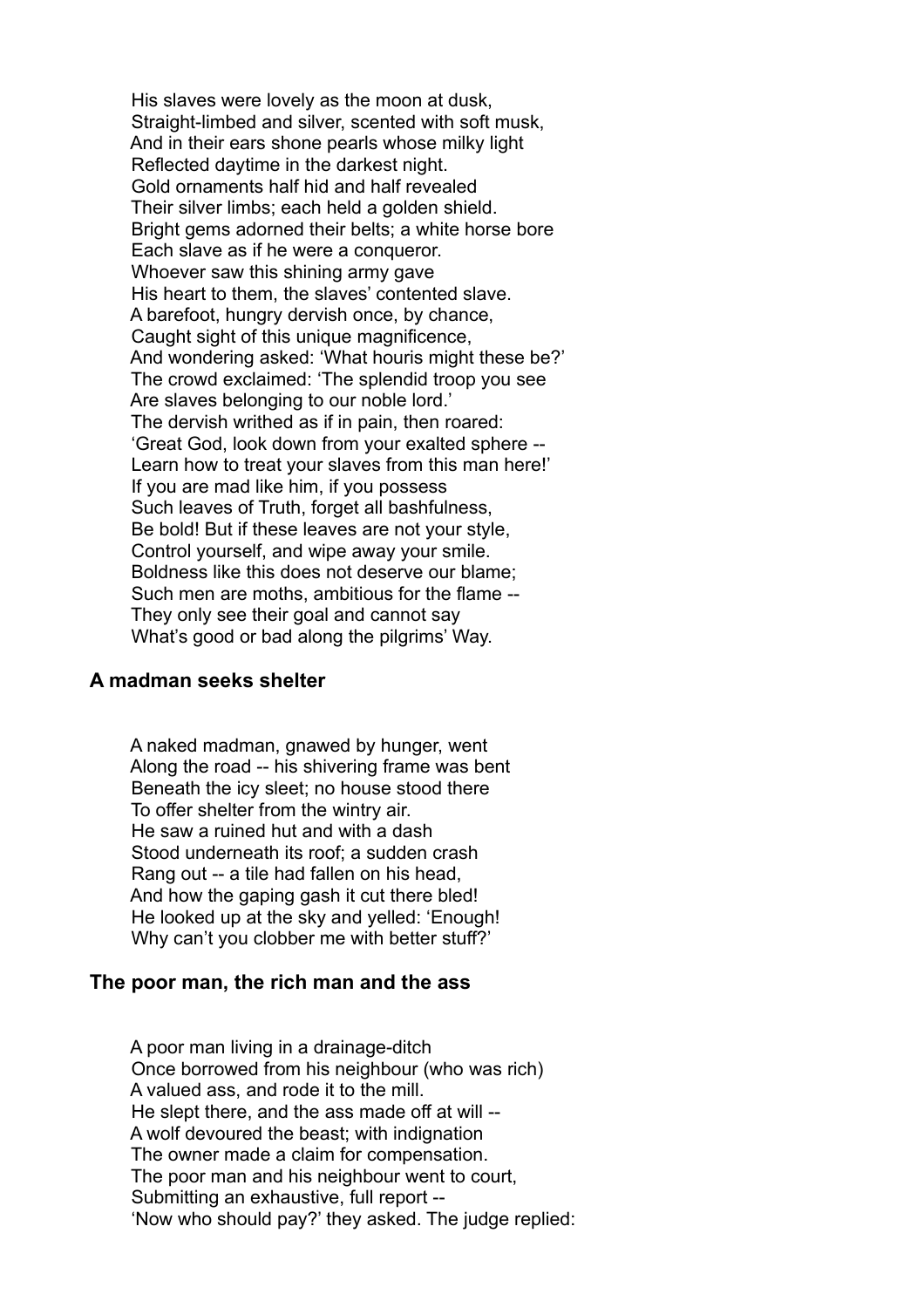His slaves were lovely as the moon at dusk,
Straight-limbed and silver, scented with soft musk,
And in their ears shone pearls whose milky light
Reflected daytime in the darkest night.
Gold ornaments half hid and half revealed
Their silver limbs; each held a golden shield.
Bright gems adorned their belts; a white horse bore
Each slave as if he were a conqueror.
Whoever saw this shining army gave
His heart to them, the slaves' contented slave.
A barefoot, hungry dervish once, by chance,
Caught sight of this unique magnificence,
And wondering asked: 'What houris might these be?'
The crowd exclaimed: 'The splendid troop you see
Are slaves belonging to our noble lord.'
The dervish writhed as if in pain, then roared:
'Great God, look down from your exalted sphere --
Learn how to treat your slaves from this man here!'
If you are mad like him, if you possess
Such leaves of Truth, forget all bashfulness,
Be bold! But if these leaves are not your style,
Control yourself, and wipe away your smile.
Boldness like this does not deserve our blame;
Such men are moths, ambitious for the flame --
They only see their goal and cannot say
What's good or bad along the pilgrims' Way.

### A madman seeks shelter

A naked madman, gnawed by hunger, went
Along the road -- his shivering frame was bent
Beneath the icy sleet; no house stood there
To offer shelter from the wintry air.
He saw a ruined hut and with a dash
Stood underneath its roof; a sudden crash
Rang out -- a tile had fallen on his head,
And how the gaping gash it cut there bled!
He looked up at the sky and yelled: 'Enough!
Why can't you clobber me with better stuff?'

### The poor man, the rich man and the ass

A poor man living in a drainage-ditch
Once borrowed from his neighbour (who was rich)
A valued ass, and rode it to the mill.
He slept there, and the ass made off at will --
A wolf devoured the beast; with indignation
The owner made a claim for compensation.
The poor man and his neighbour went to court,
Submitting an exhaustive, full report --
'Now who should pay?' they asked. The judge replied: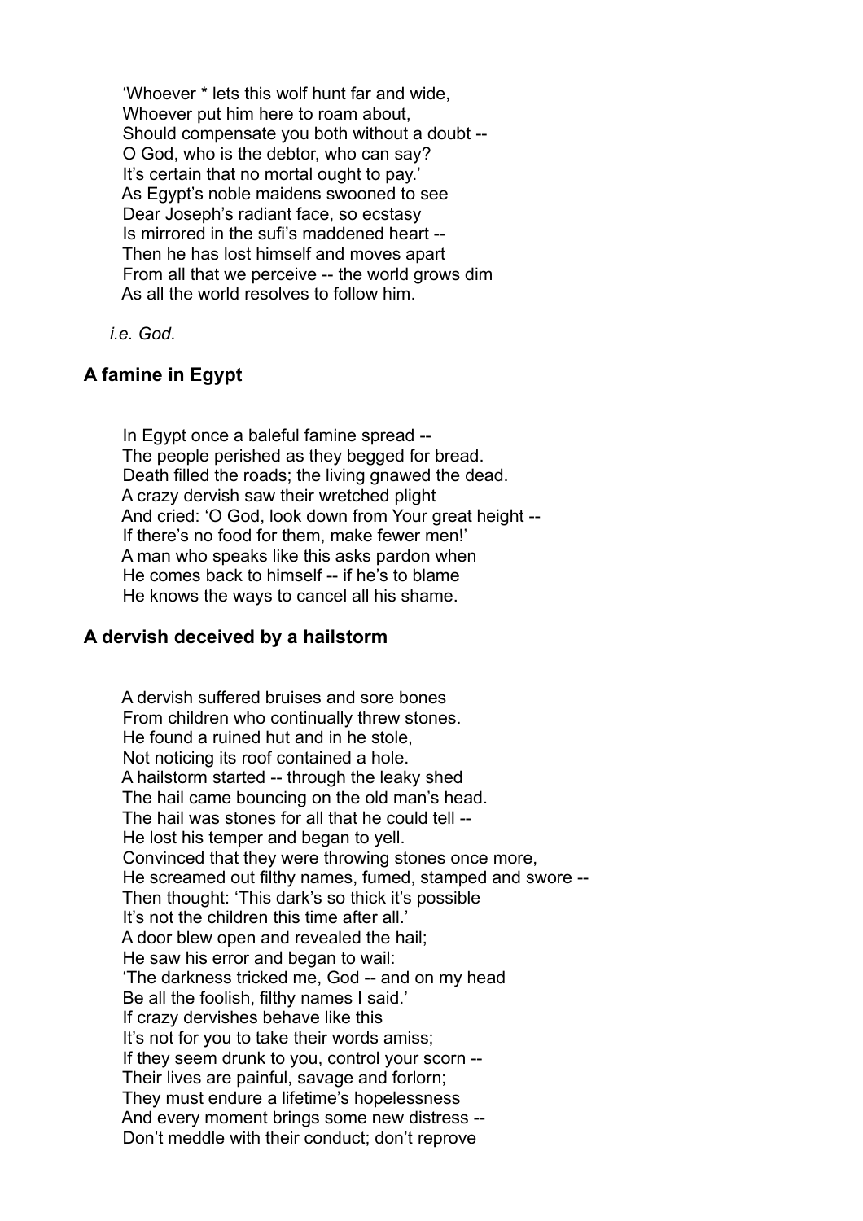'Whoever * lets this wolf hunt far and wide,  
Whoever put him here to roam about,  
Should compensate you both without a doubt --  
O God, who is the debtor, who can say?  
It's certain that no mortal ought to pay.'  
As Egypt's noble maidens swooned to see  
Dear Joseph's radiant face, so ecstasy  
Is mirrored in the sufi's maddened heart --  
Then he has lost himself and moves apart  
From all that we perceive -- the world grows dim  
As all the world resolves to follow him.

*i.e. God.*

## A famine in Egypt

In Egypt once a baleful famine spread --  
The people perished as they begged for bread.  
Death filled the roads; the living gnawed the dead.  
A crazy dervish saw their wretched plight  
And cried: 'O God, look down from Your great height --  
If there's no food for them, make fewer men!'  
A man who speaks like this asks pardon when  
He comes back to himself -- if he's to blame  
He knows the ways to cancel all his shame.

## A dervish deceived by a hailstorm

A dervish suffered bruises and sore bones  
From children who continually threw stones.  
He found a ruined hut and in he stole,  
Not noticing its roof contained a hole.  
A hailstorm started -- through the leaky shed  
The hail came bouncing on the old man's head.  
The hail was stones for all that he could tell --  
He lost his temper and began to yell.  
Convinced that they were throwing stones once more,  
He screamed out filthy names, fumed, stamped and swore --  
Then thought: 'This dark's so thick it's possible  
It's not the children this time after all.'  
A door blew open and revealed the hail;  
He saw his error and began to wail:  
'The darkness tricked me, God -- and on my head  
Be all the foolish, filthy names I said.'  
If crazy dervishes behave like this  
It's not for you to take their words amiss;  
If they seem drunk to you, control your scorn --  
Their lives are painful, savage and forlorn;  
They must endure a lifetime's hopelessness  
And every moment brings some new distress --  
Don't meddle with their conduct; don't reprove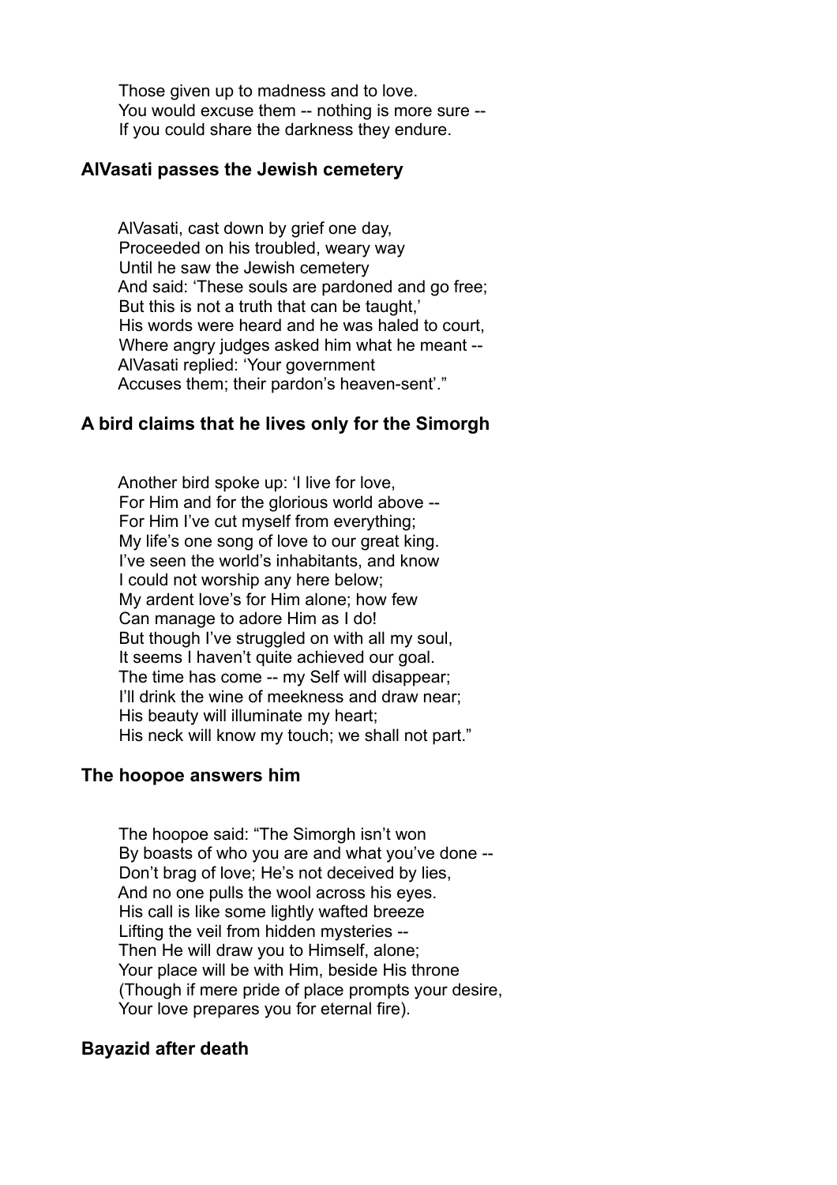Those given up to madness and to love.  
You would excuse them -- nothing is more sure --  
If you could share the darkness they endure.

### AlVasati passes the Jewish cemetery

AlVasati, cast down by grief one day,  
Proceeded on his troubled, weary way  
Until he saw the Jewish cemetery  
And said: 'These souls are pardoned and go free;  
But this is not a truth that can be taught,'  
His words were heard and he was haled to court,  
Where angry judges asked him what he meant --  
AlVasati replied: 'Your government  
Accuses them; their pardon's heaven-sent'."

### A bird claims that he lives only for the Simorgh

Another bird spoke up: 'I live for love,  
For Him and for the glorious world above --  
For Him I've cut myself from everything;  
My life's one song of love to our great king.  
I've seen the world's inhabitants, and know  
I could not worship any here below;  
My ardent love's for Him alone; how few  
Can manage to adore Him as I do!  
But though I've struggled on with all my soul,  
It seems I haven't quite achieved our goal.  
The time has come -- my Self will disappear;  
I'll drink the wine of meekness and draw near;  
His beauty will illuminate my heart;  
His neck will know my touch; we shall not part."

### The hoopoe answers him

The hoopoe said: "The Simorgh isn't won  
By boasts of who you are and what you've done --  
Don't brag of love; He's not deceived by lies,  
And no one pulls the wool across his eyes.  
His call is like some lightly wafted breeze  
Lifting the veil from hidden mysteries --  
Then He will draw you to Himself, alone;  
Your place will be with Him, beside His throne  
(Though if mere pride of place prompts your desire,  
Your love prepares you for eternal fire).

### Bayazid after death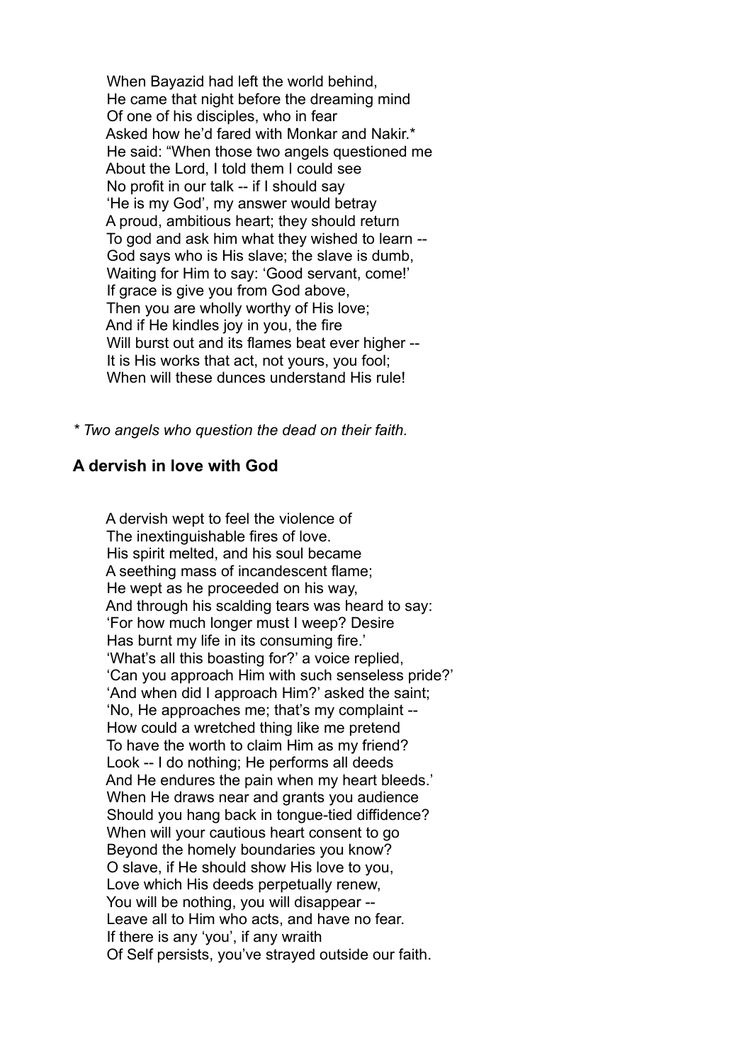When Bayazid had left the world behind,
He came that night before the dreaming mind
Of one of his disciples, who in fear
Asked how he'd fared with Monkar and Nakir.*
He said: "When those two angels questioned me
About the Lord, I told them I could see
No profit in our talk -- if I should say
'He is my God', my answer would betray
A proud, ambitious heart; they should return
To god and ask him what they wished to learn --
God says who is His slave; the slave is dumb,
Waiting for Him to say: 'Good servant, come!'
If grace is give you from God above,
Then you are wholly worthy of His love;
And if He kindles joy in you, the fire
Will burst out and its flames beat ever higher --
It is His works that act, not yours, you fool;
When will these dunces understand His rule!

*\* Two angels who question the dead on their faith.*

### A dervish in love with God

A dervish wept to feel the violence of
The inextinguishable fires of love.
His spirit melted, and his soul became
A seething mass of incandescent flame;
He wept as he proceeded on his way,
And through his scalding tears was heard to say:
'For how much longer must I weep? Desire
Has burnt my life in its consuming fire.'
'What's all this boasting for?' a voice replied,
'Can you approach Him with such senseless pride?'
'And when did I approach Him?' asked the saint;
'No, He approaches me; that's my complaint --
How could a wretched thing like me pretend
To have the worth to claim Him as my friend?
Look -- I do nothing; He performs all deeds
And He endures the pain when my heart bleeds.'
When He draws near and grants you audience
Should you hang back in tongue-tied diffidence?
When will your cautious heart consent to go
Beyond the homely boundaries you know?
O slave, if He should show His love to you,
Love which His deeds perpetually renew,
You will be nothing, you will disappear --
Leave all to Him who acts, and have no fear.
If there is any 'you', if any wraith
Of Self persists, you've strayed outside our faith.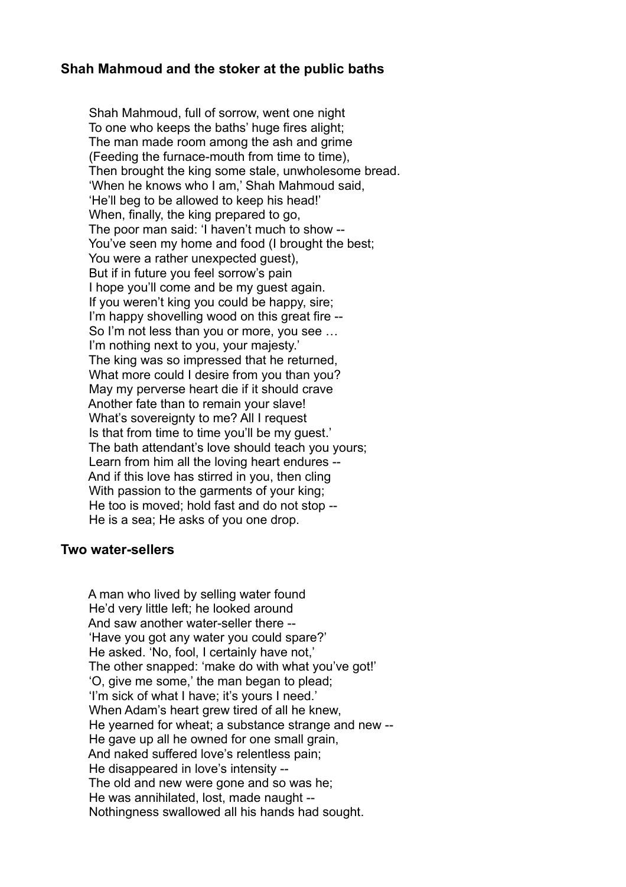### Shah Mahmoud and the stoker at the public baths

Shah Mahmoud, full of sorrow, went one night
To one who keeps the baths' huge fires alight;
The man made room among the ash and grime
(Feeding the furnace-mouth from time to time),
Then brought the king some stale, unwholesome bread.
'When he knows who I am,' Shah Mahmoud said,
'He'll beg to be allowed to keep his head!'
When, finally, the king prepared to go,
The poor man said: 'I haven't much to show --
You've seen my home and food (I brought the best;
You were a rather unexpected guest),
But if in future you feel sorrow's pain
I hope you'll come and be my guest again.
If you weren't king you could be happy, sire;
I'm happy shovelling wood on this great fire --
So I'm not less than you or more, you see …
I'm nothing next to you, your majesty.'
The king was so impressed that he returned,
What more could I desire from you than you?
May my perverse heart die if it should crave
Another fate than to remain your slave!
What's sovereignty to me? All I request
Is that from time to time you'll be my guest.'
The bath attendant's love should teach you yours;
Learn from him all the loving heart endures --
And if this love has stirred in you, then cling
With passion to the garments of your king;
He too is moved; hold fast and do not stop --
He is a sea; He asks of you one drop.

### Two water-sellers

A man who lived by selling water found
He'd very little left; he looked around
And saw another water-seller there --
'Have you got any water you could spare?'
He asked. 'No, fool, I certainly have not,'
The other snapped: 'make do with what you've got!'
'O, give me some,' the man began to plead;
'I'm sick of what I have; it's yours I need.'
When Adam's heart grew tired of all he knew,
He yearned for wheat; a substance strange and new --
He gave up all he owned for one small grain,
And naked suffered love's relentless pain;
He disappeared in love's intensity --
The old and new were gone and so was he;
He was annihilated, lost, made naught --
Nothingness swallowed all his hands had sought.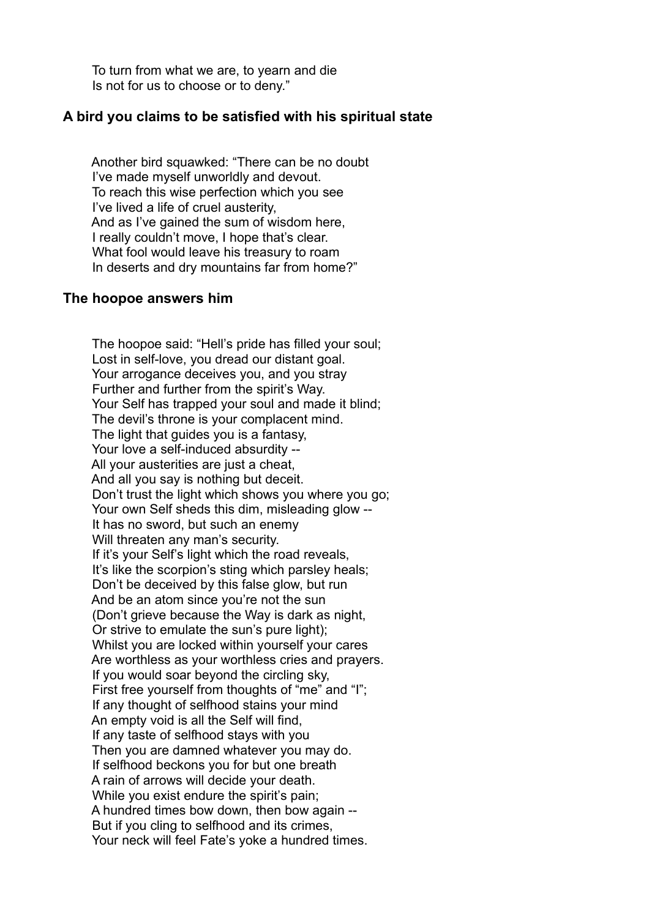To turn from what we are, to yearn and die
Is not for us to choose or to deny."

### A bird you claims to be satisfied with his spiritual state

Another bird squawked: "There can be no doubt
I've made myself unworldly and devout.
To reach this wise perfection which you see
I've lived a life of cruel austerity,
And as I've gained the sum of wisdom here,
I really couldn't move, I hope that's clear.
What fool would leave his treasury to roam
In deserts and dry mountains far from home?"

### The hoopoe answers him

The hoopoe said: "Hell's pride has filled your soul;
Lost in self-love, you dread our distant goal.
Your arrogance deceives you, and you stray
Further and further from the spirit's Way.
Your Self has trapped your soul and made it blind;
The devil's throne is your complacent mind.
The light that guides you is a fantasy,
Your love a self-induced absurdity --
All your austerities are just a cheat,
And all you say is nothing but deceit.
Don't trust the light which shows you where you go;
Your own Self sheds this dim, misleading glow --
It has no sword, but such an enemy
Will threaten any man's security.
If it's your Self's light which the road reveals,
It's like the scorpion's sting which parsley heals;
Don't be deceived by this false glow, but run
And be an atom since you're not the sun
(Don't grieve because the Way is dark as night,
Or strive to emulate the sun's pure light);
Whilst you are locked within yourself your cares
Are worthless as your worthless cries and prayers.
If you would soar beyond the circling sky,
First free yourself from thoughts of "me" and "I";
If any thought of selfhood stains your mind
An empty void is all the Self will find,
If any taste of selfhood stays with you
Then you are damned whatever you may do.
If selfhood beckons you for but one breath
A rain of arrows will decide your death.
While you exist endure the spirit's pain;
A hundred times bow down, then bow again --
But if you cling to selfhood and its crimes,
Your neck will feel Fate's yoke a hundred times.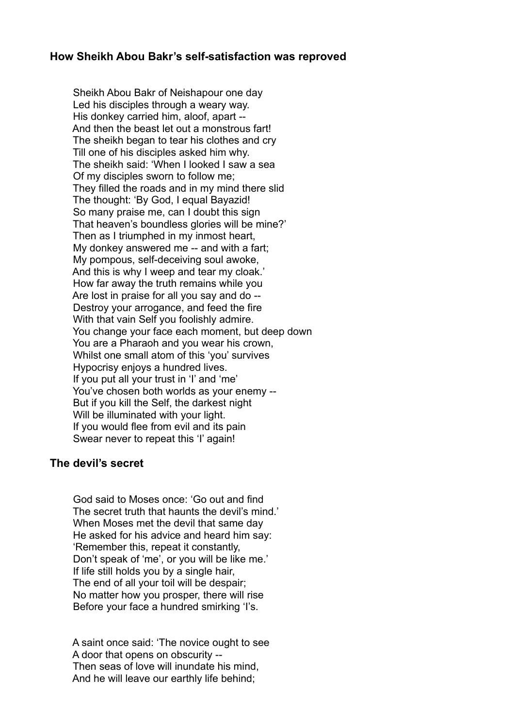## How Sheikh Abou Bakr's self-satisfaction was reproved

Sheikh Abou Bakr of Neishapour one day
Led his disciples through a weary way.
His donkey carried him, aloof, apart --
And then the beast let out a monstrous fart!
The sheikh began to tear his clothes and cry
Till one of his disciples asked him why.
The sheikh said: 'When I looked I saw a sea
Of my disciples sworn to follow me;
They filled the roads and in my mind there slid
The thought: 'By God, I equal Bayazid!
So many praise me, can I doubt this sign
That heaven's boundless glories will be mine?'
Then as I triumphed in my inmost heart,
My donkey answered me -- and with a fart;
My pompous, self-deceiving soul awoke,
And this is why I weep and tear my cloak.'
How far away the truth remains while you
Are lost in praise for all you say and do --
Destroy your arrogance, and feed the fire
With that vain Self you foolishly admire.
You change your face each moment, but deep down
You are a Pharaoh and you wear his crown,
Whilst one small atom of this 'you' survives
Hypocrisy enjoys a hundred lives.
If you put all your trust in 'I' and 'me'
You've chosen both worlds as your enemy --
But if you kill the Self, the darkest night
Will be illuminated with your light.
If you would flee from evil and its pain
Swear never to repeat this 'I' again!

## The devil's secret

God said to Moses once: 'Go out and find
The secret truth that haunts the devil's mind.'
When Moses met the devil that same day
He asked for his advice and heard him say:
'Remember this, repeat it constantly,
Don't speak of 'me', or you will be like me.'
If life still holds you by a single hair,
The end of all your toil will be despair;
No matter how you prosper, there will rise
Before your face a hundred smirking 'I's.

A saint once said: 'The novice ought to see
A door that opens on obscurity --
Then seas of love will inundate his mind,
And he will leave our earthly life behind;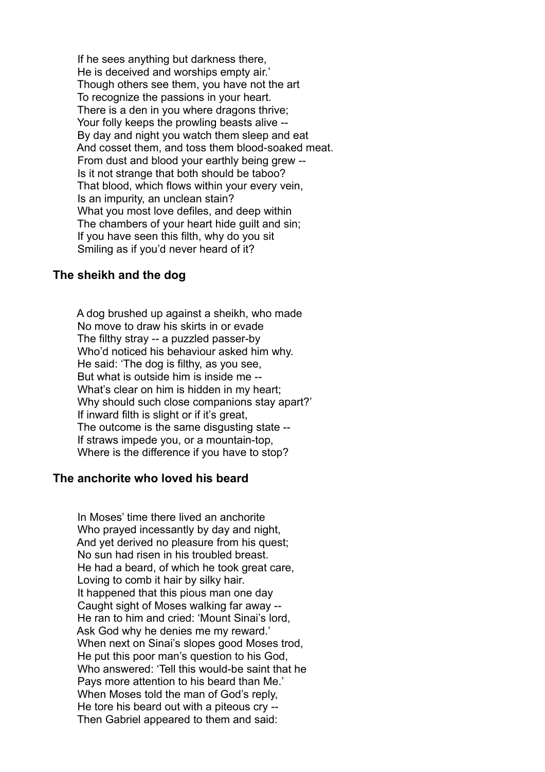If he sees anything but darkness there,
He is deceived and worships empty air.'
Though others see them, you have not the art
To recognize the passions in your heart.
There is a den in you where dragons thrive;
Your folly keeps the prowling beasts alive --
By day and night you watch them sleep and eat
And cosset them, and toss them blood-soaked meat.
From dust and blood your earthly being grew --
Is it not strange that both should be taboo?
That blood, which flows within your every vein,
Is an impurity, an unclean stain?
What you most love defiles, and deep within
The chambers of your heart hide guilt and sin;
If you have seen this filth, why do you sit
Smiling as if you'd never heard of it?

### The sheikh and the dog

A dog brushed up against a sheikh, who made
No move to draw his skirts in or evade
The filthy stray -- a puzzled passer-by
Who'd noticed his behaviour asked him why.
He said: 'The dog is filthy, as you see,
But what is outside him is inside me --
What's clear on him is hidden in my heart;
Why should such close companions stay apart?'
If inward filth is slight or if it's great,
The outcome is the same disgusting state --
If straws impede you, or a mountain-top,
Where is the difference if you have to stop?

### The anchorite who loved his beard

In Moses' time there lived an anchorite
Who prayed incessantly by day and night,
And yet derived no pleasure from his quest;
No sun had risen in his troubled breast.
He had a beard, of which he took great care,
Loving to comb it hair by silky hair.
It happened that this pious man one day
Caught sight of Moses walking far away --
He ran to him and cried: 'Mount Sinai's lord,
Ask God why he denies me my reward.'
When next on Sinai's slopes good Moses trod,
He put this poor man's question to his God,
Who answered: 'Tell this would-be saint that he
Pays more attention to his beard than Me.'
When Moses told the man of God's reply,
He tore his beard out with a piteous cry --
Then Gabriel appeared to them and said: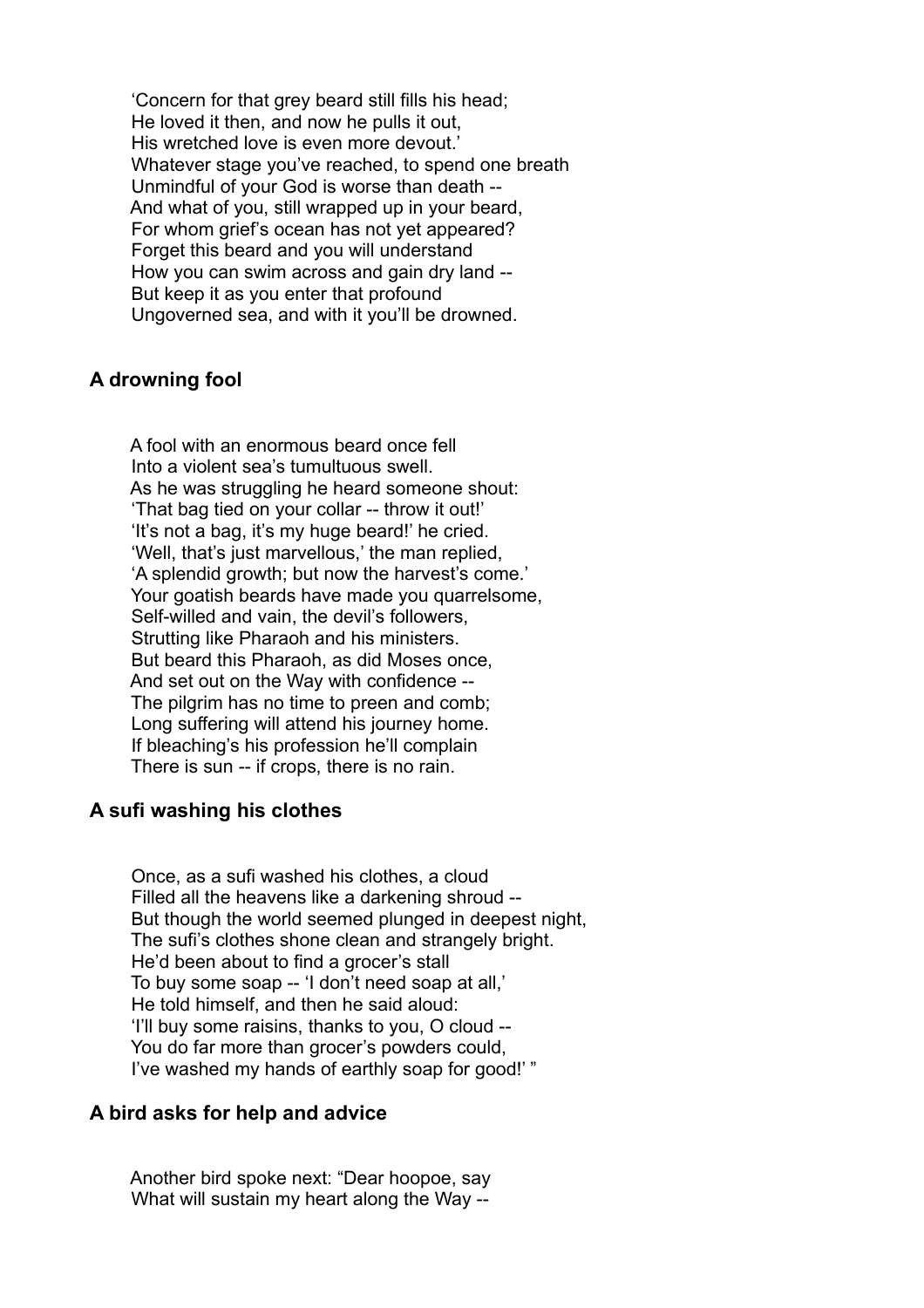'Concern for that grey beard still fills his head;
He loved it then, and now he pulls it out,
His wretched love is even more devout.'
Whatever stage you've reached, to spend one breath
Unmindful of your God is worse than death --
And what of you, still wrapped up in your beard,
For whom grief's ocean has not yet appeared?
Forget this beard and you will understand
How you can swim across and gain dry land --
But keep it as you enter that profound
Ungoverned sea, and with it you'll be drowned.

### A drowning fool

A fool with an enormous beard once fell
Into a violent sea's tumultuous swell.
As he was struggling he heard someone shout:
'That bag tied on your collar -- throw it out!'
'It's not a bag, it's my huge beard!' he cried.
'Well, that's just marvellous,' the man replied,
'A splendid growth; but now the harvest's come.'
Your goatish beards have made you quarrelsome,
Self-willed and vain, the devil's followers,
Strutting like Pharaoh and his ministers.
But beard this Pharaoh, as did Moses once,
And set out on the Way with confidence --
The pilgrim has no time to preen and comb;
Long suffering will attend his journey home.
If bleaching's his profession he'll complain
There is sun -- if crops, there is no rain.

### A sufi washing his clothes

Once, as a sufi washed his clothes, a cloud
Filled all the heavens like a darkening shroud --
But though the world seemed plunged in deepest night,
The sufi's clothes shone clean and strangely bright.
He'd been about to find a grocer's stall
To buy some soap -- 'I don't need soap at all,'
He told himself, and then he said aloud:
'I'll buy some raisins, thanks to you, O cloud --
You do far more than grocer's powders could,
I've washed my hands of earthly soap for good!' "

### A bird asks for help and advice

Another bird spoke next: "Dear hoopoe, say
What will sustain my heart along the Way --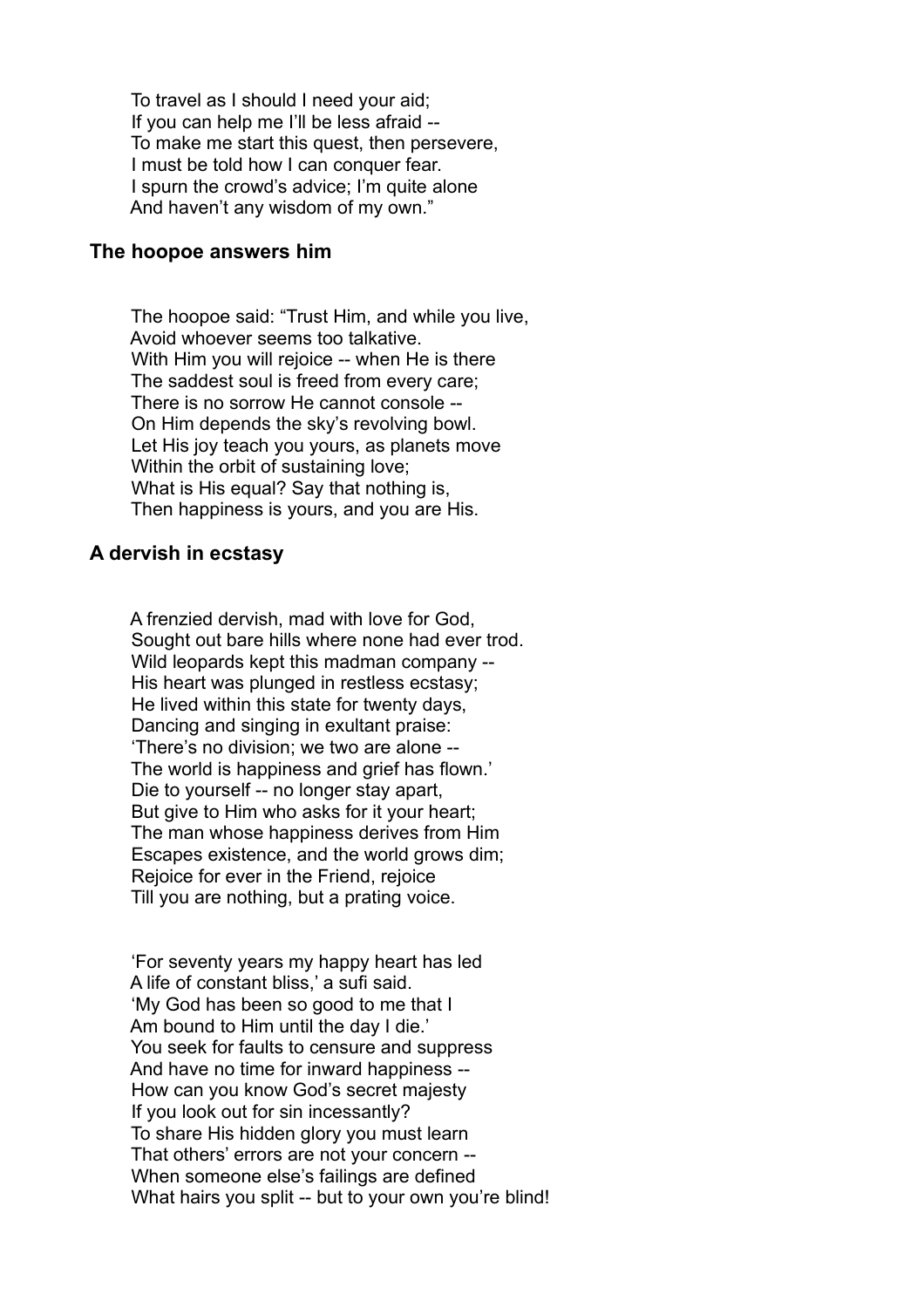To travel as I should I need your aid;
If you can help me I'll be less afraid --
To make me start this quest, then persevere,
I must be told how I can conquer fear.
I spurn the crowd's advice; I'm quite alone
And haven't any wisdom of my own."

### The hoopoe answers him

The hoopoe said: "Trust Him, and while you live,
Avoid whoever seems too talkative.
With Him you will rejoice -- when He is there
The saddest soul is freed from every care;
There is no sorrow He cannot console --
On Him depends the sky's revolving bowl.
Let His joy teach you yours, as planets move
Within the orbit of sustaining love;
What is His equal? Say that nothing is,
Then happiness is yours, and you are His.

### A dervish in ecstasy

A frenzied dervish, mad with love for God,
Sought out bare hills where none had ever trod.
Wild leopards kept this madman company --
His heart was plunged in restless ecstasy;
He lived within this state for twenty days,
Dancing and singing in exultant praise:
'There's no division; we two are alone --
The world is happiness and grief has flown.'
Die to yourself -- no longer stay apart,
But give to Him who asks for it your heart;
The man whose happiness derives from Him
Escapes existence, and the world grows dim;
Rejoice for ever in the Friend, rejoice
Till you are nothing, but a prating voice.

'For seventy years my happy heart has led
A life of constant bliss,' a sufi said.
'My God has been so good to me that I
Am bound to Him until the day I die.'
You seek for faults to censure and suppress
And have no time for inward happiness --
How can you know God's secret majesty
If you look out for sin incessantly?
To share His hidden glory you must learn
That others' errors are not your concern --
When someone else's failings are defined
What hairs you split -- but to your own you're blind!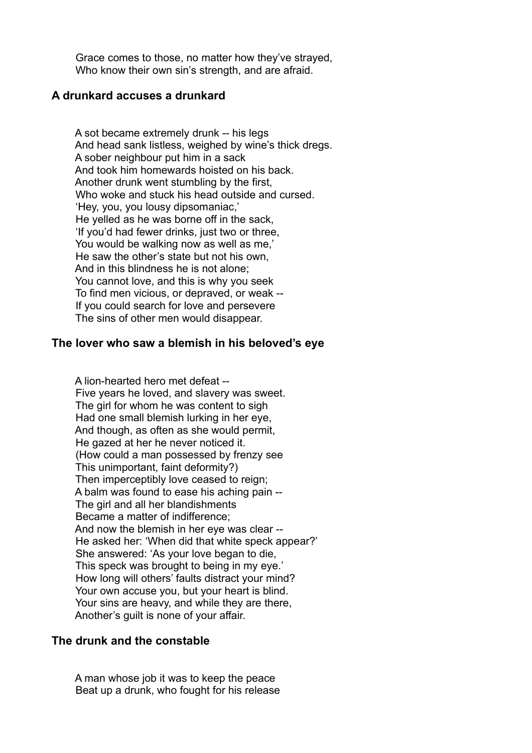Grace comes to those, no matter how they've strayed,
Who know their own sin's strength, and are afraid.

### A drunkard accuses a drunkard

A sot became extremely drunk -- his legs
And head sank listless, weighed by wine's thick dregs.
A sober neighbour put him in a sack
And took him homewards hoisted on his back.
Another drunk went stumbling by the first,
Who woke and stuck his head outside and cursed.
'Hey, you, you lousy dipsomaniac,'
He yelled as he was borne off in the sack,
'If you'd had fewer drinks, just two or three,
You would be walking now as well as me,'
He saw the other's state but not his own,
And in this blindness he is not alone;
You cannot love, and this is why you seek
To find men vicious, or depraved, or weak --
If you could search for love and persevere
The sins of other men would disappear.

### The lover who saw a blemish in his beloved's eye

A lion-hearted hero met defeat --
Five years he loved, and slavery was sweet.
The girl for whom he was content to sigh
Had one small blemish lurking in her eye,
And though, as often as she would permit,
He gazed at her he never noticed it.
(How could a man possessed by frenzy see
This unimportant, faint deformity?)
Then imperceptibly love ceased to reign;
A balm was found to ease his aching pain --
The girl and all her blandishments
Became a matter of indifference;
And now the blemish in her eye was clear --
He asked her: 'When did that white speck appear?'
She answered: 'As your love began to die,
This speck was brought to being in my eye.'
How long will others' faults distract your mind?
Your own accuse you, but your heart is blind.
Your sins are heavy, and while they are there,
Another's guilt is none of your affair.

### The drunk and the constable

A man whose job it was to keep the peace
Beat up a drunk, who fought for his release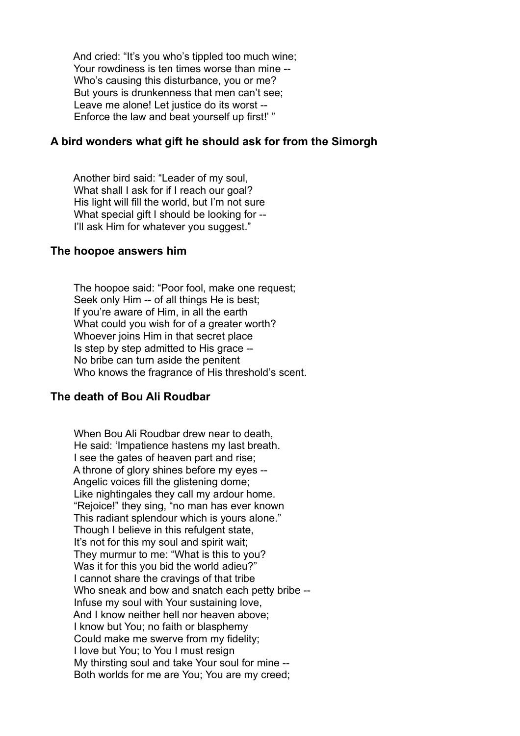And cried: "It's you who's tippled too much wine;
Your rowdiness is ten times worse than mine --
Who's causing this disturbance, you or me?
But yours is drunkenness that men can't see;
Leave me alone! Let justice do its worst --
Enforce the law and beat yourself up first!' "

### A bird wonders what gift he should ask for from the Simorgh

Another bird said: "Leader of my soul,
What shall I ask for if I reach our goal?
His light will fill the world, but I'm not sure
What special gift I should be looking for --
I'll ask Him for whatever you suggest."

### The hoopoe answers him

The hoopoe said: "Poor fool, make one request;
Seek only Him -- of all things He is best;
If you're aware of Him, in all the earth
What could you wish for of a greater worth?
Whoever joins Him in that secret place
Is step by step admitted to His grace --
No bribe can turn aside the penitent
Who knows the fragrance of His threshold's scent.

### The death of Bou Ali Roudbar

When Bou Ali Roudbar drew near to death,
He said: 'Impatience hastens my last breath.
I see the gates of heaven part and rise;
A throne of glory shines before my eyes --
Angelic voices fill the glistening dome;
Like nightingales they call my ardour home.
"Rejoice!" they sing, "no man has ever known
This radiant splendour which is yours alone."
Though I believe in this refulgent state,
It's not for this my soul and spirit wait;
They murmur to me: "What is this to you?
Was it for this you bid the world adieu?"
I cannot share the cravings of that tribe
Who sneak and bow and snatch each petty bribe --
Infuse my soul with Your sustaining love,
And I know neither hell nor heaven above;
I know but You; no faith or blasphemy
Could make me swerve from my fidelity;
I love but You; to You I must resign
My thirsting soul and take Your soul for mine --
Both worlds for me are You; You are my creed;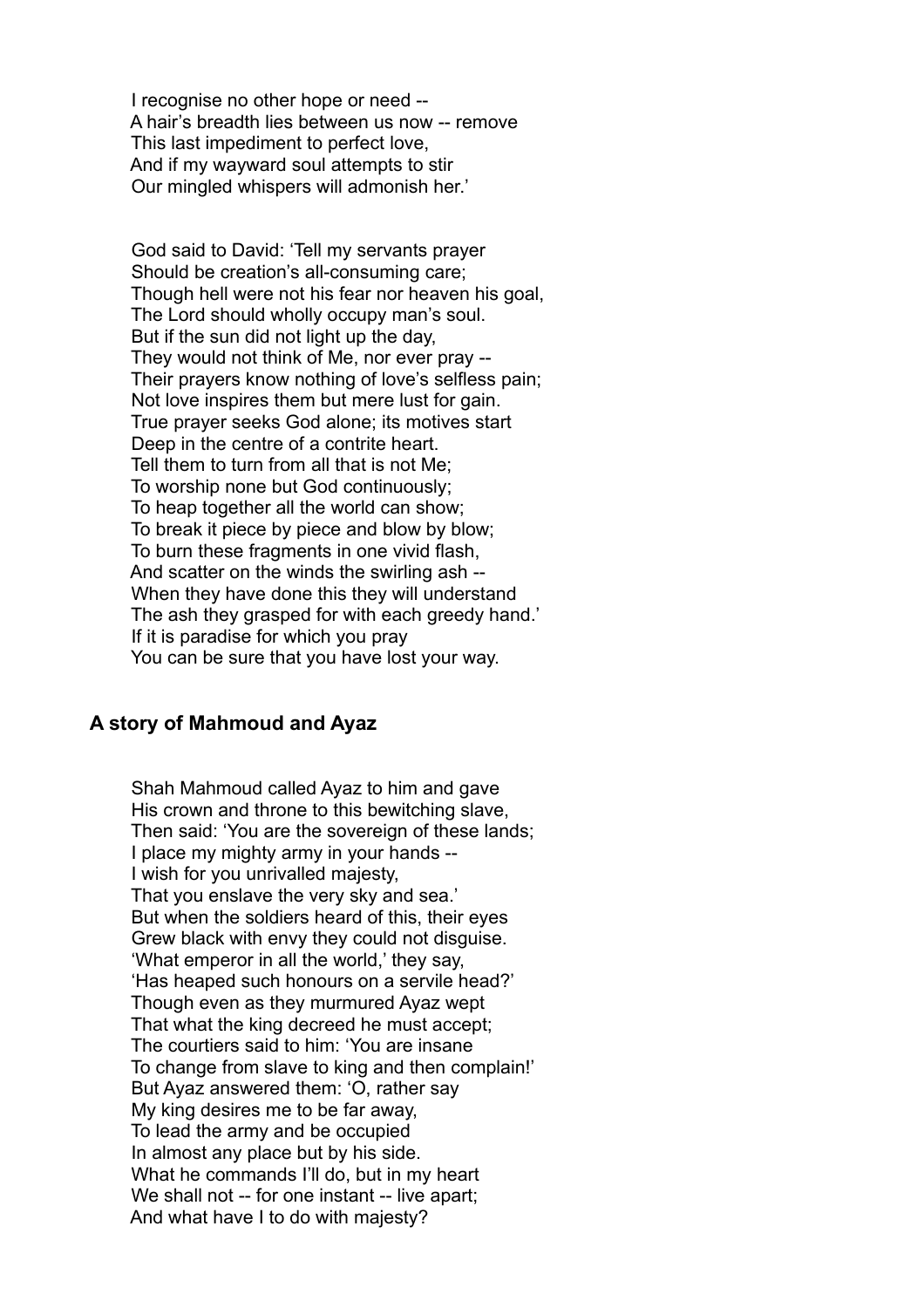I recognise no other hope or need --
A hair's breadth lies between us now -- remove
This last impediment to perfect love,
And if my wayward soul attempts to stir
Our mingled whispers will admonish her.'

God said to David: 'Tell my servants prayer
Should be creation's all-consuming care;
Though hell were not his fear nor heaven his goal,
The Lord should wholly occupy man's soul.
But if the sun did not light up the day,
They would not think of Me, nor ever pray --
Their prayers know nothing of love's selfless pain;
Not love inspires them but mere lust for gain.
True prayer seeks God alone; its motives start
Deep in the centre of a contrite heart.
Tell them to turn from all that is not Me;
To worship none but God continuously;
To heap together all the world can show;
To break it piece by piece and blow by blow;
To burn these fragments in one vivid flash,
And scatter on the winds the swirling ash --
When they have done this they will understand
The ash they grasped for with each greedy hand.'
If it is paradise for which you pray
You can be sure that you have lost your way.

### A story of Mahmoud and Ayaz

Shah Mahmoud called Ayaz to him and gave
His crown and throne to this bewitching slave,
Then said: 'You are the sovereign of these lands;
I place my mighty army in your hands --
I wish for you unrivalled majesty,
That you enslave the very sky and sea.'
But when the soldiers heard of this, their eyes
Grew black with envy they could not disguise.
'What emperor in all the world,' they say,
'Has heaped such honours on a servile head?'
Though even as they murmured Ayaz wept
That what the king decreed he must accept;
The courtiers said to him: 'You are insane
To change from slave to king and then complain!'
But Ayaz answered them: 'O, rather say
My king desires me to be far away,
To lead the army and be occupied
In almost any place but by his side.
What he commands I'll do, but in my heart
We shall not -- for one instant -- live apart;
And what have I to do with majesty?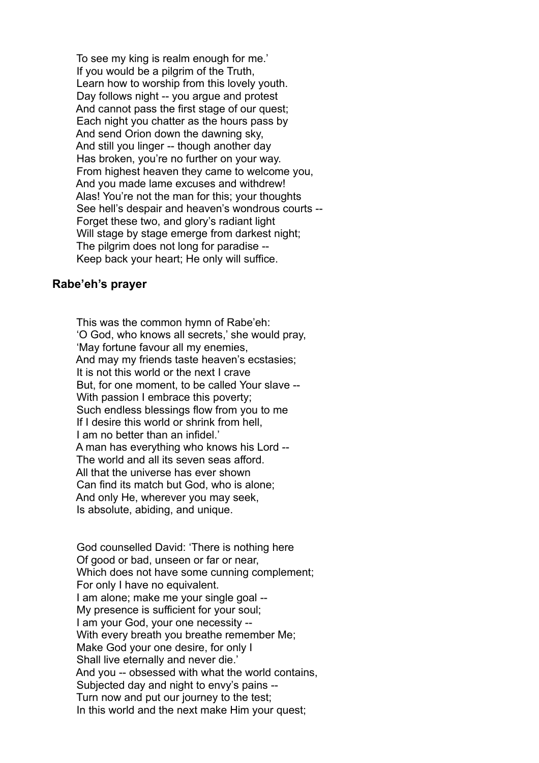To see my king is realm enough for me.'
If you would be a pilgrim of the Truth,
Learn how to worship from this lovely youth.
Day follows night -- you argue and protest
And cannot pass the first stage of our quest;
Each night you chatter as the hours pass by
And send Orion down the dawning sky,
And still you linger -- though another day
Has broken, you're no further on your way.
From highest heaven they came to welcome you,
And you made lame excuses and withdrew!
Alas! You're not the man for this; your thoughts
See hell's despair and heaven's wondrous courts --
Forget these two, and glory's radiant light
Will stage by stage emerge from darkest night;
The pilgrim does not long for paradise --
Keep back your heart; He only will suffice.

### Rabe'eh's prayer

This was the common hymn of Rabe'eh:
'O God, who knows all secrets,' she would pray,
'May fortune favour all my enemies,
And may my friends taste heaven's ecstasies;
It is not this world or the next I crave
But, for one moment, to be called Your slave --
With passion I embrace this poverty;
Such endless blessings flow from you to me
If I desire this world or shrink from hell,
I am no better than an infidel.'
A man has everything who knows his Lord --
The world and all its seven seas afford.
All that the universe has ever shown
Can find its match but God, who is alone;
And only He, wherever you may seek,
Is absolute, abiding, and unique.

God counselled David: 'There is nothing here
Of good or bad, unseen or far or near,
Which does not have some cunning complement;
For only I have no equivalent.
I am alone; make me your single goal --
My presence is sufficient for your soul;
I am your God, your one necessity --
With every breath you breathe remember Me;
Make God your one desire, for only I
Shall live eternally and never die.'
And you -- obsessed with what the world contains,
Subjected day and night to envy's pains --
Turn now and put our journey to the test;
In this world and the next make Him your quest;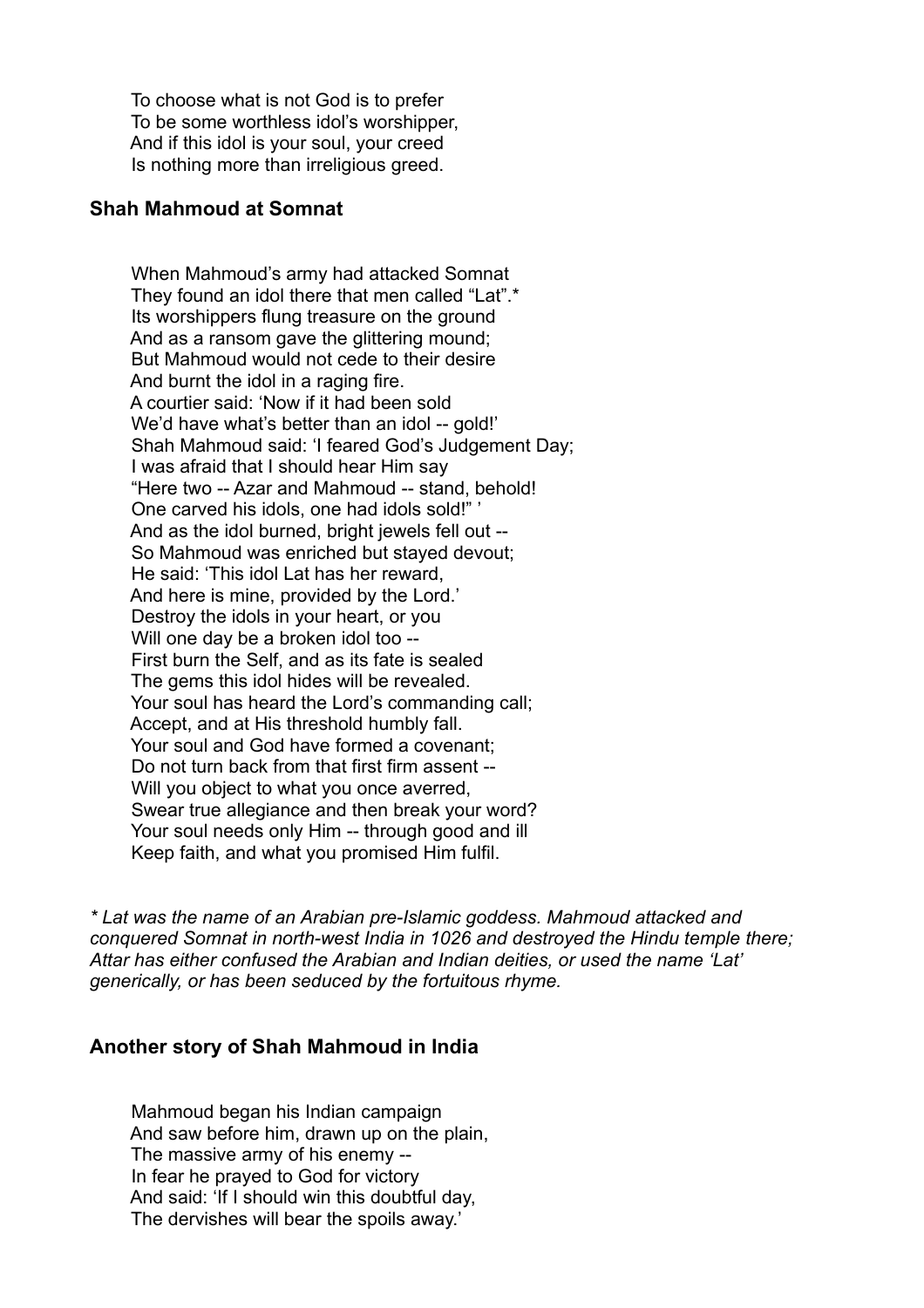To choose what is not God is to prefer  
To be some worthless idol's worshipper,  
And if this idol is your soul, your creed  
Is nothing more than irreligious greed.

### Shah Mahmoud at Somnat

When Mahmoud's army had attacked Somnat  
They found an idol there that men called "Lat".*  
Its worshippers flung treasure on the ground  
And as a ransom gave the glittering mound;  
But Mahmoud would not cede to their desire  
And burnt the idol in a raging fire.  
A courtier said: 'Now if it had been sold  
We'd have what's better than an idol -- gold!'  
Shah Mahmoud said: 'I feared God's Judgement Day;  
I was afraid that I should hear Him say  
"Here two -- Azar and Mahmoud -- stand, behold!  
One carved his idols, one had idols sold!" '  
And as the idol burned, bright jewels fell out --  
So Mahmoud was enriched but stayed devout;  
He said: 'This idol Lat has her reward,  
And here is mine, provided by the Lord.'  
Destroy the idols in your heart, or you  
Will one day be a broken idol too --  
First burn the Self, and as its fate is sealed  
The gems this idol hides will be revealed.  
Your soul has heard the Lord's commanding call;  
Accept, and at His threshold humbly fall.  
Your soul and God have formed a covenant;  
Do not turn back from that first firm assent --  
Will you object to what you once averred,  
Swear true allegiance and then break your word?  
Your soul needs only Him -- through good and ill  
Keep faith, and what you promised Him fulfil.

*\* Lat was the name of an Arabian pre-Islamic goddess. Mahmoud attacked and conquered Somnat in north-west India in 1026 and destroyed the Hindu temple there; Attar has either confused the Arabian and Indian deities, or used the name 'Lat' generically, or has been seduced by the fortuitous rhyme.*

### Another story of Shah Mahmoud in India

Mahmoud began his Indian campaign  
And saw before him, drawn up on the plain,  
The massive army of his enemy --  
In fear he prayed to God for victory  
And said: 'If I should win this doubtful day,  
The dervishes will bear the spoils away.'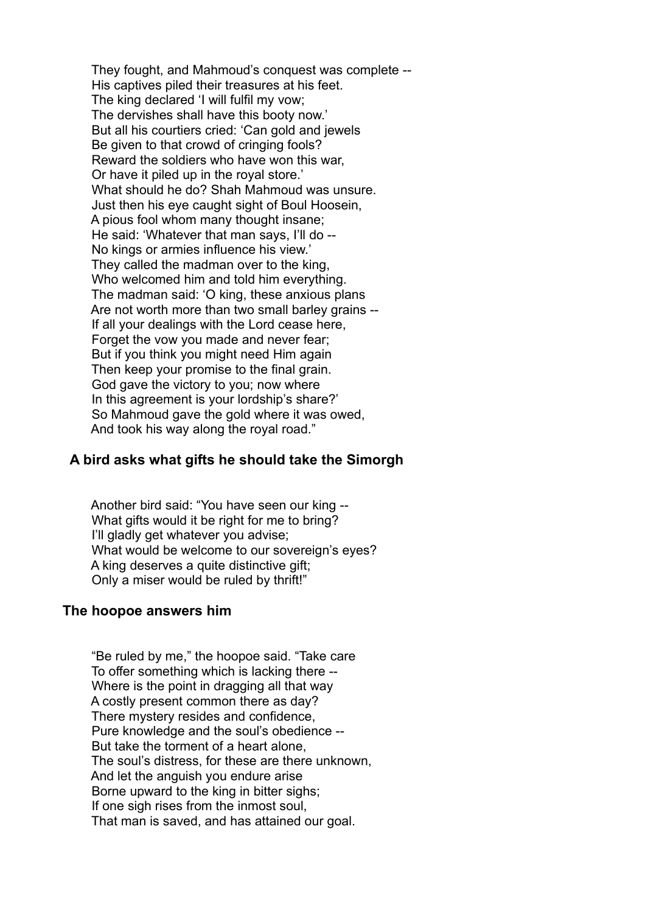They fought, and Mahmoud's conquest was complete --
His captives piled their treasures at his feet.
The king declared 'I will fulfil my vow;
The dervishes shall have this booty now.'
But all his courtiers cried: 'Can gold and jewels
Be given to that crowd of cringing fools?
Reward the soldiers who have won this war,
Or have it piled up in the royal store.'
What should he do? Shah Mahmoud was unsure.
Just then his eye caught sight of Boul Hoosein,
A pious fool whom many thought insane;
He said: 'Whatever that man says, I'll do --
No kings or armies influence his view.'
They called the madman over to the king,
Who welcomed him and told him everything.
The madman said: 'O king, these anxious plans
Are not worth more than two small barley grains --
If all your dealings with the Lord cease here,
Forget the vow you made and never fear;
But if you think you might need Him again
Then keep your promise to the final grain.
God gave the victory to you; now where
In this agreement is your lordship's share?'
So Mahmoud gave the gold where it was owed,
And took his way along the royal road."

### A bird asks what gifts he should take the Simorgh

Another bird said: "You have seen our king --
What gifts would it be right for me to bring?
I'll gladly get whatever you advise;
What would be welcome to our sovereign's eyes?
A king deserves a quite distinctive gift;
Only a miser would be ruled by thrift!"

### The hoopoe answers him

"Be ruled by me," the hoopoe said. "Take care
To offer something which is lacking there --
Where is the point in dragging all that way
A costly present common there as day?
There mystery resides and confidence,
Pure knowledge and the soul's obedience --
But take the torment of a heart alone,
The soul's distress, for these are there unknown,
And let the anguish you endure arise
Borne upward to the king in bitter sighs;
If one sigh rises from the inmost soul,
That man is saved, and has attained our goal.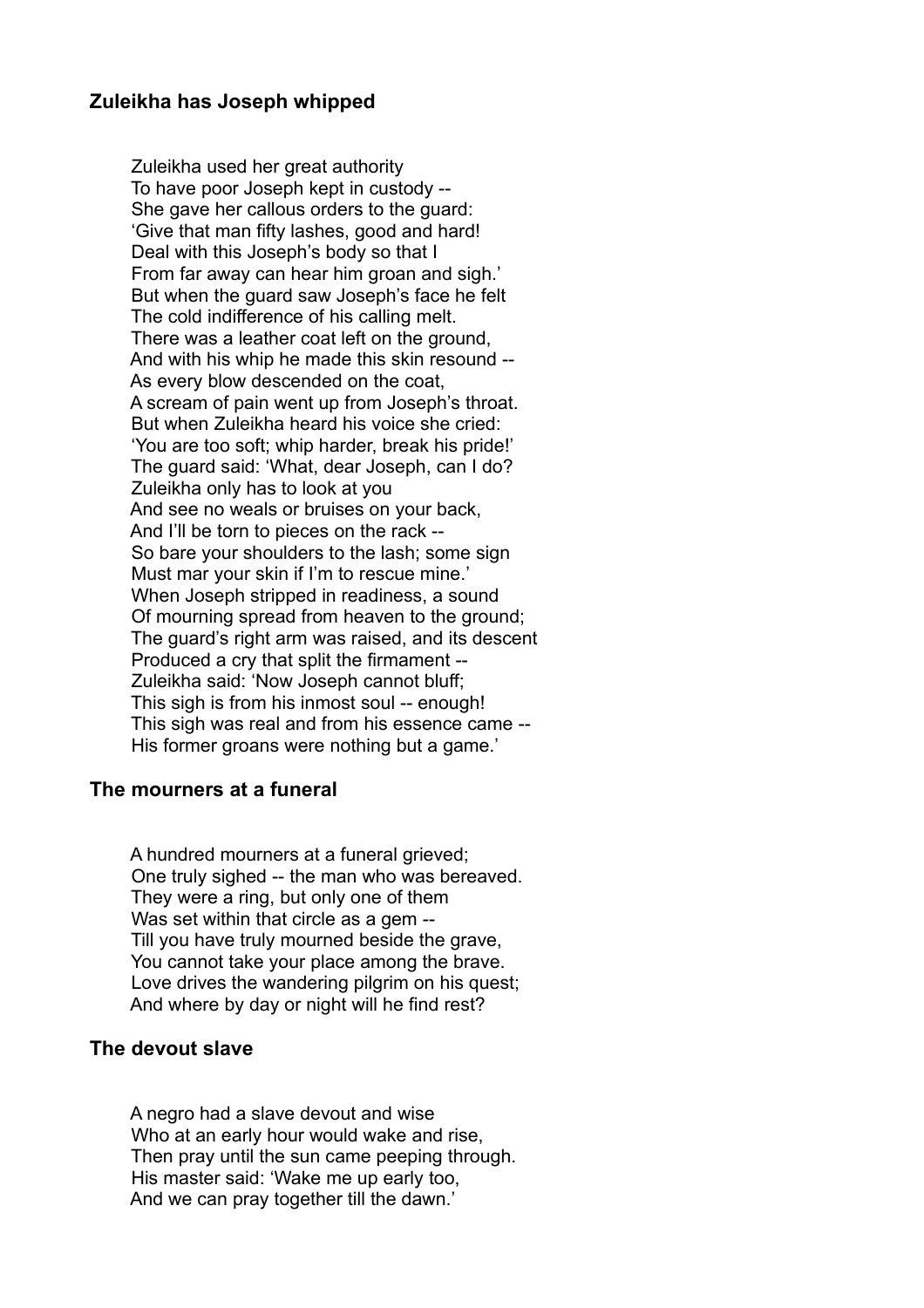### Zuleikha has Joseph whipped

Zuleikha used her great authority
To have poor Joseph kept in custody --
She gave her callous orders to the guard:
'Give that man fifty lashes, good and hard!
Deal with this Joseph's body so that I
From far away can hear him groan and sigh.'
But when the guard saw Joseph's face he felt
The cold indifference of his calling melt.
There was a leather coat left on the ground,
And with his whip he made this skin resound --
As every blow descended on the coat,
A scream of pain went up from Joseph's throat.
But when Zuleikha heard his voice she cried:
'You are too soft; whip harder, break his pride!'
The guard said: 'What, dear Joseph, can I do?
Zuleikha only has to look at you
And see no weals or bruises on your back,
And I'll be torn to pieces on the rack --
So bare your shoulders to the lash; some sign
Must mar your skin if I'm to rescue mine.'
When Joseph stripped in readiness, a sound
Of mourning spread from heaven to the ground;
The guard's right arm was raised, and its descent
Produced a cry that split the firmament --
Zuleikha said: 'Now Joseph cannot bluff;
This sigh is from his inmost soul -- enough!
This sigh was real and from his essence came --
His former groans were nothing but a game.'

### The mourners at a funeral

A hundred mourners at a funeral grieved;
One truly sighed -- the man who was bereaved.
They were a ring, but only one of them
Was set within that circle as a gem --
Till you have truly mourned beside the grave,
You cannot take your place among the brave.
Love drives the wandering pilgrim on his quest;
And where by day or night will he find rest?

### The devout slave

A negro had a slave devout and wise
Who at an early hour would wake and rise,
Then pray until the sun came peeping through.
His master said: 'Wake me up early too,
And we can pray together till the dawn.'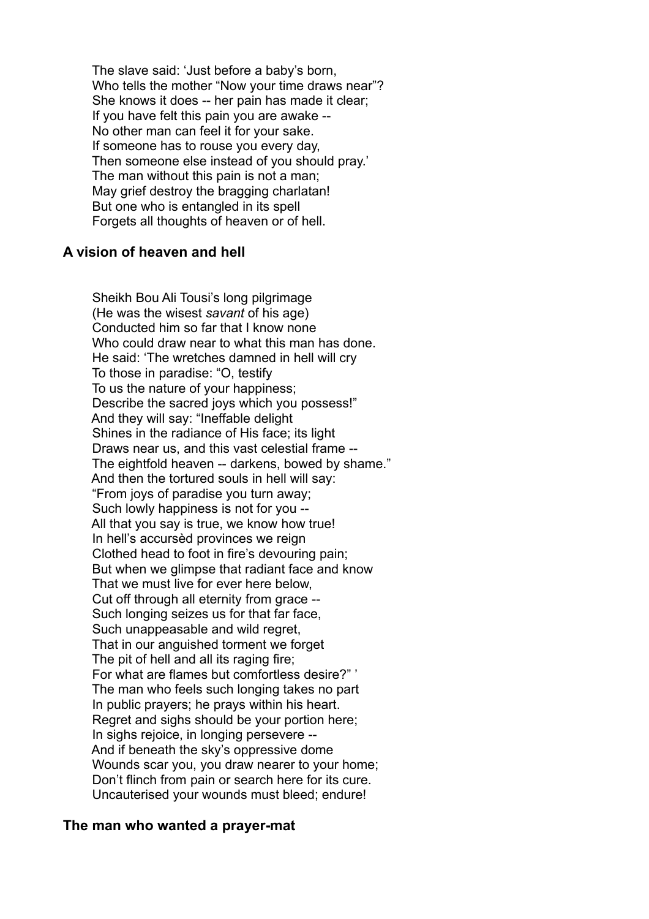The slave said: 'Just before a baby's born,
Who tells the mother "Now your time draws near"?
She knows it does -- her pain has made it clear;
If you have felt this pain you are awake --
No other man can feel it for your sake.
If someone has to rouse you every day,
Then someone else instead of you should pray.'
The man without this pain is not a man;
May grief destroy the bragging charlatan!
But one who is entangled in its spell
Forgets all thoughts of heaven or of hell.

## A vision of heaven and hell

Sheikh Bou Ali Tousi's long pilgrimage
(He was the wisest *savant* of his age)
Conducted him so far that I know none
Who could draw near to what this man has done.
He said: 'The wretches damned in hell will cry
To those in paradise: "O, testify
To us the nature of your happiness;
Describe the sacred joys which you possess!"
And they will say: "Ineffable delight
Shines in the radiance of His face; its light
Draws near us, and this vast celestial frame --
The eightfold heaven -- darkens, bowed by shame."
And then the tortured souls in hell will say:
"From joys of paradise you turn away;
Such lowly happiness is not for you --
All that you say is true, we know how true!
In hell's accursèd provinces we reign
Clothed head to foot in fire's devouring pain;
But when we glimpse that radiant face and know
That we must live for ever here below,
Cut off through all eternity from grace --
Such longing seizes us for that far face,
Such unappeasable and wild regret,
That in our anguished torment we forget
The pit of hell and all its raging fire;
For what are flames but comfortless desire?" '
The man who feels such longing takes no part
In public prayers; he prays within his heart.
Regret and sighs should be your portion here;
In sighs rejoice, in longing persevere --
And if beneath the sky's oppressive dome
Wounds scar you, you draw nearer to your home;
Don't flinch from pain or search here for its cure.
Uncauterised your wounds must bleed; endure!

## The man who wanted a prayer-mat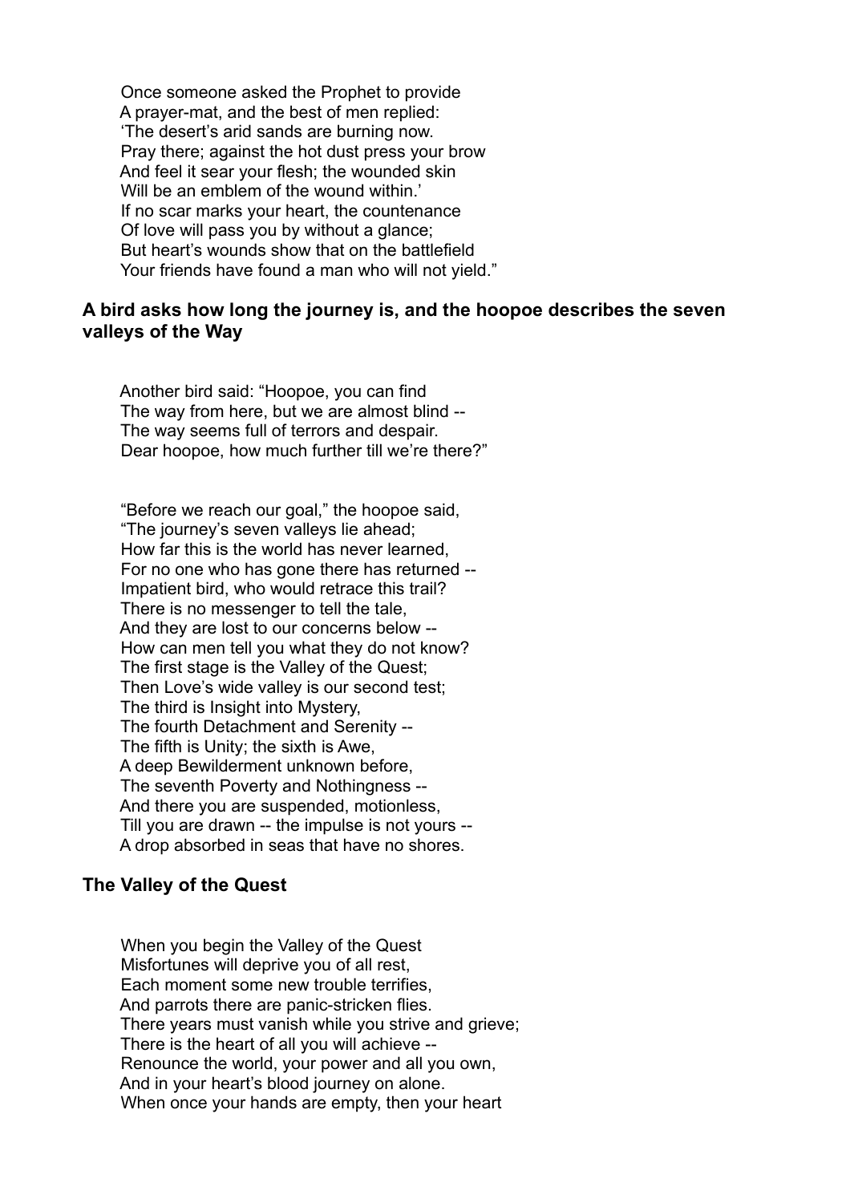Once someone asked the Prophet to provide  
A prayer-mat, and the best of men replied:  
'The desert's arid sands are burning now.  
Pray there; against the hot dust press your brow  
And feel it sear your flesh; the wounded skin  
Will be an emblem of the wound within.'  
If no scar marks your heart, the countenance  
Of love will pass you by without a glance;  
But heart's wounds show that on the battlefield  
Your friends have found a man who will not yield."

### A bird asks how long the journey is, and the hoopoe describes the seven valleys of the Way

Another bird said: "Hoopoe, you can find  
The way from here, but we are almost blind --  
The way seems full of terrors and despair.  
Dear hoopoe, how much further till we're there?"

"Before we reach our goal," the hoopoe said,  
"The journey's seven valleys lie ahead;  
How far this is the world has never learned,  
For no one who has gone there has returned --  
Impatient bird, who would retrace this trail?  
There is no messenger to tell the tale,  
And they are lost to our concerns below --  
How can men tell you what they do not know?  
The first stage is the Valley of the Quest;  
Then Love's wide valley is our second test;  
The third is Insight into Mystery,  
The fourth Detachment and Serenity --  
The fifth is Unity; the sixth is Awe,  
A deep Bewilderment unknown before,  
The seventh Poverty and Nothingness --  
And there you are suspended, motionless,  
Till you are drawn -- the impulse is not yours --  
A drop absorbed in seas that have no shores.

### The Valley of the Quest

When you begin the Valley of the Quest  
Misfortunes will deprive you of all rest,  
Each moment some new trouble terrifies,  
And parrots there are panic-stricken flies.  
There years must vanish while you strive and grieve;  
There is the heart of all you will achieve --  
Renounce the world, your power and all you own,  
And in your heart's blood journey on alone.  
When once your hands are empty, then your heart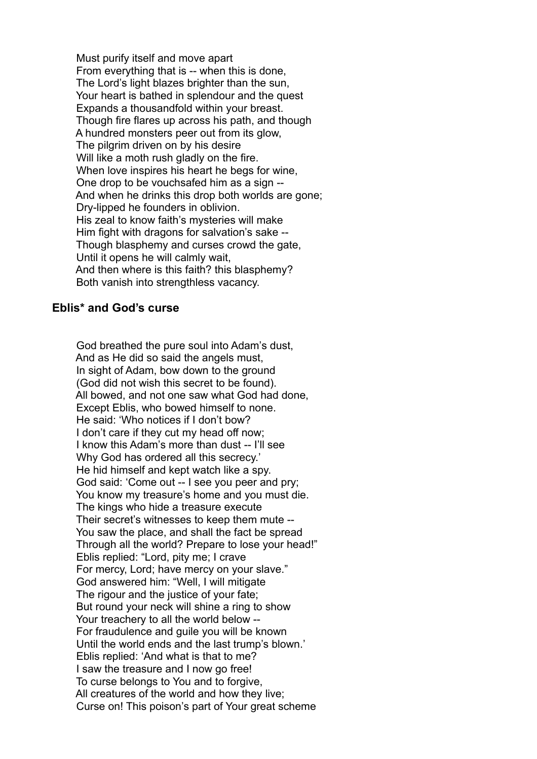Must purify itself and move apart
From everything that is -- when this is done,
The Lord's light blazes brighter than the sun,
Your heart is bathed in splendour and the quest
Expands a thousandfold within your breast.
Though fire flares up across his path, and though
A hundred monsters peer out from its glow,
The pilgrim driven on by his desire
Will like a moth rush gladly on the fire.
When love inspires his heart he begs for wine,
One drop to be vouchsafed him as a sign --
And when he drinks this drop both worlds are gone;
Dry-lipped he founders in oblivion.
His zeal to know faith's mysteries will make
Him fight with dragons for salvation's sake --
Though blasphemy and curses crowd the gate,
Until it opens he will calmly wait,
And then where is this faith? this blasphemy?
Both vanish into strengthless vacancy.

### Eblis* and God's curse

God breathed the pure soul into Adam's dust,
And as He did so said the angels must,
In sight of Adam, bow down to the ground
(God did not wish this secret to be found).
All bowed, and not one saw what God had done,
Except Eblis, who bowed himself to none.
He said: 'Who notices if I don't bow?
I don't care if they cut my head off now;
I know this Adam's more than dust -- I'll see
Why God has ordered all this secrecy.'
He hid himself and kept watch like a spy.
God said: 'Come out -- I see you peer and pry;
You know my treasure's home and you must die.
The kings who hide a treasure execute
Their secret's witnesses to keep them mute --
You saw the place, and shall the fact be spread
Through all the world? Prepare to lose your head!"
Eblis replied: "Lord, pity me; I crave
For mercy, Lord; have mercy on your slave."
God answered him: "Well, I will mitigate
The rigour and the justice of your fate;
But round your neck will shine a ring to show
Your treachery to all the world below --
For fraudulence and guile you will be known
Until the world ends and the last trump's blown.'
Eblis replied: 'And what is that to me?
I saw the treasure and I now go free!
To curse belongs to You and to forgive,
All creatures of the world and how they live;
Curse on! This poison's part of Your great scheme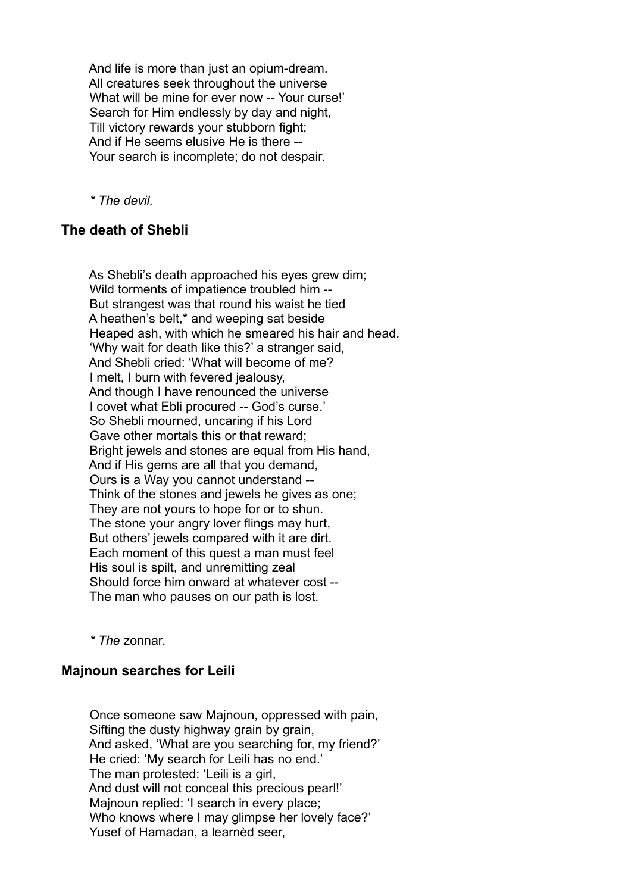And life is more than just an opium-dream.  
All creatures seek throughout the universe  
What will be mine for ever now -- Your curse!'  
Search for Him endlessly by day and night,  
Till victory rewards your stubborn fight;  
And if He seems elusive He is there --  
Your search is incomplete; do not despair.

*\* The devil.*

### The death of Shebli

As Shebli's death approached his eyes grew dim;  
Wild torments of impatience troubled him --  
But strangest was that round his waist he tied  
A heathen's belt,* and weeping sat beside  
Heaped ash, with which he smeared his hair and head.  
'Why wait for death like this?' a stranger said,  
And Shebli cried: 'What will become of me?  
I melt, I burn with fevered jealousy,  
And though I have renounced the universe  
I covet what Ebli procured -- God's curse.'  
So Shebli mourned, uncaring if his Lord  
Gave other mortals this or that reward;  
Bright jewels and stones are equal from His hand,  
And if His gems are all that you demand,  
Ours is a Way you cannot understand --  
Think of the stones and jewels he gives as one;  
They are not yours to hope for or to shun.  
The stone your angry lover flings may hurt,  
But others' jewels compared with it are dirt.  
Each moment of this quest a man must feel  
His soul is spilt, and unremitting zeal  
Should force him onward at whatever cost --  
The man who pauses on our path is lost.

*\* The* zonnar*.*

### Majnoun searches for Leili

Once someone saw Majnoun, oppressed with pain,  
Sifting the dusty highway grain by grain,  
And asked, 'What are you searching for, my friend?'  
He cried: 'My search for Leili has no end.'  
The man protested: 'Leili is a girl,  
And dust will not conceal this precious pearl!'  
Majnoun replied: 'I search in every place;  
Who knows where I may glimpse her lovely face?'  
Yusef of Hamadan, a learnèd seer,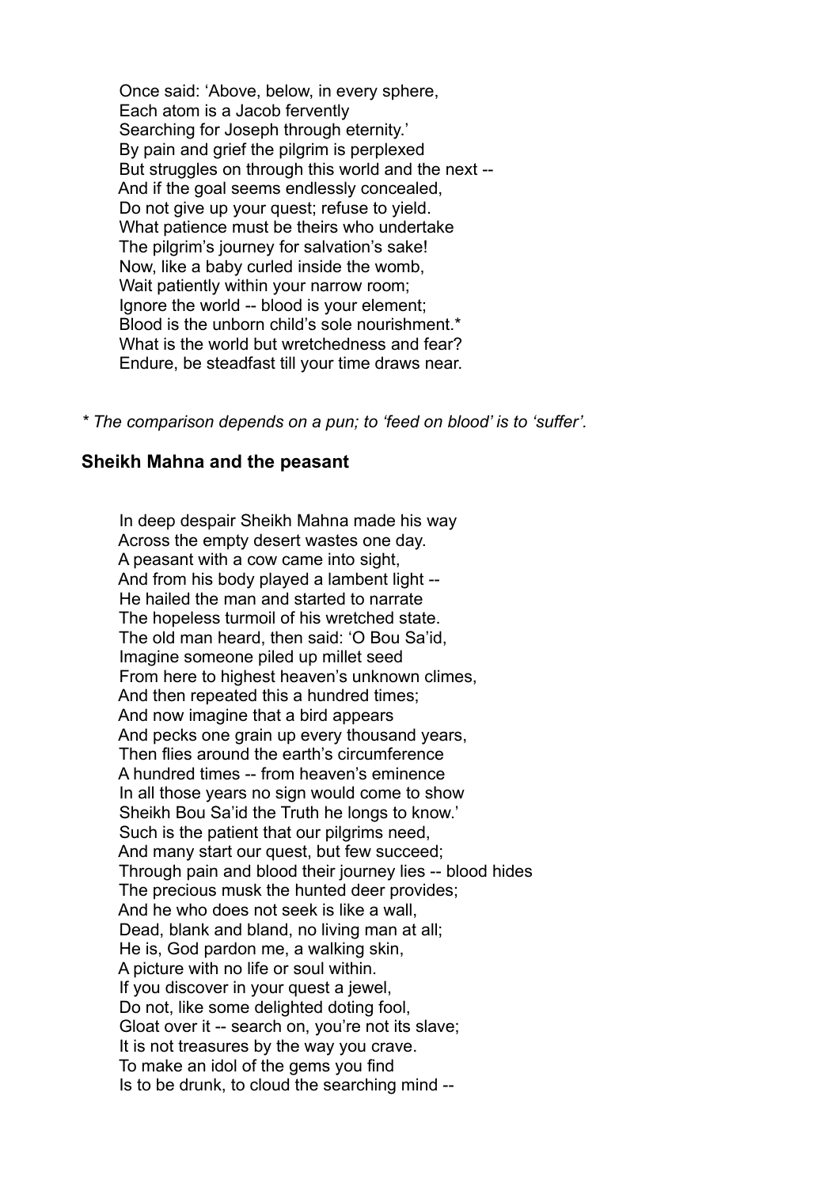Once said: 'Above, below, in every sphere,  
Each atom is a Jacob fervently  
Searching for Joseph through eternity.'  
By pain and grief the pilgrim is perplexed  
But struggles on through this world and the next --  
And if the goal seems endlessly concealed,  
Do not give up your quest; refuse to yield.  
What patience must be theirs who undertake  
The pilgrim's journey for salvation's sake!  
Now, like a baby curled inside the womb,  
Wait patiently within your narrow room;  
Ignore the world -- blood is your element;  
Blood is the unborn child's sole nourishment.*  
What is the world but wretchedness and fear?  
Endure, be steadfast till your time draws near.

*\* The comparison depends on a pun; to 'feed on blood' is to 'suffer'.*

### Sheikh Mahna and the peasant

In deep despair Sheikh Mahna made his way  
Across the empty desert wastes one day.  
A peasant with a cow came into sight,  
And from his body played a lambent light --  
He hailed the man and started to narrate  
The hopeless turmoil of his wretched state.  
The old man heard, then said: 'O Bou Sa'id,  
Imagine someone piled up millet seed  
From here to highest heaven's unknown climes,  
And then repeated this a hundred times;  
And now imagine that a bird appears  
And pecks one grain up every thousand years,  
Then flies around the earth's circumference  
A hundred times -- from heaven's eminence  
In all those years no sign would come to show  
Sheikh Bou Sa'id the Truth he longs to know.'  
Such is the patient that our pilgrims need,  
And many start our quest, but few succeed;  
Through pain and blood their journey lies -- blood hides  
The precious musk the hunted deer provides;  
And he who does not seek is like a wall,  
Dead, blank and bland, no living man at all;  
He is, God pardon me, a walking skin,  
A picture with no life or soul within.  
If you discover in your quest a jewel,  
Do not, like some delighted doting fool,  
Gloat over it -- search on, you're not its slave;  
It is not treasures by the way you crave.  
To make an idol of the gems you find  
Is to be drunk, to cloud the searching mind --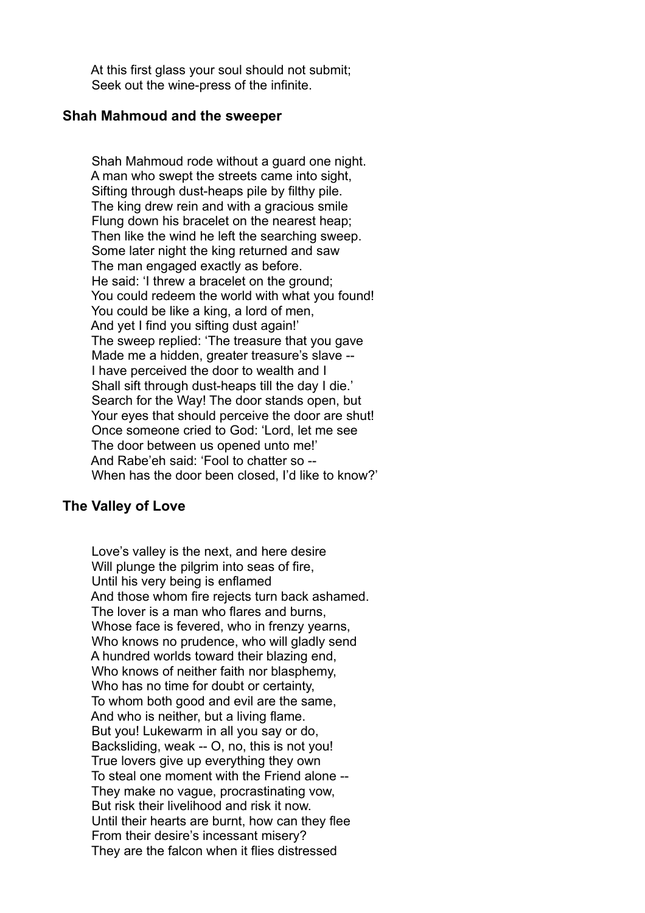At this first glass your soul should not submit;
Seek out the wine-press of the infinite.

### Shah Mahmoud and the sweeper

Shah Mahmoud rode without a guard one night.
A man who swept the streets came into sight,
Sifting through dust-heaps pile by filthy pile.
The king drew rein and with a gracious smile
Flung down his bracelet on the nearest heap;
Then like the wind he left the searching sweep.
Some later night the king returned and saw
The man engaged exactly as before.
He said: 'I threw a bracelet on the ground;
You could redeem the world with what you found!
You could be like a king, a lord of men,
And yet I find you sifting dust again!'
The sweep replied: 'The treasure that you gave
Made me a hidden, greater treasure's slave --
I have perceived the door to wealth and I
Shall sift through dust-heaps till the day I die.'
Search for the Way! The door stands open, but
Your eyes that should perceive the door are shut!
Once someone cried to God: 'Lord, let me see
The door between us opened unto me!'
And Rabe'eh said: 'Fool to chatter so --
When has the door been closed, I'd like to know?'

### The Valley of Love

Love's valley is the next, and here desire
Will plunge the pilgrim into seas of fire,
Until his very being is enflamed
And those whom fire rejects turn back ashamed.
The lover is a man who flares and burns,
Whose face is fevered, who in frenzy yearns,
Who knows no prudence, who will gladly send
A hundred worlds toward their blazing end,
Who knows of neither faith nor blasphemy,
Who has no time for doubt or certainty,
To whom both good and evil are the same,
And who is neither, but a living flame.
But you! Lukewarm in all you say or do,
Backsliding, weak -- O, no, this is not you!
True lovers give up everything they own
To steal one moment with the Friend alone --
They make no vague, procrastinating vow,
But risk their livelihood and risk it now.
Until their hearts are burnt, how can they flee
From their desire's incessant misery?
They are the falcon when it flies distressed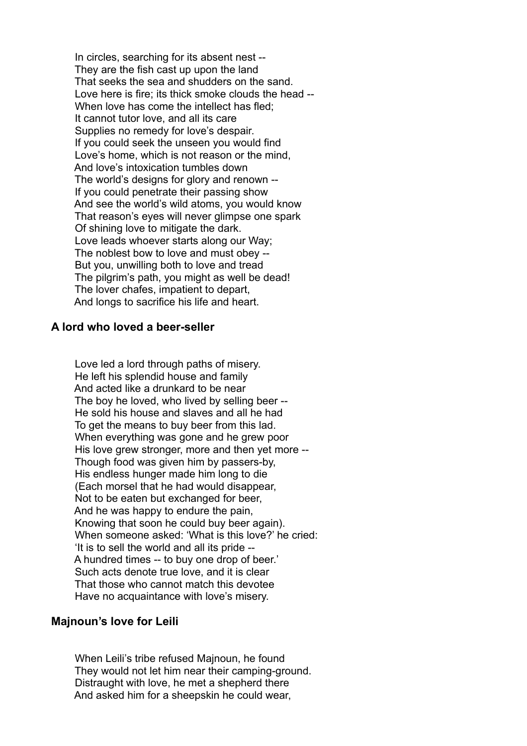In circles, searching for its absent nest --
They are the fish cast up upon the land
That seeks the sea and shudders on the sand.
Love here is fire; its thick smoke clouds the head --
When love has come the intellect has fled;
It cannot tutor love, and all its care
Supplies no remedy for love's despair.
If you could seek the unseen you would find
Love's home, which is not reason or the mind,
And love's intoxication tumbles down
The world's designs for glory and renown --
If you could penetrate their passing show
And see the world's wild atoms, you would know
That reason's eyes will never glimpse one spark
Of shining love to mitigate the dark.
Love leads whoever starts along our Way;
The noblest bow to love and must obey --
But you, unwilling both to love and tread
The pilgrim's path, you might as well be dead!
The lover chafes, impatient to depart,
And longs to sacrifice his life and heart.

### A lord who loved a beer-seller

Love led a lord through paths of misery.
He left his splendid house and family
And acted like a drunkard to be near
The boy he loved, who lived by selling beer --
He sold his house and slaves and all he had
To get the means to buy beer from this lad.
When everything was gone and he grew poor
His love grew stronger, more and then yet more --
Though food was given him by passers-by,
His endless hunger made him long to die
(Each morsel that he had would disappear,
Not to be eaten but exchanged for beer,
And he was happy to endure the pain,
Knowing that soon he could buy beer again).
When someone asked: 'What is this love?' he cried:
'It is to sell the world and all its pride --
A hundred times -- to buy one drop of beer.'
Such acts denote true love, and it is clear
That those who cannot match this devotee
Have no acquaintance with love's misery.

### Majnoun's love for Leili

When Leili's tribe refused Majnoun, he found
They would not let him near their camping-ground.
Distraught with love, he met a shepherd there
And asked him for a sheepskin he could wear,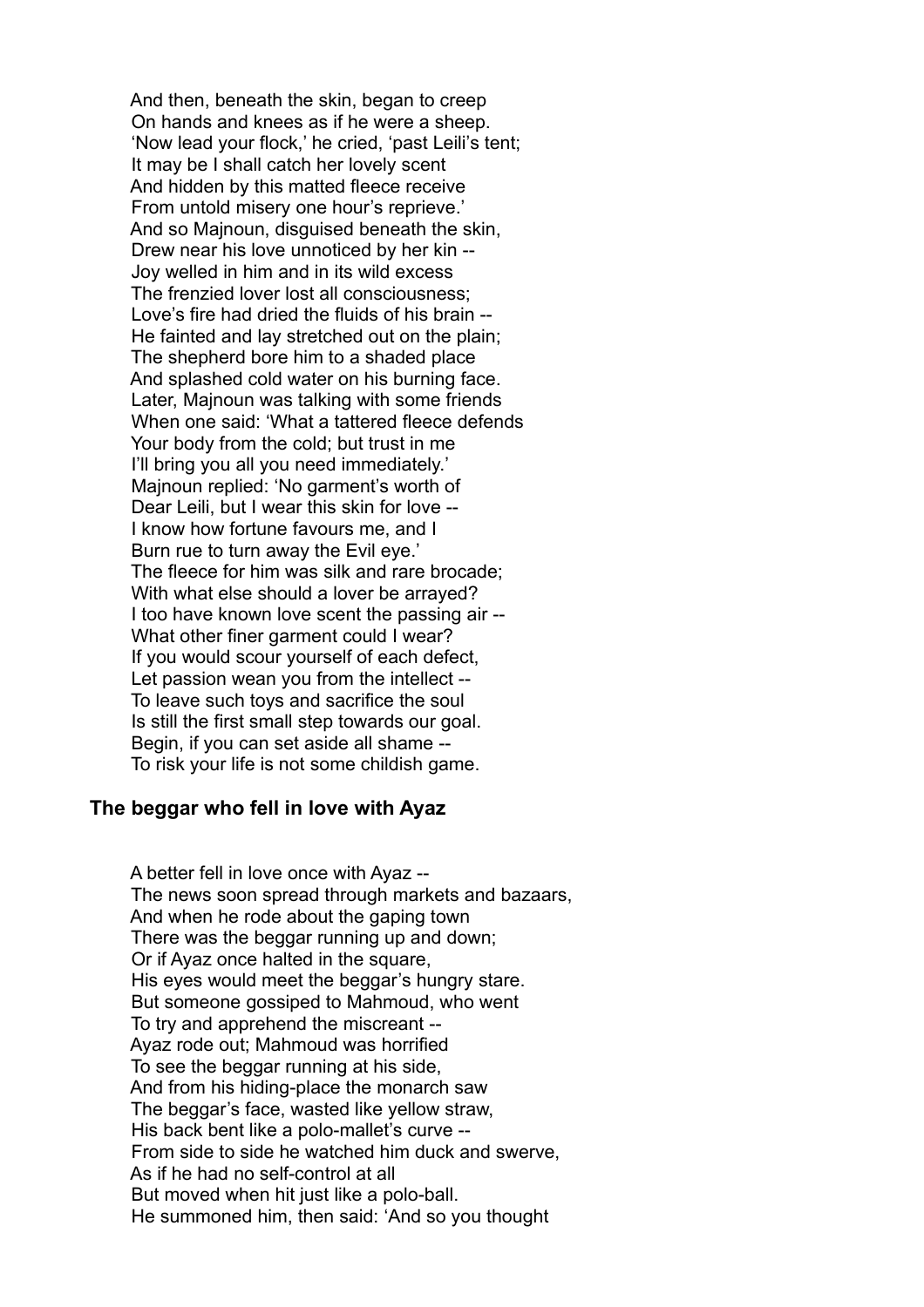And then, beneath the skin, began to creep
On hands and knees as if he were a sheep.
'Now lead your flock,' he cried, 'past Leili's tent;
It may be I shall catch her lovely scent
And hidden by this matted fleece receive
From untold misery one hour's reprieve.'
And so Majnoun, disguised beneath the skin,
Drew near his love unnoticed by her kin --
Joy welled in him and in its wild excess
The frenzied lover lost all consciousness;
Love's fire had dried the fluids of his brain --
He fainted and lay stretched out on the plain;
The shepherd bore him to a shaded place
And splashed cold water on his burning face.
Later, Majnoun was talking with some friends
When one said: 'What a tattered fleece defends
Your body from the cold; but trust in me
I'll bring you all you need immediately.'
Majnoun replied: 'No garment's worth of
Dear Leili, but I wear this skin for love --
I know how fortune favours me, and I
Burn rue to turn away the Evil eye.'
The fleece for him was silk and rare brocade;
With what else should a lover be arrayed?
I too have known love scent the passing air --
What other finer garment could I wear?
If you would scour yourself of each defect,
Let passion wean you from the intellect --
To leave such toys and sacrifice the soul
Is still the first small step towards our goal.
Begin, if you can set aside all shame --
To risk your life is not some childish game.

### The beggar who fell in love with Ayaz

A better fell in love once with Ayaz --
The news soon spread through markets and bazaars,
And when he rode about the gaping town
There was the beggar running up and down;
Or if Ayaz once halted in the square,
His eyes would meet the beggar's hungry stare.
But someone gossiped to Mahmoud, who went
To try and apprehend the miscreant --
Ayaz rode out; Mahmoud was horrified
To see the beggar running at his side,
And from his hiding-place the monarch saw
The beggar's face, wasted like yellow straw,
His back bent like a polo-mallet's curve --
From side to side he watched him duck and swerve,
As if he had no self-control at all
But moved when hit just like a polo-ball.
He summoned him, then said: 'And so you thought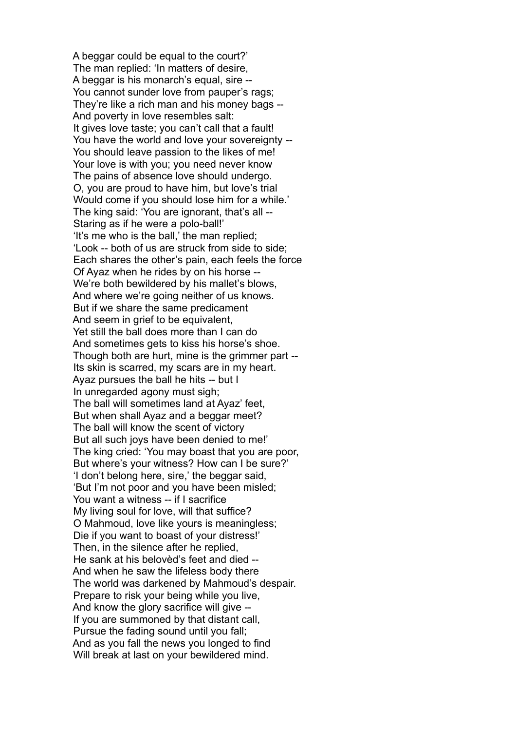A beggar could be equal to the court?'
The man replied: 'In matters of desire,
A beggar is his monarch's equal, sire --
You cannot sunder love from pauper's rags;
They're like a rich man and his money bags --
And poverty in love resembles salt:
It gives love taste; you can't call that a fault!
You have the world and love your sovereignty --
You should leave passion to the likes of me!
Your love is with you; you need never know
The pains of absence love should undergo.
O, you are proud to have him, but love's trial
Would come if you should lose him for a while.'
The king said: 'You are ignorant, that's all --
Staring as if he were a polo-ball!'
'It's me who is the ball,' the man replied;
'Look -- both of us are struck from side to side;
Each shares the other's pain, each feels the force
Of Ayaz when he rides by on his horse --
We're both bewildered by his mallet's blows,
And where we're going neither of us knows.
But if we share the same predicament
And seem in grief to be equivalent,
Yet still the ball does more than I can do
And sometimes gets to kiss his horse's shoe.
Though both are hurt, mine is the grimmer part --
Its skin is scarred, my scars are in my heart.
Ayaz pursues the ball he hits -- but I
In unregarded agony must sigh;
The ball will sometimes land at Ayaz' feet,
But when shall Ayaz and a beggar meet?
The ball will know the scent of victory
But all such joys have been denied to me!'
The king cried: 'You may boast that you are poor,
But where's your witness? How can I be sure?'
'I don't belong here, sire,' the beggar said,
'But I'm not poor and you have been misled;
You want a witness -- if I sacrifice
My living soul for love, will that suffice?
O Mahmoud, love like yours is meaningless;
Die if you want to boast of your distress!'
Then, in the silence after he replied,
He sank at his belovèd's feet and died --
And when he saw the lifeless body there
The world was darkened by Mahmoud's despair.
Prepare to risk your being while you live,
And know the glory sacrifice will give --
If you are summoned by that distant call,
Pursue the fading sound until you fall;
And as you fall the news you longed to find
Will break at last on your bewildered mind.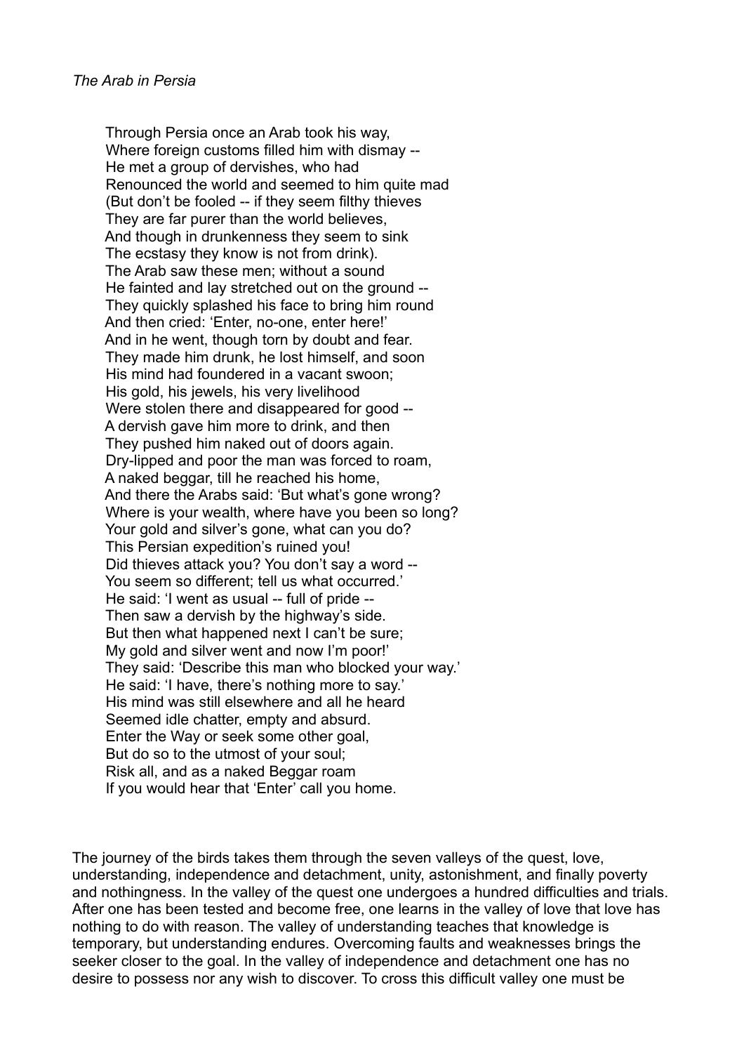*The Arab in Persia*

Through Persia once an Arab took his way,  
Where foreign customs filled him with dismay --  
He met a group of dervishes, who had  
Renounced the world and seemed to him quite mad  
(But don't be fooled -- if they seem filthy thieves  
They are far purer than the world believes,  
And though in drunkenness they seem to sink  
The ecstasy they know is not from drink).  
The Arab saw these men; without a sound  
He fainted and lay stretched out on the ground --  
They quickly splashed his face to bring him round  
And then cried: 'Enter, no-one, enter here!'  
And in he went, though torn by doubt and fear.  
They made him drunk, he lost himself, and soon  
His mind had foundered in a vacant swoon;  
His gold, his jewels, his very livelihood  
Were stolen there and disappeared for good --  
A dervish gave him more to drink, and then  
They pushed him naked out of doors again.  
Dry-lipped and poor the man was forced to roam,  
A naked beggar, till he reached his home,  
And there the Arabs said: 'But what's gone wrong?  
Where is your wealth, where have you been so long?  
Your gold and silver's gone, what can you do?  
This Persian expedition's ruined you!  
Did thieves attack you? You don't say a word --  
You seem so different; tell us what occurred.'  
He said: 'I went as usual -- full of pride --  
Then saw a dervish by the highway's side.  
But then what happened next I can't be sure;  
My gold and silver went and now I'm poor!'  
They said: 'Describe this man who blocked your way.'  
He said: 'I have, there's nothing more to say.'  
His mind was still elsewhere and all he heard  
Seemed idle chatter, empty and absurd.  
Enter the Way or seek some other goal,  
But do so to the utmost of your soul;  
Risk all, and as a naked Beggar roam  
If you would hear that 'Enter' call you home.

The journey of the birds takes them through the seven valleys of the quest, love, understanding, independence and detachment, unity, astonishment, and finally poverty and nothingness. In the valley of the quest one undergoes a hundred difficulties and trials. After one has been tested and become free, one learns in the valley of love that love has nothing to do with reason. The valley of understanding teaches that knowledge is temporary, but understanding endures. Overcoming faults and weaknesses brings the seeker closer to the goal. In the valley of independence and detachment one has no desire to possess nor any wish to discover. To cross this difficult valley one must be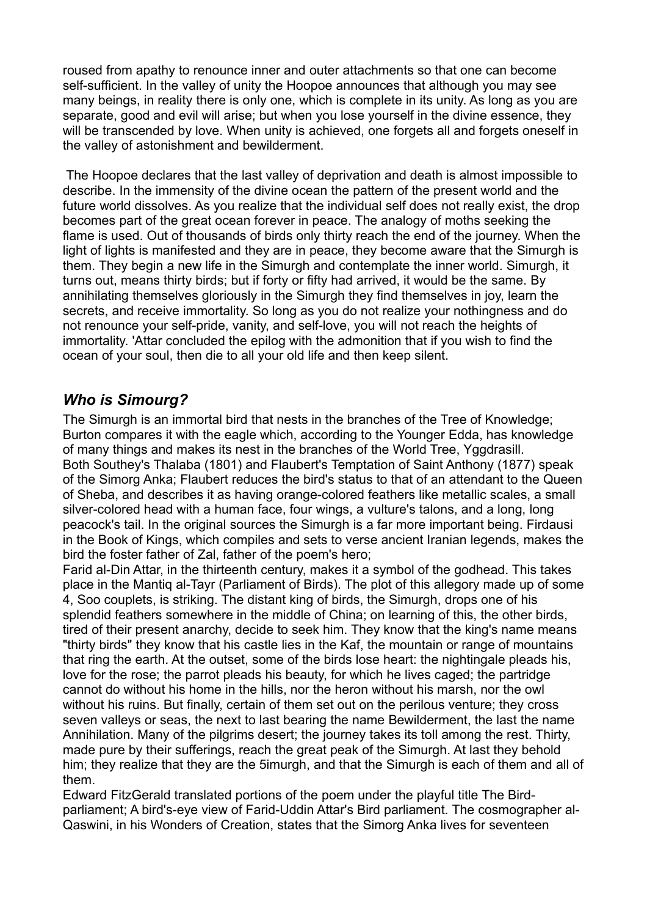roused from apathy to renounce inner and outer attachments so that one can become self-sufficient. In the valley of unity the Hoopoe announces that although you may see many beings, in reality there is only one, which is complete in its unity. As long as you are separate, good and evil will arise; but when you lose yourself in the divine essence, they will be transcended by love. When unity is achieved, one forgets all and forgets oneself in the valley of astonishment and bewilderment.

The Hoopoe declares that the last valley of deprivation and death is almost impossible to describe. In the immensity of the divine ocean the pattern of the present world and the future world dissolves. As you realize that the individual self does not really exist, the drop becomes part of the great ocean forever in peace. The analogy of moths seeking the flame is used. Out of thousands of birds only thirty reach the end of the journey. When the light of lights is manifested and they are in peace, they become aware that the Simurgh is them. They begin a new life in the Simurgh and contemplate the inner world. Simurgh, it turns out, means thirty birds; but if forty or fifty had arrived, it would be the same. By annihilating themselves gloriously in the Simurgh they find themselves in joy, learn the secrets, and receive immortality. So long as you do not realize your nothingness and do not renounce your self-pride, vanity, and self-love, you will not reach the heights of immortality. 'Attar concluded the epilog with the admonition that if you wish to find the ocean of your soul, then die to all your old life and then keep silent.

## *Who is Simourg?*

The Simurgh is an immortal bird that nests in the branches of the Tree of Knowledge; Burton compares it with the eagle which, according to the Younger Edda, has knowledge of many things and makes its nest in the branches of the World Tree, Yggdrasill.
Both Southey's Thalaba (1801) and Flaubert's Temptation of Saint Anthony (1877) speak of the Simorg Anka; Flaubert reduces the bird's status to that of an attendant to the Queen of Sheba, and describes it as having orange-colored feathers like metallic scales, a small silver-colored head with a human face, four wings, a vulture's talons, and a long, long peacock's tail. In the original sources the Simurgh is a far more important being. Firdausi in the Book of Kings, which compiles and sets to verse ancient Iranian legends, makes the bird the foster father of Zal, father of the poem's hero;
Farid al-Din Attar, in the thirteenth century, makes it a symbol of the godhead. This takes place in the Mantiq al-Tayr (Parliament of Birds). The plot of this allegory made up of some 4, Soo couplets, is striking. The distant king of birds, the Simurgh, drops one of his splendid feathers somewhere in the middle of China; on learning of this, the other birds, tired of their present anarchy, decide to seek him. They know that the king's name means "thirty birds" they know that his castle lies in the Kaf, the mountain or range of mountains that ring the earth. At the outset, some of the birds lose heart: the nightingale pleads his, love for the rose; the parrot pleads his beauty, for which he lives caged; the partridge cannot do without his home in the hills, nor the heron without his marsh, nor the owl without his ruins. But finally, certain of them set out on the perilous venture; they cross seven valleys or seas, the next to last bearing the name Bewilderment, the last the name Annihilation. Many of the pilgrims desert; the journey takes its toll among the rest. Thirty, made pure by their sufferings, reach the great peak of the Simurgh. At last they behold him; they realize that they are the 5imurgh, and that the Simurgh is each of them and all of them.
Edward FitzGerald translated portions of the poem under the playful title The Bird-parliament; A bird's-eye view of Farid-Uddin Attar's Bird parliament. The cosmographer al-Qaswini, in his Wonders of Creation, states that the Simorg Anka lives for seventeen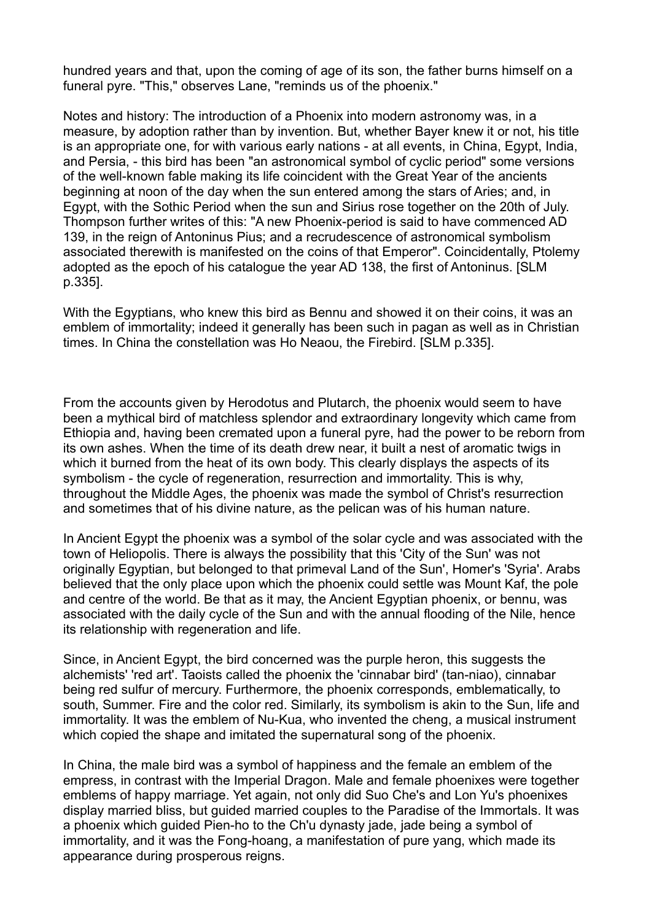hundred years and that, upon the coming of age of its son, the father burns himself on a funeral pyre. "This," observes Lane, "reminds us of the phoenix."

Notes and history: The introduction of a Phoenix into modern astronomy was, in a measure, by adoption rather than by invention. But, whether Bayer knew it or not, his title is an appropriate one, for with various early nations - at all events, in China, Egypt, India, and Persia, - this bird has been "an astronomical symbol of cyclic period" some versions of the well-known fable making its life coincident with the Great Year of the ancients beginning at noon of the day when the sun entered among the stars of Aries; and, in Egypt, with the Sothic Period when the sun and Sirius rose together on the 20th of July. Thompson further writes of this: "A new Phoenix-period is said to have commenced AD 139, in the reign of Antoninus Pius; and a recrudescence of astronomical symbolism associated therewith is manifested on the coins of that Emperor". Coincidentally, Ptolemy adopted as the epoch of his catalogue the year AD 138, the first of Antoninus. [SLM p.335].

With the Egyptians, who knew this bird as Bennu and showed it on their coins, it was an emblem of immortality; indeed it generally has been such in pagan as well as in Christian times. In China the constellation was Ho Neaou, the Firebird. [SLM p.335].

From the accounts given by Herodotus and Plutarch, the phoenix would seem to have been a mythical bird of matchless splendor and extraordinary longevity which came from Ethiopia and, having been cremated upon a funeral pyre, had the power to be reborn from its own ashes. When the time of its death drew near, it built a nest of aromatic twigs in which it burned from the heat of its own body. This clearly displays the aspects of its symbolism - the cycle of regeneration, resurrection and immortality. This is why, throughout the Middle Ages, the phoenix was made the symbol of Christ's resurrection and sometimes that of his divine nature, as the pelican was of his human nature.

In Ancient Egypt the phoenix was a symbol of the solar cycle and was associated with the town of Heliopolis. There is always the possibility that this 'City of the Sun' was not originally Egyptian, but belonged to that primeval Land of the Sun', Homer's 'Syria'. Arabs believed that the only place upon which the phoenix could settle was Mount Kaf, the pole and centre of the world. Be that as it may, the Ancient Egyptian phoenix, or bennu, was associated with the daily cycle of the Sun and with the annual flooding of the Nile, hence its relationship with regeneration and life.

Since, in Ancient Egypt, the bird concerned was the purple heron, this suggests the alchemists' 'red art'. Taoists called the phoenix the 'cinnabar bird' (tan-niao), cinnabar being red sulfur of mercury. Furthermore, the phoenix corresponds, emblematically, to south, Summer. Fire and the color red. Similarly, its symbolism is akin to the Sun, life and immortality. It was the emblem of Nu-Kua, who invented the cheng, a musical instrument which copied the shape and imitated the supernatural song of the phoenix.

In China, the male bird was a symbol of happiness and the female an emblem of the empress, in contrast with the Imperial Dragon. Male and female phoenixes were together emblems of happy marriage. Yet again, not only did Suo Che's and Lon Yu's phoenixes display married bliss, but guided married couples to the Paradise of the Immortals. It was a phoenix which guided Pien-ho to the Ch'u dynasty jade, jade being a symbol of immortality, and it was the Fong-hoang, a manifestation of pure yang, which made its appearance during prosperous reigns.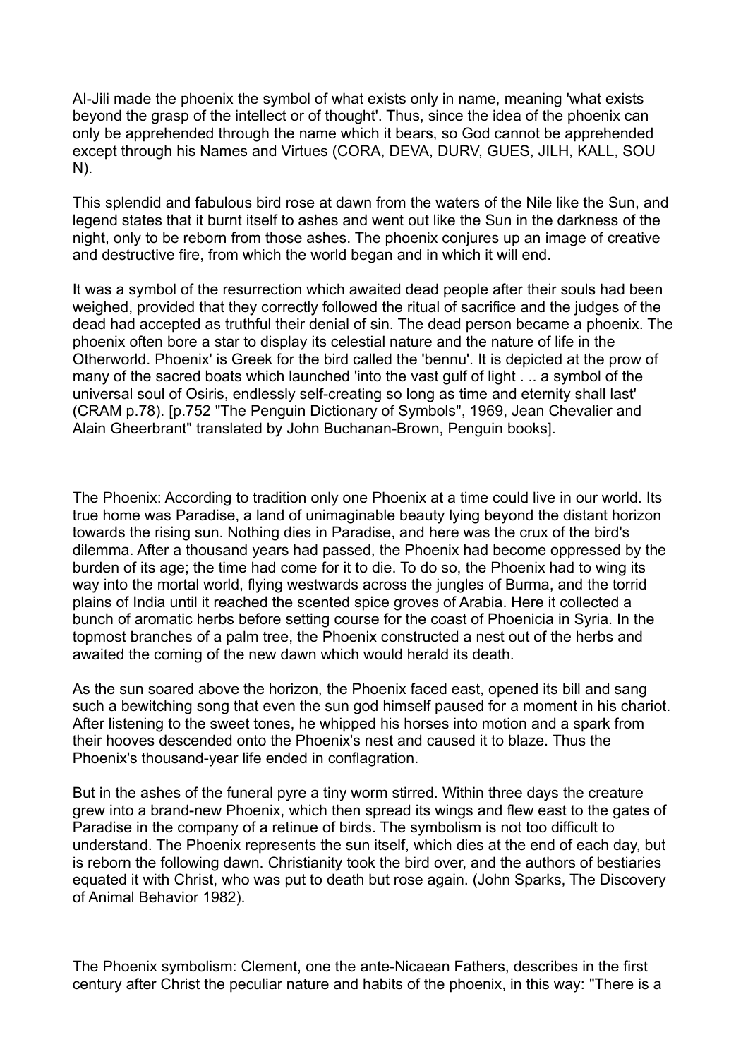Al-Jili made the phoenix the symbol of what exists only in name, meaning 'what exists beyond the grasp of the intellect or of thought'. Thus, since the idea of the phoenix can only be apprehended through the name which it bears, so God cannot be apprehended except through his Names and Virtues (CORA, DEVA, DURV, GUES, JILH, KALL, SOU N).

This splendid and fabulous bird rose at dawn from the waters of the Nile like the Sun, and legend states that it burnt itself to ashes and went out like the Sun in the darkness of the night, only to be reborn from those ashes. The phoenix conjures up an image of creative and destructive fire, from which the world began and in which it will end.

It was a symbol of the resurrection which awaited dead people after their souls had been weighed, provided that they correctly followed the ritual of sacrifice and the judges of the dead had accepted as truthful their denial of sin. The dead person became a phoenix. The phoenix often bore a star to display its celestial nature and the nature of life in the Otherworld. Phoenix' is Greek for the bird called the 'bennu'. It is depicted at the prow of many of the sacred boats which launched 'into the vast gulf of light . .. a symbol of the universal soul of Osiris, endlessly self-creating so long as time and eternity shall last' (CRAM p.78). [p.752 "The Penguin Dictionary of Symbols", 1969, Jean Chevalier and Alain Gheerbrant" translated by John Buchanan-Brown, Penguin books].

The Phoenix: According to tradition only one Phoenix at a time could live in our world. Its true home was Paradise, a land of unimaginable beauty lying beyond the distant horizon towards the rising sun. Nothing dies in Paradise, and here was the crux of the bird's dilemma. After a thousand years had passed, the Phoenix had become oppressed by the burden of its age; the time had come for it to die. To do so, the Phoenix had to wing its way into the mortal world, flying westwards across the jungles of Burma, and the torrid plains of India until it reached the scented spice groves of Arabia. Here it collected a bunch of aromatic herbs before setting course for the coast of Phoenicia in Syria. In the topmost branches of a palm tree, the Phoenix constructed a nest out of the herbs and awaited the coming of the new dawn which would herald its death.

As the sun soared above the horizon, the Phoenix faced east, opened its bill and sang such a bewitching song that even the sun god himself paused for a moment in his chariot. After listening to the sweet tones, he whipped his horses into motion and a spark from their hooves descended onto the Phoenix's nest and caused it to blaze. Thus the Phoenix's thousand-year life ended in conflagration.

But in the ashes of the funeral pyre a tiny worm stirred. Within three days the creature grew into a brand-new Phoenix, which then spread its wings and flew east to the gates of Paradise in the company of a retinue of birds. The symbolism is not too difficult to understand. The Phoenix represents the sun itself, which dies at the end of each day, but is reborn the following dawn. Christianity took the bird over, and the authors of bestiaries equated it with Christ, who was put to death but rose again. (John Sparks, The Discovery of Animal Behavior 1982).

The Phoenix symbolism: Clement, one the ante-Nicaean Fathers, describes in the first century after Christ the peculiar nature and habits of the phoenix, in this way: "There is a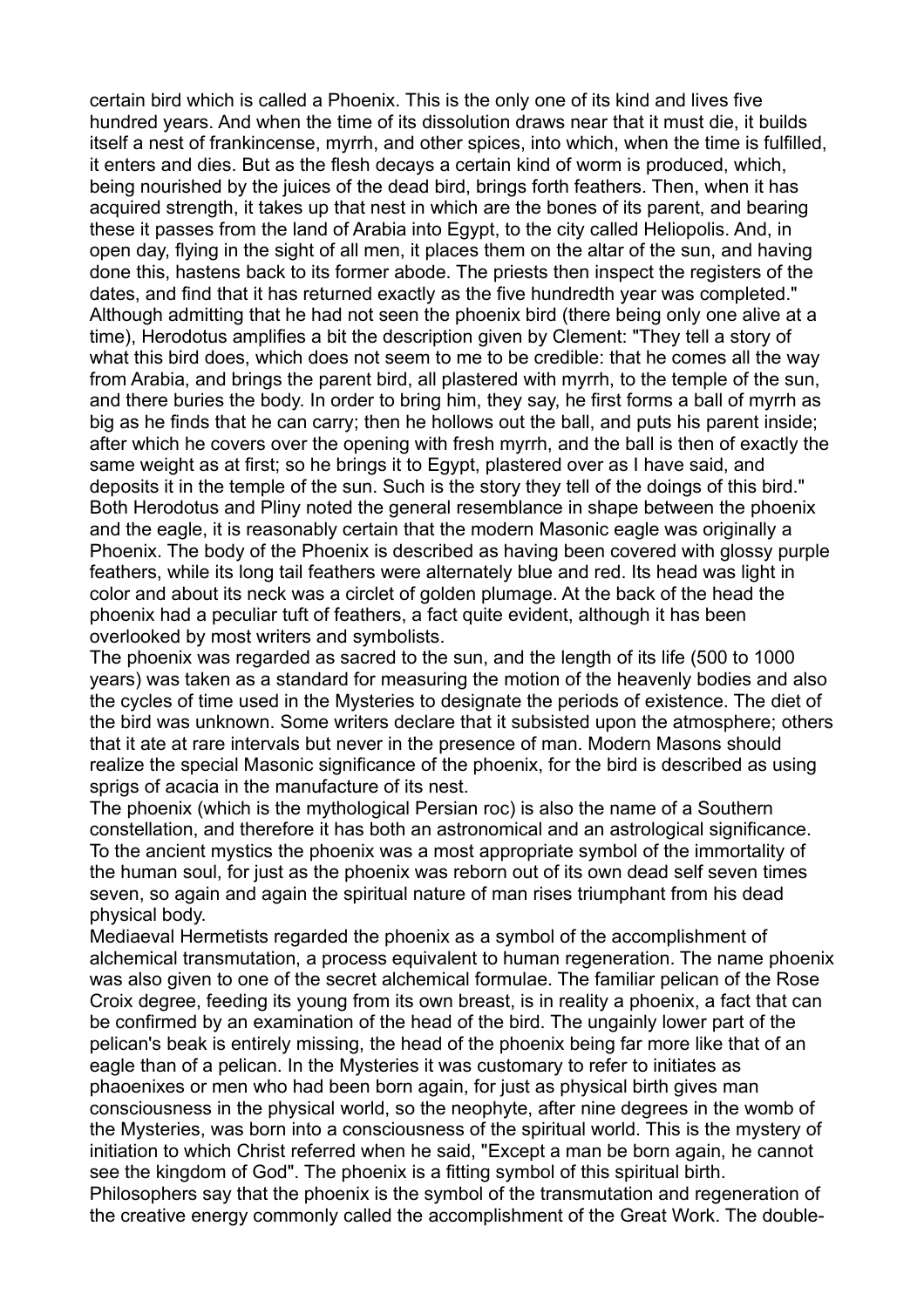certain bird which is called a Phoenix. This is the only one of its kind and lives five hundred years. And when the time of its dissolution draws near that it must die, it builds itself a nest of frankincense, myrrh, and other spices, into which, when the time is fulfilled, it enters and dies. But as the flesh decays a certain kind of worm is produced, which, being nourished by the juices of the dead bird, brings forth feathers. Then, when it has acquired strength, it takes up that nest in which are the bones of its parent, and bearing these it passes from the land of Arabia into Egypt, to the city called Heliopolis. And, in open day, flying in the sight of all men, it places them on the altar of the sun, and having done this, hastens back to its former abode. The priests then inspect the registers of the dates, and find that it has returned exactly as the five hundredth year was completed."
Although admitting that he had not seen the phoenix bird (there being only one alive at a time), Herodotus amplifies a bit the description given by Clement: "They tell a story of what this bird does, which does not seem to me to be credible: that he comes all the way from Arabia, and brings the parent bird, all plastered with myrrh, to the temple of the sun, and there buries the body. In order to bring him, they say, he first forms a ball of myrrh as big as he finds that he can carry; then he hollows out the ball, and puts his parent inside; after which he covers over the opening with fresh myrrh, and the ball is then of exactly the same weight as at first; so he brings it to Egypt, plastered over as I have said, and deposits it in the temple of the sun. Such is the story they tell of the doings of this bird."
Both Herodotus and Pliny noted the general resemblance in shape between the phoenix and the eagle, it is reasonably certain that the modern Masonic eagle was originally a Phoenix. The body of the Phoenix is described as having been covered with glossy purple feathers, while its long tail feathers were alternately blue and red. Its head was light in color and about its neck was a circlet of golden plumage. At the back of the head the phoenix had a peculiar tuft of feathers, a fact quite evident, although it has been overlooked by most writers and symbolists.
The phoenix was regarded as sacred to the sun, and the length of its life (500 to 1000 years) was taken as a standard for measuring the motion of the heavenly bodies and also the cycles of time used in the Mysteries to designate the periods of existence. The diet of the bird was unknown. Some writers declare that it subsisted upon the atmosphere; others that it ate at rare intervals but never in the presence of man. Modern Masons should realize the special Masonic significance of the phoenix, for the bird is described as using sprigs of acacia in the manufacture of its nest.
The phoenix (which is the mythological Persian roc) is also the name of a Southern constellation, and therefore it has both an astronomical and an astrological significance. To the ancient mystics the phoenix was a most appropriate symbol of the immortality of the human soul, for just as the phoenix was reborn out of its own dead self seven times seven, so again and again the spiritual nature of man rises triumphant from his dead physical body.
Mediaeval Hermetists regarded the phoenix as a symbol of the accomplishment of alchemical transmutation, a process equivalent to human regeneration. The name phoenix was also given to one of the secret alchemical formulae. The familiar pelican of the Rose Croix degree, feeding its young from its own breast, is in reality a phoenix, a fact that can be confirmed by an examination of the head of the bird. The ungainly lower part of the pelican's beak is entirely missing, the head of the phoenix being far more like that of an eagle than of a pelican. In the Mysteries it was customary to refer to initiates as phaoenixes or men who had been born again, for just as physical birth gives man consciousness in the physical world, so the neophyte, after nine degrees in the womb of the Mysteries, was born into a consciousness of the spiritual world. This is the mystery of initiation to which Christ referred when he said, "Except a man be born again, he cannot see the kingdom of God". The phoenix is a fitting symbol of this spiritual birth.
Philosophers say that the phoenix is the symbol of the transmutation and regeneration of the creative energy commonly called the accomplishment of the Great Work. The double-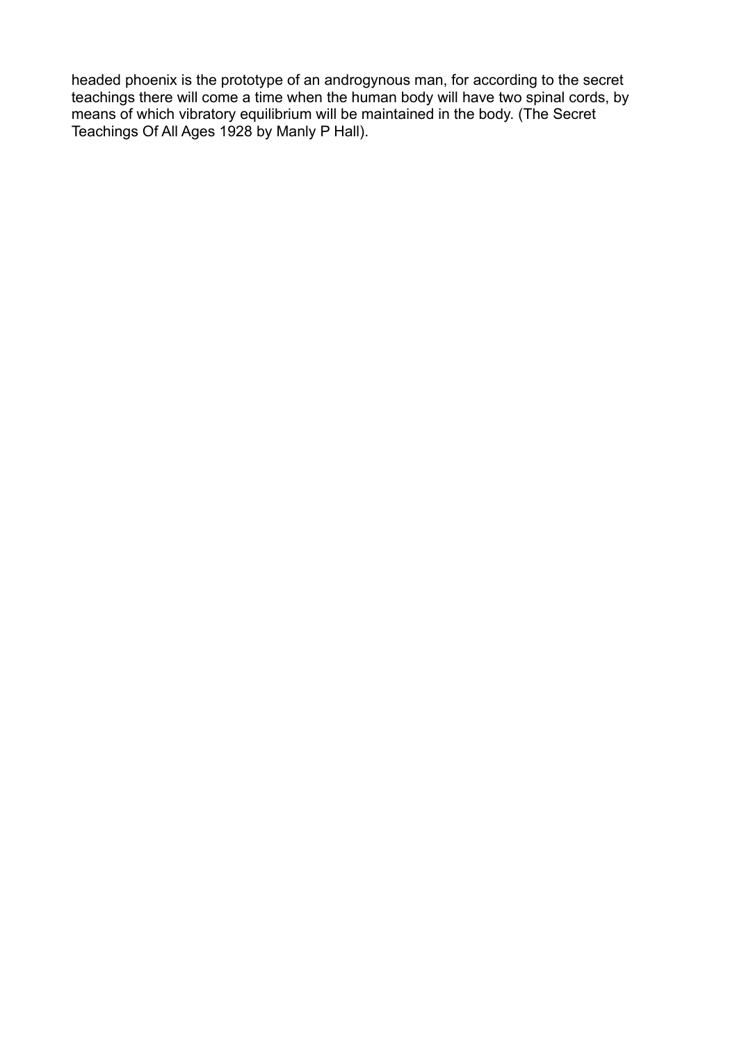headed phoenix is the prototype of an androgynous man, for according to the secret teachings there will come a time when the human body will have two spinal cords, by means of which vibratory equilibrium will be maintained in the body. (The Secret Teachings Of All Ages 1928 by Manly P Hall).